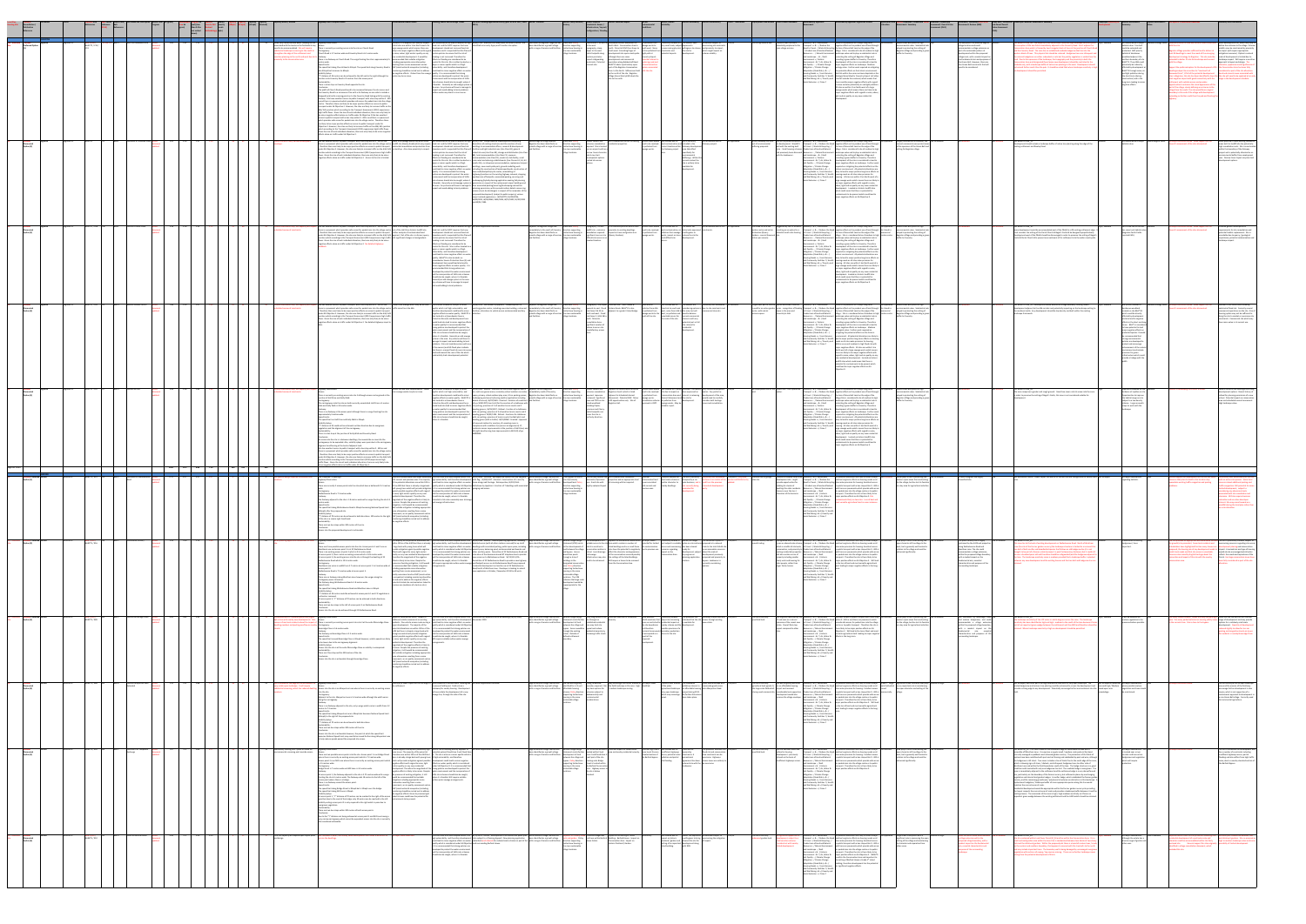| <b>Local Plan</b><br><b>Housing Site</b> | Consultation /<br>Publication                   | Settlement      | Parish             | vious Site<br>References             | Reference<br>014) | <b>Belt</b><br>References | w SHLAA Green Field / Site Name and Description SHLAA Form ha (gross) | <b>Progress</b>                                  |               | Area ha<br>(gross) | nal DA<br>(net) (less<br>than 0.5ha | ross to Net<br>evised<br>thodol | <b>Nearby</b><br><b>Density</b><br>Levels |           | 10 dph)   | Capacity<br>(50 dph) | Capacity<br>(Revised) | <b>Capacity Notes / Review</b>                                                                                                                                                                                                                                                                                                                             | <b>Highways and Transport Issues</b>                                                                                                                                                                                                                                                                                                                                                                                                                                                                                                                                                                                                                                                                                                                                                                                                                                                                                                                                                                                                                                                                                                                                                                                                                                                                                       |
|------------------------------------------|-------------------------------------------------|-----------------|--------------------|--------------------------------------|-------------------|---------------------------|-----------------------------------------------------------------------|--------------------------------------------------|---------------|--------------------|-------------------------------------|---------------------------------|-------------------------------------------|-----------|-----------|----------------------|-----------------------|------------------------------------------------------------------------------------------------------------------------------------------------------------------------------------------------------------------------------------------------------------------------------------------------------------------------------------------------------------|----------------------------------------------------------------------------------------------------------------------------------------------------------------------------------------------------------------------------------------------------------------------------------------------------------------------------------------------------------------------------------------------------------------------------------------------------------------------------------------------------------------------------------------------------------------------------------------------------------------------------------------------------------------------------------------------------------------------------------------------------------------------------------------------------------------------------------------------------------------------------------------------------------------------------------------------------------------------------------------------------------------------------------------------------------------------------------------------------------------------------------------------------------------------------------------------------------------------------------------------------------------------------------------------------------------------------|
|                                          | Reference                                       | <b>BAGINTON</b> |                    |                                      |                   |                           |                                                                       |                                                  |               |                    | not netted<br>down)                 |                                 | $ $ (dph)                                 |           |           |                      |                       |                                                                                                                                                                                                                                                                                                                                                            |                                                                                                                                                                                                                                                                                                                                                                                                                                                                                                                                                                                                                                                                                                                                                                                                                                                                                                                                                                                                                                                                                                                                                                                                                                                                                                                            |
| Yes - Allocated<br>Site                  | <b>HOSBC</b><br><b>Preferred Option</b>         | Baginton        | <b>Baginton PC</b> | 3AG 1 (DS7)<br>BAG1*O / C10 /<br>C19 | 10 and C19 BAG 4  |                           | North of Rosswood Farm                                                | SHLAA<br>document<br>updated.                    | 1.82          | 1.82               | 1.22                                | 1.55                            |                                           | 47        | 62        |                      | 35                    | Some very limited surface water flooding on site<br>associated with the levels on the field which may<br>need to be accommodated. Site will require<br>substantial landscape screening to the south to<br>strenghten the edge of the settlement and<br>sensitive planning to the north and west due to its Footway:<br>proximity to the conservation area. | Highway Observation:<br>Access:<br>There is currently an existing access into tl<br>Carriageway:<br>Church Road is 3.7 metres wide and Cover<br>There is no footway on Church Road. The<br>metres wide.<br>Speed Limits:<br>The speed limit along Church Road is 30m<br>also 30mph but increases to 60mph.<br><b>Visibility Splays:</b><br>"Y" distance of 43 metres can be achieved<br>junction onto Coventry Road is 25 metres<br>Sustainability:<br>There is a bus stop on Coventry Road oppo<br>Conclusion:<br>The width of Church Road would need to I<br>the Coventry Road to a minimum of 5m w<br>dropped kerb tactile crossing point on to t<br>footway. Site have excellent access to pul<br>m and there is a pavement which provides<br>centre. Therefore there are likely to be m<br>transport under SA Objective 2. However,<br>A46/A45 junction which according to the<br>high traffic flows . Given the size of each ir<br>be minor negative effects alone on traffic<br>access to public transport with a bus stop<br>which provides safe access for pedestrians<br>are likely to be major positive effects on a<br>Objective 2. However, the sites are likely t<br>which according to the Transport Assessm<br>Given the size of each individual allocation<br>effects alone on traffic under SA Objective |
|                                          | <b>HOSBC</b><br><b>Discounted</b><br>Option (2) | <b>Baginton</b> | <b>Baginton PC</b> | BAG3*O                               | C <sub>21</sub>   | BAG2                      | Land east of Andrews Close SHLAA                                      | document<br>updated.                             | 2.05          | 2.05               | 1.37                                | 1.54                            |                                           | 46        | 62        |                      | 30                    | Linear site with a very narrow development<br>envelope.                                                                                                                                                                                                                                                                                                    | Site has excellent access to public transpo<br>there is a pavement which provides safe a<br>Therefore there are likely to be major po<br>under SA Objective 2. However, the sites a<br>junction which according to the Transport<br>flows . Given the size of each individual all<br>negative effects alone on traffic under SA                                                                                                                                                                                                                                                                                                                                                                                                                                                                                                                                                                                                                                                                                                                                                                                                                                                                                                                                                                                            |
|                                          | <b>HOSBC</b><br><b>Discounted</b><br>Option (3) | <b>Baginton</b> | <b>Baginton PC</b> | BAG4*O / CO8                         | CO8               | BAG4                      | Land off Friends Close                                                | <b>SHLAA</b><br>document<br>updated.             | 2.28          | 2.28               | 1.53                                | 1.71                            |                                           | 51        | 68        |                      | 50                    | Outline assessment only. Site capacity will require Site has excellent access to public transpo<br>a detailed review of constraints.                                                                                                                                                                                                                       | there is a pavement which provides safe a<br>Therefore there are likely to be major po<br>under SA Objective 2. However, the sites a<br>junction which according to the Transport<br>flows . Given the size of each individual all<br>negative effects alone on traffic under SA<br>eedback.                                                                                                                                                                                                                                                                                                                                                                                                                                                                                                                                                                                                                                                                                                                                                                                                                                                                                                                                                                                                                               |
|                                          | <b>HOSBC</b><br><b>Discounted</b><br>Option (4) | <b>Baginton</b> | <b>Baginton PC</b> | BAG5*O / CO1 C01                     |                   | BAG 4                     | Russells Garden Centre                                                | <b>SHLAA</b><br>document<br>updated.             | 7.86          | 1.59               | 1.07                                | 1.35                            |                                           | 41        | 54        |                      | 40                    | Outline assessment only. Site capacity will require Site has excellent access to public transpo<br>a detailed review of constraints.                                                                                                                                                                                                                       | there is a pavement which provides safe a<br>Therefore there are likely to be major po<br>under SA Objective 2. However, the sites a<br>junction which according to the Transport<br>flows . Given the size of each individual all<br>negative effects alone on traffic under SA<br>date.                                                                                                                                                                                                                                                                                                                                                                                                                                                                                                                                                                                                                                                                                                                                                                                                                                                                                                                                                                                                                                  |
| <b>Baginton Totals</b>                   | HOSBC<br><b>Discounted</b><br>Option (5)        | <b>Baginton</b> | <b>Baginton PC</b> | BAG2*O.CO7                           | CO7               | BAG 4                     | Land at Mill Hill                                                     | SHLAA<br>document<br>updated.                    | 2.46<br>16.47 | 2.46<br>10.2       | 1.65<br>6.83                        | 1.85<br>7.99                    |                                           | 55<br>240 | 74<br>320 |                      | 50<br>205             | Outline assessment only. Site capacity will require<br>a detailed review of constraints.                                                                                                                                                                                                                                                                   | Highway Observation:<br>Access:<br>There is currently no existing access into s<br>junction of Hall Drive and Holly Walk.<br>Carriageway:<br>The carriageways into the site are both cu<br>wide and Holly Walk is 2.8 metres wide.<br>Footway:<br>There is no footway at the access point alt<br>approximately 3 metres wide.<br>Speed Limits:<br>The speed limit on Hall Drive and Holly Wa<br><b>Visibility Splays:</b><br>"Y" distance of 43 could not be achieved in<br>vegetation and the alignment of the carria<br>Sustainability:<br>There is a bus stop at the junction of Holly<br>Conclusion:<br>As access into the site is in between dwelli<br>carriageways to be expanded. Also, visibili<br>alignment and fencing at the back of adjac<br>Site has excellent access to public transpo<br>there is a pavement which provides safe a<br>. Therefore there are likely to be major po<br>under SA Objective 2. However, the sites a<br>junction which according to the Transport<br>traffic flows . Given the size of each individ<br>minor negative effects alone on traffic und                                                                                                                                                                                                                               |
|                                          | <b>HOSBC Preferred Barford</b><br>Option (1)    | <b>BARFORD</b>  | Barford JPC        | BAR1*O / R15                         | R <sub>15</sub>   | BAR <sub>2</sub>          | Land west of Wellesbourne SHLAA<br>Road                               | document<br>updated.                             | 0.17          | 0.17               | 0.17                                | 0.17                            |                                           | -5.       | 7         |                      | 5 <sub>5</sub>        | Site specific design required to evaluate final<br>umbers.                                                                                                                                                                                                                                                                                                 | The Proposals: 5 Dwellings<br>Highway Observation:<br>Access:<br>There are currently 2 access points into th<br>wide.<br>Carriageway:                                                                                                                                                                                                                                                                                                                                                                                                                                                                                                                                                                                                                                                                                                                                                                                                                                                                                                                                                                                                                                                                                                                                                                                      |
| Yes - Allocated                          | <b>VHOSBC Preferred Barford</b>                 |                 | Barford JPC        | <b>BAR 1 (DS7)</b>                   | R <sub>16</sub>   | BAR 1                     | Sherbourne Nursery                                                    | <b>SHLAA</b>                                     | 2.59          | 2.59               | 1.74                                | 1.94                            |                                           | 58        | 78        |                      | 60                    | 60 on planning application discussions for total                                                                                                                                                                                                                                                                                                           | Wellesbourne Road is 7.4 metres wide.<br>Footway:<br>The footway adjacent to the site is 1.8 met<br>metres wide.<br>Speed Limits:<br>The speed limit along Wellesbourne Road<br>(60mph) after the proposed site.<br>Visibility Splays:<br>"Y" distance of 70 metres can be achieved<br>of the site is a severe right hand bend.<br>Sustainability:<br>There are two bus stops within 200 metre<br>Conclusion:<br>Access into the proposed development is<br>Highway Observation:                                                                                                                                                                                                                                                                                                                                                                                                                                                                                                                                                                                                                                                                                                                                                                                                                                           |
| Site<br>Yes - Allocated                  | Option (2)<br><b>HOSBC Preferred Barford</b>    |                 | Barford JPC        | BAR2*O / R16<br>3AR 2 (DS7)          | <b>R84</b>        | BAR <sub>2</sub>          | Land off Bremridge Close                                              | document<br>updated.<br>SHLAA                    | 0.62          | 0.62               | 0.42                                | 0.53                            |                                           | 16        | 21        |                      | 12                    | site<br>Discussions with PC indicated potentially higher                                                                                                                                                                                                                                                                                                   | Access:<br>There are three possible access points into<br>Westham Lane and access point 3 is at 22<br>There is an existing access at point 1 which<br>At access point 2, there is also an existing<br>At access point 3, the existing access into t<br>Wellesbourne Road which is 19.5 metres v<br>Carriageway:<br>Westham Lane varies in width from 2.7 m<br>access point 2.<br>Wellesbourne Road is 7.5 metres wide at a<br>Footway:<br>There are no footways along Westham Lar<br>carriageway were 1.8 metres.<br>The footway along Wellesbourne Road is 1<br>Speed Limits:<br>The speed limit along Wellesbourne Road<br>Visibility Splays:<br>"Y" distance of 43 metres could be achieve<br>cut back or removed.<br>At access point 3, "Y" distance of 70 metre<br>Sustainability:<br>There are two bus stops to the left of acce<br>Conclusion:<br>Access into the site can be achieved throu<br>Highway Observation:                                                                                                                                                                                                                                                                                                                                                                                                |
| Site                                     | Option (3)<br><b>HOSBC</b><br><b>Discounted</b> | <b>Barford</b>  | Barford JPC        | BAR3*O / R89<br>BAR4*O / R88         | R83               | BAR <sub>6</sub>          | Land off Wasperton Lane<br>Extended                                   | document<br>ipdated.<br><b>SHLAA</b><br>document | 1.31          | 1.31               | 0.88                                | 1.11                            |                                           | 33        | 45        |                      | 25                    | dph in line with nearby new developments. Also<br>concerns from local residents about the impact of There is currently an existing access point<br>dwelling numbers and parking overflow on nearby Carriageway:<br>streets.<br>Site is located on the edge of the settlement in a Highway Observation:<br>very visible open landscape. It will require     | Access:<br>Bremridge Close is 5.6 metres wide.<br>Footway:<br>The footway on Bremridge Close is 2.5 me<br>Speed Limits:<br>The speed limit around Bremridge Close is<br>to be lower due to the carriageway alignm<br>Visibility Splays:<br>Access into the site is at the end of Bremri<br>Sustainability:<br>There are 2 bus stops within 300 metres o<br>Conclusion:<br>Access into the site is achievable through I<br>Access:                                                                                                                                                                                                                                                                                                                                                                                                                                                                                                                                                                                                                                                                                                                                                                                                                                                                                          |
|                                          | Option (4)                                      |                 |                    |                                      |                   |                           |                                                                       | updated.                                         |               |                    |                                     |                                 |                                           |           |           |                      |                       | substantial screening, which has reduced dwelling   Access into the site is on Wasperton Lane<br>umbers.                                                                                                                                                                                                                                                   | into the site.<br>Carriageway:<br>Adjacent to the site, Wasperton Lane is 5.3<br>along the carriageway.<br>Footway:<br>There is no footway adjacent to the site, o<br>metres to 7.3 metres.<br>Speed Limits:<br>The speed limit along Wasperton Lane is 3<br>(60mph) to the right of the proposed site.<br>Visibility Splays:<br>"Y" distance of 70 metres can be achieved<br>Sustainability:<br>There are two bus stops within 200 metre<br>Conclusion:<br>Access into the site is achievable however<br>becomes National Speed Limit may need t<br>to help reduce speeds passed the propose                                                                                                                                                                                                                                                                                                                                                                                                                                                                                                                                                                                                                                                                                                                              |
|                                          | <b>HOSBC</b><br><b>Discounted</b><br>Option (5) | <b>Barford</b>  | Barford JPC        | BAR5*O / R92                         | <b>R86</b>        | BAR 1                     | Land north of Telephone<br>Exchange                                   | SHLAA<br>document<br>updated.                    | 0.9           | 0.9                | 0.60                                | 0.77                            |                                           | 23        | 31        |                      | 15                    | Low density housing mix - space set aside for<br>environmental screening and riverside access.                                                                                                                                                                                                                                                             | Highway Observation:<br>Access:<br>There are two possible access points into t<br>where there is currently an existing access<br>Access point 2 is on Mill Lane where there<br>is 4.5 metres wide.<br>Carriageway:<br>Bridge Street is 7 metres wide and Mill Lar<br>Footway:<br>At access point 1, the footway adjacent to<br>fronting the site 6.1 metres wide. The foot<br>access point where there is a bridge.<br>There is no footway around the access poi<br>Speed Limits:<br>The speed limit along Bridge Street is 30m<br>The speed limit along Mill Lane is 30mph.<br>Visibility Splays:<br>At access point 1, "Y" distance of 70 metre<br>point but due to the crest of the bridge, or<br>Visibility exiting access point 2 is only requ<br>overgrown vegetation.<br>Sustainability:<br>There are two bus stops within 200 metre<br>Conclusion:<br>Due to the "Y" distance not being achiever<br>very narrow carriageway which cannot be<br>not considered achievable.                                                                                                                                                                                                                                                                                                                                          |
| Yes - Allocated                          | <b>HOSBC</b><br><b>Discounted</b><br>Option (6) | <b>Barford</b>  | Barford JPC        | <b>BAR 3 (DS7)</b><br>BAR6*O / R10   | R <sub>10</sub>   | BAR4                      | South of Barford House                                                | SHLAA<br>document<br>updated.                    | 0.83          | 0.3                | 0.30                                | 0.29                            |                                           | - 9       | 11        |                      | 8                     | Final site capacity will depend upon layout plans<br>and design.                                                                                                                                                                                                                                                                                           | Not reviewed in detail, but nearby flated o<br>ervice the dwellings.                                                                                                                                                                                                                                                                                                                                                                                                                                                                                                                                                                                                                                                                                                                                                                                                                                                                                                                                                                                                                                                                                                                                                                                                                                                       |

| <b>Capacity Notes / Review</b>                                                                                                                                                                                                                                                                                                                                     | <b>Highways and Transport Issues</b>                                                                                                                                                                                                                                                                                                                                                                                                                                                                                                                                                                                                                                                                                                                                                                                                                                                                                                                                                                                                                                                                                                                                                                                                                                                                                                                                                                                                                                                                                                                                                                                                                                                                                                                                                                                                                                                                                                                                                                                                                                                                                                                                                                                                                                                                          | <b>Environmental Health Issues</b>                                                                                                                                                                                                                                                                                                                                                                                                                                                                                                                                 | Flooding, Water and Drainage Issues<br>Site and Planning Application History (part or all of site / 1990- SHLAA - Location                                                                                                                                                                                                                                                                                                                                                                                                                                                                                                                                                                                                                                                                                                                                                                                                                                                                                                                                                                                                                                                                                                                                                                                                                                                                                                                                                                                                                                                                                                                                                                                                                                                                                                                                                                                                                                                                                                                                                                                                                                                                                                                                                                                                                                                                                                                                                                                                                                                                                                                                                                                                                                                                                                                        | SHLAA: Policy Context / SHLAA: Physical                                                                                                                                                                                                                                                   | <b>SHLAA: Potential Impact</b><br>Constraints: Access /<br>Environmental<br>rastructure / Layout<br><b>Conditions</b>                                                                                                                                                                                                                                                                                                                                                                                                                                                                                                                                                                                                                                                                                                                                                                   | <b>SHLAA: Overall</b>                                                                                                                                                                                                                                                                                                                                               | SHLAA: Availability SHLAA: Achievability SHLAA - Timeframes Employment Land Review Parish Council Feedback Sustainability Appraisal:                |                                                                                                                                                                                                                                    |                                                                                                                                                  |                                                                                                                                                                                                                                                                                                                                                                                                                                                     | <b>Sustainability Appraisal: Significant Effects</b><br>Evaluation                                                                                                                                                                                                                                                                                                                                                                                                                                                                                                                                                                                                                                                                                                                                                                                                                                                                                                                                                                                                                                                                                                                                                                                                                                                                                                                                                                                                                                                                                                                                                                                                                                                                                                                                                                        | Agricultural Land Overall Greenbelt / Greenfield Parcel Greenbelt / Greenfield<br><b>Assessment: Summary</b><br><b>Assessment (OVA)</b>                                                                 | <b>Greenbelt / Greenfield Sul</b><br>Assessment: Overall Value   Assessment: Review (MM)<br><b>Sub-Parcel Overall</b><br>alue Assessment                                                                                                                                                                                                                                       | Green Belt / Greenfield Landscape Character Assessment: Summary                                                                                                                                                                                                                                                                                                                                                                                                                                                                                                                                                                                                                                                                                                                                                                                                                                                                                                                                                                                                                                                                                                                                                                                                                                                                                                                                                                                                                                                                                                                                                                                               | <b>Habitat Assessment:</b><br><b>Habitat Assessment:</b>                                                                                                                                                                                                                                                                                                                                                                                                                                                                          |                                                                                                                                                                                                                                                                                                                                                                                                                                                                                                                                                                                                                                                                                                                                                                                                                                                                                                                                                                                                                                                                                        | <b>Summary and Conclusions</b>                                                                                                                                                                                                                                                                                                                                                                                                                                                                                            |
|--------------------------------------------------------------------------------------------------------------------------------------------------------------------------------------------------------------------------------------------------------------------------------------------------------------------------------------------------------------------|---------------------------------------------------------------------------------------------------------------------------------------------------------------------------------------------------------------------------------------------------------------------------------------------------------------------------------------------------------------------------------------------------------------------------------------------------------------------------------------------------------------------------------------------------------------------------------------------------------------------------------------------------------------------------------------------------------------------------------------------------------------------------------------------------------------------------------------------------------------------------------------------------------------------------------------------------------------------------------------------------------------------------------------------------------------------------------------------------------------------------------------------------------------------------------------------------------------------------------------------------------------------------------------------------------------------------------------------------------------------------------------------------------------------------------------------------------------------------------------------------------------------------------------------------------------------------------------------------------------------------------------------------------------------------------------------------------------------------------------------------------------------------------------------------------------------------------------------------------------------------------------------------------------------------------------------------------------------------------------------------------------------------------------------------------------------------------------------------------------------------------------------------------------------------------------------------------------------------------------------------------------------------------------------------------------|--------------------------------------------------------------------------------------------------------------------------------------------------------------------------------------------------------------------------------------------------------------------------------------------------------------------------------------------------------------------------------------------------------------------------------------------------------------------------------------------------------------------------------------------------------------------|---------------------------------------------------------------------------------------------------------------------------------------------------------------------------------------------------------------------------------------------------------------------------------------------------------------------------------------------------------------------------------------------------------------------------------------------------------------------------------------------------------------------------------------------------------------------------------------------------------------------------------------------------------------------------------------------------------------------------------------------------------------------------------------------------------------------------------------------------------------------------------------------------------------------------------------------------------------------------------------------------------------------------------------------------------------------------------------------------------------------------------------------------------------------------------------------------------------------------------------------------------------------------------------------------------------------------------------------------------------------------------------------------------------------------------------------------------------------------------------------------------------------------------------------------------------------------------------------------------------------------------------------------------------------------------------------------------------------------------------------------------------------------------------------------------------------------------------------------------------------------------------------------------------------------------------------------------------------------------------------------------------------------------------------------------------------------------------------------------------------------------------------------------------------------------------------------------------------------------------------------------------------------------------------------------------------------------------------------------------------------------------------------------------------------------------------------------------------------------------------------------------------------------------------------------------------------------------------------------------------------------------------------------------------------------------------------------------------------------------------------------------------------------------------------------------------------------------------------|-------------------------------------------------------------------------------------------------------------------------------------------------------------------------------------------------------------------------------------------------------------------------------------------|-----------------------------------------------------------------------------------------------------------------------------------------------------------------------------------------------------------------------------------------------------------------------------------------------------------------------------------------------------------------------------------------------------------------------------------------------------------------------------------------------------------------------------------------------------------------------------------------------------------------------------------------------------------------------------------------------------------------------------------------------------------------------------------------------------------------------------------------------------------------------------------------|---------------------------------------------------------------------------------------------------------------------------------------------------------------------------------------------------------------------------------------------------------------------------------------------------------------------------------------------------------------------|-----------------------------------------------------------------------------------------------------------------------------------------------------|------------------------------------------------------------------------------------------------------------------------------------------------------------------------------------------------------------------------------------|--------------------------------------------------------------------------------------------------------------------------------------------------|-----------------------------------------------------------------------------------------------------------------------------------------------------------------------------------------------------------------------------------------------------------------------------------------------------------------------------------------------------------------------------------------------------------------------------------------------------|-------------------------------------------------------------------------------------------------------------------------------------------------------------------------------------------------------------------------------------------------------------------------------------------------------------------------------------------------------------------------------------------------------------------------------------------------------------------------------------------------------------------------------------------------------------------------------------------------------------------------------------------------------------------------------------------------------------------------------------------------------------------------------------------------------------------------------------------------------------------------------------------------------------------------------------------------------------------------------------------------------------------------------------------------------------------------------------------------------------------------------------------------------------------------------------------------------------------------------------------------------------------------------------------------------------------------------------------------------------------------------------------------------------------------------------------------------------------------------------------------------------------------------------------------------------------------------------------------------------------------------------------------------------------------------------------------------------------------------------------------------------------------------------------------------------------------------------------|---------------------------------------------------------------------------------------------------------------------------------------------------------------------------------------------------------|--------------------------------------------------------------------------------------------------------------------------------------------------------------------------------------------------------------------------------------------------------------------------------------------------------------------------------------------------------------------------------|---------------------------------------------------------------------------------------------------------------------------------------------------------------------------------------------------------------------------------------------------------------------------------------------------------------------------------------------------------------------------------------------------------------------------------------------------------------------------------------------------------------------------------------------------------------------------------------------------------------------------------------------------------------------------------------------------------------------------------------------------------------------------------------------------------------------------------------------------------------------------------------------------------------------------------------------------------------------------------------------------------------------------------------------------------------------------------------------------------------------------------------------------------------------------------------------------------------------------------------------------------------------------------------------------------------------------------------------------------------------------------------------------------------------------------------------------------------------------------------------------------------------------------------------------------------------------------------------------------------------------------------------------------------|-----------------------------------------------------------------------------------------------------------------------------------------------------------------------------------------------------------------------------------------------------------------------------------------------------------------------------------------------------------------------------------------------------------------------------------------------------------------------------------------------------------------------------------|----------------------------------------------------------------------------------------------------------------------------------------------------------------------------------------------------------------------------------------------------------------------------------------------------------------------------------------------------------------------------------------------------------------------------------------------------------------------------------------------------------------------------------------------------------------------------------------------------------------------------------------------------------------------------------------------------------------------------------------------------------------------------------------------------------------------------------------------------------------------------------------------------------------------------------------------------------------------------------------------------------------------------------------------------------------------------------------|---------------------------------------------------------------------------------------------------------------------------------------------------------------------------------------------------------------------------------------------------------------------------------------------------------------------------------------------------------------------------------------------------------------------------------------------------------------------------------------------------------------------------|
| Some very limited surface water flooding on site Highway Observation:<br>associated with the levels on the field which may<br>need to be accommodated. Site will require<br>substantial landscape screening to the south to<br>strenghten the edge of the settlement and<br>sensitive planning to the north and west due to<br>proximity to the conservation area. | There is currently an existing access into the site on Church Road.<br>Carriageway:<br>Church Road is 3.7 metres wide and Coventry Road is 6.1 metres wide.<br>There is no footway on Church Road. The verge fronting the site is approximately 15 recommended that suitable mitigation<br>netres wide.<br>ineed Limits:<br>The speed limit along Church Road is 30mph. The speed limit along Coventry Road is [EMP (construction & occupation) including vulnerability and therefore development<br>Iso 30mph but increases to 60mph.<br>isibility Splays:<br>Y" distance of 43 metres can be achieved to the left and to the right although the works may be an issue.<br>unction onto Coventry Road is 25 metres from the access point.<br>here is a bus stop on Coventry Road opposite the site.<br>The width of Church Road would need to be increased between the site access and<br>he Coventry Road to a minimum of 5m with a 2m footway on one side to include a<br>Iropped kerb tactile crossing point on to the Coventry Road linking with the existing<br>ootway. Site have excellent access to public transport with a bus stop within 0 - 400<br>n and there is a pavement which provides safe access for pedestrians into the village<br>centre . Therefore there are likely to be major positive effects on access to public<br>ransport under SA Objective 2. However, the sites are likely to increase traffic on the<br>446/ A45 junction which according to the Transport Assessment (2012) experiences<br>igh traffic flows . Given the size of each individual allocation, there are only likely to<br>ie minor negative effects alone on traffic under SA Objective 2.Site has excellent<br>ccess to public transport with a bus stop within 0 - 400 m and there is a pavement<br>which provides safe access for pedestrians into the village centre . Therefore there<br>ire likely to be major positive effects on access to public transport under SA<br>Objective 2. However, the sites are likely to increase traffic on the A46/A45 junction<br>which according to the Transport Assessment (2012) experiences high traffic flows.<br>Given the size of each individual allocation, there are only likely to be minor negative<br>effects alone on traffic under SA Objective 2. | to noise, odour, light and air quality on any contain policies to ensure that the risk of<br>new residential development. It would be<br>including appropriate noise attenuation<br>esulting from a noise assessment and an<br>the negative effects. Odour from the sewage quality. It is recommended that strong                                                                                                                                                                                                                                                  | Site BAG1*O is adjacent to Coventry Airport Not located within an area of medium or high  W/90/1522 - erection of a stable block to house 3 horses. Site Land south of Baginton has loreen Belt. Policy Flood Zones 2, 3A and<br>and all sites are within 1 km North-west of a flood risk and the NPPF requires that new identified as an early Gypsy and Traveller site option.<br>been identified as a growth village direction supporting<br>large sewage works which means there are development should not increase flood risk<br>with a range of services and facilities. limited new housing in Topography, steep<br>likely to be major negative effects with regard elsewhere and it is expected that the Plan will<br>flooding is not increased. Therefore the<br>effects on flooding are considered to be<br>neutral for this site. Site is either located on a<br>major or minor aquifer which is of high<br>monitoring should be carried out to address could lead to minor negative effects on water<br>policies are developed to protect the water<br>wironment and the incorporation of SUDs<br>nto schemes should also be sought, where it<br>is feasible. Generally an old sewage system in<br>the area. Any scheme will have to manage its<br>impact and avoid adding to local problems.<br>Surface water may drain to river course.                                                                                                                                                                                                                                                                                                                                                                                                                                                                                                                                                                                                                                                                                                                                                                                                                                                                                                                                                                                                                                                                                                                                                                                                                                                                                                                                                                                                                                                                                            | the more sustainable<br>village locations.                                                                                                                                                                                                                                                | to the west.<br>North West. Conservation Area to sewage works to very small scale, subject expressed a<br>north. Potential SINC River Sowe to south west. Noise to overcoming physical willingness to release and proximity to airport,<br>south west. Extending finger of<br>slopes to the west.<br>Public footpath along<br>development into open countryside - flight path at<br>Ithough there are some<br>estern perimeter.<br>Coventry Airport.<br>\irport safeguarding<br>evelopment and commercial<br>ntial interest ir<br>erations along Bubbenhall Road.<br>pring sand and<br>onstraints. Potential<br>ninerals site.<br>*O abuts a particularly open<br>al extractio<br>t of the Baginton Conservation<br>ons associated<br>rea to the North. Millennium Field with the site.<br>o the north of the site. Baginton<br>Village Green West pLWS abuts the<br>site to the north. | and air pollution from constraints and the site for<br>potential impacts. development.                                                                                                                                                                                                                                                                              | overcoming site contraints<br>which might impact on<br>scheme viability.                                                                            | Current agricultural use. Concerns that the site is                                                                                                                                                                                | otentially peripheral to the<br>main village services.                                                                                           | Economy ? & = / Sustainable<br>nd Landscape - - & - / Built<br>nvironment + / Historic<br>nvironment - & ? / Air, Water &<br>oil Quality - - / Climate Change<br>Mitigation - / Climate Change<br>daptation (Flood Risk) = $8 -$<br>Social Exlcusion + / Crime ?                                                                                                                                                                                    | There is the potential for a major long-term Not evaluated Mixed Green Belt parcel of high Hi<br>ansport $\leftrightarrow$ & $\overline{\phantom{a}}$ - / Reduce the negative effect on the prudent use of land through<br>Need to Travel - / Waste & Recycling the loss of Green Belt Land on the edge of the<br>/ Prudent use of land and Natural village. Site is considered to be of medium to high<br>esources - - / Natural Environment llandscape value and to plays a substantial role in<br>protecting the setting of Baginton Village and<br>providing a green buffer to Coventry. Therefore<br>development of the sites is considered to lead to<br>major negative effects on landscape. Medium<br>ecology value. Further work required on mitigating<br>the potential effects on the historic environment.<br>Housing Needs ++ / Local Services   Site falls within the noise contours depicted on the<br>and Community Facilities ? / Health Strategic Noise Map for Coventry Airport (all other<br>and Well Being $+ 8 = /$ Poverty and sites fall outside the contours) which means that<br>there could be major negative effects with regard<br>o noise and also potentially air and light pollutior<br>All sites are within 1 km North-west of a large<br>sewage works which means there are likely to be<br>major negative effects with regard to noise, odour<br>light and air quality on any new residential                                                                                                                                                                                                                                                                                                                                                                                                          | environmental value. Substantial role<br>played in protecting the setting of<br>Baginton Village and providing a green<br>buffer to Coventry.                                                           | The Sub-parcel is a sensitive edge of Medium<br>village location and could<br>accommodate a village extension as<br>part of a sustainable pattern of<br>development within the proposed<br>village inset, with a modest impact o<br>the fundamental aim and purposes of<br>the Green Belt. However, there are<br>on-Green Belt constraints that will<br>need to be considered. | s within LCP BA_08. The majority of this Land Cover Parcel has high landscape sensitivity with High / Medium<br>exception of the two fields immediately adjacent to the Coventry Road. Site 1 adjoins the<br>servation Area which is framed by two triangular block of trees at the junction of Church<br>the Coventry Road. The zone has an established roadside hedgerow that ties into the<br>stern block of trees. This physical link should be retained. Hedgerow trees are infrequent<br>internal hedgelines are either redundant or relic but the patchy vegetation is visible from<br>road. Due to the openness of the landscape, the topography and the proximity to both the<br>onservation Area and designated Open Space new development should be restricted to the<br>adside only, with a landscape buffer of native tree planting to the west. Development should<br>ot extend further south than the pub. It should be noted that where landscape sensitivity is hi<br>development should be permitted.                                                                                                                                                                                                                                                                                                                                                                                                                                                                                                                                                                                                                                       | habitat value. Tree belt<br>could be extended and<br>protected. BAP priority<br>habitat of deciduous<br>voodland adjacent the<br>northern boundary of site<br>BAG1*O. The pLWS could<br>potentially be indirectly<br>affected by development a<br>BAG1*O through noise, air<br>and light pollution during<br>the short-term (during<br>nstruction) and in the<br>long-term leading to minor<br>negative effects.                                                                                                                  | Not identified as of major Medium ecology value Potential interest in sand and mineral issues association<br>with the site.<br>aginton Village provides sufficient land to deliver at<br>ast 90 dwellings to meet the needs of the emerging<br>velopment strategy for Baginton. This site could be<br>xtended to better fit into the landscape and connect<br>with the village.<br>oort the preferred option for the development of 3<br>vellings subject to correction to "Land north of<br>sswood Farm", Of all of the potential development<br>es in Baginton, this site has been identified to have the the site will need to be explored at an early<br>ast negative impact with good connectivity with the stage in the development schedule.<br>tlement with suitable access and provides<br>portunities to enhance the visual appearance of thi<br>rt of the village, clearly defining an entrance to the<br>illage from the south. The site would form a logical<br>undary to this end of the village with development<br>xtending no further south than the pub and fronting | Small development site, which may help re<br>efine the entrance to the village. Scheme<br>viability may be constrained by proximity<br>to airport (will require appropriate<br>mitigation measures). Option to exten-<br>scale of development is limited due to<br>landscape impact. Will require a sensitive<br>approach to layout and design. The<br>aracter, appearance and significance of<br>the Conservation Area has been fully<br>idered as part of the site allocation.<br>nd and mineral issues associated with |
| Linear site with a very narrow development<br>envelope.                                                                                                                                                                                                                                                                                                            | junction which according to the Transport Assessment (2012) experiences high traffic<br>flows . Given the size of each individual allocation, there are only likely to be minor<br>negative effects alone on traffic under SA Objective 2. Access to the site is limited.                                                                                                                                                                                                                                                                                                                                                                                                                                                                                                                                                                                                                                                                                                                                                                                                                                                                                                                                                                                                                                                                                                                                                                                                                                                                                                                                                                                                                                                                                                                                                                                                                                                                                                                                                                                                                                                                                                                                                                                                                                     |                                                                                                                                                                                                                                                                                                                                                                                                                                                                                                                                                                    | Site has excellent access to public transport with a bus stop within 0 - 400 m and Odour from sewage works may be an issue. Not located within an area of medium or high W/12/1522 - Comprehensive redevelopment comprising<br>Eastern edge of village location.<br>ere is a pavement which provides safe access for pedestrians into the village centre Landfill site (Rowley Road) which may require flood risk and the NPPF requires that new demolition of existing structures and the erectio<br>Baginton has been identified as a<br>Therefore there are likely to be major positive effects on access to public transport substantial remediation and protection from development should not increase flood risk buildings to accommodate offices, research & deve<br>under SA Objective 2. However, the sites are likely to increase traffic on the A46/ A45 gas build up. Also close proximity to airport.   elsewhere and it is expected that the Plan will facilities and light industrial uses<br>and facilities.<br>contain policies to ensure that the risk of industrial uses (Use Class B2), storage and distribution (Use Class<br>flooding is not increased. Therefore the B8), hotel accommodation (Use Class C1), museum<br>effects on flooding are considered to be accommodation (Use Class D1), model car club facility, small<br>neutral for this site. Site is either located on a scale retail and catering establishments (Use Classes A1, A3, A4<br>major or minor aquifer which is of high and/or A5), car showroom accommodation, replacement airport<br>vulnerability and therefore development buildings, new countryside park, ground modelling work<br>could lead to minor negative effects on water including the construction of landscaped bunds, construction of<br>quality. It is recommended that strong new roads/footpaths/cycle routes, remodelling of<br>policies are developed to protect the water   highways/junctions on the existing highway network, stopping<br>nvironment and the incorporation of SUDs   up/diversion of footpaths, associated parking, servicing and<br>into schemes should also be sought, where it landscaping (Hybrid planning application seeking full planning<br>is feasible. Generally an old sewage system in permission in respect of the replacement airport buildings and<br>area. Any scheme will have to manage its their associated parking/servicing/landscaping and outline<br>impact and avoid adding to local problems. planning permission, with reserved matters details concerning<br>access only to be discharged, in respect of the remainder of the<br>proposed development) (subject to public enquiry); various<br>airport related applications - W/05/0773, W/02/0786,<br>W/00/0021, W/96/0460, W95/0246, W/91/1492, W/91/1083<br>and W/91/1185. | Green Belt. Policy<br>direction supporting<br>village locations.                                                                                                                                                                                                                          | Former Landfill Site - Site is located to the rear of existing Landfill issues would Not suitable due to Site is currently Not achievable due to Not applicable.<br>extensive remediation<br>sidential properties.<br>the more sustainable near an airport and has a<br>sewage works.<br>narrow linear character,<br>which may limit<br>evelopment options.<br>imited site access                                                                                                                                                                                                                                                                                                                                                                                                                                                                                                       | need to be resolved. land contamination and included in the Gateway project.<br>Air pollution from current location within Gateway development<br>e Gateway project area (identified<br>specifically for<br>nvironmental<br>buffering). Within thi<br>current context the<br>site is unlikely to be<br>available for<br>development.                                |                                                                                                                                                     | Within Gateway site area - One of the preferred options Economy ? $\&$ = / Sustainable<br>part of environmental<br>buffering proposals.                                                                                            | or development. Would fit<br>with the landowner.                                                                                                 | and Landscape -- & - / Built<br>nvironment + / Historic<br>nvironment - & ? / Air, Water &<br>Soil Quality -- / Climate Change<br>Mitigation - / Climate Change<br>Adaptation (Flood Risk) = & -- /<br>Social Exlcusion + / Crime ?                                                                                                                                                                                                                 | There is the potential for a major long-term Not applicable Largely commercial in character, the Low to Medium<br>Transport $++$ & $-$ / Reduce the Need negative effect on the prudent use of land through<br>well with the existing built to Travel - / Waste & Recycling - / the loss of Green Belt Land on the edge of the<br>orm. Small housing schemes Prudent use of land and Natural village. Site is considered to be of medium to high<br>nad previously been discussed Resources -- / Natural Environment landscape value and to plays a substantial role in<br>protecting the setting of Baginton Village and<br>providing a green buffer to Coventry. Therefore<br>development of the sites is considered to lead to<br>major negative effects on landscape. Further work<br>required on mitigating the potential effects on the<br>historic environment. All potential allocations are<br>lousing Needs ++ / Local Services likely to lead to major positive long-term effects on<br>nd Community Facilities ? / Health   housing needs as all sites make provision for<br>and Well Being + & = / Poverty and housing. All sites are within 1 km North-west of a<br>large sewage works which means there are likely to<br>be major negative effects with regard to noise,<br>lour, light and air quality on any new residentia<br>development. Located on historic landfill sites<br>which could mean that there is potential for<br>ontaminants to be present which could lead to<br>major negative effects on SA Objective 9.                                                                                                                                                                                                                                                                                             | current commercial uses protect some<br>of the openness of the Green Belt and<br>setting for Baginton village.                                                                                          | ot assessed -                                                                                                                                                                                                                                                                                                                                                                  | Lies within LCP BA 11.<br>evelopment should include a landscape buffer of native tree planting along the edge of the<br>existing settlement and Rowley Road.                                                                                                                                                                                                                                                                                                                                                                                                                                                                                                                                                                                                                                                                                                                                                                                                                                                                                                                                                                                                                                                                                                                                                                                                                                                                                                                                                                                                                                                                                                  | Not identified as of major Low ecological value. No major comments raised. Some support for the<br>habitat value.                                                                                                                                                                                                                                                                                                                                                                                                                 | uncil's assessment of the sites discounted.                                                                                                                                                                                                                                                                                                                                                                                                                                                                                                                                                                                                                                                                                                                                                                                                                                                                                                                                                                                                                                            | Some potential fit with existing residential<br>areas but this landfill site has potentially<br>nigh remediation costs. Site is now located<br>within the boundary of the Gateway<br>project and is potentially allocated as an<br>environmental buffer from employment<br>uses. Narrow linear layout may also limit<br>development options.                                                                                                                                                                              |
| a detailed review of constraints.                                                                                                                                                                                                                                                                                                                                  | Outline assessment only. Site capacity will require Site has excellent access to public transport with a bus stop within 0 - 400 m and Odour from sewage works may be an issue. Not located within an area of medium or high N<br>there is a pavement which provides safe access for pedestrians into the village centre Part of the Hall Drive historic landfill site. flood risk and the NPPF requires that new<br>Therefore there are likely to be major positive effects on access to public transport Further analyisis of contaminated land<br>under SA Objective 2. However, the sites are likely to increase traffic on the A46/ A45 required. Part of the site is a former quarry elsewhere and it is expected that the Plan will<br>junction which according to the Transport Assessment (2012) experiences high traffic with significant changes in land gradient.<br>flows . Given the size of each individual allocation, there are only likely to be minor<br>negative effects alone on traffic under SA Objective 2. No detailed Highways                                                                                                                                                                                                                                                                                                                                                                                                                                                                                                                                                                                                                                                                                                                                                                                                                                                                                                                                                                                                                                                                                                                                                                                                                                                      |                                                                                                                                                                                                                                                                                                                                                                                                                                                                                                                                                                    | development should not increase flood risk<br>contain policies to ensure that the risk of<br>flooding is not increased. Therefore the<br>effects on flooding are considered to be<br>neutral for this site. Site is either located on a<br>major or minor aquifer which is of high<br>ulnerability and therefore development<br>ould lead to minor negative effects on water<br>quality. BAG4*O is also located in a<br>Groundwater Source Protection Zone (3) and<br>development here would lead also lead to<br>minor negative effects on water quality. It is<br>commended that strong policies are<br>developed to protect the water environment<br>nd the incorporation of SUDs into schemes<br>should also be sought, where it is feasible.<br>ienerally an old sewage system in the area.<br>Any scheme will have to manage its impact<br>and avoid adding to local problems.                                                                                                                                                                                                                                                                                                                                                                                                                                                                                                                                                                                                                                                                                                                                                                                                                                                                                                                                                                                                                                                                                                                                                                                                                                                                                                                                                                                                                                                                                                                                                                                                                                                                                                                                                                                                                                                                                                                                                              | village locations.                                                                                                                                                                                                                                                                        | Adjacent to Baginton village and Green Belt. Policy Topography. Former In an elevated position within close Landfill issues would Not suitable due to The owner has Not achievable due to site Not applicable.<br>mmediately to the south of Coventry. direction supporting landfill site - extensive proximity to exisiting dwellings.<br>Baginton has been identified as a limited new housing in remediation required. Impact on trees and garden area Air pollution from pollution from sewage a willingness to<br>growth village with a range of services the more sustainable Significant trees on site. (Quarry Gardens).<br>sewage works.<br>Difficult site access in an<br>evated location.                                                                                                                                                                                    | need to be resolved. land contamination, air historically expressed constraints.<br>works, impact on trees release the site for<br>amd difficult site development.                                                                                                                                                                                                  |                                                                                                                                                     | destination (Quarry<br>Gardens - several thousand site<br>visitors per annum).                                                                                                                                                     |                                                                                                                                                  | and Landscape -- & - / Built<br>Environment + / Historic<br>Mitigation - / Climate Change<br>daptation (Flood Risk) = $& -/$<br>ocial Exlcusion + / Crime ?                                                                                                                                                                                                                                                                                         | Site linked to an active Suggested by the PC as worth Economy ? & = / Sustainable There is the potential for a major long-term Not applicable Mixed Green Belt parcel of high<br>garden centre and visitor revisiting as an option for a Transport ++ & -- / Reduce the Need negative effect on the prudent use of land through site linked to environmental value. Substantial role<br>otential small scale housing to Travel - / Waste & Recycling - / the loss of Green Belt Land on the edge of the commercial played in protecting the setting of<br>Prudent use of land and Natural   village. Site is considered to be of medium to high garden centre.   Baginton Village and providing a green<br>esources -- / Natural Environment llandscape value and to plays a substantial role in<br>protecting the setting of Baginton Village and<br>providing a green buffer to Coventry. Therefore<br>nvironment - & ? / Air, Water & development of the sites is considered to lead to<br>Soil Quality -- / Climate Change   major negative effects on landscape. Further work<br>required on mitigating the potential effects on the<br>historic environment. All potential allocations are<br>Housing Needs ++ / Local Services likely to lead to major positive long-term effects on<br>nd Community Facilities ? / Health housing needs as all sites make provision for<br>and Well Being + & = / Poverty and housing. All sites are within 1 km North-west of a<br>large sewage works which means there are likely to<br>be major negative effects with regard to noise,<br>odour, light and air quality on any new residential<br>development. located on historic landfill sites<br>which could mean that there is potential for<br>ontaminants to be present which could lead to<br>major negative effects on SA Objective 9. | buffer to Coventry.                                                                                                                                                                                     | ot assessed.<br>ot assessed.                                                                                                                                                                                                                                                                                                                                                   | High / Medium<br>Lies within LCP BA_10.<br>ome development could be accommodated east of the PRoW to infill existing settlement edge. It<br>must consider the setting of the Parish Church & Bagot's Castle & be designed sympathetically.<br>Development west of the PRoW should be discouraged in order to preserve the setting of Bagot's<br>Castle & Parish Church & to prevent encroachment of thr settlement into the wider countryside.                                                                                                                                                                                                                                                                                                                                                                                                                                                                                                                                                                                                                                                                                                                                                                                                                                                                                                                                                                                                                                                                                                                                                                                                                | Part of the site to the east Medium<br>has some local habitat value<br>(Baginton Castle Fields -<br>rejected LWS).                                                                                                                                                                                                                                                                                                                                                                                                                | major comments raised. Some support for the<br>ouncil's assessment of the sites discounted.                                                                                                                                                                                                                                                                                                                                                                                                                                                                                                                                                                                                                                                                                                                                                                                                                                                                                                                                                                                            | Elevated garden landscape with<br>quirements for site remediation and<br>ootential habitat replacement. Site is<br>unsuitable due to quarry / geological<br>importance, potential contamination and<br>landscape impact.                                                                                                                                                                                                                                                                                                  |
| a detailed review of constraints.                                                                                                                                                                                                                                                                                                                                  | there is a pavement which provides safe access for pedestrians into the village centre Traffic noise from the A46.<br>. Therefore there are likely to be major positive effects on access to public transport<br>under SA Objective 2. However, the sites are likely to increase traffic on the A46/A45<br>junction which according to the Transport Assessment (2012) experiences high traffic<br>flows. Given the size of each individual allocation, there are only likely to be minor<br>negative effects alone on traffic under SA Objective 2. No detailed Highways input to                                                                                                                                                                                                                                                                                                                                                                                                                                                                                                                                                                                                                                                                                                                                                                                                                                                                                                                                                                                                                                                                                                                                                                                                                                                                                                                                                                                                                                                                                                                                                                                                                                                                                                                            |                                                                                                                                                                                                                                                                                                                                                                                                                                                                                                                                                                    | Outline assessment only. Site capacity will require Site has excellent access to public transport with a bus stop within 0 - 400 m and Odour from sewage works may be an issue. Site is either located on a major or minor W/0<br>aquifer which is of high vulnerability and exisiting garden centre, including new sales building, restaurant immediately to the south of Coventry. direction supporting upwards to east. Flood Finham Brook. BAGS*O is also<br>therefore development could lead to minor facilities, alterations to vehicle access and associated ancillary Baginton has been identified as limited new housing in Risk Zones 2 & 3A to adjacent to a grade II listed bridge.<br>negative effects on water quality. BAG5*O is activities.<br>growth village with a range of services the more sustainable south and west. Flood<br>also located in a Groundwater Source<br>and facilities.<br>Protection Zone (3) and development here<br>would lead also lead to minor negative effects<br>on water qualityIt is recommended that<br>trong policies are developed to protect the<br>ater environment and the incorporation of<br>SUDs into schemes should also be sought,<br>where it is feasible. Generally an old sewage<br>system in the area. Any scheme will have to<br>manage its impact and avoid adding to local<br>problems. Site visit (and discussions with one<br>of the owners) and GIS flood plans indicate<br>that there is a major flood risk near site access<br>oad and towards the rear of the site which<br>ubstantially limits development potential.                                                                                                                                                                                                                                                                                                                                                                                                                                                                                                                                                                                                                                                                                                                                                                                                                                                                                                                                                                                                                                                                                                                                                                                                                                                     | village locations.                                                                                                                                                                                                                                                                        | Risk Zones 2, 3A & 3B to<br>south of the site.<br>south. Minerals<br>Consultation Area.<br>Significant number of<br>mature trees on site.<br>Jnsatisfactory access                                                                                                                                                                                                                                                                                                                                                                                                                                                                                                                                                                                                                                                                                                                      | pollution from A46. flood risk to south and considering options in due to site constraints and<br>sewage works to the west, air pollution and need to balance<br>unsuitable access for current commercial<br>he scale of the site. concerns with any<br>otential part or full<br>ite release for<br>sidential<br>development.                                       |                                                                                                                                                     | centre, with sub-let issues in the area and<br>business space.                                                                                                                                                                     | proximity to A46.                                                                                                                                | esources -- / Natural Environme<br>nd Landscape -- & - / Built<br>nvironment + / Historic<br>nvironment - & ? / Air, Water &<br>oil Quality -- / Climate Change<br>Mitigation - / Climate Change<br>daptation (Flood Risk) = $& -/$<br>ocial Exlcusion + / Crime ?                                                                                                                                                                                  | A significant part of the site Option discussed in outline Economy ? & = / Sustainable There is the potential for a major long-term Not applicable Mixed Green Belt parcel of high H<br>is used for an active garden terms - recognition of flooding Transport ++ & -- / Reduce the Need negative effect on the prudent use of land through site linked to environmental value. Substantial role<br>to Travel - / Waste & Recycling - / the loss of Green Belt Land on the edge of the commercial played in protecting the setting of<br>Prudent use of land and Natural village. Site is considered to be of medium to high garden centre. Baginton Village and providing a green<br>nt landscape value and to plays a substantial role in<br>protecting the setting of Baginton Village and<br>providing a green buffer to Coventry. Therefore<br>development of the sites is considered to lead to<br>major negative effects on landscape. Medium<br>ecological value. Further work required on<br>mitigating the potential effects on the historic<br>Housing Needs ++ / Local Services environment. All potential allocations are likely to<br>and Community Facilities ? / Health lead to major positive long-term effects on housing<br>and Well Being $+$ & $=$ / Poverty and needs as all sites make provision for housing.<br>Within an area of medium to high flood risk with<br>major negative effects. All sites are within 1 km<br>North-west of a large sewage works which means<br>there are likely to be major negative effects with<br>regard to noise, odour, light and air quality on any<br>new residential development. located on historic<br>landfill sites which could mean that there is<br>otential for contaminants to be present which<br>could lead to major negative effects on SA                         | buffer to Coventry.                                                                                                                                                                                     | Not assessed<br>Not assessed                                                                                                                                                                                                                                                                                                                                                   | Lies within LCP BA_03. Development would extend the village boundary creating ribbon<br>High / medium<br>development adjacent to the A46 corridor and potentially impacting on the landscape setting to<br>the medieval castle. Any development should be low density and built within the existing<br>landscape framework.                                                                                                                                                                                                                                                                                                                                                                                                                                                                                                                                                                                                                                                                                                                                                                                                                                                                                                                                                                                                                                                                                                                                                                                                                                                                                                                                   | deciduous woodland<br>located on site BAG*O5<br>which could be directly<br>affected by development<br>and also lead to negative<br>effects in the short and long<br>terms. BAG*5 is considere<br>o have potential to lead<br>major negative effects on<br>protected species. It would<br>be recommended that<br>trong environmental<br>policies are developed to<br>protect and encourage<br>enhancement of the natura<br>nvironment and include<br>rovision for green<br>nfrastructure which could<br>provide a linkage with the | BAP priority habitat of Medium ecology value No major comments raised. Some support for the<br>Council's assessment of the sites discounted.                                                                                                                                                                                                                                                                                                                                                                                                                                                                                                                                                                                                                                                                                                                                                                                                                                                                                                                                           | Number of site constraints including<br>ubstantial flood risk. Currently several<br>commercial operations on the site. Size of<br>nousing option may not be sufficient to<br>bring the site to market or overcome site<br>constraints. Commercial site which may<br>have more value in its current use.                                                                                                                                                                                                                   |
| Outline assessment only. Site capacity will requi<br>a detailed review of constraints.                                                                                                                                                                                                                                                                             | re Highway Observation:<br>There is currently no existing access into site 2 although access can be gained at the<br>junction of Hall Drive and Holly Walk.<br>Carriageway:<br>he carriageways into the site are both currently unmetalled. Hall Drive is 3 metres<br>wide and Holly Walk is 2.8 metres wide.<br>There is no footway at the access point although there is a verge fronting the site<br>pproximately 3 metres wide.<br>peed Limits:<br>The speed limit on Hall Drive and Holly Walk is 30mph.<br>sibility Splays:<br>'Y" distance of 43 could not be achieved in either direction due to overgrown<br>egetation and the alignment of the carriageway.<br>iustainability:<br>There is a bus stop at the junction of Holly Walk and Coventry Road.<br>As access into the site is in between dwellings, there would be no room for the<br>arriageways to be expanded. Also, visibility splays were poor due to the carriageway<br>lignment and fencing at the back of adjacent land.<br>ite has excellent access to public transport with a bus stop within 0 - 400 m and<br>here is a pavement which provides safe access for pedestrians into the village centre<br>Therefore there are likely to be major positive effects on access to public transport<br>under SA Objective 2. However, the sites are likely to increase traffic on the A46/A45<br>unction which according to the Transport Assessment (2012) experiences high<br>traffic flows . Given the size of each individual allocation, there are only likely to be<br>nor negative effects alone on traffic under SA Objective 2.                                                                                                                                                                                                                                                                                                                                                                                                                                                                                                                                                                                                                                                                                                 | from sewage works may be an issue                                                                                                                                                                                                                                                                                                                                                                                                                                                                                                                                  | Landfill site and land contamination. Odour Site is either located on a major or minor W/13/0391 - Refusal - Erection of a free school together with 2 Adjacent to the village and<br>aquifer which is of high vulnerability and no. multi-use games areas; secondary school outdoor recreation immediately south of Coventry.<br>therefore development could lead to minor space; primary school outdoor play area; 24 car parking spaces; Baginton has been identified as a<br>negative effects on water quality. BAGS*O is landscaping and security fencing (outline application including growth village with a range of services the more sustainable knotweed. Significant Monument. Potential SINC. Mino<br>also located in a Groundwater Source details of access); W/01/1681 - Granted - Variation of condition 1 and facilities.<br>Protection Zone (3) and development here of p.p. W951297 (time limit) for the erection of a clubhouse with<br>would lead also lead to minor negative effects car parking; provision of 3 all-weather tennis courts and 2<br>on water qualitylt is recommended that bowling greens.; W/95/1297 - Refusal - Erection of a clubhouse<br>strong policies are developed to protect the with car parking; provision of 3 all-weather tennis courts and 4<br>water environment and the incorporation of bowling greens. W/92/1306 - Refusal - Erection of a clubhouse<br>SUDs into schemes should also be sought, with car parking; provision of tennis courts, football pitch and<br>where it is feasible.<br>bowling green (with a shelter). W/91/0068 - Granted - Approval<br>of reserved matters for erection of a meeting room in<br>compliance with conditions 1(c) (access arrangements) 17,<br>vehicular access improvements at the junction of Hall Drive) and<br>18 (right-hand turning lane improvements to Mill Hill) of pp.                                                                                                                                                                                                                                                                                                                                                                                                                                                                                                                                                                                                                                                                                                                                                                                                                                                                                                                                                                   | Green Belt. Policy<br>direction supporting<br>village locations.                                                                                                                                                                                                                          | Former Landfill Site - Adjacent to Conservation Area and Landfill issues would Not suitable as a whole Available - the owners Very limited development 2019/24<br>extensive remediation Baginton church which is listed.<br>limited new housing in required. Japanese Adjacent to Scheduled Ancient<br>trees and TPO on site - infill opportunities only. Site of Remediation scheme air pollution from development.<br>nixed woodland<br>inton Hall.<br>ncluding Poplar,<br>ycamore and Cherry.<br>Public footpath runs<br>across the site in<br>ortherly direction.                                                                                                                                                                                                                                                                                                                   | need to be resolved. site due to impact on have expressed an option. Any partial re-<br>Air pollution from Conservation Area and interest in releasing development of the area,<br>approved in 2007. sewage works. May be<br>itable in part.                                                                                                                        | would need to carefully<br>consider built heritage<br>issues and remediation.                                                                       | No employment use on the Landfill site - not a preferred Economy ? & $=$ / Sustainable                                                                                                                                             |                                                                                                                                                  | and Landscape -- & - / Built<br>Environment + / Historic<br>nvironment - & ? / Air, Water &<br>oil Quality -- / Climate Change<br>Mitigation - / Climate Change<br>daptation (Flood Risk) = $8 - /$<br>Social Exlcusion + / Crime ?                                                                                                                                                                                                                 | There is the potential for a major long-term<br>Transport ++ & -- / Reduce the Need negative effect on the prudent use of land through<br>o Travel - / Waste & Recycling - / the loss of Green Belt Land on the edge of the<br>Prudent use of land and Natural village. Site is considered to be of medium to high<br>Resources -- / Natural Environment llandscape value and to plays a substantial role in<br>protecting the setting of Baginton Village and<br>providing a green buffer to Coventry. Therefore<br>development of the sites is considered to lead to<br>major negative effects on landscape. Further work<br>required on mitigating the potential effects on the<br>historic environment. All potential allocations are<br>Housing Needs ++ / Local Services likely to lead to major positive long-term effects on<br>nd Community Facilities ? / Health housing needs as all sites make provision for<br>and Well Being + & = / Poverty and housing. All sites are within 1 km North-west of a<br>large sewage works which means there are likely to<br>e major negative effects with regard to noise,<br>odour, light and air quality on any new residential<br>development. located on historic landfill sites<br>which could mean that there is potential for<br>contaminants to be present which could lead to<br>major negative effects on SA Objective 9.                                                                                                                                                                                                                                                                                                                                                                                                                                                        | lot applicable Mixed Green Belt parcel of high<br>environmental value. Substantial role<br>played in protecting the setting of<br>Baginton Village and providing a green<br>buffer to Coventry.         | vot assessed<br>lot assessed                                                                                                                                                                                                                                                                                                                                                   | Lies within LCP BA_05.<br>The zone comprises a garden and rough ground. Good tree cover restricts views into the zone.<br>In order to preserve the setting of Bagot's Castle, this zone is not considered suitable for                                                                                                                                                                                                                                                                                                                                                                                                                                                                                                                                                                                                                                                                                                                                                                                                                                                                                                                                                                                                                                                                                                                                                                                                                                                                                                                                                                                                                                        | Japanese knotweed on site. Medium<br>Evidence of reptiles on site.<br>Opportunities to improve<br>the habitat range on site<br>subject to a low density<br>scheme. Large area with<br>scope to work with the                                                                                                                                                                                                                                                                                                                      | est in developing the site for a school.                                                                                                                                                                                                                                                                                                                                                                                                                                                                                                                                                                                                                                                                                                                                                                                                                                                                                                                                                                                                                                               | andfill site with tree coverage restricting.<br>development options. Recent history of<br>refusal for planning permission of a new<br>school. Potential impact on conservation<br>area and scheduled ancient monument.<br>High landscape value.                                                                                                                                                                                                                                                                           |
| Site specific design required to evaluate final<br>numbers.                                                                                                                                                                                                                                                                                                        | The Proposals: 5 Dwellings<br>lighway Observation:<br>arriageway:<br>Wellesbourne Road is 7.4 metres wide.<br>he footway adjacent to the site is 1.8 metres wide with a verge fronting the site 3.3 magnitude of the negative effects is likely to Potential to link into reasonably new drainage<br>netres wide.<br>peed Limits:<br>The speed limit along Wellesbourne Road is 30mph becoming National Speed Limit that suitable mitigation including appropriate<br>(60mph) after the proposed site.<br>sibility Splays:<br>Y" distance of 70 metres can be achieved in both directions. 100 metres to the right EMP (construction & occupation) including<br>of the site is a severe right hand bend.<br>here are two bus stops within 200 metres of the site.<br>Access into the proposed development is achievable.                                                                                                                                                                                                                                                                                                                                                                                                                                                                                                                                                                                                                                                                                                                                                                                                                                                                                                                                                                                                                                                                                                                                                                                                                                                                                                                                                                                                                                                                                      | residential development. Therefore the<br>be minor. Despite the presence of existing and sewage infrastructure.<br>mitigation, it still would be recommended<br>noise attenuation resulting from a noise<br>assessment, an air quality assessment and an<br>monitoring should be carried out to address<br>the negative effects.                                                                                                                                                                                                                                   | Potential contaminated land issues associated The site is also on a minor aquifer which is of W/11/0629 - Granted - Retrospective consent for one flag pole Within Barford Village. Barford has Priority given to the re- The<br>with current and previous uses. The majority high vulnerability and therefore development with flag.; W/09/1287 - Granted - Construction of a security been identified as a growth village use of previously reminants of prev<br>of the potential allocations are within 100 m could lead to minor negative effects on water fence along road frontage - Retrospective; W/01/1565 -<br>There are currently 2 access points into the site which have a bellmouth 15.5 metres of the A429 but there is already a large bank quality which is considered under SA Objective Withdrawn by Applicant - Erection of 7 dwell<br>with young trees which will provide mitigation 9. It is recommended that strong policies are garaging and access.<br>against possible negative effects with regard developed to protect the water environment<br>to noise, light and air quality on any new and the incorporation of SUDs into schemes<br>should also be sought, where it is feasible.                                                                                                                                                                                                                                                                                                                                                                                                                                                                                                                                                                                                                                                                                                                                                                                                                                                                                                                                                                                                                                                                                                                                                                                                                                                                                                                                                                                                                                                                                                                                                                                                                                 | direction supporting<br>limited new housing in<br>the more sustainable<br>village locations.                                                                                                                                                                                              | with a range of services and facilities. developed land. Policy uses. Small site with of screening with be required.<br>slightly awkward layout.<br>with current and<br>previous uses.                                                                                                                                                                                                                                                                                                                                                                                                                                                                                                                                                                                                                                                                                                  | issues associated similiar character to sales business, and is land from the previous<br>nearby dwellings.<br>currently being<br>moted for<br>elopment.                                                                                                                                                                                                             | s there is no control of the revision and SHLAA entry sales site.<br>erested development                                                            |                                                                                                                                                                                                                                    | provide opportunities for<br>puilding for cluster of<br>dwellings for older residents.<br>Concerns over the loss /<br>elocation of the business. | nd Landscape - / Built<br>Environment + & - / Historic<br>nvironment - & ? / Air, Water &<br>oil Quality - - / Climate Change<br>Mitigation - / Climate Change<br>Adaptation (Flood Risk) = & -/<br>Housing Needs ++ / Local Service:<br>nd Community Facilities ? / Health<br>and Well Being + & =/ Poverty and<br>ocial Exclusion + / Crime ?                                                                                                     | Potential suitable for The site is currently Potentially not achievable 2014/2019 - may need Potential loss of garage Potential a suitable small scale Economy = & ?/ Sustainable All potential allocations are likely to lead<br>development site - might Transport ++ & - - / Reduce the positive long-term effects on housing needs as all<br>Need to Travel - / Waste & Recycling sites make provision for housing. Excellent access<br>Prudent use of land and Natural to public transport with a bus stop within 0 - 400 m<br>Resources - / Natural Environment and there are pavements which provide safe access<br>for pedestrians into the village centre or to public<br>transport. Therefore the site is there likely to be<br>major positive effects on SA Objective 2. Site<br>aminants likely on two sites. Loss of best and<br>ost versatile agricultural land in some instances                                                                                                                                                                                                                                                                                                                                                                                                                                                                                                                                                                                                                                                                                                                                                                                                                                                                                                                                           | western open views from and setting<br>for the village, but has lost its function<br>s a key area for agricultural activities.                                                                          | A small triangular and largely<br>brownfield site.                                                                                                                                                                                                                                                                                                                             | Not discussed in detail. Lower impact site due to its current use and configuration of nearby land Not surveyed                                                                                                                                                                                                                                                                                                                                                                                                                                                                                                                                                                                                                                                                                                                                                                                                                                                                                                                                                                                                                                                                                                                                                                                                                                                                                                                                                                                                                                                                                                                                               | No major observations Low<br>regarding habitats.                                                                                                                                                                                                                                                                                                                                                                                                                                                                                  | eneral support for development of the site, but some Uncertainty over deliverability of the site<br>ncerns that plans to build in this location may<br>acerbate existing traffic congestion and parking                                                                                                                                                                                                                                                                                                                                                                                                                                                                                                                                                                                                                                                                                                                                                                                                                                                                                | h no active site sponsor. Some local<br>cerns about additional parking and<br>fic congestion. Still potential for some<br>ited development, subject to<br>nsidering any abnornmal costs<br>sociated with site remediation and<br>clearance. Will also require business<br>location and an active developer<br>nterest. Site may come forward as a<br>indfall during the local plan rather than<br>a site allocation.                                                                                                      |
| 60 on planning application discussions for total Highway Observation:                                                                                                                                                                                                                                                                                              | There are three possible access points into the site. Access points 1 and 2 are on<br>Vestham Lane and access point 3 is at 22 Wellesbourne Road.<br>here is an existing access at point 1 which is 9.5 metres wide.<br>At access point 2, there is also an existing access which is 3.05 metres wide.<br>At access point 3, the existing access into the site is through the dwelling of 22<br>Vellesbourne Road which is 19.5 metres wide.<br>arriageway:<br>Westham Lane varies in width from 2.7 metres at access point 1 to 3 metres wide at be recommended that suitable mitigation arrangemennts.<br>ccess point 2.<br>Vellesbourne Road is 7.5 metres wide at access point 3.<br>here are no footways along Westham Lane however; the verges along the<br>arriageway were 1.8 metres.<br>The footway along Wellesbourne Road is 1.8 metres wide<br>he speed limit along Wellesbourne Road and Westham Lane is 30mph.<br>sibility Splays:<br>Y" distance of 43 metres could be achieved at access points 1 and 2 if vegetation is<br>ut back or removed.<br>At access point 3, "Y" distance of 70 metres can be achieved in both directions.<br>here are two bus stops to the left of access point 3 on Wellesbourne Road.<br>Access into the site can be achieved through 22 Wellesbourne Road.                                                                                                                                                                                                                                                                                                                                                                                                                                                                                                                                                                                                                                                                                                                                                                                                                                                                                                                                                                                                       | including appropriate noise attenuation<br>resulting from a noise assessment, an air<br>quality assessment and an EMP (construction<br>& occupation) including monitoring should be<br>carried out to address the negative effects.<br>Potential limited site contamination linked to<br>previous use (evidence of a tank on site).                                                                                                                                                                                                                                | The majority of the potential allocations are The site is also on a minor aquifer which is of W/12/1083 - Refusal - Outline planning application, including Edge of Barford Village Barford Village Design The development of<br>within 100 m of the A429 but there is already high vulnerability and therefore development detailed access (with all other matters reserved) for up to 60 been identified as a growth village Statement (VDS) resists suitable<br>a large bank with young trees which will could lead to minor negative effects on water  dwellings with associated parking, public open space, including with a range of services and facilities.  further development of which<br>provide mitigation against possible negative quality which is considered under SA Objective amenity area, balancing pond, and associated earthworks and<br>effects with regard to noise, light and air 9. It is recommended that strong policies are other ancillary works. Demolition of 22 Wellesbourne Road and<br>quality on any new residential development. developed to protect the water environment relocation of the decommissioned BT telephone box to provide<br>Therefore the magnitude of the negative and the incorporation of SUDs into schemes new access on to Wellesbourne Road. W/12/1113/CA -<br>effects is likely to be minor. Despite the should also be sought, where it is feasible. Demolition of 22 Wellesbourne Road to provide a new highway<br>presence of existing mitigation, it still would Will require appropriate surface water sewage and footpath access on to Wellesbourne Road from proposed<br>residential development on land to rear of 22 Wellesbourne<br>Road/north of Westham Lane. Developer is looking to submit<br>new application in October / November 2013 for 60 units.                                                                                                                                                                                                                                                                                                                                                                                                                                                                                                                                                                                                                                                                                                                                                                                                                                                                                                                                                                                                                 | would also punch<br>through a strip of<br>buildings in the<br>designated conservatio<br>area. Policy direction<br>supporting limited new<br>housing in the more<br>ustainable village<br>locations. The VDS<br>ndicates that large scale<br>development would be<br>inappropriate for the | land between the village conservation matters is sites have the potential to negatively due to previous use. concerns regarding ready for<br>and bypass. Access critical. Local drainage effect the character and appearance<br>of the conservation area and possibly<br>and sewage<br>infrastructure may also the settings of the listed buildings.<br>need to be enhanced.<br>Will require a house to be removed<br>from the Conservation Area.                                                                                                                                                                                                                                                                                                                                                                                                                                       | impact on the development, subject about the scale of<br>Conservation Area. to progress on                                                                                                                                                                                                                                                                          | to accommodate concerns<br>development previously<br>lanning application proposed and proximity to<br>bypass. Landowner is<br>currently considering | Previous nursery use has If progressed the PC would like Economy = & ?/ Sustainable<br>ceased trading.                                                                                                                             | and also contains a mix of<br>property including smaller<br>amily units and housing for<br>older people, rather than<br>larger family homes.     | and Landscape - / Built<br>Environment + & - / Historic<br>nvironment - & ? / Air, Water &<br>Soil Quality -- / Climate Change<br>Mitigation - / Climate Change<br>Adaptation (Flood Risk) = & -/<br>ousing Needs ++ / Local Services<br>d Community Facilities ? / Health<br>nd Well Being + & =/ Poverty an<br>Social Exclusion + / Crime ?                                                                                                       | All potential allocations are likely to lead to major Not assessed<br>to see a reduced scale scheme, Transport $**$ & $-$ / Reduce the Need positive long-term effects on housing needs as all<br>which is mindful of site levels, to Travel - / Waste & Recycling - / sites make provision for housing. Excellent access<br>conservation, and proximity to Prudent use of land and Natural to public transport with a bus stop within 0 - 400 m<br>existing residential properties Resources - / Natural Environment and there are pavements which provide safe access<br>for pedestrians into the village centre or to public<br>transport. Therefore the site is there likely to be<br>major positive effects on SA Objective 2. Will lead<br>to the loss of best and most versatile agricultural<br>land leading to major negative effects in the long-                                                                                                                                                                                                                                                                                                                                                                                                                                                                                                                                                                                                                                                                                                                                                                                                                                                                                                                                                                               | Area plays a role in maintaining the Low to Medium<br>open character of the village to the<br>west, but is generally well located in<br>relation to the village and could be<br>enhanced significantly. | Low to Medium<br>he plant nursery site is largely<br>contained by the A429 and propertie<br>along Wellesbourne Road and<br>Westham Lane. The site could<br>accommodate a village extension,<br>within the proposed village boundary<br>vith a modest impact on the<br>undamental aim, essential<br>naracteristics and purposes of the<br>urrounding landscape.                 | Lies within LCP BF_05.<br>zone lies to the back of existing development on Wellesbourne Road. North of Westham<br>e (the site of the former garden nursery) the landscape structure is limited to a remnant th<br>e belt of both conifer and broadleafed species that follows an old hedgerow line (it is not<br>ought to be part of a former estate because it is post Parliamentary Enclosure but it could s<br>wer a hundred years old and therefore should be safeguarded) and the hedgerow adjace<br>le lane. The landscape sensitivity score is medium provided that a landscape buffer is plante<br>etween any new development and the existing houses and the tree belt and hedgerow line a                                                                                                                                                                                                                                                                                                                                                                                                                                                                                                                                                                                                                                                                                                                                                                                                                                                                                                                                                           | Preservation of existing<br>hedgerows / trees                                                                                                                                                                                                                                                                                                                                                                                                                                                                                     | e site provides an appropriate and sustainable location The site is potentially suitable, subject to<br>growth (site promotor). Some local residents and<br>keholders have highlighted that too many houses a<br>oposed, the housing mix of any development nee<br>atch local needs and that site access is unsuitable.<br>ncerns also raised by English Heritage about the<br>nnection and impact of this site with the nearby<br>onservation area.                                                                                                                                                                                                                                                                                                                                                                                                                                                                                                                                                                                                                                   | overcoming concerns regarding site access,<br>elopment phasing and conservation<br>o impact. A revised mix and type of housing<br>would also be encouraged which better<br>reflects the needs and aspirations of the<br>Parish. Heritage conservation issues have<br>een fully considered as part of the site                                                                                                                                                                                                             |
| Discussions with PC indicated potentially higher Highway Observation:<br>dph in line with nearby new developments. Also<br>concerns from local residents about the impact<br>dwelling numbers and parking overflow on nea<br>streets.<br>Site is located on the edge of the settlement in a Highway Observation:                                                   | Access:<br>There is currently an existing access point into site 3 at the end of Bremridge Close. residents. One vehicle access route serving a could lead to minor negative effects on water<br>y Carriageway:<br>Bremridge Close is 5.6 metres wide.<br>The footway on Bremridge Close is 2.5 metres wide.<br>he speed limit around Bremridge Close is 30mph however; vehicle speeds are likely to noise, light and air quality on any new Will require suitable surface water sewage<br>o be lower due to the carriageway alignment.<br>isibility Splays:<br>Access into the site is at the end of Bremridge Close so visibility is unimpaired.<br>here are 2 bus stops within 300 metres of the site.<br>Access into the site is achievable through Bremridge Close.                                                                                                                                                                                                                                                                                                                                                                                                                                                                                                                                                                                                                                                                                                                                                                                                                                                                                                                                                                                                                                                                                                                                                                                                                                                                                                                                                                                                                                                                                                                                      | against possible negative effects with regard should also be sought, where it is feasible.<br>residential development. Therefore the arrangements.<br>magnitude of the negative effects is likely to<br>be minor. Despite the presence of existing<br>mitigation, it still would be recommended<br>that suitable mitigation including appropriate<br>noise attenuation resulting from a noise<br>assessment, an air quality assessment and an<br>EMP (construction & occupation) including<br>monitoring should be carried out to address<br>the negative effects. | Impact of construction traffic. Impact of The site is also on a minor aquifer which is of Permission for adjacent site for 64 dwellings (W/00/1196)<br>additional vehicle movements on existing high vulnerability and therefore development November 2009.<br>been identified as a growth village Statement resists further site through an<br>with a range of services and facilities. development of land established residential<br>larger development. The majority of the quality which is considered under SA Objective<br>potential allocations are within 100 m of the 9. It is recommended that strong policies are<br>A429 but there is already a large bank with developed to protect the water environment<br>young trees which will provide mitigation and the incorporation of SUDs into schemes<br>otentially a lower impact site on the edge of Some evidence of surface water flooding due No recent applications detailed.                                                                                                                                                                                                                                                                                                                                                                                                                                                                                                                                                                                                                                                                                                                                                                                                                                                                                                                                                                                                                                                                                                                                                                                                                                                                                                                                                                                                                                                                                                                                                                                                                                                                                                                                                                                                                                                                                                     | through the existing<br>estate. Outside of<br>defined settlement                                                                                                                                                                                                                          | Edge of Barford Village. Barford has Barford Village Design Fairly long access to the Potential reduction in residential None detailed Potentially suitable The promoter has Generally a level field with 2014/2019<br>between the village and area may limit site<br>and therefore<br>bypass. Access would be appeal and reduce<br>residential amenity by<br>ncreasing traffic levels<br>be anticipated as a access to the site.<br>result of the<br>proposed<br>evelopment.<br>Edge of Barford Village. Barford has The site was originally Strong re-defined May encourage the further erosion of Not major issues                                                                                                                                                                                                                                                                   | SHLAA mentions that subject to minimising indicated that the site access through existing<br>trees are restricted to residential impact on is available for<br>the site boundaries nearby scheme and the development.<br>ible provision of<br>minimial losses would secondary pedestrian<br>Concerns over erosion The landowner Open field landscape with 2019/2024 | new estate.                                                                                                                                         | The site is currently<br>greenfield land.                                                                                                                                                                                          | C and seen as a natural<br>tension of the recent new<br>estate. Overall fairly low<br>impact compared to other                                   | Site originally identified by the Economy = $& ?/$ Sustainable<br>esources - / Natural Environment<br>nd Landscape - / Built<br>Environment + & - / Historic<br>nvironment - & ? / Air, Water &<br>Soil Quality -- / Climate Change<br>Mitigation - / Climate Change<br>daptation (Flood Risk) = $8 - /$<br>Housing Needs ++ / Local Service:<br>Community Facilities ? / Healt<br>and Well Being + & =/ Poverty and<br>ocial Exclusion + / Crime ? | Excellent access to public transport with a bus stop Not assessed<br>Transport ++ & -- / Reduce the Need within 0 - 400 m and there are pavements which<br>Travel - / Waste & Recycling - / provide safe access for pedestrians into the village<br>Prudent use of land and Natural centre or to public transport. Therefore the site is<br>there likely to be major positive effects on SA<br>Objective 2. Will lead to the loss of best and most<br>versatile agricultural land leading to major negative<br>effects in the long-term.<br>The site is currently Site was originally identified Economy = & ?/ Sustainable All potential allocations are likely to lead to major Grade 2. Large Significant Green Field area that plays Medium to High                                                                                                                                                                                                                                                                                                                                                                                                                                                                                                                                                                                                                                                                                                                                                                                                                                                                                                                                                                                                                                                                                   | Parcel plays a role in preserving the Low to Medium<br>western open views from and setting<br>for the village, but has lost its function<br>as a key area for agricultural activities.                  | te contained by Bremridge Close Low<br>and mature hedgerows, and could<br>accommodate a village extension<br>within the proposed village boundary,<br>with a modest impact on th<br>fundamental aim, essential<br>characteristics and purposes of th<br>urrounding landscape.<br>Not assessed                                                                                  | High / Medium<br>Lies within LCP BF_05.<br>e landscape sensitivity of the LCP varies in subtle degrees across the zone. The landscape<br>isitivity has been identified as high and high - medium to the south of the lane because it t<br>art of an important green wedge between the settlement and the A429 and therefore should b<br>retained. Where landscape sensitivity is high no development should be permitted.<br>Not surveyed, but forms part of a large commercial field and is a very open landscape. The Not surveyed in detail but No major observations -                                                                                                                                                                                                                                                                                                                                                                                                                                                                                                                                                                                                                                                                                                                                                                                                                                                                                                                                                                                                                                                                                    | It will be essential for<br>mature vegetation to be<br>reserved where possible.                                                                                                                                                                                                                                                                                                                                                                                                                                                   | o many houses already . Roads are busy ar<br>oor. Too many parked vehicles are causing sa<br>the current close. Site is close to the bypass<br>major comments noted.                                                                                                                                                                                                                                                                                                                                                                                                                                                                                                                                                                                                                                                                                                                                                                                                                                                                                                                   | Looks like the site was left for a further<br>stage of development and may provide<br>options for a relatively small scale<br>development. Quantity of development<br>duced slightly to allow for less car<br>arking and congestion knock-on issues<br>or residents in nearby Bremridge Close.<br>he site forms part of an open landscape                                                                                                                                                                                 |
| very visible open landscape. It will require<br>substantial screening, which has reduced dw<br>numbers.<br>Low density housing mix - space set aside for                                                                                                                                                                                                           | Recess into the site is on Wasperton Lane where there is currently no existing access<br>nto the site.<br>Adjacent to the site, Wasperton Lane is 5.3 metres wide although the width varies<br>long the carriageway.<br>There is no footway adjacent to the site, only a verge which varies in width from 4.2<br>etres to 7.3 metres.<br>Speed Limits:<br>The speed limit along Wasperton Lane is 30mph but becomes National Speed Limit<br>60mph) to the right of the proposed site.<br>Visibility Splays:<br>Y" distance of 70 metres can be achieved in both directions.<br>here are two bus stops within 200 metres of the site.<br>Access into the site is achievable however, the point at which the speed limit<br>ecomes National Speed Limit may need to be moved further along Wasperton Lane<br>o help reduce speeds passed the proposed site access.<br><b>Highway Observation:</b>                                                                                                                                                                                                                                                                                                                                                                                                                                                                                                                                                                                                                                                                                                                                                                                                                                                                                                                                                                                                                                                                                                                                                                                                                                                                                                                                                                                                               | the settlement.                                                                                                                                                                                                                                                                                                                                                                                                                                                                                                                                                    | o uneven field layout. Field acts as a<br>akaway for nearby housing. Development<br>vill necessitate the development of a new<br>sewage line, through the side of the site.<br>Elevated bypass nearby with potentially high Area at risk of flooding directly adjacent to No recent applications detailed.                                                                                                                                                                                                                                                                                                                                                                                                                                                                                                                                                                                                                                                                                                                                                                                                                                                                                                                                                                                                                                                                                                                                                                                                                                                                                                                                                                                                                                                                                                                                                                                                                                                                                                                                                                                                                                                                                                                                                                                                                                                                                                                                                                                                                                                                                                                                                                                                                                                                                                                                        | upporting limited new<br>ousing in the more<br>sustainable village                                                                                                                                                                                                                        | been identified as a growth village identified for a 11 unit boundary required. Site the field landscape in this area. High identified.<br>with a range of services and facilities. affordable housing may have options for / medium landscape scoring.<br>scheme. Policy direction extension subject to<br>landownership and<br>environmental<br>considerations.<br>Edge of Barford Village. Barford has Barford Village Design Part of the SHLAA area is Potential impact on conservation Potential high traffic Not suitable due to There are no The promoter believes that 2014/2019                                                                                                                                                                                                                                                                                                | of the wider<br>agricultural landscape. an affordable housing onto Wasperton Road.<br>Very open landscape project during 2012.<br>which may encourage   No further discussion<br>ave taken place.                                                                                                                                                                   | withdrew interest in reasonably good access                                                                                                         | agricultural land (grade 2). for an affordable housing<br>Also large scale field which project and received<br>is being used commercially. considerable local opposition. Prudent use of land and Natural<br>The site is currently | velopment would also<br>ncrease the village envelope. and Landscape - / Built<br>The site has been identified                                    | nvironment + & - / Historic<br>Adaptation (Flood Risk) = & - /<br>Housing Needs ++ / Local Services<br>d Community Facilities ? / Health<br>and Well Being + & =/ Poverty and<br>ocial Exclusion + / Crime ?                                                                                                                                                                                                                                        | Transport ++ & -- / Reduce the Need positive long-term effects on housing needs as all scale field which a very important role in maintaining<br>to Travel - / Waste & Recycling - / sites make provision for housing. Excellent access is used<br>to public transport with a bus stop within 0 - 400 m commercially. village.<br>Resources - / Natural Environment and there are pavements which provide safe access<br>for pedestrians into the village centre or to public<br>transport. Therefore the site is there likely to be<br>nvironment - & ? / Air, Water & major positive effects on SA Objective 2. Will lead<br>Soil Quality -- / Climate Change to the loss of best and most versatile agricultural<br>Aitigation - / Climate Change   land leading to major negative effects in the long-<br>Economy = & ?/ Sustainable All potential allocations are likely to lead to major Not assessed. Area plays a role in maintaining the Low to Medium                                                                                                                                                                                                                                                                                                                                                                                                                                                                                                                                                                                                                                                                                                                                                                                                                                                                           | the open character and setting of the                                                                                                                                                                   | lot assessed                                                                                                                                                                                                                                                                                                                                                                   | limited hedgrerow and mature tree planting could be enhanced to screen the development and assessed High / Medium where possible mature<br>provide a strong edge to any development. Potentially encourage further encroachment into the based upon area<br>Lies within BF_05 - This zone is west of the settlement edge on Wellesbourne Road and is                                                                                                                                                                                                                                                                                                                                                                                                                                                                                                                                                                                                                                                                                                                                                                                                                                                                                                                                                                                                                                                                                                                                                                                                                                                                                                          | vegetation and trees should<br>e maintained.<br>No major observations - site Low                                                                                                                                                                                                                                                                                                                                                                                                                                                  | o major comments noted.                                                                                                                                                                                                                                                                                                                                                                                                                                                                                                                                                                                                                                                                                                                                                                                                                                                                                                                                                                                                                                                                | view and the erosion of the field may<br>encourage further development in due<br>course, which is not supportive of a<br>containment approach to development in<br>a non-Green Belt village. Currently used<br>for commercial agriculture.<br>The site is unsuitable for development and                                                                                                                                                                                                                                  |
| environmental screening and riverside access.                                                                                                                                                                                                                                                                                                                      | here are two possible access points into the site. Access point 1 is on Bridge Street allocations are within 100 m of the A429 but 3). The site is also on a minor aquifer which is<br>where there is currently an existing access point which is 7.3 metres wide.<br>Access point 2 is on Mill Lane where there is currently an existing access point which which will provide mitigation against possible development could lead to minor negative<br>s 4.5 metres wide.<br>Carriageway:<br>Bridge Street is 7 metres wide and Mill Lane is 4.5 metres wide.<br>At access point 1, the footway adjacent to the site is 2.75 metres wide with a verge the presence of existing mitigation, it still SUDs into schemes should also be sought,<br>ronting the site 6.1 metres wide. The footway ends 18 metres to the left of the would be recommended that suitable<br>access point where there is a bridge.<br>here is no footway around the access point.<br>peed Limits:<br>he speed limit along Bridge Street is 30mph but is 50mph over the bridge.<br>he speed limit along Mill Lane is 30mph.<br>Visibility Splays:<br>kt access point 1, "Y" distance of 70 metres can be reached to the right of the access  industrial uses could have the potential for<br>ooint but due to the crest of the bridge, only 30 metres can be reached to the left. contaminants to be present.<br>Visibility exiting access point 2 is only required to the right which is poor due to<br>overgrown vegetation.<br>Sustainability:<br>here are two bus stops within 200 metres of both access points.<br>Due to the "Y" distance not being achieved at access point 1 and Mill Lane having a<br>ery narrow carriageway which cannot be expanded, access into the site is currently<br>not considered achievable.                                                                                                                                                                                                                                                                                                                                                                                                                                                                                                      | there is already a large bank with young trees of high vulnerability and therefore<br>mitigation including appropriate noise<br>attenuation resulting from a noise<br>assessment, an air quality assessment and an<br>EMP (construction & occupation) including<br>monitoring should be carried out to address<br>the negative effects. Given its previous light                                                                                                                                                                                                   | noise issues. The majority of the potential potential option (Flood Zone 2 and Flood Zone<br>with a range of services and facilities. development of land Zone 2 and Flood Zone 3.<br>negative effects with regard to noise, light effects on water quality which is considered<br>and air quality on any new residential under SA Objective 9. It is recommended that<br>development. Therefore the magnitude of the strong policies are developed to protect the<br>negative effects is likely to be minor. Despite water environment and the incorporation of<br>where it is feasible. Will require suitable<br>surface water sewage arrangements.                                                                                                                                                                                                                                                                                                                                                                                                                                                                                                                                                                                                                                                                                                                                                                                                                                                                                                                                                                                                                                                                                                                                                                                                                                                                                                                                                                                                                                                                                                                                                                                                                                                                                                                                                                                                                                                                                                                                                                                                                                                                                                                                                                                             |                                                                                                                                                                                                                                                                                           | been identified as a growth village Statement resists further located within Flood area and nearby residential amenity. noise levels from an insufficient highways ownership<br>between the village and Small part of the site<br>bypass. Policy direction fronting onto Bridge<br>supporting limited new Street is located within<br>housing in the more the Barford Conservation<br>sustainable village Area. Highway access to<br>the site is below                                                                                                                                                                                                                                                                                                                                                                                                                                  | elevated section of access, potential noise constraints. A<br>the Barford bypass. pollution and partial promotional<br>site flooding.<br>entered into with the be overcome.                                                                                                                                                                                         | flood risk and conservation<br>area constraints can be<br>overcome. Highways<br>agreement has been access issues are unlikely to                    | greenfield land.                                                                                                                                                                                                                   | efore for housing<br>development - previously<br>efused on the basis of<br>insufficient highways access.                                         | nd Landscape - / Built<br>Environment + & - / Historic<br>Environment - & ? / Air, Water &<br>Soil Quality -- / Climate Change<br>Mitigation - / Climate Change<br>daptation (Flood Risk) = $8 - /$<br>Housing Needs ++ / Local Services<br>nd Community Facilities ? / Health<br>and Well Being + & =/ Poverty and<br>Social Exclusion + / Crime ?                                                                                                 | Transport ++ & -- / Reduce the Need positive long-term effects on housing needs as all<br>to Travel - / Waste & Recycling - / sites make provision for housing. Excellent access<br>Prudent use of land and Natural to public transport with a bus stop within 0 - 400 m<br>Resources - / Natural Environment and there are pavements which provide safe access<br>for pedestrians into the village centre or to public<br>transport. Therefore the site is there likely to be<br>major positive effects on SA Objective 2.                                                                                                                                                                                                                                                                                                                                                                                                                                                                                                                                                                                                                                                                                                                                                                                                                                                                                                                                                                                                                                                                                                                                                                                                                                                                                                               | open character of the village to the<br>west, but is generally well located in<br>relation to the village and could be<br>enhanced significantly.                                                       |                                                                                                                                                                                                                                                                                                                                                                                | accessible off Westham Lane. It comprises a regular small / medium scale pastoral farmland<br>currently managed as paddocks and a disused garden nursery. The perimeters of the fields of<br>pasture have been redefined with post and rail fencing and subdivided by post and wire, although<br>the hedgerow is still intact. Tree cover includes a line of Scots Pine to the north edge of the zone,<br>which is showing signs of stress / dieback, and infrequent hedgerow trees to either side of<br>Westham Lane and within the field boundaries south of the lane. The hedge structure is in good<br>condition and trimmed with only one hedgerow line lost. The roadside hedge is overgrown. The<br>zone is immediately adjacent to the settlement and the settlement edge is a very abrupt fenced<br>line, particularly on the boundary of the former nursery, but softened in places by overhanging<br>vegetation and intermittent garden hedges. A conifer hedge, which subdivided the former garden<br>nursery, and the remaining greenhouse / polytunnel structures are detractors in this landscape. A<br>replacement hedgeline / landscape buffer of more appropriate species along this line would<br>maintain the current sense of scale.<br>Residential development would be appropriate within the former garden nursery site providing<br>the layout respects the current sense of scale and provides a landscape buffer between it and the<br>existing houses. The remainder of the zone is high / high-medium sensitivity as it forms an<br>important green wedge between the existing settlement and the A429 which should be retained. | is located near a river<br>corridor and has certain<br>hedgerows and vegetation<br>which will require<br>protection.                                                                                                                                                                                                                                                                                                                                                                                                              |                                                                                                                                                                                                                                                                                                                                                                                                                                                                                                                                                                                                                                                                                                                                                                                                                                                                                                                                                                                                                                                                                        | has a number of constraints including<br>insufficent highways access, partial<br>flooding and also suffers from high traffic<br>noise, due to a nearby elevated section of<br>the Barford Bypass.                                                                                                                                                                                                                                                                                                                         |
| Final site capacity will depend upon layout plans<br>and design.                                                                                                                                                                                                                                                                                                   | reviewed in detail, but nearby flated development has a small scale access to No major issues identified.<br>rvice the dwellings.                                                                                                                                                                                                                                                                                                                                                                                                                                                                                                                                                                                                                                                                                                                                                                                                                                                                                                                                                                                                                                                                                                                                                                                                                                                                                                                                                                                                                                                                                                                                                                                                                                                                                                                                                                                                                                                                                                                                                                                                                                                                                                                                                                             |                                                                                                                                                                                                                                                                                                                                                                                                                                                                                                                                                                    | he site is also on a minor aquifer which is of w/11/1533 - refusal - development of 58 houses and public park Within Barford Village. Barford has<br>high vulnerability and therefore development (also subject to a Planning Appeal). New planning application been identified as a growth village park and garden. Policy and trees within Barford Building - Barford House. Impa<br>uld lead to minor negative effects on water submitted (and refused) for reduced scale scheme on part of the with a range of services and facilities. direction supporting House Estate.<br>quality which is considered under SA Objective land surrounding Barford House.<br>It is recommended that strong policies are<br>veloped to protect the water environment<br>and the incorporation of SUDs into schemes<br>should also be sought, where it is feasible.                                                                                                                                                                                                                                                                                                                                                                                                                                                                                                                                                                                                                                                                                                                                                                                                                                                                                                                                                                                                                                                                                                                                                                                                                                                                                                                                                                                                                                                                                                                                                                                                                                                                                                                                                                                                                                                                                                                                                                                          | limited new housing in<br>the more sustainable<br>village locations.                                                                                                                                                                                                                      | ed Protected hedgerows Impact on the setting of Listed Sat<br>Conservation Area. Impact on<br>Historic Parkland / Garden.                                                                                                                                                                                                                                                                                                                                                                                                                                                                                                                                                                                                                                                                                                                                                               | Not suitable due to Owner has expressed Achieveable subject to 2014/19<br>impact on historic a willingness to bring overcoming the mitigation<br>parkland / garden and forward the site for of impact.<br>setting of an important development along<br>listed building.<br>with RO9.                                                                                |                                                                                                                                                     | The site is currently<br>underused garden land. development, subject to a                                                                                                                                                          | nificant opposition to<br>all sensitive scheme.<br>Precident set with nearby<br>atted development.                                               | nd Landscape - / Built<br>nvironment + & - / Historic<br>nvironment - & ? / Air, Water &<br>oil Quality -- / Climate Change<br>Mitigation - / Climate Change<br>daptation (Flood Risk) = & - /<br>Housing Needs ++ / Local Services for significant negative effects.<br>nd Community Facilities ? / Health<br>and Well Being + & =/ Poverty and<br>Social Exclusion + / Crime ?                                                                    | Economy = & ?/ Sustainable All potential allocations are likely to lead to major Not applicable Large Green Field parcel with a Medium to High<br>Transport ++ & -- / Reduce the Need positive long-term effects on housing needs as all<br>Travel - / Waste & Recycling - / sites make provision for housing. Excellent access<br>rudent use of land and Natural to public transport with a bus stop within 0 - 400 m<br>Resources - / Natural Environment and there are pavements which provide safe access<br>for pedestrians into the village centre or to public<br>transport. Therefore the site is there likely to be<br>major positive effects on SA Objective 2. BAR6*O<br>is within the Conservation Area and important to<br>the setting of Barford House a Grade II* Listed<br>Building; therefore development has the potential                                                                                                                                                                                                                                                                                                                                                                                                                                                                                                                                                                                                                                                                                                                                                                                                                                                                                                                                                                                              | significant role in preserving the open<br>setting of the village and maintaining<br>its character and separation from<br>other areas.                                                                  | site which could accommoda<br>Low to Medium<br>village extension within the<br>oposed village boundary, with a<br>odest impact on the fundamental<br>m, essential characteristics and<br>ourposes of the surrounding<br>ndscape.                                                                                                                                               | Lies within LCP BF_04.<br>5 is contained within Land Cover Parcel BF_04 and lies within the Conservation Area. It is a<br>all enclosed garden area within the zone that is sandwiched between two blocks of two store<br>ats and the allotment gardens. Within the proposed plot there is a band of mature trees / scru<br>in the eastern and southern boundary, that appears to connect with the tree belts to the nort<br>nd may include important trees. The boundary wall is being damaged by unmanaged overgro<br>vegetation with sections of coping / top courses missing. There are no further landscape issues<br>rising from the potential development of Site 6.                                                                                                                                                                                                                                                                                                                                                                                                                                                                                                                                                                                                                                                                                                                                                                                                                                                                                                                                                                                    | igh / Medium<br>No major observations. Low to Medium<br>Although the estate has a<br>diverse range of garden and<br>other uses.                                                                                                                                                                                                                                                                                                                                                                                                   | entations from the site promotor indicating that Finc<br>sidential development of a particular scale and<br>aracter could be accommodated within this fairly<br>enclosed site. General support for sites originally po<br>dentified in village consultation document, which<br>xcluded this site.                                                                                                                                                                                                                                                                                                                                                                                                                                                                                                                                                                                                                                                                                                                                                                                      | losed plot sandwiched between flats<br>allotment gardens. Site re-assessed as<br>to medium landscape value and some<br>sibility of limited development.                                                                                                                                                                                                                                                                                                                                                                   |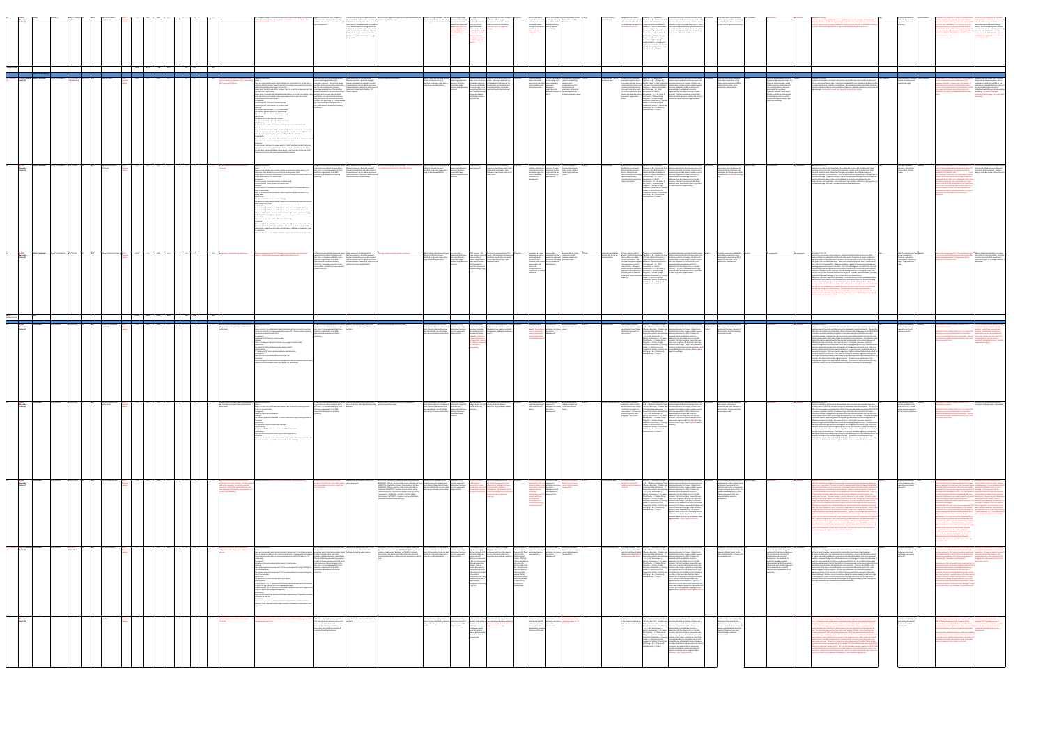| 145 - 145 - 146 - 1474 - 148 - 149 - 149 - 149 - 149 - 149 - 149 - 149 - 149 - 149 - 149 - 149 - 149 - 149 - 1<br>Barford Totals                                                        | /estham Lane                             |                                     | insufficent to serve a larger development and Westham Lane is insufficent for additional vehicle movements on existing high vulnerability and therefore development land fronting Westham Lane.<br>bstantial vehicle movements.                                                                                                                                                                                                                                                                                                                                                                                                                                                                                                                                                                                                                                                                                                                                                                                                                                                                                                                                                                                                                                                                                                                                                                                                                                                                                                                                                                                                                                                                                                                                                                                                                                                                                                                                                                                                                                                                                                                                                                                                                                                                                                                                                                                                                                                                                                                                                                                     | residents. One vehicle access route serving a could lead to minor negative effects on water<br>quality which is considered under SA Objective<br>larger development.<br>and the incorporation of SUDs into schemes<br>should also be sought, where it is feasible.<br>Will require suitable surface water sewage<br>arrangements.                                                                                                                                                                                                                                     | . It is recommended that strong policies are<br>developed to protect the water environment                                                                                                                                                                                               | Not reviewed in detail - concerns that the access road off Bremridge Close would be   Impact of construction traffic. Impact of The site is also on a minor aquifer which is of Recent outline application approved for small<br>has been identified as a growth village Statement resists further site through an state an access road to a larger<br>with a range of services and facilities. development of land established residential development area. The Granville<br>between the village and area may limit site Arms is currently on the market.<br>bypass. Policy direction appeal and reduce Potential impact on hedgerow<br>supporting limited new residential amenity by features.<br>housing in the more increasing traffic levels.<br>sustainable village<br>Iternative access off<br>estham Lane may<br>ocations.<br>guire the removal of<br>portant hedgerow                                                                                                                                                                                                                                                                                                                                                                                                                                                                                                                                                                                      |                                                                                                                                                                                                                                                                                                                                                                   | Not suitable due to Owner has expressed Consists generally of two 2014/19<br>length of access to the a willingness to bring fields with access off<br>site and potential to forward the site for Westham Lane.<br>encourage a knock development along<br>through in the current with an adjacent<br>built form, or parcel of land.<br>destruction of<br>hedgerows.<br>the contract of the contract of the                          | greenfield land. | The site is currently Recognised that there is a Economy = & ?/ Sustainable All potential allocations are likely to lead to major Not assessed Parcel plays a role in preserving the Low to Medium<br>need to provide some type of Transport ++ & -- / Reduce the Need positive long-term effects on housing needs as all<br>environmental buffer between to Travel - / Waste & Recycling - / sites make provision for housing. Excellent access<br>the houses and the bypass and Prudent use of land and Natural to public transport with a bus stop within $0 - 400$ m<br>te access is insufficent. Resources - / Natural Environment and there are pavements which provide safe access<br>and Landscape - / Built for pedestrians into the village centre or to public<br>Environment + $\&$ - / Historic transport. Therefore the site is there likely to be<br>Environment - & ? / Air, Water & major positive effects on SA Objective 2.<br>Soil Quality -- / Climate Change<br>Mitigation - / Climate Change<br>Adaptation (Flood Risk) = & - /<br>Housing Needs ++ / Local Services<br>and Community Facilities ? / Health<br>and Well Being + $& =/$ Poverty and<br>Social Exclusion + / Crime ?                                                                                                                                                                                                                                                                                                                                                                                                                                                                                                                                                                                                                                                                                                                                                                         | western open views from and setting<br>for the village, but has lost its function<br>as a key area for agricultural activities.                                                                                                                                                     |                                                                                                                                                                                                                                                                                                                                                                                                                                                         | e landscape sensitivity of the LCP varies in subtle degrees across the zone. The landscape<br>sensitivity has been identified as high and high - medium to the south of the lane because it for<br>art of an important green wedge between the settlement and the A429 and therefore should<br>tained. Where landscape sensitivity is high no development should be permitted.                                                                                                                                                                                                                                                                                                                                                                                                                                                                                                                                                                                                                                                                                                                                                                                                                                                                                                                                                                                                                                                                                                                                                                                                                                                                                                                                                                                                                                                                                                                                                                                                                                                                                                                                                                                                   | No major observations - Low to Medium<br>certain hedgerows and<br>vegetation will require<br>protection.                                                              | The owner of the land, the Trustees of Warwick United Partial erosion of land within the broad<br>land parcel for residential use. However, land parcel for residential use. However,<br>hey are aware that planning consent has recently been the site suffers from poor site access and<br>ssued for other development on Westham Lane and may encourage a new knock through<br>vish to promote the entire area north and south of access. Not to be developed in isolation,<br>Westham Lane between the existing development ar<br>consideration would need to be given as to<br>the bypass for future development. Also support for the how this area could be developed in<br>options as set out in the villages consultation report, conjunction with other parcels. High<br>landscape scoring for this area within the<br>which excluded this site.<br>ider land parcel.                                                                                                                                                                                                                                                                                                                                                                                                                                                                                                                                                                                                                                                                                                                                                                                                                                                                                                                                                                                                                                                                                                                                                                                                                                                                                                                                                                                                                                                                   |
|-----------------------------------------------------------------------------------------------------------------------------------------------------------------------------------------|------------------------------------------|-------------------------------------|---------------------------------------------------------------------------------------------------------------------------------------------------------------------------------------------------------------------------------------------------------------------------------------------------------------------------------------------------------------------------------------------------------------------------------------------------------------------------------------------------------------------------------------------------------------------------------------------------------------------------------------------------------------------------------------------------------------------------------------------------------------------------------------------------------------------------------------------------------------------------------------------------------------------------------------------------------------------------------------------------------------------------------------------------------------------------------------------------------------------------------------------------------------------------------------------------------------------------------------------------------------------------------------------------------------------------------------------------------------------------------------------------------------------------------------------------------------------------------------------------------------------------------------------------------------------------------------------------------------------------------------------------------------------------------------------------------------------------------------------------------------------------------------------------------------------------------------------------------------------------------------------------------------------------------------------------------------------------------------------------------------------------------------------------------------------------------------------------------------------------------------------------------------------------------------------------------------------------------------------------------------------------------------------------------------------------------------------------------------------------------------------------------------------------------------------------------------------------------------------------------------------------------------------------------------------------------------------------------------------|-----------------------------------------------------------------------------------------------------------------------------------------------------------------------------------------------------------------------------------------------------------------------------------------------------------------------------------------------------------------------------------------------------------------------------------------------------------------------------------------------------------------------------------------------------------------------|------------------------------------------------------------------------------------------------------------------------------------------------------------------------------------------------------------------------------------------------------------------------------------------|----------------------------------------------------------------------------------------------------------------------------------------------------------------------------------------------------------------------------------------------------------------------------------------------------------------------------------------------------------------------------------------------------------------------------------------------------------------------------------------------------------------------------------------------------------------------------------------------------------------------------------------------------------------------------------------------------------------------------------------------------------------------------------------------------------------------------------------------------------------------------------------------------------------------------------------------------------------------------------------------------------------------------------------------------------------------------------------------------------------------------------------------------------------------------------------------------------------------------------------------------------------------------------------------------------------------------------------------------------------------------------------------------------------------------------------------------------------------|-------------------------------------------------------------------------------------------------------------------------------------------------------------------------------------------------------------------------------------------------------------------------------------------------------------------------------------------------------------------|------------------------------------------------------------------------------------------------------------------------------------------------------------------------------------------------------------------------------------------------------------------------------------------------------------------------------------------------------------------------------------------------------------------------------------|------------------|-----------------------------------------------------------------------------------------------------------------------------------------------------------------------------------------------------------------------------------------------------------------------------------------------------------------------------------------------------------------------------------------------------------------------------------------------------------------------------------------------------------------------------------------------------------------------------------------------------------------------------------------------------------------------------------------------------------------------------------------------------------------------------------------------------------------------------------------------------------------------------------------------------------------------------------------------------------------------------------------------------------------------------------------------------------------------------------------------------------------------------------------------------------------------------------------------------------------------------------------------------------------------------------------------------------------------------------------------------------------------------------------------------------------------------------------------------------------------------------------------------------------------------------------------------------------------------------------------------------------------------------------------------------------------------------------------------------------------------------------------------------------------------------------------------------------------------------------------------------------------------------------------------------------------------------------------------------------------------------|-------------------------------------------------------------------------------------------------------------------------------------------------------------------------------------------------------------------------------------------------------------------------------------|---------------------------------------------------------------------------------------------------------------------------------------------------------------------------------------------------------------------------------------------------------------------------------------------------------------------------------------------------------------------------------------------------------------------------------------------------------|----------------------------------------------------------------------------------------------------------------------------------------------------------------------------------------------------------------------------------------------------------------------------------------------------------------------------------------------------------------------------------------------------------------------------------------------------------------------------------------------------------------------------------------------------------------------------------------------------------------------------------------------------------------------------------------------------------------------------------------------------------------------------------------------------------------------------------------------------------------------------------------------------------------------------------------------------------------------------------------------------------------------------------------------------------------------------------------------------------------------------------------------------------------------------------------------------------------------------------------------------------------------------------------------------------------------------------------------------------------------------------------------------------------------------------------------------------------------------------------------------------------------------------------------------------------------------------------------------------------------------------------------------------------------------------------------------------------------------------------------------------------------------------------------------------------------------------------------------------------------------------------------------------------------------------------------------------------------------------------------------------------------------------------------------------------------------------------------------------------------------------------------------------------------------------|-----------------------------------------------------------------------------------------------------------------------------------------------------------------------|---------------------------------------------------------------------------------------------------------------------------------------------------------------------------------------------------------------------------------------------------------------------------------------------------------------------------------------------------------------------------------------------------------------------------------------------------------------------------------------------------------------------------------------------------------------------------------------------------------------------------------------------------------------------------------------------------------------------------------------------------------------------------------------------------------------------------------------------------------------------------------------------------------------------------------------------------------------------------------------------------------------------------------------------------------------------------------------------------------------------------------------------------------------------------------------------------------------------------------------------------------------------------------------------------------------------------------------------------------------------------------------------------------------------------------------------------------------------------------------------------------------------------------------------------------------------------------------------------------------------------------------------------------------------------------------------------------------------------------------------------------------------------------------------------------------------------------------------------------------------------------------------------------------------------------------------------------------------------------------------------------------------------------------------------------------------------------------------------------------------------------------------------------------------------------------------------------------------------------------------------------------------------------------------------------------------------------------------------|
| VHOSBC Preferred Bishop's Tachbrook Bishop's Tachbrook PC BT1 (DS7) BT1*O R02 and R11 BT4 South of School SHLAA 18.54 6.55 4.39<br>/ R02 (also R11)                                     |                                          |                                     | Highway Observation:<br>Provision of suitable access arrangements an<br>buffer to exisiting properties. Site is restricte<br>as pipeline and ridgeline.<br>There are three possible access points into the site. Access point 1 is on The Lees, a assessment required). The sensitive design drainage system will be required to support<br>cul-de-sac off Holt Avenue. There is currently no existing access into the site but the and layout of the scheme will be required to the development and not add to any current<br>width of the possible access point is 4.8 metres.<br>Access point 2 is at the end of Holt Avenue. There is an existing access point into the screening and orientation of the buildings. Ilocation with minor risk of flooding. SUD<br>site which is 5.4 metres wide.<br>Access point 3 is along Oakley Wood Road where there is currently no existing access school playing fiends will require further<br>point. (At the time of inspection, there was nowhere safe to pull over to take investigation. Air, light and noise pollution<br>measurements of the access point.)<br>Carriageway:<br>At access point 1, The Lees is 4.8 metres wide.<br>At access point 2, Holt Avenue is 5.4 metres wide.<br>Footway: The contract of the contract of the contract of the contract of the contract of the contract of the contract of the contract of the contract of the contract of the contract of the contract of the contract of the c<br>The footway at access point 1 is 2.2 metres wide.<br>he footway at access point 2 is 2 metres wide.<br>There is no footway at access point 3 only a verge.<br>Speed Limits:<br>The speed limit on Holt Avenue is 30mph.<br>The speed limit along Oakley Wood Road is 50mph.<br>Visibility Splays:<br>At access points 1 and 2, "Y" distance of 70 metres can be achieved in both<br>Along Oakley Wood Road, the "Y" distance of 160 metres could not be achieved du-<br>to the carriageway alignment. Design required for a suitable access - right turn lane<br>to 50 mph standards. (environment not sufficient for 30 mph limit).<br>There are two bus stops within 450 metres of access points 1 and 2. There are no bus<br>stops within the required walking distance at access point 3.<br>To gain access into the site at access point 3, a right turn ghost island is likely to be<br>required to overcome possible forward visibility issues and vehicle speeds. Access<br>into the site is achievable through access points 1 and 2 and due to the size of the<br>proposed site, at least two access points would be required | -Otentially high levels of background noise Surface water run-off will need to be No recent applications detailed.<br>from the motorway (detailed noise effectively managed. A suitable sewage /<br>take this into consideration, through localised problems. Generally a more elevated<br>Possible small quarry / pit at the south of the scheme required.<br>along with waste and emissions are likely to<br>incresse in the short-term. It is recommended<br>that there should be a requirement for an<br>EMP (construction & occupation) including<br>monitoring. |                                                                                                                                                                                                                                                                                          | Edge of village and extending beyond. Policy direction The roads in the current Impact on the physical form of the Satisfactory. Potential suitable The site is available at Development is achievable 2014/19<br>Bishop's Tachbrook has been supporting limited new estate by the school are village. Will need a masterplan to<br>identified as a growth village with a housing in the more narrow and congested. consider wider implications of any<br>range of services and facilities. Sustainable village Site access would need development on playing field and<br>locations. Neighbourhood to come through a new associated facilites. Landscape<br>Plan area.<br>oad. National Grid high<br>pressure gas pipeline<br>runs through southern<br>part of the site.                                                                                                                                                                                                                                                                                                                                                                                                                                                                                                                                                                                                                                                                                            | connection off the main impact will need to be minimised.                                                                                                                                                                                                                                                                                                         | subject to suitable an early stage in the subject to establishing<br>access being identified plan process with suitable access<br>and a suitable master provisional provisional arrangements and the<br>plan being in place. discussions development of a<br>undertaken with masterplan to integrate<br>developer interests in the development and<br>minimise landscape impact.                                                   |                  | Field landscape. - loss of  One of the more preferred Economy = & ?/ Sustainable   All potential allocations are likely to lead to major   Not assessed.   Generally a well connected parcel   Medium<br>agricultural land. $\qquad \qquad$ development options due to Transport ++ & - - / Reduce the positive long-term effects on housing needs as all<br>its proximity with the primary Need to Travel - / Waste & Recycling sites make provision for housing. Potential site<br>school and links to leisure and   - / Prudent use of land and Natural   allocation has excellent access to public transport<br>community facilities nearby. Resources - / Natural Environment with a bus stop within 0-400 m and there are<br>Access will need to be made and Landscape - - & - / Built pavements which provide safe access for<br>off the main road rather than Environment + / Historic pedestrians into the village centre or to public<br>through the congested estate. Environment - & ? / Air, Water & transport. The site is considered to be of high /<br>Best site for regenerative Soil Quality - / Climate Change medium to landscape value and therefore there is<br>Mitigation - / Climate Change potential for major long-term negative effects.<br>Adaptation (Flood Risk) = / Housing  <br>Needs ++ / Local Services and<br>Community Facilities ? / Health and<br>Well Being + $&=$ / Poverty and<br>Social Exclusion + / Crime ?                                                                                                                                                                                                                                                                                                                                                                                                                                                                                                                           | which plays an important role in<br>preserving the open setting of the<br>village from the south. Some<br>potential for enhancement.                                                                                                                                                | Site could accommodate a carefully Medium<br>designed village extension within the<br>proposed village boundary, with a<br>modest impact on the fundamental<br>aim, essential characteristics and<br>purposes of the surroundig<br>landscape. However, there would<br>need to be significant enhancement<br>to establish a sensitive transition<br>between the edge of village and the<br>adjoining countryside                                         | ies within LCP BT-05.<br>Development should be restricted to the northern part of the zone and extend no further west<br>han the existing settlement edge. It must be accompanied by tree / woodland planting to soften<br>the edges and ensure it sits within the landscape. This would also enhance the Feldon Parklands<br>character and help soften the existing settlement edge too. Roadside vegetation is to be retained  <br>and enhanced. Development should only be permitted up to the ridgeline.                                                                                                                                                                                                                                                                                                                                                                                                                                                                                                                                                                                                                                                                                                                                                                                                                                                                                                                                                                                                                                                                                                                                                                                                                                                                                                                                                                                                                                                                                                                                                                                                                                                                     | High / medium   Open commercial farmland - Low to medium   Strong support for the preferred option site as opposity<br>options for enhancement<br>around field edges. | ed Requires new site access, but a relatively<br>large scale development option, which<br>other locations from work undertaken on the<br>eighbourhood plan. Concerns over the numbers of could deliver significant benefits to the<br>local area if managed effectively. Work on<br>access to the site and impact on the landscape / village. site masterplanning as part of the<br>so issues raised about noise pollution due to its Neighbourhood Planning process would be<br>proximity to the M40 and integration with the wider beneficial. Site requires a phased<br>lementation strategy in line with Local                                                                                                                                                                                                                                                                                                                                                                                                                                                                                                                                                                                                                                                                                                                                                                                                                                                                                                                                                                                                                                                                                                                                                                                                                                                                                                                                                                                                                                                                                                                                                                                                                                                                                                                                |
| No VHOSBC Bishop's Tachbrook Bishop's Tachbrook PC BT2*O/R22 R22 BT1 Land west of Bishop's SHLAA 2.41 2.41 1.61 1.81 54 72 50 Site                                                      | Tachbrook                                |                                     | Highway Observation:<br>There are two possible access points into the proposed site. Access point 1 is on short-term. It is recommended that there drainage system will be required to support<br>Seven Acre Close where there is currently no existing access point.<br>Access point 2 is on Mallory Road where there is an existing access point which is 4.1 (construction & occupation) includinng<br>metres wide and has a 1.9 metre verge.<br>arriageway:<br>At access point 1, Seven Acre Close is 5.3 metres wide.<br>t access point 2, Mallory Road is 4.9 metres wide<br>At access point 1, the footway around Seven Acre Close is 2.5 metres wide with a<br>verge 2 metres wide.<br>There is no footway at access point 2, only a verge fronting the site which is 1.9<br>Speed Limits:<br>The speed limit in Seven Acre Close is 30mph.<br>The speed limit along Mallory Road is 50mph at access point 2 but becomes 30mph<br>before Seven Acre Close.<br>Visibility Splays:<br>At access point 1, "Y" distance of 43 metres can be achieved in both directions.<br>At access point 2, "Y" distance of 70 metres can be achieved to the left but "Y"<br>distance of 160 metres cannot be achieved to the right due to vegetation blocking<br>visibility and the carriageway alignment.<br>There are two bus stops within 300 metres of the site.<br>If the speed limit along Mallory Road was decreased, then the recommended "Y"<br>distance can be achieved for access point 2. The above would be required to be<br>supported by a speed survey to determine whether a reduction in speed limit could<br>supported.<br>Subject to the above and suitable conditions, access into the site can be achieved.                                                                                                                                                                                                                                                                                                                                                                                                                                                                                                                                                                                                                                                                                                                                                                                                                                                                                           | Air, light and noise pollution along with waste Surface water run-off will need to be<br>and emissions are likely to increase in the effectively managed. A suitable sewage / as<br>should be a requirement for an EMP<br>the development and not add to any current<br>location with minor risk of flooding.<br>monitoring.                                                                                                                                                                                                                                          | No recent planning applications detailed. Site has some his<br>ation with potential for affordable housing.<br>localised problems. Generally a more elevated                                                                                                                             | Edge of village and extending beyond. Policy direction An electricity line Northern part of the site would Satisfactory<br>Bishop's Tachbrook has been supporting limited new traverses the site impact on views from southern edge<br>identified as a growth village with a housing in the more<br>ange of services and facilities. sustainable village<br>cations.Neighbourhoo<br>lan area.                                                                                                                                                                                                                                                                                                                                                                                                                                                                                                                                                                                                                                                                                                                                                                                                                                                                                                                                                                                                                                                                        | of Warwick / Leamington. High<br>landscape impact based upon recent<br>survey work.                                                                                                                                                                                                                                                                               | Due to the zone's high The site is under the The site is capable of 2014/19<br>visibility, and the area control of a single achieving development<br>of young trees on the landowner who has within 5 years, but will<br>settlement edge, this confirmed that the result in high landscape<br>zone is considered site is available for impact.<br>unsuitable for<br>development.<br>development.                                   |                  | Historically part of the site was Economy = & ?/ Sustainable All potential allocations are likely to lead to major Not assessed Significant Green Field parcel which Medium to High Not reassessed Not reassessed Not reassess<br>identified for a small scale Transport ++ $\& -/$ Reduce the Need positive long-term effects on housing needs as all<br>affordable housing project. to Travel - / Waste & Recycling - / sites make provision for housing. Potential site<br>The site is located some Prudent use of land and Natural allocation has excellent access to public transport<br>distance from the main village Resources - Natural Environment with a bus stop within 0-400 m and there are<br>hub and may therefore and Landscape - - & - / Built pavements which provide safe access for<br>contribute less to supporting Environment + / Historic pedestrians into the village centre or to public<br>village sustainability. Environment - & ? / Air, Water & transport. The site is considered to be of high<br>Soil Quality - / Climate Change   landscape value and therefore there is potential<br>Mitigation - / Climate Change for major long-term negative effects.<br>Adaptation (Flood Risk) = / Housing<br>Needs ++ / Local Services and<br>Community Facilities ? / Health and<br>Well Being + $&=$ / Poverty and<br>Social Exclusion + / Crime ?                                                                                                                                                                                                                                                                                                                                                                                                                                                                                                                                                                                                    | plays a major role in preserving the<br>setting of Bishop's Tachbrook and<br>Leamington Spa. Good opportunities<br>to enhance the recreational use of the                                                                                                                           |                                                                                                                                                                                                                                                                                                                                                                                                                                                         | Lies within LCP BT 03.<br>s zone lies on the western boundary of the settlement, to the north of Mallory Road and<br>retching as far as the A452 in the west. It comprises a regular small to medium scale field<br>pattern of mixed farmland. Views from the higher ground near the settlement edge are<br>extensive, especially to the north-west. There is an area of new tree planting / scrub adjacent to<br>the settlement edge. Hedgerow condition is generally quite good although some are starting to<br>decline and become gappy and an area of paddocks is divided by post and wire fencing.<br>ledgerow trees are insignificant. Due to the zone's high visibility, and the area of young trees on<br>the settlement edge, this zone is considered unsuitable for development.                                                                                                                                                                                                                                                                                                                                                                                                                                                                                                                                                                                                                                                                                                                                                                                                                                                                                                                                                                                                                                                                                                                                                                                                                                                                                                                                                                                      | Poor semi-improved<br>grassland. Potential for<br>enhancement / further                                                                                               | port the discounting of Site 2 for development<br>it is Located some distance from local services.<br>n one of the most elevated and open space areas. The Considered of high landscape value and<br>illage's visual appearance and gateway would be visual unsuitable for development. Western<br>Land edge of settlement more rural in character.<br>pacted on the western side.<br>est of Bishop's Tachbrook is in a sustainable location<br>ljacent to the built up area of the village of Bishop's<br>chbrook. Access to the site is deliverable within eit<br>he existing highway or land controlled by A.C.Lloyd<br>ure residents of the site would have the opportu<br>o access every day facilities and key destinations b<br>oice of transport modes. The site is available and<br>hievable and offers a sustainable solution to ass<br>neeting the housing requirement for Bishop's<br>achbrook. <b>Tha a</b>                                                                                                                                                                                                                                                                                                                                                                                                                                                                                                                                                                                                                                                                                                                                                                                                                                                                                                                                                                                                                                                                                                                                                                                                                                                                                                                                                                                                                          |
| <b>Tachbrook Totals</b>                                                                                                                                                                 |                                          | 39.38 16.46 11.03 12.35 370 494 323 | Bishop's Tachbrook Bishop's Tachbrook PC 8T3 *O/R31 R31 R31 874 Land at Tachbrook Hill Farm SHLAA 18.43 7.5 5.03 5.63 5.63 7.5 1.9 123 Based upon refused planning application. Following discussions with WCC Highways as par<br>ocess, a suitable highways access could be obtained to the site.                                                                                                                                                                                                                                                                                                                                                                                                                                                                                                                                                                                                                                                                                                                                                                                                                                                                                                                                                                                                                                                                                                                                                                                                                                                                                                                                                                                                                                                                                                                                                                                                                                                                                                                                                                                                                                                                                                                                                                                                                                                                                                                                                                                                                                                                                                                  | and emissions are likely to increase in the effectively managed. A suitable sewage /<br>short-term. It is recommended that there drainage system will be required to support<br>should be a requirement for an EMP the development and not add to any current<br>construction & occupation) including localised problems. Generally a more elevated<br>monitoring. Potentially some noise issues   location with minor risk of flooding.<br>from the M40 - particularly in more elevated<br>sections of the site.                                                     |                                                                                                                                                                                                                                                                                          | Edge of Village and extending beyond. Policy direction TPO113 on site. Site Impact on the physical form of the Satisfactory<br>Bishop's Tachbrook has been supporting limited new access may be restricted village. Little potential connectivity to<br>identified as a growth village with a housing in the more due to insufficient the village - essentially a new estate<br>range of services and facilities. Sustainable village visibility splay. Layout on the edge of the village. High<br>ocations.Neighbourhood would need to respect landscape impact.<br>existing residential<br>roperties and connect<br>well with existing village.                                                                                                                                                                                                                                                                                                                                                                                                                                                                                                                                                                                                                                                                                                                                                                                                                    |                                                                                                                                                                                                                                                                                                                                                                   | Unsuitable as a large Land in single Not achieable as a large 2014/19<br>development due to ownership and the scheme due to high<br>landscape impact, owner has expressed landscape impact and<br>erosion of rural an interest in bringing associated issues.<br>character and concerns the site forward for<br>over suitable site<br>development.<br>access, site<br>configuration and<br>connectivity to existing<br>ouilt form. |                  | Field landscape (Grade 3 Area was seen as 'edge of Economy = & ?/ Sustainable All potential allocations are likely to lead to major Grade 3<br>agricultural). Part of a sall is each brook' and some Transport ++ & -- / Reduce the Need positive long-term effects on housing needs as all<br>functioning farm. distance from core village to Travel - / Waste & Recycling - / sites make provision for housing. Potential site<br>ervices and facilities. Not Prudent use of land and Natural allocation has excellent access to public transport<br>ure how development would Resources - Natural Environment with a bus stop within 0-400 m and there are<br>help regenerate or sustain and Landscape - - & - / Built pavements which provide safe access for<br>village services. Envisaged Environment + / Historic pedestrians into the village centre or to public<br>that there may be substantial Environment - & ? / Air, Water & transport. , The site is considered to be of high<br>opposition to development in Soil Quality - / Climate Change and and scape value and therefore there is potential<br>this area, given its proximity Mitigation - / Climate Change for major long-term negative effects.<br>and scale to nearby residential Adaptation (Flood Risk) = / Housing<br>Needs ++ / Local Services and<br>properties.<br>Community Facilities ? / Health and<br>Well Being + $&=$ / Poverty and<br>Social Exclusion + / Crime ?                                                                                                                                                                                                                                                                                                                                                                                                                                                                                                                        | Generally a well connected parcel Medium<br>which plays an important role in<br>preserving the open setting of the<br>village from the south. Some<br>potential for enhancement.                                                                                                    | Not reassessed                                                                                                                                                                                                                                                                                                                                                                                                                                          | Lies within LCP BT 04.<br>This zone lies to the west of the settlement, bordered by Mallory Road to the north, A452<br>Banbury Road to the west and the M40 to the south-west. It comprises a regular, medium to<br>large field pattern of mixed farmland. Ground rises to a high point of 91m in the middle of the<br>cone, giving rise to some distant views. There is one property within the zone - Tachbrook Hill<br>Farm - which is a listed building. Hedgerow condition is mixed, with some internal hedgerows<br>becoming gappy and very open at the base. There are few hedgerow trees within the zone, but<br>oadside hedgerows have good tree cover and there are also small clusters of trees associated<br>with several field ponds within the zone. PRoWs W106 and W109 run through the zone. The<br>one has a strong rural character and functions as part of the wider farmed landscape, providing<br>a green buffer between the edge of the settlement and the Banbury Road.<br>The existing settlement edge is very prominent in this zone and any further development would<br>exacerbate this and erode the rural character of the zone and the setting of the listed building.<br>Development on the higher ground would be particularly visible and should be avoided. In<br>summary, the landscape sensitivity is high. The existing settlement edge is very prominent in tl<br>cone and any further development would exacerbate this and erode the rural character of th<br>zone and the setting of the listed building. Development on the higher ground would be<br>isible and should therefore be avoided. The zone has a strong rural character<br>ions as part of the wider farmed landscape, providing a green buffer between the edge o<br>settlement and the Banbury Road.                                                                                                                                                                                                                                                                                                                                                                     | Majority of the site operates Medium<br>as open commercial<br>farmland - options for<br>enhancement around field<br>edges - hedgerows and                             | pport the discounting of Site 3 for development as<br>it is Edge of village site with little or no major<br>he connectivity to the main village. Distinctly<br>one of the most elevated and open space areas. Tl<br>lage's visual appearance and gateway would be<br>rural environment which would have a<br>impacted on the western side.<br>significant impact on landscape character if                                                                                                                                                                                                                                                                                                                                                                                                                                                                                                                                                                                                                                                                                                                                                                                                                                                                                                                                                                                                                                                                                                                                                                                                                                                                                                                                                                                                                                                                                                                                                                                                                                                                                                                                                                                                                                                                                                                                                        |
| <b>BURTON GREEN</b><br>on Green PC                                                                                                                                                      | Land SW of Westwood<br><b>Heath Road</b> | $2.44$ $2.44$ $1.54$ $1.53$         | Density reflects the lower density developn<br>be found along Cromwell Lane and Westwood Access:<br>Access into site 1 is on Westwood Heath Road where there is currently an existing short-term. It is recommended that there identified.<br>access point which is 2.7 metres wide with a verge of 1.2 metres. Access into site 4 should be a requirement for an EMP<br>can also be achieved through site 1.<br>Carriageway:<br>Westwood Heath Road is 7.2 metres wide.<br>There is no footway adjacent to the site only a verge 2.8 metres wide.<br>The speed limit along Westwood Heath Road is 30mph.<br>sibility Splays:<br>"Y" distance of 70 metres can be achieved in both directions.<br>There are 5 bus stops within 800 metres of the site.                                                                                                                                                                                                                                                                                                                                                                                                                                                                                                                                                                                                                                                                                                                                                                                                                                                                                                                                                                                                                                                                                                                                                                                                                                                                                                                                                                                                                                                                                                                                                                                                                                                                                                                                                                                                                                                              | , light and noise pollution along with waste Generally high ground water levels in the No recent planning applications detailed.<br>and emissions are likely to increase in the Burton Green area. No major flooding issues<br>(construction & occupation) including<br>monitoring.                                                                                                                                                                                                                                                                                   |                                                                                                                                                                                                                                                                                          | in the north of Burton Green   Green Belt . Policy   Potential site access   Agricultural Land Classification Grade<br>arish almost adjacent to Westwood direction supporting issues which may be 2. Would widen built form and is<br>leath, Coventry. Burton Green has limited new housing in overcome, depending bounded on two sides by residential<br>been identified as a growth village the more sustainable upon adjoining land or development. Substantial landscape<br>vith a range of services and facilities. village locations. demolition of nearby impact.<br>properties. Essentially<br>dand development<br>potentially some of<br>roblems associated<br>h this type of<br>velopment.                                                                                                                                                                                                                                                                                                                                                                                                                                                                                                                                                                                                                                                                                                                                                                 |                                                                                                                                                                                                                                                                                                                                                                   | Unsuitable due to The owner has Not achievable due to 2014/19<br>major landscape expressed a substantial landscape<br>impact. Also concerns willingness to release impact.<br>over the potentially the site for<br>ong site access and development.<br>pacts generally of<br>dand developp                                                                                                                                         |                  | In Section Sections (Scond Let parcel All potential allocations are likely to lead to major   Agricultural Land   Mixed character Green Belt parcel<br>connections, but not really ++ & - - / Reduce the Need to Travel -positive long-term effects on housing needs as all Classification with a major role to play in<br>part of Burton Green Village. / Waste & Recycling - / Prudent use sites make provision for housing. Potential site Grade 2.<br>Potentially high impact on of land and Natural Resources -- / allocation has excellent access to public transport<br>Natural Environment and Landscape with a bus stop within 0-400 m and there are<br>local residents.<br>$\frac{1}{2}$ / Built Environment + / pavements which provide safe access for<br>istoric Environment ? / Air, Water pedestrians into the village centre or to public<br>& Soil Quality - - / Climate Change transport. If all sites are taken forward this may<br>Mitigation - / Climate Change have a major negative effect on traffic given the<br>Adaptation (Flood Risk) = $/$ Housing small size of the village. There is also potential for<br>Needs ++ / Local Services and the loss of best and most versatile agricultural land<br>Community Facilities ? / Health and through development of this site. Major negative<br>Well Being + $\&$ = / Poverty and impact on landscape.<br>Social Exclusion + / Crime ?                                                                                                                                                                                                                                                                                                                                                                                                                                                                                                                                                                   | maintaining the linear character of<br>Burton Green. Also high potential<br>environmental value.                                                                                                                                                                                    |                                                                                                                                                                                                                                                                                                                                                                                                                                                         | rithin LCP BG_01.<br>nis zone is on sloping ground which falls eastwards from Cromwell Lane towards Lodge Farm,<br>In providing views of Coventry, and falls more gently southwards towards Kenilworth. The zone lies<br>within the north western parish boundary of the settlement and can be viewed from PRoW W168.<br>t comprises a geometric pattern of medium / large scale mixed farmland within the Arden<br>arklands landscape. Large gardens / grounds and strong treed boundaries back onto the zone<br>with the disused water tower presenting a striking feature in the landscape. The settlement edge<br>s blurred by mature vegetation within the long back gardens with only occasional glimpses of<br>ndividual properties providing a semi-rural character. In the main, tree cover comprises<br>nfrequent hedgerow trees and possibly one or two emerging young field trees. Field boundaries<br>have been replaced by post and wire fencing with relic hedgerow reverting to scrub. There are<br>goal posts within one of the fields suggesting that it is, or was in the past, used for recreation at<br>some point in the year. The trees around Lodge Farm and the small wood, Black Waste Wood, to<br>the south help to frame the zone. Thus views are filtered by boundary vegetation although the                                                                                                                                                                                                                                                                                                                                                                                                                                                                                                                                                                                                                                                                                                                                                                                                                                                       | Io major observations -<br>certain hedgerows and<br>vegetation which will<br>require protection.                                                                      | sultation document.<br>dscape value in a slightly elevated<br>sition - visible from a considerable<br>dscape review indicates that there is no danger that distance. Development would have a<br>evelopment on sites 5/6 will result in unrestricted major impact on nearby residents and<br>prawl or encroachment into the countryside. The sites there are concerns over site access and<br>located near public transport and within easy reach configuratioin of the site, which is<br>ssentially a large backland site. No major<br>services and facilities.<br>enerative impacts.                                                                                                                                                                                                                                                                                                                                                                                                                                                                                                                                                                                                                                                                                                                                                                                                                                                                                                                                                                                                                                                                                                                                                                                                                                                                                                                                                                                                                                                                                                                                                                                                                                                                                                                                                            |
|                                                                                                                                                                                         |                                          |                                     | If the existing access into the site can be widened so that two vehicles can pass and a<br>footway can be developed, access into the site can be achieved.                                                                                                                                                                                                                                                                                                                                                                                                                                                                                                                                                                                                                                                                                                                                                                                                                                                                                                                                                                                                                                                                                                                                                                                                                                                                                                                                                                                                                                                                                                                                                                                                                                                                                                                                                                                                                                                                                                                                                                                                                                                                                                                                                                                                                                                                                                                                                                                                                                                          |                                                                                                                                                                                                                                                                                                                                                                                                                                                                                                                                                                       |                                                                                                                                                                                                                                                                                          |                                                                                                                                                                                                                                                                                                                                                                                                                                                                                                                                                                                                                                                                                                                                                                                                                                                                                                                                                                                                                                                                                                                                                                                                                                                                                                                                                                                                                                                                      |                                                                                                                                                                                                                                                                                                                                                                   |                                                                                                                                                                                                                                                                                                                                                                                                                                    |                  |                                                                                                                                                                                                                                                                                                                                                                                                                                                                                                                                                                                                                                                                                                                                                                                                                                                                                                                                                                                                                                                                                                                                                                                                                                                                                                                                                                                                                                                                                                                                                                                                                                                                                                                                                                                                                                                                                                                                                                                   |                                                                                                                                                                                                                                                                                     |                                                                                                                                                                                                                                                                                                                                                                                                                                                         | cone is open internally providing views through to the adjoining zones and of Westwood Park, the<br>Jniversity of Warwick and the built edge of Coventry. The zone has no relationship to the<br>settlement and is part of the wider farmed landscape. The zone is on higher ground and as such<br>s extremely visible from the surrounding area and therefore unsuitable for development.                                                                                                                                                                                                                                                                                                                                                                                                                                                                                                                                                                                                                                                                                                                                                                                                                                                                                                                                                                                                                                                                                                                                                                                                                                                                                                                                                                                                                                                                                                                                                                                                                                                                                                                                                                                       |                                                                                                                                                                       |                                                                                                                                                                                                                                                                                                                                                                                                                                                                                                                                                                                                                                                                                                                                                                                                                                                                                                                                                                                                                                                                                                                                                                                                                                                                                                                                                                                                                                                                                                                                                                                                                                                                                                                                                                                                                                                                                                                                                                                                                                                                                                                                                                                                                                                                                                                                                   |
| VHOSBC Burton Green Burton Green PC BG2*0/CO5 CO2 BG1 Land off Cromwell Lane, SHLAA 3.21 3.21 2.15 2.41 72 96 70 Density reflects the lower density development to Highway Observation: |                                          |                                     | be found along Cromwell Lane and Westwood Access:<br>Access into site 4 is on Cromwell Lane where there is currently an existing access short-term. It is recommended that there identified.<br>which is 4.1 metres wide.<br>Carriageway:<br>Cromwell Lane is 6.3 metres wide.<br>he footway adjacent to the site is 1.2 metres wide with a verge fronting the site of<br>The speed limit along Cromwell Lane is 40mph.<br>Visibility Splays:<br>"Y" distance of 120 metres can be achieved in both directions.<br>There are 8 bus stops within 200 metres of the proposed site.<br>Access into the site cannot be achieved due to the width of the access point into the<br>site which cannot be expanded as it is in between two dwellings.                                                                                                                                                                                                                                                                                                                                                                                                                                                                                                                                                                                                                                                                                                                                                                                                                                                                                                                                                                                                                                                                                                                                                                                                                                                                                                                                                                                                                                                                                                                                                                                                                                                                                                                                                                                                                                                                       | and emissions are likely to increase in the Burton Green area. No major flooding issues telecommunications tower.<br>should be a requirement for an EMP<br>construction & occupation) including<br>monitoring.                                                                                                                                                                                                                                                                                                                                                        | Air, light and noise pollution along with waste Generally high ground water levels in the W/93/0783/TC - Granted - Erection of a replacement                                                                                                                                             | Within the north of Burton Green Green Belt. Former linadequate access Impact from traffic movements on Satisfactory<br>arish almost adjacent to Westwood sports pitch / playfield. through land to the side existing access on adjacent<br>leath, Coventry. Burton Green has Policy direction and rear of existing properties. High landscape impact.<br>been identified as a growth village supporting limited new properties.<br>with a range of services and facilities. housing in the more<br>sustainable village                                                                                                                                                                                                                                                                                                                                                                                                                                                                                                                                                                                                                                                                                                                                                                                                                                                                                                                                              |                                                                                                                                                                                                                                                                                                                                                                   | Not suitable due to The owners have Not achieable due to 20<br>high landscape impact expressed a landscape impact and<br>and insufficient site willingness to release insufficient vehicular<br>the site for<br>access.<br>development.                                                                                                                                                                                            |                  | No major employment use. Close to public transport Economy ? / Sustainable Transport All potential allocations are likely to lead to major Not assessed. Mixed character Green Belt parcel<br>connections, but not really $++\&--/$ Reduce the Need to Travel - positive long-term effects on housing needs as all<br>part of Burton Green Village. / Waste & Recycling - / Prudent use sites make provision for housing. Potential site<br>Potentially high impact on of land and Natural Resources -- / allocation has excellent access to public transport<br>local residents. Previous use Natural Environment and Landscape with a bus stop within 0-400 m and there are<br>as a cricket ground - now $\cdot$ - & - / Built Environment + / pavements which provide safe access for<br>overgrown. Poor access. Historic Environment ? / Air, Water pedestrians into the village centre or to public<br>& Soil Quality - - / Climate Change transport. If all sites are taken forward this may<br>Mitigation - / Climate Change have a major negative effect on traffic given the<br>Adaptation (Flood Risk) = / Housing small size of the village. Major negative impact on<br>Needs ++ / Local Services and landscape.<br>Community Facilities ? / Health and<br>Well Being + $&=$ / Poverty and<br>Social Exclusion + / Crime ?                                                                                                                                                                                                                                                                                                                                                                                                                                                                                                                                                                                                                                            | with a major role to play in<br>maintaining the linear character of<br>Burton Green. Also high potential<br>environmental value.                                                                                                                                                    |                                                                                                                                                                                                                                                                                                                                                                                                                                                         | s within LCP BG 01.<br>This zone is on sloping ground which falls eastwards from Cromwell Lane towards Lodge Farm,<br>In providing views of Coventry, and falls more gently southwards towards Kenilworth. The zone lies<br>within the north western parish boundary of the settlement and can be viewed from PRoW W168.<br>t comprises a geometric pattern of medium / large scale mixed farmland within the Arden<br>Parklands landscape. Large gardens / grounds and strong treed boundaries back onto the zone<br>with the disused water tower presenting a striking feature in the landscape. The settlement edge<br>s blurred by mature vegetation within the long back gardens with only occasional glimpses of<br>ndividual properties providing a semi-rural character. In the main, tree cover comprises<br>nfrequent hedgerow trees and possibly one or two emerging young field trees. Field boundaries<br>have been replaced by post and wire fencing with relic hedgerow reverting to scrub. There are<br>goal posts within one of the fields suggesting that it is, or was in the past, used for recreation at<br>some point in the year. The trees around Lodge Farm and the small wood, Black Waste Wood, to<br>the south help to frame the zone. Thus views are filtered by boundary vegetation although the<br>one is open internally providing views through to the adjoining zones and of Westwood Park, the<br>niversity of Warwick and the built edge of Coventry. The zone has no relationship to the<br>settlement and is part of the wider farmed landscape. The zone is on higher ground and as such<br>s extremely visible from the surrounding area and therefore unsuitable for development.                                                                                                                                                                                                                                                                                                                                                                                                                                                       | ome sensitivity about<br>ancient woodland to the<br>south of the site. Certain<br>hedgerows and vegetation<br>will also require protection.                           | ne support for discounting as indicated in the<br>sultation document.<br>dscape review indicates that there is no danger tl<br>levelopment on sites 5/6 will result in unrestricted<br>awl or encroachment into the countryside. The<br>located near public transport and within easy rea<br>ervices and facilities.                                                                                                                                                                                                                                                                                                                                                                                                                                                                                                                                                                                                                                                                                                                                                                                                                                                                                                                                                                                                                                                                                                                                                                                                                                                                                                                                                                                                                                                                                                                                                                                                                                                                                                                                                                                                                                                                                                                                                                                                                              |
| No VHOSBC Burton Green Burton Green PC BG3*O/R137 R89 BG6 Land off Hodgetts Lane SHLAA 2.18 2.18 1.46 1.64 49 65 35 Site will require substantial environmental                         |                                          |                                     | Highway Observation: New site access proposed which may be satisfactory.<br>screening to the north and west. It is also lo<br>ithin close proximity to existing residential<br>properties. Part of the original option site alse<br>cluded land put forward for development<br>another interested party.                                                                                                                                                                                                                                                                                                                                                                                                                                                                                                                                                                                                                                                                                                                                                                                                                                                                                                                                                                                                                                                                                                                                                                                                                                                                                                                                                                                                                                                                                                                                                                                                                                                                                                                                                                                                                                                                                                                                                                                                                                                                                                                                                                                                                                                                                                            | dimity to the HS2 line, noise maps suggest Burton Green area.<br>at noise pollution may not be a significant<br>ssue in this area.                                                                                                                                                                                                                                                                                                                                                                                                                                    | extension. W/06/07/02 - Granted - Erection of two storey<br>side/rear extension . W/08/0782 - Granted - Erection of rear<br>conservatory . W/08/1461 - Granted - Erection of Rear<br>Conservatory. W/97/0775 - Granted - Erection of a kitchen<br>extension and reconstruction of porch. | Although the site is located within close Generally high ground water levels in the W/13/1409 - General PD - Proposed single storey extension. Land to the rear of properties off Green Belt. Policy Site access has been Impa<br>W/06/0003 - Refusal - Erection of two storey side/rear extension. Hodgetts Lane and Cromwell Lane, direction supporting resolved and an has residential properties on two<br>W/08/0773 - Duplication in Error - Conservatory to the Rear. Burton Green Village. Burton Green limited new housing in agreement is in place sides within a relatively small area<br>W/06/0305 - Refusal - Erection of two storey side and rear has been identified as a growth village the more sustainable regarding the majority of and is essentially backland<br>with a range of services and facilities. village locations. The land detailed in the development. Development would                                                                                                                                                                                                                                                                                                                                                                                                                                                                                                                                                             | onsultation document. be out of keeping with the landscap<br>and would require substantial<br>screening.                                                                                                                                                                                                                                                          | ated within the inset expressed a subject to overcoming<br>llage envelope, it may willingness to release layout and landscaping<br>ave some very limited the site for considerations.<br>opportunities for development and<br>residential have agrement in<br>development, but will place covering<br>equire substantial<br>nvironmental<br>reening and the<br>rotection of existing<br>sidential amenity.                         |                  | Primarily garden uses. PC is aware of option. Economy ? / Sustainable Transport All potential allocations are likely to lead to major Not assessed. This parcel plays an important role in Medium to High<br>cognition of potential ++ & - - / Reduce the Need to Travel - positive long-term effects on housing needs as all<br>npact on nearby residential<br>/ Waste & Recycling - / Prudent use sites make provision for housing. Potential site<br>of land and Natural Resources - - / allocation has excellent access to public transport<br>properties.<br>Natural Environment and Landscape with a bus stop within 0-400 m and there are<br>- & - / Built Environment + / pavements which provide safe access for<br>Historic Environment ? / Air, Water pedestrians into the village centre or to public<br>& Soil Quality - - / Climate Change   transport. If all sites are taken forward this may<br>Mitigation - / Climate Change have a major negative effect on traffic given the<br>Adaptation (Flood Risk) = / Housing small size of the village. , Site BG3*O is in close<br>Needs ++ / Local Services and proximity to the proposed HS2 route, which could<br>Community Facilities ? / Health and mean that in the future, new residential properties<br>Well Being $+ 8 = /$ Poverty and may be affected by noise, light and air pollution<br>Social Exclusion + / Crime ?   leading to major negative effect. No obvious<br>highways access, as the site is located at the back<br>of third party land and therefore development<br>would not support SA Objective 2 leading to majo<br>negative effects. Major negative effects on<br>landscape.                                                                                                                                                                                                                                                                                                            | maintaining the wider strategic Green<br>Belt around Coventry and has a<br>significant role to play in maintaining<br>the open setting of Burton Green. It is<br>however acknowledged that certain<br>aspects of the parcel have been<br>compromised by residential<br>development. | Not assessed                                                                                                                                                                                                                                                                                                                                                                                                                                            | s within Land Parcel - BG 10<br>e field boundaries are hedged allowing only glimpsed views into the site of garden sheds and<br>ature trees / vegetation. This zone is on gently sloping ground falling northwards towards the<br>railway line and Nailcote Lane. It comprises a sub-regular pattern of predominantly medium sc<br>mixed farmland within the Ancient Arden landscape. However, evidence remains of the former<br>nall scale landscape structure with relic hedgerow trees and individual smaller fields. There is a<br>artially visible settlement edge with properties on both Hodgetts Lane and Cromwell Lane<br>backing onto the zone. The zone includes a working farm and a small number of Grade II Listed<br>puildings and grounds (Nailcote Hall Hotel, Arnold Farmhouse, Barn Range, an unnamed thatch<br>cottage, Cromwell Cottage and Westwood Farmhouse). There are also several scattered field<br>onds. Tree cover comprises over mature trees on remnant / lost hedgerow lines, small copses<br>nd roadside hedgerow trees. Roadside hedgerows are trimmed but the structure is becomi<br>gappy with fewer hedgerow trees. The primary hedgerows such as those adjacent to Public Righ<br>of Way have been lost as well as a number of internal hedges that provided the small scale<br>rregular field pattern associated with Ancient Arden. The loss of these hedgerows has created<br>relatively open but framed landscape with scattered over mature hedgerow trees punctuatir<br>cyline. The zone has no relationship to the settlement and is part of the wider farmed landsc<br>Site 7 comprises long narrow strips of land, possibly garden extensions, and pasture/paddocl<br>the back of properties on Hogetts Lane / Cromwell Lane. The nearest public footpath is via a<br>narrow gap between two garden boundary hedges off Cromwell Lane. The PROW is extremely<br>arrow until you pass beyond the first field, this is appears to be the result of encroachmen<br>garden / field boundaries, but the route is well used. This part of the zone is less sensitive to<br>development given its slightly more domesticated character. | No major observations -<br>certain hedgerows and<br>vegetation may require<br>protection.                                                                             | Site with very limited access and high<br>scoring for landscape value. Not suitable.<br>hough technically deliverable, in a<br>Ilowing objections to site 7: The construction<br>ases of both HS2 and a housing development would<br>ntral location, and in a pocket of lower<br>use an upheaval for many years. Both proposals would landscape value, it is nevertheless a classic<br>financially impact our property. The community would backland development with no street<br>oot benefit from the site with regard to the relocation of frontage. It also does not have the<br>he village hall as envisaged on Site 1. The rear gardens of capacity to deliver the type of community<br>he adjacent houses would be overlooked by the new hub facilities envisaged on the preferred<br>properties. Additional access onto Cromwell Lane would housing site. Adverse impacts of backland<br>developments can include: a loss of<br>nake accessing our property more dangerous.<br>Distruction of HS2 will make Cromwell Lane busier, thus amenity, overshadowing, overlooking, loss<br>of sunlight / daylight, noise, loss of green<br>acerbating the danger.<br>undamentally, this site creates no new outgrowth of the links / vegetation, visual intrusion, loss of<br>lage as it lies enclosed by boundaries of the existing space between buildings, long driveways<br>esidential area. It will accommodate new development and difficulties servicing housing (recycling<br>ithout changing the character and the qualities of the / waste collection etc). It is recognised that<br>village. It does not contribute to further ribbon<br>e 7 includes multiple land ownerships.<br>development. It is in the core of the village communit<br>within easy walking distance of the existing village ha<br>the school, the public house, the Tile Hill railway stat<br>ind the established nearest Tile Hill shops. It is withi<br>200m of all the bus services that pass through the v<br>particularly the only service with multiple journeys<br>through the day between Coventry and Balsall<br>Common/Berkswell Rail Station. This site is in close<br>oximity to the National Cycling Network Route to<br>alsall Common and to Kenilworth and Warwick<br>University that will persist post HS2 Construction. T<br>e is deliverable. |
| VHOSBC Burton Green Burton Green PC BG5*0/R151 R91 BG6 Land at the rear of Peeping SHLAA 1.18 1.18 0.79 1.003 1.003 1.00 40 20 Site fo                                                  |                                          |                                     | Highway Observation:<br>ibers restricted to space required for<br>ommunity centre, village green and joint-use car Access:<br>There are two possible access points into site 2. Access point 1 is on Red Lane where agricultural use). Potential noise issues linked discharges to existing water courses.<br>there is already an existing access into the site which is 5.7 metres wide. Access point to HS2 and adjacent fairly open field<br>is on Hob Lane where there is also an existing access into the site which is 3.1 andscape. Detailed discussion required with<br>Red Lane is 6.4 metres wide and Hob Lane is 5.3 metres wide.<br>The footway adjacent to access point 1 is 1.2 metres wide with a verge fronting the should be a requirement for an EMP<br>e 1.8 metres wide.<br>The footway adjacent to access point 2 is 1.1 metres wide with a verge fronting the monitoring.<br>ite 2.4 metres wide.<br>Speed Limits:<br>The speed limit on Red Lane and Hob Lane is 40mph.<br>Visibility Splays:<br>At access point 1, the "Y" distance of 120 metres can be achieved to the left but only<br>0 metres to the right due to the carriageway alignment.<br>t access point 2, the "Y" distance of 120 metres can be achieved to the right but not<br>to the left due to the carriageway alignment.<br>Sustainability:<br>There are bus stops at the junction of Red Lane and Hob Lane / Cromwell Lane within<br>0 metres of the site.<br>A speed survey would need to be submitted to allow WCC to consider whether a<br>reduction in the required visibility splays would be acceptable to allow access to be                                                                                                                                                                                                                                                                                                                                                                                                                                                                                                                                                                                                                                                                                                                                                                                                                                                                                                                                                                                     | investigated (associated with previous Burton Green area. Potential to link<br>HSE and utilities company about gas pipeline.<br>Air, light and noise pollution along with waste<br>and emissions are likely to increase in the<br>short-term. It is recommended that there<br>(construction & occupation) including<br>Noise, light and odor associated with nearby Generally high ground water levels in the No recent planning applications detailed.                                                                                                               |                                                                                                                                                                                                                                                                                          | Potential land contamination will need to be Generally high ground water levels in the W/05/0304 - Granted - Change of use of building range from Land located along northern edge of Green Belt. Policy BPA Managed Pipeline<br>agriculture to equestrian use. W/05/2067 - Withdrawn (invalid) - Red Lane and Hobb Lane, Burton direction supporting (high pressure liquid character. Potential loss of manage surface subject to protection of expressed a su<br>Erection of replacement buildings. W/06/0053 - Refused - Green Village. Burton Green has been  limited new housing in  fuel) runs through north  hedgerows and trees. May require   water run off / flows,  landscape characte<br>Conversion of one building into offices (B1) and erection of identified as a growth village with a the more sustainable east corner of the site. closure / relocation of business. given the site's and vegetation. the site f<br>replacement buildings as offices (B1) and associated car parking range of services and facilities. village locations.<br>buildings on many parts<br>of the site. Mature trees<br>nd hedgrerows along<br>frontage. Need to<br>consider development<br>dwellings not included<br>n the potential<br>development area. Long<br>Meadow Farm Grade 2<br>listed building is<br>immediately to the south<br>of the site.<br>Land located to the rear of Cromwell Green Belt. Policy Access through Public Potential impact on nearby | Previous use and Landscape impact may be significant. slightly elevated<br>position. BPA high<br>pressure fuel pipeline<br>cuts across the<br>northern edge of the<br>site. A 3 metre each<br>side of the pipeline<br>easement will be<br>required. Detail<br>approval process will<br>need to be adhered<br>to as part of site<br>development<br>considerations. | development.<br>Satisfactory Requires third party The owner has Development is not 2014/19 Agricultural use.                                                                                                                                                                                                                                                                                                                       |                  | Commercial nursery site. PC is aware of option. Near Economy ? / Sustainable Transport All potential allocations are likely to lead to major<br>school. May provide a hub $++$ & - - / Reduce the Need to Travel - positive long-term effects on housing needs as all<br>focus for the village, if able to / Waste & Recycling - / Prudent use sites make provision for housing. Potential site<br>integrate new village hall and $\overline{\phantom{a}}$ of land and Natural Resources -- / allocation has excellent access to public transport<br>ossibly a new village green. Natural Environment and Landscape with a bus stop within 0-400 m and there are<br>$-8$ - / Built Environment + / pavements which provide safe access for<br>Historic Environment ? / Air, Water pedestrians into the village centre or to public<br>& Soil Quality - - / Climate Change transport. If all sites are taken forward this may<br>Mitigation - / Climate Change have a major negative effect on traffic given the<br>Adaptation (Flood Risk) = $/$ Housing small size of the village. Potential for major long-<br>ds ++ / Local Services and term negative effect on the prudent use of land<br>ommunity Facilities ? / Health and through the loss of Green belt land on the edge of<br>Well Being $+ 8 = /$ Poverty and the village. It has been identified that there is<br>Social Exclusion + / Crime ? potential for contamination to be present on site<br>BG4*O and as a result there could be major<br>negative effects on SA Objective 9. , BG4*O is<br>within 250 m pf HS2, which could mean that in the<br>future, new residential properties may be affected<br>by noise, light and air pollution leading to major<br>negative effect. Landscape - major negative effect<br>PC is aware of the option, but Economy ? / Sustainable Transport All potential allocations are likely to lead to major Not assessed. This parcel plays an important role in Medium to High | Strategically important areas of Green Hi<br>Belt which maintains the setting and<br>character of Balsall Heath, Burton<br>Green and Kenilworth. Also have high<br>environmental value.                                                                                             | The Sub-parcel is an existing nursery Low to Medium<br>site on the edge of the village and<br>contained by Hob Lane and Red Lane.<br>The site has substantial areas of<br>hardstanding and some built<br>development. The review of the<br>Green Belt boundary could be<br>accommodated within the proposed<br>village inset, with a modest impact on<br>the fundamental aim, essential<br>iaracteristics and purposes of<br>Green Belt<br>Not assessed | Lies within LCP BG 09.<br>  This zone is on sloping ground which rises to the north towards Hob Lane. It comprises a regular<br>attern of small / medium scale pastoral farmland within the Ancient Arden landscape.<br>evelopment adjacent to the zone comprises the local primary school and individual properties<br>et within large landscaped gardens / grounds on the edge of woodland. Tree cover comprises<br>ee belts, overgrown hedgerows with dense tree cover including over mature oak and groups of<br>eld trees which may be part of former ancient woodland and as such should be safeguarded.<br>edgerow management is varied, the structure is becoming gappy and has been replaced by post<br>nd rail fencing and a couple of hedgerow lines have been lost. There are two PRoWs in the<br>western part of the zone - K4 and K6 which is not easily accessible and has part of the route<br>plocked, impeding further progress. The zone is enclosed with only occasional glimpses o<br>ndividual properties. The zone has no relationship to the settlement and is part of the wider<br>armed landscape. Northern corner (currently occupied by a garden nursery) would be suitable<br>or development in order to link the two parts of the village which currently feel detached.<br>Remainder of the zone is considered unsuitable due to the good condition of the Ancient Arden<br>andscape, particularly the woodland and individual field trees.<br>ditional Land Cover Parcel surveyed - BG 10                                                                                                                                                                                                                                                                                                                                                                                                                                                                                                                                                                                                                                                        | No major observations -<br>current use on site - certain<br>hedgerows, trees and<br>vegetation may require<br>rotection.<br>No major observations -                   | atively large single development on the edge of t<br>illage would be isolated and bring little benefit to the<br>p protection of landscape character and<br>isting community. The location should be noted is one vegetation. Provides an option to connect<br>of the highest points in Burton Green and therefore any ltwo parts of the village together and<br>elopment would have the highest visual impact on provide space for a new community hall,<br>the landscape. Potentially impacted by HS2.<br>village green and car parking for the hall<br>nd nearby school.<br>relopment of the site would create a new heart fo<br>illage by bring the local facilities together whilst avo<br>irbanisation with Coventry and would alleviate some<br>enway. Provide a much needed focus for the v<br>w housing stock for young families. Will create mo<br>village community feel by creating a cluster of hor<br>ind a local store. Many young families feel their nee<br>ind views are under-represented and would be in<br>of new development. The Burton Green 'Blogspot' sh<br>that 84% of residents are in favour of the preferred s<br>ess and it would be very out of                                                                                                                                                                                                                                                                                                                                                                                                                                                                                                                                                                                                                                                                                                                                                                                                                                                                                                                                                                                                                                                                                                                                                                   |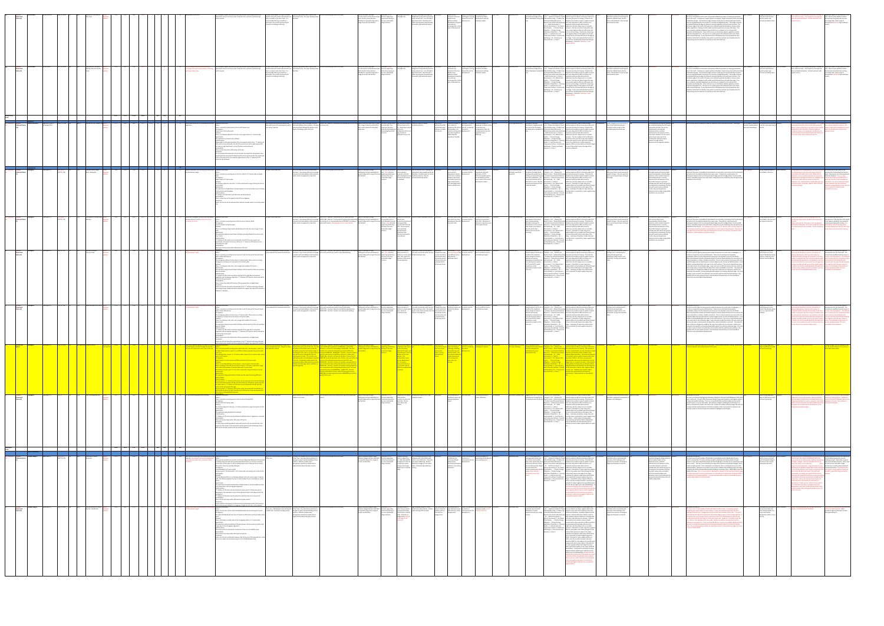| VHOSBC Hampton Magna Budbrooke PC HM2*O/R99 R98 HM1 Land to the east of Clinton SHLAA 5.62 5.62 3.77 4.22 13.73 1.26 169 110 Requires sufficient                                                                                                                                                                                                                                                                                                                                                                                                                                                                                                                                                                                                                                                                                                                                                                                                                                                                                                                                                                                                                                                                                                                                                                                                                                                                                                                                                                                                                                                                                                                                                                                                                                                                                                                                                                                                                                                                                                                                                                                                                                                                                                                                                            | d VHOSBC Hampton Magna Budbrooke PC HM 1 (DS7) R74                                                                                                                                                                                                                                                                                                                                                                                                                                                                                                                                                                                                                                                                                                                                                                                                                                                                                                                                                                                                                                                                                                                                                                                                                                                                                                                                                                                                                                                                                                                                                                                                                                                                                                                                                                                                                                                                                                                                                                                                                      | NET TRESS Cubbington Cubbington PC CU7*0 LS3 CU3 North of Bungalow Farm SHLAA 0.37 0.37 0.37 0.37 0.35 11 14 14<br><b>Cubbington Cubbington</b>                                                                                                                                                                                                                                                                                                                                                                                                                                                                                                                                                                                                                                                                                                                                                                                                                                                                                                                                                                                                                                                                                                                                                                                                                                                                                                                                                                                                                              |                                                                                                                                                                                                                                                                                                                                                                                                                                                                                                                                                                                                                                                                                                                                                                                                                                                                                                                                                                                                                                                                                                                                                                                                                                                                                                                                                                                                                                                                                                                                                                                                                                                                                                                                                   | and the contract of the contract of the contract of the contract of the contract of the contract of the contract of the contract of the contract of the contract of the contract of the contract of the contract of the contra<br>Cubbington PC CU6 <sup>*</sup> O/R130 L49                                                                                                                                                                                                                                                                                                                                                                                                                                                                                                                                                                                                                                                                                                                                                                                                                                                                                                                                                                                                                                                                                                                                                                                                                      |                                                                                                                                                                                                                                                                                                                                                                                                                                                                                                                                                                                                                                                                                                                                                                                                                                                                                                                                                                                                                                                                                                                                                                                                                                                                                                                                                                                                                                                                   | Cubbington PC CU 2 (DS7) L19                                                                                                                                                                                                                                                                                                                                                                                                                                                                                                                                                                                                                                                                                                                                                                                                                                                                                                                                                                                                                                                                                                                                                                                                                                                                                                                                                                                                          | 1*O / L18                                                                                                                                                                                                                                                                                                                                                                                                                                                                                                                                                                                                                                                                                                                                                                                                                                                                                                                                                                                                                                                                                                                                                                                                                                                                                                                                                                                                                                                                                                                               | <b>ted VHOSBC</b> Finham (Coventry) Baginton PC (part) /<br>Stoneleigh (Part)<br><b>Preferred Option</b>                                                                                                                                                                                                                                                                                                                                                                                                                                                                                                                                                                                                                                                                                                                                                                                                                                                                                                                                                                                                                                                                                                                                                                                                                                                                             | the control of the control of the control of<br><b>Burton Green</b><br><b>Burton Green</b><br><b>Discounted</b><br><b>Burton Green</b>                                                                                                                                                                                                                                                                                                                                                                                                                                                                                                                                                                                                                                                                                                                                                                                                                                                                                                                                                                                                                                                                                                                                                                                                                                                                        |                                                                                                                                                                                                                                                                                                                                                                                                                                                                                                                                                                                                                                                                                                                                                                                                                                                                                                                                                                                                                                                                                                                                                                                                                                                                                                                                                                                                    |
|-------------------------------------------------------------------------------------------------------------------------------------------------------------------------------------------------------------------------------------------------------------------------------------------------------------------------------------------------------------------------------------------------------------------------------------------------------------------------------------------------------------------------------------------------------------------------------------------------------------------------------------------------------------------------------------------------------------------------------------------------------------------------------------------------------------------------------------------------------------------------------------------------------------------------------------------------------------------------------------------------------------------------------------------------------------------------------------------------------------------------------------------------------------------------------------------------------------------------------------------------------------------------------------------------------------------------------------------------------------------------------------------------------------------------------------------------------------------------------------------------------------------------------------------------------------------------------------------------------------------------------------------------------------------------------------------------------------------------------------------------------------------------------------------------------------------------------------------------------------------------------------------------------------------------------------------------------------------------------------------------------------------------------------------------------------------------------------------------------------------------------------------------------------------------------------------------------------------------------------------------------------------------------------------------------------|-------------------------------------------------------------------------------------------------------------------------------------------------------------------------------------------------------------------------------------------------------------------------------------------------------------------------------------------------------------------------------------------------------------------------------------------------------------------------------------------------------------------------------------------------------------------------------------------------------------------------------------------------------------------------------------------------------------------------------------------------------------------------------------------------------------------------------------------------------------------------------------------------------------------------------------------------------------------------------------------------------------------------------------------------------------------------------------------------------------------------------------------------------------------------------------------------------------------------------------------------------------------------------------------------------------------------------------------------------------------------------------------------------------------------------------------------------------------------------------------------------------------------------------------------------------------------------------------------------------------------------------------------------------------------------------------------------------------------------------------------------------------------------------------------------------------------------------------------------------------------------------------------------------------------------------------------------------------------------------------------------------------------------------------------------------------------|------------------------------------------------------------------------------------------------------------------------------------------------------------------------------------------------------------------------------------------------------------------------------------------------------------------------------------------------------------------------------------------------------------------------------------------------------------------------------------------------------------------------------------------------------------------------------------------------------------------------------------------------------------------------------------------------------------------------------------------------------------------------------------------------------------------------------------------------------------------------------------------------------------------------------------------------------------------------------------------------------------------------------------------------------------------------------------------------------------------------------------------------------------------------------------------------------------------------------------------------------------------------------------------------------------------------------------------------------------------------------------------------------------------------------------------------------------------------------------------------------------------------------------------------------------------------------|---------------------------------------------------------------------------------------------------------------------------------------------------------------------------------------------------------------------------------------------------------------------------------------------------------------------------------------------------------------------------------------------------------------------------------------------------------------------------------------------------------------------------------------------------------------------------------------------------------------------------------------------------------------------------------------------------------------------------------------------------------------------------------------------------------------------------------------------------------------------------------------------------------------------------------------------------------------------------------------------------------------------------------------------------------------------------------------------------------------------------------------------------------------------------------------------------------------------------------------------------------------------------------------------------------------------------------------------------------------------------------------------------------------------------------------------------------------------------------------------------------------------------------------------------------------------------------------------------------------------------------------------------------------------------------------------------------------------------------------------------|--------------------------------------------------------------------------------------------------------------------------------------------------------------------------------------------------------------------------------------------------------------------------------------------------------------------------------------------------------------------------------------------------------------------------------------------------------------------------------------------------------------------------------------------------------------------------------------------------------------------------------------------------------------------------------------------------------------------------------------------------------------------------------------------------------------------------------------------------------------------------------------------------------------------------------------------------------------------------------------------------------------------------------------------------------------------------------------------------------------------------------------------------------------------------------------------------------------------------------------------------------------------------------------------------------------------------------------------------------------------------------------------------------------------------------------------------------------------------------------------------|-------------------------------------------------------------------------------------------------------------------------------------------------------------------------------------------------------------------------------------------------------------------------------------------------------------------------------------------------------------------------------------------------------------------------------------------------------------------------------------------------------------------------------------------------------------------------------------------------------------------------------------------------------------------------------------------------------------------------------------------------------------------------------------------------------------------------------------------------------------------------------------------------------------------------------------------------------------------------------------------------------------------------------------------------------------------------------------------------------------------------------------------------------------------------------------------------------------------------------------------------------------------------------------------------------------------------------------------------------------------------------------------------------------------------------------------------------------------|---------------------------------------------------------------------------------------------------------------------------------------------------------------------------------------------------------------------------------------------------------------------------------------------------------------------------------------------------------------------------------------------------------------------------------------------------------------------------------------------------------------------------------------------------------------------------------------------------------------------------------------------------------------------------------------------------------------------------------------------------------------------------------------------------------------------------------------------------------------------------------------------------------------------------------------------------------------------------------------------------------------------------------------------------------------------------------------------------------------------------------------------------------------------------------------------------------------------------------------------------------------------------------------------------------------------------------------------------------------------------------------------------------------------------------------|-----------------------------------------------------------------------------------------------------------------------------------------------------------------------------------------------------------------------------------------------------------------------------------------------------------------------------------------------------------------------------------------------------------------------------------------------------------------------------------------------------------------------------------------------------------------------------------------------------------------------------------------------------------------------------------------------------------------------------------------------------------------------------------------------------------------------------------------------------------------------------------------------------------------------------------------------------------------------------------------------------------------------------------------------------------------------------------------------------------------------------------------------------------------------------------------------------------------------------------------------------------------------------------------------------------------------------------------------------------------------------------------------------------------------------------------------------------------------------------------------------------------------------------------|--------------------------------------------------------------------------------------------------------------------------------------------------------------------------------------------------------------------------------------------------------------------------------------------------------------------------------------------------------------------------------------------------------------------------------------------------------------------------------------------------------------------------------------------------------------------------------------------------------------------------------------------------------------------------------------------------------------------------------------------------------------------------------------------------------------------------------------------------------------------------------------------------------------------------------------------------------------------------------------------------------------------------------------------------------------------------------------------------------------------------------------------------------------------------------------------------------------------------------------------------------------------------------------------------------------------------------------------------------------------------------------|---------------------------------------------------------------------------------------------------------------------------------------------------------------------------------------------------------------------------------------------------------------------------------------------------------------------------------------------------------------------------------------------------------------------------------------------------------------------------------------------------------------------------------------------------------------------------------------------------------------------------------------------------------------------------------------------------------------------------------------------------------------------------------------------------------------------------------------------------------------------------------------------------------------------------------------------------------------------------------------------------------------------------------------------------------------------------------------------------------------------------------------------------------------------------------------------------------------------------------------------------------------------------------------------------------------------------------------------------------------------------------------------------------------|----------------------------------------------------------------------------------------------------------------------------------------------------------------------------------------------------------------------------------------------------------------------------------------------------------------------------------------------------------------------------------------------------------------------------------------------------------------------------------------------------------------------------------------------------------------------------------------------------------------------------------------------------------------------------------------------------------------------------------------------------------------------------------------------------------------------------------------------------------------------------------------------------------------------------------------------------------------------------------------------------------------------------------------------------------------------------------------------------------------------------------------------------------------------------------------------------------------------------------------------------------------------------------------------------------------------------------------------------------------------------------------------------|
| Avenue / Gould Road                                                                                                                                                                                                                                                                                                                                                                                                                                                                                                                                                                                                                                                                                                                                                                                                                                                                                                                                                                                                                                                                                                                                                                                                                                                                                                                                                                                                                                                                                                                                                                                                                                                                                                                                                                                                                                                                                                                                                                                                                                                                                                                                                                                                                                                                                         | Boulevard                                                                                                                                                                                                                                                                                                                                                                                                                                                                                                                                                                                                                                                                                                                                                                                                                                                                                                                                                                                                                                                                                                                                                                                                                                                                                                                                                                                                                                                                                                                                                                                                                                                                                                                                                                                                                                                                                                                                                                                                                                                               |                                                                                                                                                                                                                                                                                                                                                                                                                                                                                                                                                                                                                                                                                                                                                                                                                                                                                                                                                                                                                                                                                                                                                                                                                                                                                                                                                                                                                                                                                                                                                                              |                                                                                                                                                                                                                                                                                                                                                                                                                                                                                                                                                                                                                                                                                                                                                                                                                                                                                                                                                                                                                                                                                                                                                                                                                                                                                                                                                                                                                                                                                                                                                                                                                                                                                                                                                   |                                                                                                                                                                                                                                                                                                                                                                                                                                                                                                                                                                                                                                                                                                                                                                                                                                                                                                                                                                                                                                                                                                                                                                                                                                                                                                                                                                                                                                                                                                  | <u>La dividuale de la cuasta de la cua</u> de la dividuale de la dividuale de la cua<br>La cuasta de la cuasta de la cuasta de la dividuale de la cuasta de la cuasta de la cuasta de la cuasta de la<br>Coventry Road                                                                                                                                                                                                                                                                                                                                                                                                                                                                                                                                                                                                                                                                                                                                                                                                                                                                                                                                                                                                                                                                                                                                                                                                                                            |                                                                                                                                                                                                                                                                                                                                                                                                                                                                                                                                                                                                                                                                                                                                                                                                                                                                                                                                                                                                                                                                                                                                                                                                                                                                                                                                                                                                                                       | Allotment Land, Rugby<br>Road, Cubbington                                                                                                                                                                                                                                                                                                                                                                                                                                                                                                                                                                                                                                                                                                                                                                                                                                                                                                                                                                                                                                                                                                                                                                                                                                                                                                                                                                                                                                                                                               | Land at Oak Lea, Howes Lane SHLAA                                                                                                                                                                                                                                                                                                                                                                                                                                                                                                                                                                                                                                                                                                                                                                                                                                                                                                                                                                                                                                                                                                                                                                                                                                                                                                                                                    | BG3 Land North of The Small<br>BG7*O / R106 R88<br>Holding, Red Lane, Burton do                                                                                                                                                                                                                                                                                                                                                                                                                                                                                                                                                                                                                                                                                                                                                                                                                                                                                                                                                                                                                                                                                                                                                                                                                                                                                                                               |                                                                                                                                                                                                                                                                                                                                                                                                                                                                                                                                                                                                                                                                                                                                                                                                                                                                                                                                                                                                                                                                                                                                                                                                                                                                                                                                                                                                    |
|                                                                                                                                                                                                                                                                                                                                                                                                                                                                                                                                                                                                                                                                                                                                                                                                                                                                                                                                                                                                                                                                                                                                                                                                                                                                                                                                                                                                                                                                                                                                                                                                                                                                                                                                                                                                                                                                                                                                                                                                                                                                                                                                                                                                                                                                                                             | HM 1 Land south of Arras SHLAA   6.16   6.16   4.13   4.62                                                                                                                                                                                                                                                                                                                                                                                                                                                                                                                                                                                                                                                                                                                                                                                                                                                                                                                                                                                                                                                                                                                                                                                                                                                                                                                                                                                                                                                                                                                                                                                                                                                                                                                                                                                                                                                                                                                                                                                                              | 19.53 14.32 9.72 11.32 340 453 250                                                                                                                                                                                                                                                                                                                                                                                                                                                                                                                                                                                                                                                                                                                                                                                                                                                                                                                                                                                                                                                                                                                                                                                                                                                                                                                                                                                                                                                                                                                                           |                                                                                                                                                                                                                                                                                                                                                                                                                                                                                                                                                                                                                                                                                                                                                                                                                                                                                                                                                                                                                                                                                                                                                                                                                                                                                                                                                                                                                                                                                                                                                                                                                                                                                                                                                   |                                                                                                                                                                                                                                                                                                                                                                                                                                                                                                                                                                                                                                                                                                                                                                                                                                                                                                                                                                                                                                                                                                                                                                                                                                                                                                                                                                                                                                                                                                  |                                                                                                                                                                                                                                                                                                                                                                                                                                                                                                                                                                                                                                                                                                                                                                                                                                                                                                                                                                                                                                                                                                                                                                                                                                                                                                                                                                                                                                                                   | CU1 Land opposite Willow Sheet SHLAA 3.68 3.69 2.47 2.77 83 111 65 Reduction in numbers to reflect small affordable Highway Observation:                                                                                                                                                                                                                                                                                                                                                                                                                                                                                                                                                                                                                                                                                                                                                                                                                                                                                                                                                                                                                                                                                                                                                                                                                                                                                              |                                                                                                                                                                                                                                                                                                                                                                                                                                                                                                                                                                                                                                                                                                                                                                                                                                                                                                                                                                                                                                                                                                                                                                                                                                                                                                                                                                                                                                                                                                                                         |                                                                                                                                                                                                                                                                                                                                                                                                                                                                                                                                                                                                                                                                                                                                                                                                                                                                                                                                                                                                                                                                                                                                                                                                                                                                                                                                                                                      |                                                                                                                                                                                                                                                                                                                                                                                                                                                                                                                                                                                                                                                                                                                                                                                                                                                                                                                                                                                                                                                                                                                                                                                                                                                                                                                                                                                                               |                                                                                                                                                                                                                                                                                                                                                                                                                                                                                                                                                                                                                                                                                                                                                                                                                                                                                                                                                                                                                                                                                                                                                                                                                                                                                                                                                                                                    |
|                                                                                                                                                                                                                                                                                                                                                                                                                                                                                                                                                                                                                                                                                                                                                                                                                                                                                                                                                                                                                                                                                                                                                                                                                                                                                                                                                                                                                                                                                                                                                                                                                                                                                                                                                                                                                                                                                                                                                                                                                                                                                                                                                                                                                                                                                                             |                                                                                                                                                                                                                                                                                                                                                                                                                                                                                                                                                                                                                                                                                                                                                                                                                                                                                                                                                                                                                                                                                                                                                                                                                                                                                                                                                                                                                                                                                                                                                                                                                                                                                                                                                                                                                                                                                                                                                                                                                                                                         |                                                                                                                                                                                                                                                                                                                                                                                                                                                                                                                                                                                                                                                                                                                                                                                                                                                                                                                                                                                                                                                                                                                                                                                                                                                                                                                                                                                                                                                                                                                                                                              |                                                                                                                                                                                                                                                                                                                                                                                                                                                                                                                                                                                                                                                                                                                                                                                                                                                                                                                                                                                                                                                                                                                                                                                                                                                                                                                                                                                                                                                                                                                                                                                                                                                                                                                                                   |                                                                                                                                                                                                                                                                                                                                                                                                                                                                                                                                                                                                                                                                                                                                                                                                                                                                                                                                                                                                                                                                                                                                                                                                                                                                                                                                                                                                                                                                                                  |                                                                                                                                                                                                                                                                                                                                                                                                                                                                                                                                                                                                                                                                                                                                                                                                                                                                                                                                                                                                                                                                                                                                                                                                                                                                                                                                                                                                                                                                   |                                                                                                                                                                                                                                                                                                                                                                                                                                                                                                                                                                                                                                                                                                                                                                                                                                                                                                                                                                                                                                                                                                                                                                                                                                                                                                                                                                                                                                       |                                                                                                                                                                                                                                                                                                                                                                                                                                                                                                                                                                                                                                                                                                                                                                                                                                                                                                                                                                                                                                                                                                                                                                                                                                                                                                                                                                                                                                                                                                                                         |                                                                                                                                                                                                                                                                                                                                                                                                                                                                                                                                                                                                                                                                                                                                                                                                                                                                                                                                                                                                                                                                                                                                                                                                                                                                                                                                                                                      | <u>25.17 17.21 11.54 13.03 391 509 12.55 12.55 12.56 12.56 12.56 12.56 12.56 12.56 12.56 12.56 12.56 12.56 12.56 1</u>                                                                                                                                                                                                                                                                                                                                                                                                                                                                                                                                                                                                                                                                                                                                                                                                                                                                                                                                                                                                                                                                                                                                                                                                                                                                                        |                                                                                                                                                                                                                                                                                                                                                                                                                                                                                                                                                                                                                                                                                                                                                                                                                                                                                                                                                                                                                                                                                                                                                                                                                                                                                                                                                                                                    |
|                                                                                                                                                                                                                                                                                                                                                                                                                                                                                                                                                                                                                                                                                                                                                                                                                                                                                                                                                                                                                                                                                                                                                                                                                                                                                                                                                                                                                                                                                                                                                                                                                                                                                                                                                                                                                                                                                                                                                                                                                                                                                                                                                                                                                                                                                                             |                                                                                                                                                                                                                                                                                                                                                                                                                                                                                                                                                                                                                                                                                                                                                                                                                                                                                                                                                                                                                                                                                                                                                                                                                                                                                                                                                                                                                                                                                                                                                                                                                                                                                                                                                                                                                                                                                                                                                                                                                                                                         |                                                                                                                                                                                                                                                                                                                                                                                                                                                                                                                                                                                                                                                                                                                                                                                                                                                                                                                                                                                                                                                                                                                                                                                                                                                                                                                                                                                                                                                                                                                                                                              |                                                                                                                                                                                                                                                                                                                                                                                                                                                                                                                                                                                                                                                                                                                                                                                                                                                                                                                                                                                                                                                                                                                                                                                                                                                                                                                                                                                                                                                                                                                                                                                                                                                                                                                                                   |                                                                                                                                                                                                                                                                                                                                                                                                                                                                                                                                                                                                                                                                                                                                                                                                                                                                                                                                                                                                                                                                                                                                                                                                                                                                                                                                                                                                                                                                                                  |                                                                                                                                                                                                                                                                                                                                                                                                                                                                                                                                                                                                                                                                                                                                                                                                                                                                                                                                                                                                                                                                                                                                                                                                                                                                                                                                                                                                                                                                   |                                                                                                                                                                                                                                                                                                                                                                                                                                                                                                                                                                                                                                                                                                                                                                                                                                                                                                                                                                                                                                                                                                                                                                                                                                                                                                                                                                                                                                       |                                                                                                                                                                                                                                                                                                                                                                                                                                                                                                                                                                                                                                                                                                                                                                                                                                                                                                                                                                                                                                                                                                                                                                                                                                                                                                                                                                                                                                                                                                                                         |                                                                                                                                                                                                                                                                                                                                                                                                                                                                                                                                                                                                                                                                                                                                                                                                                                                                                                                                                                                                                                                                                                                                                                                                                                                                                                                                                                                      |                                                                                                                                                                                                                                                                                                                                                                                                                                                                                                                                                                                                                                                                                                                                                                                                                                                                                                                                                                                                                                                                                                                                                                                                                                                                                                                                                                                                               |                                                                                                                                                                                                                                                                                                                                                                                                                                                                                                                                                                                                                                                                                                                                                                                                                                                                                                                                                                                                                                                                                                                                                                                                                                                                                                                                                                                                    |
| the development edge.                                                                                                                                                                                                                                                                                                                                                                                                                                                                                                                                                                                                                                                                                                                                                                                                                                                                                                                                                                                                                                                                                                                                                                                                                                                                                                                                                                                                                                                                                                                                                                                                                                                                                                                                                                                                                                                                                                                                                                                                                                                                                                                                                                                                                                                                                       | High levels of screening / environmental buffering Highway Observation:<br>required. This reduces the overall housing level. Access:<br>ome potential options for community facility                                                                                                                                                                                                                                                                                                                                                                                                                                                                                                                                                                                                                                                                                                                                                                                                                                                                                                                                                                                                                                                                                                                                                                                                                                                                                                                                                                                                                                                                                                                                                                                                                                                                                                                                                                                                                                                                                    | No recent planning applications detailed.                                                                                                                                                                                                                                                                                                                                                                                                                                                                                                                                                                                                                                                                                                                                                                                                                                                                                                                                                                                                                                                                                                                                                                                                                                                                                                                                                                                                                                                                                                                                    | a potential green corridor through the site and Access:                                                                                                                                                                                                                                                                                                                                                                                                                                                                                                                                                                                                                                                                                                                                                                                                                                                                                                                                                                                                                                                                                                                                                                                                                                                                                                                                                                                                                                                                                                                                                                                                                                                                                           | development edge.<br>Signicantly reduced capacity to reflect the need for Highway Observation:                                                                                                                                                                                                                                                                                                                                                                                                                                                                                                                                                                                                                                                                                                                                                                                                                                                                                                                                                                                                                                                                                                                                                                                                                                                                                                                                                                                                   | the development edge.                                                                                                                                                                                                                                                                                                                                                                                                                                                                                                                                                                                                                                                                                                                                                                                                                                                                                                                                                                                                                                                                                                                                                                                                                                                                                                                                                                                                                                             | housing scheme (7 units) and environmental Access:<br>eening to the site.                                                                                                                                                                                                                                                                                                                                                                                                                                                                                                                                                                                                                                                                                                                                                                                                                                                                                                                                                                                                                                                                                                                                                                                                                                                                                                                                                             | Requires sufficient site screening and softening of Highway Observation:<br>the development edge.                                                                                                                                                                                                                                                                                                                                                                                                                                                                                                                                                                                                                                                                                                                                                                                                                                                                                                                                                                                                                                                                                                                                                                                                                                                                                                                                                                                                                                       | 20 units with areas left for screening and existing Highway Observation:                                                                                                                                                                                                                                                                                                                                                                                                                                                                                                                                                                                                                                                                                                                                                                                                                                                                                                                                                                                                                                                                                                                                                                                                                                                                                                             | 40 Site will require substantial environmental<br>screening to the west and protection of<br>planting in other areas.                                                                                                                                                                                                                                                                                                                                                                                                                                                                                                                                                                                                                                                                                                                                                                                                                                                                                                                                                                                                                                                                                                                                                                                                                                                                                         |                                                                                                                                                                                                                                                                                                                                                                                                                                                                                                                                                                                                                                                                                                                                                                                                                                                                                                                                                                                                                                                                                                                                                                                                                                                                                                                                                                                                    |
| Access into the site is at the end of Gould Road which has no existing access point. be addressed. Proximity to sewage works. manage its impact and avoid adding to local<br>The width of Gould Road varies from 7.5 metres to 20.3 metres at the possible acces<br>There is a footway on either side of the carriageway which is 1.7 metres wide.<br>The speed limit along Gould Road is 30mph however; vehicle speeds are likely to be<br>slower due to the carriageway alignment.<br>Visibility Splays:<br>The access point is at the end of a cul-de-sac so there are no visibility issues.<br>There are four bus stops within 550 metres of the site.<br>Access into the site is achievable however, due to the size of the proposed site, a new<br>access may need to be created joining the site to Old Budbrooke Road.                                                                                                                                                                                                                                                                                                                                                                                                                                                                                                                                                                                                                                                                                                                                                                                                                                                                                                                                                                                                                                                                                                                                                                                                                                                                                                                                                                                                                                                                              | There are two possible access points into the site along Arras Boulevard. Access point<br>1 could go along the south of Arras Boulevard where there is currently no existing<br>access point. Access point 2 is off Arras Boulevard, south of the junction to Curlieu<br>Close where there is an existing field gate.<br>arriageway:<br>Arras Boulevard is 6.7 metres wide.<br>at access point 2, the bellmouth is 11.4 metres wide, narrowing to 4.5 metres at the<br>On Arras Boulevard there is no footway adjacent to the site only a verge 1.2 metres<br>wide. The footway opposite the site is 2 metres wide. There is no footway at access<br>The speed limit around Arras Boulevard is 30mph however; vehicle speeds are likely<br>o be slower due to the carriageway alignment.<br>isibility Splavs:<br>"Y" distance of 43 metres can be achieved at access point 1 if the access point is<br>developed in the south-east corner of Arras Boulevard due to the alignment of the<br>Y" distance of 43 metres can be achieved in both directions at access point 2.<br>ustainability:<br>There are four bus stops within 400 metres of access point 2.<br>Access could be achieved prior to the bend of Arras Boulevard south of the junction<br>ith Clinton Avenue taking the carriageway straight into the site, so the required                                                                                                                                                                                                                                                                                                                                                                                                                                                                                                                                                                                                                                                                                                                               | <u>ictoinability: a component and contact the component of the contact of the contact of the contact of the conta<br/>The contact of the contact of the contact of the contact of the contact of the contact of the contact of the c</u><br>Highway Observation:<br>There is currently no existing access into the site on Windmill Hill.<br>Windmill Hill is 8.2 metres wide.<br>The footway adjacent to the site is 1.2 metres wide with a verge fronting the site 8.2<br>metres wide.<br>Speed Limits:<br>The speed limit along Windmill Hill is 30mph.<br>sibility Splays:<br>"Y" distance of 70 metres can be achieved in both directions if vegetation is cut back.<br>stainability:<br>There are two bus stops within 200 metres of the site.<br>It is likely there would be gradient issues with access to the site and with the close<br>proximity of the access to the Social Club and the junction with Stonehouse Close,<br>WCC do not consider access to the site could be achieved.                                                                                                                                                                                                                                                                                                                                                                                                                                                                                                                                                                            | lusion of employment uses in part of the site. There are three possible existing access points into site 3. Access points 1 and 2 are flood allevation scheme.<br>on Welsh Road and access point 3 is on Offchurch Road, opposite the junction with<br>The existing access at point 1 is 7.3 metres wide; at point 2 is 4.2 metres wide; and at<br>point 3 is 8.7 metres.<br>Velsh Road is 6.1 metres wide and Offchurch Road is 5.8 metres wide.<br>re is no existing footway at access point 1, only a verge 6.3 r<br>here is footway to the left of access point 2 which is 1.6 metres wide with a verge<br>either side of the footway 2.4 metres wide and 5.1 metres wide.<br>he footway at access point 3 is 1.6 metres wide with a verge fronting the site 3.4<br>The speed limit along Welsh Road is 50mph and the speed limit along Offchurch<br>Road is 30mph.<br><b>Visibility Splays:</b><br>it access point 1, "Y" distance of 70 metres can be achieved to the left and although<br>he recommended distance of 160 cannot be achieved, 120 metres can be achieved.<br>At access point 2, "Y" distance of 70 metres can be achieved to the left and 160<br>metres can be achieved to the right.<br>At access point 3, "Y" distance of 70 metres cannot be achieved to the left due to a<br>left hand bend and to the right, the distance of 160 metres cannot be achieved but<br>120 metres could possibly be achieved.                                                                                                                                                                                                                                                                                                               | Highway Observation:<br>There is currently an existing access into sites 2 and 4 to the east of Coventry Road<br>before Cotton Mill Spinney.<br>Carriageway:<br>The carriageway adjacent to the sites is 3.2 metres wide. There is also an existing<br>rriageway in between the sites which is 2.4 metres wide.<br>There is no footway at the sites, only a verge with a width of 1.8 metres.<br>he speed limit along Coventry Road is 60mph until the junction of the sites and then<br>comes 30mph.<br>Visibility Splays:<br>"Y" distance of 215 metres cannot be achieved to the right due to overgrown<br>vegetation and carriageway alignment. "Y" distance of 70 metres can be achieved to<br>the left of the access point.<br>There is a bus stop within 400 metres of the proposed site, on Rugby Road.<br>Access into the site cannot be achieved due to the "Y" distance not being achieved<br>d a speed survey would need to be submitted to support any request to consider a                                                                                                                                                                                                                                                                                                                                                                                                                                                                                                        | Conclusion:<br><b>Orient</b> Highway Observation:<br>There is currently an existing access into sites 2 and 4 to the east of Coventry Road<br>before Cotton Mill Spinney.<br>The carriageway adjacent to the sites is 3.2 metres wide. There is also an existing<br>arriageway in between the sites which is 2.4 metres wide.<br>There is no footway at the sites, only a verge with a width of 1.8 metres.<br>The speed limit along Coventry Road is 60mph until the junction of the sites and then<br>ecomes 30mph.<br>Visibility Splays:<br>"Y" distance of 215 metres cannot be achieved to the right due to overgrown<br>vegetation and carriageway alignment. "Y" distance of 70 metres can be achieved to<br>the left of the access point.<br>ustainability:<br>There is a bus stop within 400 metres of the proposed site, on Rugby Road.<br>Access into the site cannot be achieved due to the "Y" distance not being achieved<br>and a speed survey would need to be submitted to support any request to consider a<br>reduced "Y" distance.                                                                                                                                                                                                                                                                                                                                                                                                            | There is currently no existing access into the site on Coventry Road.<br>Carriageway:<br>Coventry Road is 5.8 metres wide.<br>There is no footway along Coventry Road adjacent to the site, only a verge 1 metre<br>The speed limit along Coventry Road is 60mph becoming 30mph at the access into<br>es 2 and 4.<br>isibility Splays:<br>"Y" distance of 215 metres can be achieved to the left if the access point was<br>positioned to the South-East corner of the site. "Y" distance of 70 metres can be<br>achieved to the right.<br>There are three bus stops within 300 metres of the site.                                                                                                                                                                                                                                                                                                                                                                                                                                                                                                                                                                                                                                                                                                                                                                                                                                   | here is currently an existing access into site 1 which is 2.7 metres wide on Rugby<br>Rugby Road is 6.2 metres wide.<br>The footway adjacent to the site is 1.4 metres wide with a verge fronting the site 4.5<br>Speed Limits:<br>The speed limit on Rugby Road is 50mph adjacent to the site but decreases to 30mpl<br>at the junction with Broadway.<br>isibility Splays:<br>Y" distances of 120 metres and 160 metres can be achieved.<br>There is a bus stop on the opposite side of the carriageway.<br>Access into the site can be achieved and could also provide access into nearby option                                                                                                                                                                                                                                                                                                                                                                                                                                                                                                                                                                                                                                                                                                                                                                                                                                                                                                                                     | There is currently limited access to the site off Howes Lane.<br>Howes Lane is 5.6 metres wide.<br>There is no footway adjacent to the site, only a verge which is 1.7 metres wide.<br>The speed limit on Howes Lane is 40mph.<br>Measuring from the right hand side of the site opposite Jacklin Drive, "Y" distance of<br>120 metres can be achieved to the left of the site but not to the right towards Mill<br>Hill, due to a right hand bend, so only 30 metres can be achieved.<br>There are bus stops within 200 metres of the site.<br>or the proposed development to be achievable, the speed limit along Howes Lane<br>would need to be decreased to 30mph and the access point into the site would need<br>to be as far south of the site, towards Leigh Avenue so that "Y" distances of 70<br>netres can be achieved.                                                                                                                                                                                                                                                                                                                                                                                                                                                                                                                                                   | Not reviewed in detail, but much of Red Lane has very limited opportunities for No major issues raised. Air, light and noise Generally high ground water levels in the No recent planning applications detailed.<br>appropriate levels of site access, due to bends in the road and reasonably high<br>vehicle speeds.                                                                                                                                                                                                                                                                                                                                                                                                                                                                                                                                                                                                                                                                                                                                                                                                                                                                                                                                                                                                                                                                                        | reviewed in detail, but much of Red Lane has very limited opportunities for Nomajor issues raised. Air, light and noise Generally high ground water levels in the No recent planning applications detaile<br>appropriate levels of site access, due to bends in the road and reasonably high pollution along with waste and emissions are Burton Green area. No major flooding issues<br>ehicle speeds.                                                                                                                                                                                                                                                                                                                                                                                                                                                                                                                                                                                                                                                                                                                                                                                                                                                                                                                                                                                            |
| military use. A46 highways noise will need to of their time. Any new scheme will have to                                                                                                                                                                                                                                                                                                                                                                                                                                                                                                                                                                                                                                                                                                                                                                                                                                                                                                                                                                                                                                                                                                                                                                                                                                                                                                                                                                                                                                                                                                                                                                                                                                                                                                                                                                                                                                                                                                                                                                                                                                                                                                                                                                                                                    |                                                                                                                                                                                                                                                                                                                                                                                                                                                                                                                                                                                                                                                                                                                                                                                                                                                                                                                                                                                                                                                                                                                                                                                                                                                                                                                                                                                                                                                                                                                                                                                                                                                                                                                                                                                                                                                                                                                                                                                                                                                                         | No major issues identified.                                                                                                                                                                                                                                                                                                                                                                                                                                                                                                                                                                                                                                                                                                                                                                                                                                                                                                                                                                                                                                                                                                                                                                                                                                                                                                                                                                                                                                                                                                                                                  |                                                                                                                                                                                                                                                                                                                                                                                                                                                                                                                                                                                                                                                                                                                                                                                                                                                                                                                                                                                                                                                                                                                                                                                                                                                                                                                                                                                                                                                                                                                                                                                                                                                                                                                                                   |                                                                                                                                                                                                                                                                                                                                                                                                                                                                                                                                                                                                                                                                                                                                                                                                                                                                                                                                                                                                                                                                                                                                                                                                                                                                                                                                                                                                                                                                                                  |                                                                                                                                                                                                                                                                                                                                                                                                                                                                                                                                                                                                                                                                                                                                                                                                                                                                                                                                                                                                                                                                                                                                                                                                                                                                                                                                                                                                                                                                   | No major issues identified.                                                                                                                                                                                                                                                                                                                                                                                                                                                                                                                                                                                                                                                                                                                                                                                                                                                                                                                                                                                                                                                                                                                                                                                                                                                                                                                                                                                                           | No major issues identified.                                                                                                                                                                                                                                                                                                                                                                                                                                                                                                                                                                                                                                                                                                                                                                                                                                                                                                                                                                                                                                                                                                                                                                                                                                                                                                                                                                                                                                                                                                             | noise survey required.                                                                                                                                                                                                                                                                                                                                                                                                                                                                                                                                                                                                                                                                                                                                                                                                                                                                                                                                                                                                                                                                                                                                                                                                                                                                                                                                                               | pollution along with waste and emissions are Burton Green area. No major flooding issues<br>ikely to increase in the short-term. It is identified.<br>commended that there should be a<br>quirement for an EMP (construction &<br>ccupation) including monitoring.                                                                                                                                                                                                                                                                                                                                                                                                                                                                                                                                                                                                                                                                                                                                                                                                                                                                                                                                                                                                                                                                                                                                            | ikely to increase in the short-term. It is identified.<br>commended that there should be a<br>requirement for an EMP (construction &<br>occupation) including monitoring.                                                                                                                                                                                                                                                                                                                                                                                                                                                                                                                                                                                                                                                                                                                                                                                                                                                                                                                                                                                                                                                                                                                                                                                                                          |
| e site contamination linked to previous Drainage and sewage systems are limited and No recent planning applications detailed<br>problems. Effective surface water<br>management essential to avoid knock on<br>impacts further down the water courses.                                                                                                                                                                                                                                                                                                                                                                                                                                                                                                                                                                                                                                                                                                                                                                                                                                                                                                                                                                                                                                                                                                                                                                                                                                                                                                                                                                                                                                                                                                                                                                                                                                                                                                                                                                                                                                                                                                                                                                                                                                                      | May be site contamination linked to previous Drainage and sewage systems are limited and No recent planning applications detailed.<br>of their time. Any new scheme will have to<br>manage its impact and avoid adding to local<br>problems. Effective surface water<br>management essential to avoid knock on<br>impacts further down the water courses.                                                                                                                                                                                                                                                                                                                                                                                                                                                                                                                                                                                                                                                                                                                                                                                                                                                                                                                                                                                                                                                                                                                                                                                                                                                                                                                                                                                                                                                                                                                                                                                                                                                                                                               | problems in the area.                                                                                                                                                                                                                                                                                                                                                                                                                                                                                                                                                                                                                                                                                                                                                                                                                                                                                                                                                                                                                                                                                                                                                                                                                                                                                                                                                                                                                                                                                                                                                        | separate appendix.                                                                                                                                                                                                                                                                                                                                                                                                                                                                                                                                                                                                                                                                                                                                                                                                                                                                                                                                                                                                                                                                                                                                                                                                                                                                                                                                                                                                                                                                                                                                                                                                                                                                                                                                |                                                                                                                                                                                                                                                                                                                                                                                                                                                                                                                                                                                                                                                                                                                                                                                                                                                                                                                                                                                                                                                                                                                                                                                                                                                                                                                                                                                                                                                                                                  | its impact and avoid adding to local problems.<br>Surface water management is important.                                                                                                                                                                                                                                                                                                                                                                                                                                                                                                                                                                                                                                                                                                                                                                                                                                                                                                                                                                                                                                                                                                                                                                                                                                                                                                                                                                          |                                                                                                                                                                                                                                                                                                                                                                                                                                                                                                                                                                                                                                                                                                                                                                                                                                                                                                                                                                                                                                                                                                                                                                                                                                                                                                                                                                                                                                       | rt of the land falls into a northern water No recent planning applications detailed.<br>catchment. Any scheme will have to manage<br>its impact and avoid adding to local problems.<br>Surface water management is important.                                                                                                                                                                                                                                                                                                                                                                                                                                                                                                                                                                                                                                                                                                                                                                                                                                                                                                                                                                                                                                                                                                                                                                                                                                                                                                           | addressed as part of the development with a and avoid adding to local problems. No major to Howes Lane.<br>issues identified although SA indicates some<br>degree of flooding in part of the site.                                                                                                                                                                                                                                                                                                                                                                                                                                                                                                                                                                                                                                                                                                                                                                                                                                                                                                                                                                                                                                                                                                                                                                                   |                                                                                                                                                                                                                                                                                                                                                                                                                                                                                                                                                                                                                                                                                                                                                                                                                                                                                                                                                                                                                                                                                                                                                                                                                                                                                                                                                                                                               |                                                                                                                                                                                                                                                                                                                                                                                                                                                                                                                                                                                                                                                                                                                                                                                                                                                                                                                                                                                                                                                                                                                                                                                                                                                                                                                                                                                                    |
|                                                                                                                                                                                                                                                                                                                                                                                                                                                                                                                                                                                                                                                                                                                                                                                                                                                                                                                                                                                                                                                                                                                                                                                                                                                                                                                                                                                                                                                                                                                                                                                                                                                                                                                                                                                                                                                                                                                                                                                                                                                                                                                                                                                                                                                                                                             |                                                                                                                                                                                                                                                                                                                                                                                                                                                                                                                                                                                                                                                                                                                                                                                                                                                                                                                                                                                                                                                                                                                                                                                                                                                                                                                                                                                                                                                                                                                                                                                                                                                                                                                                                                                                                                                                                                                                                                                                                                                                         |                                                                                                                                                                                                                                                                                                                                                                                                                                                                                                                                                                                                                                                                                                                                                                                                                                                                                                                                                                                                                                                                                                                                                                                                                                                                                                                                                                                                                                                                                                                                                                              | current and previous uses. Subject to major issues locally and on part of the site. This will (each 54,000 sqft) (renewal of PP W850201). W/91/1008 - Cubbington has been identified as a supporting limited new to flooding i<br>not address all the flood issues on the site - Granted - Erection of 2 link buildings. W/94/1289 - Granted - growth village with a range of services housing in the more of which are being<br>particularly along the north western edge. If Erection of a workshop and warehouse (each 54,000 sq ft) and facilities.<br>developing the site, there is an opportunity to renewal of W900444. W/98/0359 - Granted - Provision of liquid<br>open up the culvert through the site and site and starting as tank and erection of eight flues and one air intake stack.<br>create a green corridor. This corridor may $\frac{W}{99/1486}$ - Granted - Variation of condition 1 (time limit) of<br>significantly reduce the development capacity W941289 to extend permission for a further 5 year period for t<br>of the site. A hydrology model needs to be erection of a workshop and warehouse (each 5017 sqm).<br>developed to better understand issues locally. W/00/0419 - Granted - Erection of a wooden viewing shelter for<br>letailed initial drainage reports available as luse in association with existing demonstration area / test track<br>W/00/1565 - Granted - Erection of a wooden viewing shelter fo<br>use in association with existing demonstration area / test trac<br>(amended position to W20000419). W/04/1770 - Granted -<br>Variation of Condition 1 (Time Limit) of Planning Permission<br>W991486 to renew original permission (W900444) for a furthe<br><b>period of five years.</b> | Potential contamination linked to nearby Part of the land falls into a northern water W/01/0231- Granted - Retrospective application for the removal Edge of Cubbington village. Green Belt land. Policy Insufficient visabili<br>previous Sawmill Use (wood contaminants). catchment. Any scheme will have to manage of an earth mound and creation if new hardstanding.<br>its impact and avoid adding to local problems. W/97/0725- Granted - Retention of additional parking area. growth village with a range of services  limited new housing in relation to current speed of high landscape value. S<br>Surface water management is important. W/04/0042 - Granted - Erection of a replacement dwelling. and facilities.                                                                                                                                                                                                                                                                                                                                                                                                                                                                                                                                                                                                                                                                                                                                                                  | Potential contamination linked to nearby Part of the land falls into a northern water W/01/0231 - Granted - Retrospective application for the removal Edge of Cubbington village. Green Belt and allotment Insufficient visabi<br>previous Sawmill Use (wood contaminants). catchment. Any scheme will have to manage of an earth mound and creation of new hardstanding.                                                                                                                                                                                                                                                                                                                                                                                                                                                                                                                                                                                                                                                                                                                                                                                                                                                                                                                                                                                                                                                                                         | art of the land falls into a northern water W/97/0072 - Refused - Construction of a 15 space car park. Edge of Cubbington village. Green Belt. Some history Suitable site access and Impact on open landscape character. Satis<br>catchment. Any scheme will have to manage W/07/1086 - Refused - Construction of a grasscrete hardstanding Cubbington has been identified as a passible site for a internal road<br>its impact and avoid adding to local problems. for parking of cars (revised application of W970072) including a growth village with a range of services small affordable housing connections would need<br>Surface water management is important. The w vehicle access. Planning approval for 7 units (xxxxxx) and facilities.                                                                                                                                                                                                                                                                                                                                                                                                                                                                                                                                                                                                                                                                                   |                                                                                                                                                                                                                                                                                                                                                                                                                                                                                                                                                                                                                                                                                                                                                                                                                                                                                                                                                                                                                                                                                                                                                                                                                                                                                                                                                                                                                                                                                                                                         | oise issues from the A46 will need to be Any scheme will have to manage its impact W/94/1282 - Refused - Residential development with access road Edge of Coventry urban area. Finham The site is located within Large domesti                                                                                                                                                                                                                                                                                                                                                                                                                                                                                                                                                                                                                                                                                                                                                                                                                                                                                                                                                                                                                                                                                                                                                       |                                                                                                                                                                                                                                                                                                                                                                                                                                                                                                                                                                                                                                                                                                                                                                                                                                                                                                                                                                                                                                                                                                                                                                                                                                                                                                                                                                                                               |                                                                                                                                                                                                                                                                                                                                                                                                                                                                                                                                                                                                                                                                                                                                                                                                                                                                                                                                                                                                                                                                                                                                                                                                                                                                                                                                                                                                    |
| services and facilities.                                                                                                                                                                                                                                                                                                                                                                                                                                                                                                                                                                                                                                                                                                                                                                                                                                                                                                                                                                                                                                                                                                                                                                                                                                                                                                                                                                                                                                                                                                                                                                                                                                                                                                                                                                                                                                                                                                                                                                                                                                                                                                                                                                                                                                                                                    | services and facilities.                                                                                                                                                                                                                                                                                                                                                                                                                                                                                                                                                                                                                                                                                                                                                                                                                                                                                                                                                                                                                                                                                                                                                                                                                                                                                                                                                                                                                                                                                                                                                                                                                                                                                                                                                                                                                                                                                                                                                                                                                                                | growth village with a range of services limited new housing in Proximity to sports and<br>village locations.                                                                                                                                                                                                                                                                                                                                                                                                                                                                                                                                                                                                                                                                                                                                                                                                                                                                                                                                                                                                                                                                                                                                                                                                                                                                                                                                                                                                                                                                 |                                                                                                                                                                                                                                                                                                                                                                                                                                                                                                                                                                                                                                                                                                                                                                                                                                                                                                                                                                                                                                                                                                                                                                                                                                                                                                                                                                                                                                                                                                                                                                                                                                                                                                                                                   |                                                                                                                                                                                                                                                                                                                                                                                                                                                                                                                                                                                                                                                                                                                                                                                                                                                                                                                                                                                                                                                                                                                                                                                                                                                                                                                                                                                                                                                                                                  | nd facilities.<br>locations.                                                                                                                                                                                                                                                                                                                                                                                                                                                                                                                                                                                                                                                                                                                                                                                                                                                                                                                                                                                                                                                                                                                                                                                                                                                                                                                                                                                                                                      | sustainable village                                                                                                                                                                                                                                                                                                                                                                                                                                                                                                                                                                                                                                                                                                                                                                                                                                                                                                                                                                                                                                                                                                                                                                                                                                                                                                                                                                                                                   | dge of Cubbington village.<br>locations.                                                                                                                                                                                                                                                                                                                                                                                                                                                                                                                                                                                                                                                                                                                                                                                                                                                                                                                                                                                                                                                                                                                                                                                                                                                                                                                                                                                                                                                                                                | and is well connected to the wider majority of the site is site. Steep slope rising to<br>Plan Area.                                                                                                                                                                                                                                                                                                                                                                                                                                                                                                                                                                                                                                                                                                                                                                                                                                                                                                                                                                                                                                                                                                                                                                                                                                                                                 | Vithin the linear, Red Lane<br>Parish. Burton Green has been limited new housing in<br>identified as a growth village with a the more sustainable<br>range of services and facilities. village locations.                                                                                                                                                                                                                                                                                                                                                                                                                                                                                                                                                                                                                                                                                                                                                                                                                                                                                                                                                                                                                                                                                                                                                                                                     | hin the linear, Red Lane<br>corridor, which is within Burton Green direction supporting and hedgerows.<br>Parish. Burton Green has been limited new housing in<br>identified as a growth village with a the more sustainable<br>range of services and facilities. village locations.                                                                                                                                                                                                                                                                                                                                                                                                                                                                                                                                                                                                                                                                                                                                                                                                                                                                                                                                                                                                                                                                                                               |
| dge of Hampton Magna village. Green Belt. Policy A46 road corridor is High landscape impact in a very Noise issues from the Not suitable due to Owner has expressed Not achievable due to high 2014/2019<br>Hampton Magna has been identified direction supporting within close proximity. visable Green Belt location. Surface A46 will need to be high landscape impact an interest in landscape impact on the<br>as a growth village with a range of limited new housing in Drainage and sewage water drainage off from field. tackled as will any and proximity to A46 / releasing the site for majority of the site.<br>the more sustainable infrastructure is limited<br>village locations. locally. Proximity to<br>sewage works. Located<br>n the edge of the<br>ettlement.                                                                                                                                                                                                                                                                                                                                                                                                                                                                                                                                                                                                                                                                                                                                                                                                                                                                                                                                                                                                                                                                                                                                                                                                                                                                                                                                                                                                                                                                                                                         | Hampton Magna has been identified direction supporting southern edge of the landscape with intervisibility with<br>as a growth village with a range of limited new housing in site. HBA Local wildlife historic core of Warwick. Site levels<br>the more sustainable site adjacent to the site will require addressing. Need to<br>village locations. in south west corner. effectively manage on-site surface<br>Drainage and sewage water. Relatively high landscape<br>infrastructure is limited scoring.                                                                                                                                                                                                                                                                                                                                                                                                                                                                                                                                                                                                                                                                                                                                                                                                                                                                                                                                                                                                                                                                                                                                                                                                                                                                                                                                                                                                                                                                                                                                                            | Cubbington has been identified as a direction supporting visible location. Inndscape impact.<br>the more sustainable social club. Vehcile<br>access likely to be                                                                                                                                                                                                                                                                                                                                                                                                                                                                                                                                                                                                                                                                                                                                                                                                                                                                                                                                                                                                                                                                                                                                                                                                                                                                                                                                                                                                             | sustainable village and addressed through a new<br>flood alleviation scheme)<br>- further work is also<br>required. Site<br>site. Currently a<br>on site, which may be<br>difficult to accommodate<br>or relocate.                                                                                                                                                                                                                                                                                                                                                                                                                                                                                                                                                                                                                                                                                                                                                                                                                                                                                                                                                                                                                                                                                                                                                                                                                                                                                                                                                                                                                                                                                                                                | Cubbington has been identified as a direction supporting splays particularly in into open countryside within an area although there may insufficient access and to release land for due to insufficient access<br>the more sustainable levels. Minerals need to come forward jointly with the contamination from limpact.<br>village locations. consultation area. allotment frontage site.                                                                                                                                                                                                                                                                                                                                                                                                                                                                                                                                                                                                                                                                                                                                                                                                                                                                                                                                                                                                                                                                                                      | Cubbington has been identified as a land. Policy direction splays particularly in into open countryside within an area although there may scale development due to release land for due to insufficient access<br>growth village with a range of services supporting limited new relation to current speed of high landscape value.<br>housing in the more levels. Will require the<br>sustainable village relocation of the current<br>allotment gardens.                                                                                                                                                                                                                                                                                                                                                                                                                                                                                                                                                                                                                                                                                                                                                                                                                                                                                                                                                                                                        | scheme. Policy direction to be agreed that<br>supporting limited new services both CU01 and<br>housing in the more    CU02. Environmental<br>screening will be<br>required and the<br>relocation of the<br>allotments will need to<br>be considered.                                                                                                                                                                                                                                                                                                                                                                                                                                                                                                                                                                                                                                                                                                                                                                                                                                                                                                                                                                                                                                                                                                                                                                                  | Green Belt and allotment Access issues would need Loss of allotment land - appropriate Satisfactory<br>Cubbington has been identified as a land. Policy direction to be resolved in replacement space would need to be<br>growth village with a range of services supporting limited new conjunction with the identified. Possible impact on nearby<br>housing in the more wider development area. residential amenity. Need to<br>sustainable village Allotments will need to minimise landscape impact.<br>be relocated.                                                                                                                                                                                                                                                                                                                                                                                                                                                                                                                                                                                                                                                                                                                                                                                                                                                                                                                                                                                                              | has a range of services and facilities the Green Belt. The (Oak Lea Farm) on the residential amenity.<br>within the Stoneleigh and south-east.<br>Ashow Neighbourhood Configuration of the site.<br>Large number of<br>significant trees on site.                                                                                                                                                                                                                                                                                                                                                                                                                                                                                                                                                                                                                                                                                                                                                                                                                                                                                                                                                                                                                                                                                                                                    | Green Belt. Policy Some significant trees Flat open landscape, with significat Satisfactory<br>corridor, which is within Burton Green direction supporting and hedgerows. hedgerow frontage planting and and                                                                                                                                                                                                                                                                                                                                                                                                                                                                                                                                                                                                                                                                                                                                                                                                                                                                                                                                                                                                                                                                                                                                                                                                  |                                                                                                                                                                                                                                                                                                                                                                                                                                                                                                                                                                                                                                                                                                                                                                                                                                                                                                                                                                                                                                                                                                                                                                                                                                                                                                                                                                                                    |
| sewage works.                                                                                                                                                                                                                                                                                                                                                                                                                                                                                                                                                                                                                                                                                                                                                                                                                                                                                                                                                                                                                                                                                                                                                                                                                                                                                                                                                                                                                                                                                                                                                                                                                                                                                                                                                                                                                                                                                                                                                                                                                                                                                                                                                                                                                                                                                               |                                                                                                                                                                                                                                                                                                                                                                                                                                                                                                                                                                                                                                                                                                                                                                                                                                                                                                                                                                                                                                                                                                                                                                                                                                                                                                                                                                                                                                                                                                                                                                                                                                                                                                                                                                                                                                                                                                                                                                                                                                                                         |                                                                                                                                                                                                                                                                                                                                                                                                                                                                                                                                                                                                                                                                                                                                                                                                                                                                                                                                                                                                                                                                                                                                                                                                                                                                                                                                                                                                                                                                                                                                                                              | ubject to major viability studies. Site                                                                                                                                                                                                                                                                                                                                                                                                                                                                                                                                                                                                                                                                                                                                                                                                                                                                                                                                                                                                                                                                                                                                                                                                                                                                                                                                                                                                                                                                                                                                                                                                                                                                                                           | the previous nearby<br>land use on the now<br>developed Cotton<br>Mill Spinney Estate.                                                                                                                                                                                                                                                                                                                                                                                                                                                                                                                                                                                                                                                                                                                                                                                                                                                                                                                                                                                                                                                                                                                                                                                                                                                                                                                                                                                                           | contamination from and potential<br>the previous nearby landscape impact.<br>land use on the now<br>developed Cotton<br>Mill Spinney Estate.                                                                                                                                                                                                                                                                                                                                                                                                                                                                                                                                                                                                                                                                                                                                                                                                                                                                                                                                                                                                                                                                                                                                                                                                                                                                                                                      |                                                                                                                                                                                                                                                                                                                                                                                                                                                                                                                                                                                                                                                                                                                                                                                                                                                                                                                                                                                                                                                                                                                                                                                                                                                                                                                                                                                                                                       |                                                                                                                                                                                                                                                                                                                                                                                                                                                                                                                                                                                                                                                                                                                                                                                                                                                                                                                                                                                                                                                                                                                                                                                                                                                                                                                                                                                                                                                                                                                                         |                                                                                                                                                                                                                                                                                                                                                                                                                                                                                                                                                                                                                                                                                                                                                                                                                                                                                                                                                                                                                                                                                                                                                                                                                                                                                                                                                                                      | some mature trees. Loss of Grade 2<br>Agricultural Land. Would result in<br>ribbon development along Red Lan<br>Reasonably high landscape impact.                                                                                                                                                                                                                                                                                                                                                                                                                                                                                                                                                                                                                                                                                                                                                                                                                                                                                                                                                                                                                                                                                                                                                                                                                                                             | Flat open landscape, with significat<br>hedgerow frontage planting and and<br>some mature trees. Loss of Grade 2<br>Agricultural Land. Would result in<br>ribbon development along Red Lane<br>Reasonably high landscape impact.                                                                                                                                                                                                                                                                                                                                                                                                                                                                                                                                                                                                                                                                                                                                                                                                                                                                                                                                                                                                                                                                                                                                                                   |
| odor from the sewage works. development.                                                                                                                                                                                                                                                                                                                                                                                                                                                                                                                                                                                                                                                                                                                                                                                                                                                                                                                                                                                                                                                                                                                                                                                                                                                                                                                                                                                                                                                                                                                                                                                                                                                                                                                                                                                                                                                                                                                                                                                                                                                                                                                                                                                                                                                                    | to sufficient site an interest in by overcoming landscape and<br>screening and high releasing the site for site screening issues.<br>quality layout development.<br>sensitively positioned in<br>relation to the existing<br>settlement.                                                                                                                                                                                                                                                                                                                                                                                                                                                                                                                                                                                                                                                                                                                                                                                                                                                                                                                                                                                                                                                                                                                                                                                                                                                                                                                                                                                                                                                                                                                                                                                                                                                                                                                                                                                                                                | insufficient access and<br>potential landscape                                                                                                                                                                                                                                                                                                                                                                                                                                                                                                                                                                                                                                                                                                                                                                                                                                                                                                                                                                                                                                                                                                                                                                                                                                                                                                                                                                                                                                                                                                                               | from current and   hydrology modelling,   the site for<br>previous uses. More imasterplanning and development.                                                                                                                                                                                                                                                                                                                                                                                                                                                                                                                                                                                                                                                                                                                                                                                                                                                                                                                                                                                                                                                                                                                                                                                                                                                                                                                                                                                                                                                                                                                                                                                                                                    |                                                                                                                                                                                                                                                                                                                                                                                                                                                                                                                                                                                                                                                                                                                                                                                                                                                                                                                                                                                                                                                                                                                                                                                                                                                                                                                                                                                                                                                                                                  | be some limited site to insufficient access development. and landscape impact.                                                                                                                                                                                                                                                                                                                                                                                                                                                                                                                                                                                                                                                                                                                                                                                                                                                                                                                                                                                                                                                                                                                                                                                                                                                                                                                                                                                    | Extremely large SHLAA Landowner is willing Comprehensive scheme 2014/2019<br>area, which may have to release land for required in conjunction<br>development potential development. With CU01. Relocation of<br>at a small scale.                                                                                                                                                                                                                                                                                                                                                                                                                                                                                                                                                                                                                                                                                                                                                                                                                                                                                                                                                                                                                                                                                                                                                                                                     | Site configuration and Landowner is willing Only deliverable in 2014/2019<br>access restricts to release land for conjunction with land<br>development options development. outlined in CU2*O.<br>for this site in isolation.<br>However opportunity<br>to consider as part of a<br>larger scheme which<br>turns the Rugby Road /<br>Coventry Road corner.                                                                                                                                                                                                                                                                                                                                                                                                                                                                                                                                                                                                                                                                                                                                                                                                                                                                                                                                                                                                                                                                                                                                                                              | Noise and air <b>Potentially suitable in</b> Available - the owner Achievable subject to 2014/19<br>pollution from A46. part, subject to has expressed an designing a suitable scheme<br>Considerable noise alteration of the Green interest in releasing to overcome the<br>pollution is notable Belt boundary, the the site for configuration of the site<br>from the site. protection of important development.<br>trees and a significant<br>buffer along the<br>boundary of the A46.                                                                                                                                                                                                                                                                                                                                                                                                                                                                                                                                                                                                                                                                                                                                                                                                                                                                                            | Impact on the Cowner has expressed Not suitable due to Not assessed<br>landscape and a willingness to bring promotion of ribbon<br>character of the area. forward the site for development and high<br>Would create development. and scape impact.<br>additional ribbon<br>development along Red<br>Lane and may<br>encourage other similar<br>types of development.                                                                                                                                                                                                                                                                                                                                                                                                                                                                                                                                                                                                                                                                                                                                                                                                                                                                                                                                                                                                                                          | ner has expressed INot suitable due to<br>character of the area. a willingness to bring promotion of ribbon<br>Would create forward the site for development and high<br>additional ribbon development. Iandscape impact.<br>development along Red<br>Lane and may<br>encourage other similar<br>types of development.                                                                                                                                                                                                                                                                                                                                                                                                                                                                                                                                                                                                                                                                                                                                                                                                                                                                                                                                                                                                                                                                             |
|                                                                                                                                                                                                                                                                                                                                                                                                                                                                                                                                                                                                                                                                                                                                                                                                                                                                                                                                                                                                                                                                                                                                                                                                                                                                                                                                                                                                                                                                                                                                                                                                                                                                                                                                                                                                                                                                                                                                                                                                                                                                                                                                                                                                                                                                                                             |                                                                                                                                                                                                                                                                                                                                                                                                                                                                                                                                                                                                                                                                                                                                                                                                                                                                                                                                                                                                                                                                                                                                                                                                                                                                                                                                                                                                                                                                                                                                                                                                                                                                                                                                                                                                                                                                                                                                                                                                                                                                         | access difficulties.                                                                                                                                                                                                                                                                                                                                                                                                                                                                                                                                                                                                                                                                                                                                                                                                                                                                                                                                                                                                                                                                                                                                                                                                                                                                                                                                                                                                                                                                                                                                                         |                                                                                                                                                                                                                                                                                                                                                                                                                                                                                                                                                                                                                                                                                                                                                                                                                                                                                                                                                                                                                                                                                                                                                                                                                                                                                                                                                                                                                                                                                                                                                                                                                                                                                                                                                   |                                                                                                                                                                                                                                                                                                                                                                                                                                                                                                                                                                                                                                                                                                                                                                                                                                                                                                                                                                                                                                                                                                                                                                                                                                                                                                                                                                                                                                                                                                  |                                                                                                                                                                                                                                                                                                                                                                                                                                                                                                                                                                                                                                                                                                                                                                                                                                                                                                                                                                                                                                                                                                                                                                                                                                                                                                                                                                                                                                                                   | allotments required as par<br>of the wider scheme.                                                                                                                                                                                                                                                                                                                                                                                                                                                                                                                                                                                                                                                                                                                                                                                                                                                                                                                                                                                                                                                                                                                                                                                                                                                                                                                                                                                    | Allotments would need to<br>be relocated to another<br>area, as part of the overall<br>development option.                                                                                                                                                                                                                                                                                                                                                                                                                                                                                                                                                                                                                                                                                                                                                                                                                                                                                                                                                                                                                                                                                                                                                                                                                                                                                                                                                                                                                              | and appropriate tree and<br>vegetation cover /                                                                                                                                                                                                                                                                                                                                                                                                                                                                                                                                                                                                                                                                                                                                                                                                                                                                                                                                                                                                                                                                                                                                                                                                                                                                                                                                       |                                                                                                                                                                                                                                                                                                                                                                                                                                                                                                                                                                                                                                                                                                                                                                                                                                                                                                                                                                                                                                                                                                                                                                                                                                                                                                                                                                                                               |                                                                                                                                                                                                                                                                                                                                                                                                                                                                                                                                                                                                                                                                                                                                                                                                                                                                                                                                                                                                                                                                                                                                                                                                                                                                                                                                                                                                    |
| Agricultural land.<br>services.                                                                                                                                                                                                                                                                                                                                                                                                                                                                                                                                                                                                                                                                                                                                                                                                                                                                                                                                                                                                                                                                                                                                                                                                                                                                                                                                                                                                                                                                                                                                                                                                                                                                                                                                                                                                                                                                                                                                                                                                                                                                                                                                                                                                                                                                             |                                                                                                                                                                                                                                                                                                                                                                                                                                                                                                                                                                                                                                                                                                                                                                                                                                                                                                                                                                                                                                                                                                                                                                                                                                                                                                                                                                                                                                                                                                                                                                                                                                                                                                                                                                                                                                                                                                                                                                                                                                                                         |                                                                                                                                                                                                                                                                                                                                                                                                                                                                                                                                                                                                                                                                                                                                                                                                                                                                                                                                                                                                                                                                                                                                                                                                                                                                                                                                                                                                                                                                                                                                                                              |                                                                                                                                                                                                                                                                                                                                                                                                                                                                                                                                                                                                                                                                                                                                                                                                                                                                                                                                                                                                                                                                                                                                                                                                                                                                                                                                                                                                                                                                                                                                                                                                                                                                                                                                                   | local area.                                                                                                                                                                                                                                                                                                                                                                                                                                                                                                                                                                                                                                                                                                                                                                                                                                                                                                                                                                                                                                                                                                                                                                                                                                                                                                                                                                                                                                                                                      | Allotment land<br>local area.                                                                                                                                                                                                                                                                                                                                                                                                                                                                                                                                                                                                                                                                                                                                                                                                                                                                                                                                                                                                                                                                                                                                                                                                                                                                                                                                                                                                                                     |                                                                                                                                                                                                                                                                                                                                                                                                                                                                                                                                                                                                                                                                                                                                                                                                                                                                                                                                                                                                                                                                                                                                                                                                                                                                                                                                                                                                                                       | relocated)                                                                                                                                                                                                                                                                                                                                                                                                                                                                                                                                                                                                                                                                                                                                                                                                                                                                                                                                                                                                                                                                                                                                                                                                                                                                                                                                                                                                                                                                                                                              |                                                                                                                                                                                                                                                                                                                                                                                                                                                                                                                                                                                                                                                                                                                                                                                                                                                                                                                                                                                                                                                                                                                                                                                                                                                                                                                                                                                      | Agricultural use.                                                                                                                                                                                                                                                                                                                                                                                                                                                                                                                                                                                                                                                                                                                                                                                                                                                                                                                                                                                                                                                                                                                                                                                                                                                                                                                                                                                             |                                                                                                                                                                                                                                                                                                                                                                                                                                                                                                                                                                                                                                                                                                                                                                                                                                                                                                                                                                                                                                                                                                                                                                                                                                                                                                                                                                                                    |
| PC is concerned about high Economy ? / Sustainable Transport Potential allocation adjacent to A46 means that Not assessed Large Green Belt area which provides<br>landscape impact and the<br>++ & - -/ Reduce the Need to Travel - there are likely to be major negative effects with<br>development is quite / Waste & Recycling - / Prudent use regard to noise, light and air quality on any new<br>peripheral to the main village of land and Natural Resources - - / residential developent. Suitable mitigation will be<br>Natural Environment and Landscape required. Potential allocation is likely to lead to<br>- & - / Built Environment + / major positive long-term effects on housing needs<br>Historic Environment ? / Air, Water as all sites make provision for housing. Potential<br>& Soil Quality - - / Climate Change site allocation has excellent access to public<br>Mitigation - / Climate Change transport with a bus stop within 0-400 m and there<br>Adaptation (Flood Risk) = $/$ Housing are pavements which provide safe access for<br>Needs ++ / Local Services and pedestrians into the village centre or to public<br>Community Facilities ?/ Health and transport. Potential for a major long-term negative<br>Well Being $+$ +/ Poverty and Social effect on the prudent use of land through the loss<br>Exclusion + / Crime ?<br>of Green Belt Land on the edge of the village.<br>Landscape of medium to high value and therefore<br>there is potential for major negative long term<br>effects. Potential for major negative effects on<br>traffic is all sites are taken forward. Potential<br>allocation HM2*O is also adjacent to the A46 and a<br>sewage works which means there is the potential<br>for major negative effects with regard to noise,<br>odour, light and air quality on any new residential<br>development. Could have the potential for major<br>negative transport effects given that the site has<br>capacity for over 100 dwellings. All sites have tl<br>potential for contaminants to be present as a<br>of previous military use (possible major negative<br>ffects) and as a result it would be recommend<br>that a land quality assessment is carried out to<br>identify and suggest mitigation for any potentia<br>negative effects. | dge of Hampton Magna village. Green Belt. Policy Footpath traverses Site is relatively prominent in the Satisfactory Some suitability subject   Dome Mericultural land   Apricultural land The PC is not supportive of Economy<br>housing growth locally, but ++ & - -/ Reduce the Need to Travel - positive long-term effects on housing needs as all<br>this site has some benefits / Waste & Recycling - / Prudent use sites make provision for housing. Potential site<br>above other options due to its of land and Natural Resources -- / allocation has excellent access to public transport<br>proximity to the local school Natural Environment and Landscape with a bus stop within 0-400 m and there are<br>and recreation ground. Might - - & - / Built Environment + / pavements which provide safe access for<br>be some options for Historic Environment ? / Air, Water pedestrians into the village centre or to public<br>enhancing community facilities & Soil Quality - - / Climate Change transport. Potential for a major long-term negative<br>locally and providing an Mitigation - / Climate Change effect on the prudent use of land through the loss<br>alternative access to the $\blacksquare$ Adaptation (Flood Risk) = / Housing of Green Belt Land on the edge of the village.<br>Needs ++ / Local Services and Landscape of medium to high value and therefore<br>Community Facilities ?/ Health and there is potential for major negative long term<br>Well Being + +/ Poverty and Social effects. Potential for major negative effects on<br>Exclusion + / Crime ? traffic is all sites are taken forward. Could have the<br>potential for major negative transport effects given<br>that the site has capacity for over 100 dwellings. A<br>es have the potential for contaminants to b<br>resent as a result of previous military use (pos<br>ajor negative effects) and as a result it would<br>recommended that a land quality assessment<br>carried out to identify and suggest mitigation fo<br>any potential negative effects. | Surface water drain off may increase Mot reviewed in detail due to potentially significant landscape Edge of Cubbington village. Green Belt. Policy Elevated site in a highly Surface water flow off site. High Satisfactory N<br>evaluation but recognition of Transport ++ $\&$ - $\frac{1}{2}$ Reduce the positive long-term effects on housing needs as all<br>the elevated nature of the site. Need to Travel - / Waste & Recycling sites make provision for housing. Potential site<br>- / Prudent use of land and Natural allocation has excellent access to public transport<br>Resources - - / Natural Environment with a bus stop within 0-400 m and there are<br>and Landscape - - & - / Built pavements which provide safe access for<br>Environment + / Historic pedestrians into the village centre or to public<br>invironment ? / Air, Water & Soil transport. Potential for a major long-terms<br>Quality - - / Climate Change legative effect on the prudent use of land through<br>Mitigation - / Climate Change the loss of Green Belt Land on the edge of the<br>Adaptation (Flood Risk) - - & = / village. Landscape of medium to high value and<br>Housing Needs ++ / Local Services therefore there is potential for major negative long<br>and Community Facilities ? / Health term effects. Surface Water Drinking Water<br>and Well Being $+$ & $=$ / Poverty and Protected Area and Surface Water Safeguarded<br>Social Exclusion + / Crime ? Zone and therefore any development has the<br>potential to lead to major negative effects on water | mixed use devlopment Need to Travel - / Waste & Recycling sites make provision for housing. The majority of<br>including housing and <b>Figure 1</b> - / Prudent use of land and Natural the site is located within an area of medium or high<br>employment uses. <b>Example 2</b> Resources - / Natural Environment flood risk and therefore there could be major<br>and Landscape - - & - / Built Regative effects identified. Potential site allocation<br>Environment + / Historic $\frac{1}{2}$ has excellent access to public transport with a bus<br><b>Environment ? / Air, Water &amp; Soil</b> stop within 0-400 m and there are pavements<br>Quality - - / Climate Change   which provide safe access for pedestrians into the<br>Mitigation - / Climate Change <b>Millage Centre or to public transport.</b> Surface Water<br>Adaptation (Flood Risk) - - & = / Drinking Water Protected Area and Surface \<br>Housing Needs ++ / Local Services   Safeguarded Zone and therefore any developmer<br>and Community Facilities ? / Health has the potential to lead to major negative effec<br>$\frac{1}{2}$ and Well Being + & = / Poverty and $\frac{1}{2}$ on water use. Flooding major negative effect<br>Social Exclusion + / Crime ? $ $ Potential site contamination and impact of<br>industrial uses. Major positives as a brownfie                                                                                                                                                                                                                                                                                                                                                                                             | Equestrian Centre Considered initially as a Economy = & ?/ Sustainable Potential allocation is likely to lead to major Equestrian Centre Large Green Belt parcel with major /<br>potential option, but the PC is Transport ++ & - -/ Reduce the positive long-term effects on housing needs as all<br>mindful of the combined Need to Travel - / Waste & Recycling sites make provision for housing. Potential site<br>impact along the Coventry - / Prudent use of land and Natural allocation has excellent access to public transport<br>Road of new housing Resources -- / Natural Environment with a bus stop within 0-400 m and there are<br>development and preference and Landscape - - & - / Built pavements which provide safe access for<br>is for development options Environment + / Historic pedestrians into the village centre or to public<br>CU1*O and CU2*O, which Environment ? / Air, Water & Soil transport. Potential for a major long-terms<br>would have a more <b>Quality --</b> / Climate Change <b>negative effect on the prudent use of land through</b><br>regenerative impact on the Mitigation - / Climate Change the loss of Green Belt Land on the edge of the<br>Adaptation (Flood Risk) - - & = / village. Landscape of high value and therefore<br>Housing Needs ++ / Local Services there is potential for major negative long term<br>and Community Facilities ? / Health effects.<br>and Well Being + $&=$ / Poverty and<br>Social Exclusion + / Crime ? | Considered initially as a Economy = & ?/ Sustainable Potential allocation is likely to lead to major Allotment land Large Green Belt parcel with major /<br>potential option, but the PC is Transport ++ & - -/ Reduce the positive long-term effects on housing needs as all<br>mindful of the combined Need to Travel - / Waste & Recycling sites make provision for housing. Potential site<br>impact along the Coventry -/ Prudent use of land and Natural allocation has excellent access to public transport<br>Road of new housing Resources -- / Natural Environment with a bus stop within 0-400 m and there are<br>development and preference and Landscape - - & - / Built pavements which provide safe access for<br>is for development options Environment + / Historic pedestrians into the village centre or to public<br>CU1*O and CU2*O, which Environment ? / Air, Water & Soil transport. Potential for a major long-terms<br>would have a more <b>Quality - / Climate Change negative effect on the prudent use of land through</b><br>regenerative impact on the Mitigation - / Climate Change the loss of Green Belt Land on the edge of the<br>Adaptation (Flood Risk) - - & = / village. Landscape of high value and therefore<br>Housing Needs ++ / Local Services there is potential for major negative long term<br>and Community Facilities ? / Health effects.<br>and Well Being + & = / Poverty and<br>Social Exclusion + / Crime ? | Loss of agricultural land. A small section of the site has Economy = & ?/ Sustainable Potential allocation is likely to lead to major No<br>been subject to discussions $\overline{r}$ Transport ++ & - -/ Reduce the positive long-term effects on housing needs as all<br>about accommodating Need to Travel - / Waste & Recycling sites make provision for housing. Potential site<br>affordable housing units.   - / Prudent use of land and Natural   allocation has excellent access to public transport<br>Development in this area will Resources -- / Natural Environment with a bus stop within 0-400 m and there are<br>have a major visual impact and Landscape - - & - / Built pavements which provide safe access for<br>and will need to have <b>Environment + / Historic</b> pedestrians into the village centre or to public<br>sufficient environmental Environment ? / Air, Water & Soil transport. Potential for a major long-terms<br>Quality - - / Climate Change negative effect on the prudent use of land through<br>Mitigation - / Climate Change the loss of Green Belt Land on the edge of the<br>Adaptation (Flood Risk) - - & = / village. Landscape of medium to high value and<br>Housing Needs ++ / Local Services therefore there is potential for major negative long<br>and Community Facilities ? / Health term effects.<br>and Well Being $+ 8 = /$ Poverty and<br>Social Exclusion + / Crime ? | Loss of allotment land PC recognise opportunities to Economy = & ?/ Sustainable Potential allocation is likely to lead to major Allotment land Highly visible open Green Belt parcel Medium to High<br>(although it would be strengthen the Rugby Road Transport ++ & - -/ Reduce the positive long-term effects on housing needs as all<br>frontage and consider the site Need to Travel - / Waste & Recycling sites make provision for housing. Potential site<br>of lower environmental impact - / Prudent use of land and Natural allocation has excellent access to public transport<br>than other possibilities. The Resources - -/ Natural Environment with a bus stop within 0-400 m and there are<br>timing and relocation of the and Landscape - - & - / Built pavements which provide safe access for<br>allotments is crucial. Need to Environment + / Historic pedestrians into the village centre or to public<br>minimise environmental and Environment ? / Air, Water & Soil transport. Potential for a major long-terms<br>residential impact. Quality - / Climate Change negative effect on the prudent use of land through<br>Mitigation - / Climate Change the loss of Green Belt Land on the edge of the<br>Adaptation (Flood Risk) - - & = / village. Landscape of medium to high value and<br>Housing Needs ++ / Local Services therefore there is potential for major negative long<br>and Community Facilities ? / Health term effects.<br>and Well Being + $&=$ / Poverty and<br>Social Exclusion + / Crime ? | Former agricultural use. Information has been Economy = / Sustainable Transport Potential allocation is likely to lead to major Not applicable Small triangular parcel which plays a<br>provided to a neighbourhood ++ & - / Reduce the Need to Travel - positive long-term effects on housing needs as all<br>plan contact for Stoneleigh / Waste & Recycling - / Prudent use sites make provision for housing. Potential site<br>and Ashow but no feedback to of land and Natural Resources --/ allocation has excellent access to public transport<br>Natural Environment and Landscape with a bus stop within 0-400 m and there are<br>/ Built Environment + / Historic pavements which provide safe access for<br>Environment ? / Air, Water & Soil pedestrians into the village centre or to public<br>Quality - - / Climate Change   transport. The site is adjacent to the A46 which<br>Mitigation - / Climate Change means that there are likely to be major negative<br>Adaptation (Flood Risk) ? / Housing effects with regard to noise, light and air quality.<br>Needs ++ / Local Services and There is the potential for a major long-term<br>Community Facilities ? / Health and negatove effect on the prudent use of land through<br>Well Being + / Poverty and Social the loss of Green Belt land on the edge of the<br>Exclusion + / Crime ? Coventry settlement. | Discussed in outline terms - Economy ? / Sustainable Transport All potential allocations are likely to lead to major<br>but would encourage further $++$ & -- / Reduce the Need to Travel - positive long-term effects on housing needs as all<br>ribbon development along Red / Waste & Recycling - / Prudent use sites make provision for housing. Potential site<br>of land and Natural Resources - - / allocation has excellent access to public transport<br>Natural Environment and Landscape with a bus stop within 0-400 m and there are<br>/ Built Environment + / Historic pavements which provide safe access for<br>Environment ? / Air, Water & Soil pedestrians into the village centre or to public<br>Quality - - / Climate Change   transport. If all sites are taken forward this ma<br>Mitigation - / Climate Change have a major negative effect on traffic given the<br>Adaptation (Flood Risk) = / Housing small size of the village. Potential for major long-<br>Needs ++ / Local Services and term negative effect on the prudent use of land<br>Community Facilities ? / Health and through the loss of Green belt land on the edge of<br>Well Being $+ 8 = /$ Poverty and the village. There is also potential for the loss of<br>Social Exclusion + / Crime ? best and most versatile agricultural land through<br>development of this site. Landscape - major<br>gative effects. | Economy ? / Sustainable Transport   All potential allocations are likely to lead to major<br>ut would encourage further $++$ & $--/$ Reduce the Need to Travel -positive long-term effects on housing needs as all<br>ribbon development along Red / Waste & Recycling - / Prudent use sites make provision for housing. Potential site<br>of land and Natural Resources - - / allocation has excellent access to public transport<br>Natural Environment and Landscape with a bus stop within 0-400 m and there are<br>$\frac{8}{10}$ - / Built Environment + / pavements which provide safe access for<br>Historic Environment ? / Air, Water pedestrians into the village centre or to public<br>& Soil Quality -- / Climate Change transport. If all sites are taken forward this may<br>Mitigation - / Climate Change have a major negative effect on traffic given the<br>Adaptation (Flood Risk) = / Housing small size of the village. Potential for major long-<br>Needs ++ / Local Services and term negative effect on the prudent use of land<br>Community Facilities ? / Health and through the loss of Green belt land on the edge of<br>Well Being + $\&$ = / Poverty and the village. There is also potential for the loss of<br>Social Exclusion + / Crime ? best and most versatile agricultural land through<br>development of this site. Landscape - major<br>egative effects. |
|                                                                                                                                                                                                                                                                                                                                                                                                                                                                                                                                                                                                                                                                                                                                                                                                                                                                                                                                                                                                                                                                                                                                                                                                                                                                                                                                                                                                                                                                                                                                                                                                                                                                                                                                                                                                                                                                                                                                                                                                                                                                                                                                                                                                                                                                                                             |                                                                                                                                                                                                                                                                                                                                                                                                                                                                                                                                                                                                                                                                                                                                                                                                                                                                                                                                                                                                                                                                                                                                                                                                                                                                                                                                                                                                                                                                                                                                                                                                                                                                                                                                                                                                                                                                                                                                                                                                                                                                         | <u> The Communication of the Communication of the Communication of the Communication of the Communication of the Co</u>                                                                                                                                                                                                                                                                                                                                                                                                                                                                                                                                                                                                                                                                                                                                                                                                                                                                                                                                                                                                                                                                                                                                                                                                                                                                                                                                                                                                                                                      |                                                                                                                                                                                                                                                                                                                                                                                                                                                                                                                                                                                                                                                                                                                                                                                                                                                                                                                                                                                                                                                                                                                                                                                                                                                                                                                                                                                                                                                                                                                                                                                                                                                                                                                                                   |                                                                                                                                                                                                                                                                                                                                                                                                                                                                                                                                                                                                                                                                                                                                                                                                                                                                                                                                                                                                                                                                                                                                                                                                                                                                                                                                                                                                                                                                                                  |                                                                                                                                                                                                                                                                                                                                                                                                                                                                                                                                                                                                                                                                                                                                                                                                                                                                                                                                                                                                                                                                                                                                                                                                                                                                                                                                                                                                                                                                   | the village.                                                                                                                                                                                                                                                                                                                                                                                                                                                                                                                                                                                                                                                                                                                                                                                                                                                                                                                                                                                                                                                                                                                                                                                                                                                                                                                                                                                                                          | the village.                                                                                                                                                                                                                                                                                                                                                                                                                                                                                                                                                                                                                                                                                                                                                                                                                                                                                                                                                                                                                                                                                                                                                                                                                                                                                                                                                                                                                                                                                                                            |                                                                                                                                                                                                                                                                                                                                                                                                                                                                                                                                                                                                                                                                                                                                                                                                                                                                                                                                                                                                                                                                                                                                                                                                                                                                                                                                                                                      | environmental value.                                                                                                                                                                                                                                                                                                                                                                                                                                                                                                                                                                                                                                                                                                                                                                                                                                                                                                                                                                                                                                                                                                                                                                                                                                                                                                                                                                                          | environmental value.                                                                                                                                                                                                                                                                                                                                                                                                                                                                                                                                                                                                                                                                                                                                                                                                                                                                                                                                                                                                                                                                                                                                                                                                                                                                                                                                                                               |
| a valuable role in maintaining the<br>openness of the landscape and<br>protects the character of Hampton<br>Magna and Hampton on the Hill.                                                                                                                                                                                                                                                                                                                                                                                                                                                                                                                                                                                                                                                                                                                                                                                                                                                                                                                                                                                                                                                                                                                                                                                                                                                                                                                                                                                                                                                                                                                                                                                                                                                                                                                                                                                                                                                                                                                                                                                                                                                                                                                                                                  | a valuable role in maintaining the<br>openness of the landscape and<br>protects the character of Hampton<br>Magna and Hampton on the Hill.                                                                                                                                                                                                                                                                                                                                                                                                                                                                                                                                                                                                                                                                                                                                                                                                                                                                                                                                                                                                                                                                                                                                                                                                                                                                                                                                                                                                                                                                                                                                                                                                                                                                                                                                                                                                                                                                                                                              | Belt which maintains the separation of<br>Lillington and Cubbington.                                                                                                                                                                                                                                                                                                                                                                                                                                                                                                                                                                                                                                                                                                                                                                                                                                                                                                                                                                                                                                                                                                                                                                                                                                                                                                                                                                                                                                                                                                         |                                                                                                                                                                                                                                                                                                                                                                                                                                                                                                                                                                                                                                                                                                                                                                                                                                                                                                                                                                                                                                                                                                                                                                                                                                                                                                                                                                                                                                                                                                                                                                                                                                                                                                                                                   | strategic role in maintaining the<br>setting of Leamington Spa,<br>Cubbington village and the rural<br>hinterland. Strong environmental                                                                                                                                                                                                                                                                                                                                                                                                                                                                                                                                                                                                                                                                                                                                                                                                                                                                                                                                                                                                                                                                                                                                                                                                                                                                                                                                                          | strategic role in maintaining the<br>setting of Leamington Spa,<br>Cubbington village and the rural<br>hinterland. Strong environmental                                                                                                                                                                                                                                                                                                                                                                                                                                                                                                                                                                                                                                                                                                                                                                                                                                                                                                                                                                                                                                                                                                                                                                                                                                                                                                                           | t assessed Highly visible open Green Belt parcel Medium to High<br>with some historic erosion around its<br>southern fringes. Plays an important<br>role in preserving the open setting of                                                                                                                                                                                                                                                                                                                                                                                                                                                                                                                                                                                                                                                                                                                                                                                                                                                                                                                                                                                                                                                                                                                                                                                                                                            | with some historic erosion around its<br>southern fringes. Plays an important<br>role in preserving the open setting of                                                                                                                                                                                                                                                                                                                                                                                                                                                                                                                                                                                                                                                                                                                                                                                                                                                                                                                                                                                                                                                                                                                                                                                                                                                                                                                                                                                                                 | minor Green Belt role and has a<br>stronger function as part of the<br>surrounding built-up landscape.                                                                                                                                                                                                                                                                                                                                                                                                                                                                                                                                                                                                                                                                                                                                                                                                                                                                                                                                                                                                                                                                                                                                                                                                                                                                               | Strategically important area of Green<br>Belt which maintains the setting and<br>character of Balsall Heath, Burton<br>Green and Kenilworth. Also has high                                                                                                                                                                                                                                                                                                                                                                                                                                                                                                                                                                                                                                                                                                                                                                                                                                                                                                                                                                                                                                                                                                                                                                                                                                                    | rategically important area of Gr<br>Belt which maintains the setting and<br>character of Balsall Heath, Burton<br>Green and Kenilworth. Also has high                                                                                                                                                                                                                                                                                                                                                                                                                                                                                                                                                                                                                                                                                                                                                                                                                                                                                                                                                                                                                                                                                                                                                                                                                                              |
|                                                                                                                                                                                                                                                                                                                                                                                                                                                                                                                                                                                                                                                                                                                                                                                                                                                                                                                                                                                                                                                                                                                                                                                                                                                                                                                                                                                                                                                                                                                                                                                                                                                                                                                                                                                                                                                                                                                                                                                                                                                                                                                                                                                                                                                                                                             | The Sub-parcel could accommodate a Medium<br>sensitively designed village extension,<br>with a modest impact on the<br>fundamental aim, essential<br>characteristics and purposes of the<br>Green Belt. However, particular<br>consideration will need to be given to<br>ensuring that the boundary fronting<br>the open countryside is consistent<br>with the proposed village inset<br>boundary, and is clearly defined using<br>permanent physical features that are<br>readily recognisable.                                                                                                                                                                                                                                                                                                                                                                                                                                                                                                                                                                                                                                                                                                                                                                                                                                                                                                                                                                                                                                                                                                                                                                                                                                                                                                                                                                                                                                                                                                                                                                        | Not assessed<br>Not assessed                                                                                                                                                                                                                                                                                                                                                                                                                                                                                                                                                                                                                                                                                                                                                                                                                                                                                                                                                                                                                                                                                                                                                                                                                                                                                                                                                                                                                                                                                                                                                 |                                                                                                                                                                                                                                                                                                                                                                                                                                                                                                                                                                                                                                                                                                                                                                                                                                                                                                                                                                                                                                                                                                                                                                                                                                                                                                                                                                                                                                                                                                                                                                                                                                                                                                                                                   | and the state of the con-                                                                                                                                                                                                                                                                                                                                                                                                                                                                                                                                                                                                                                                                                                                                                                                                                                                                                                                                                                                                                                                                                                                                                                                                                                                                                                                                                                                                                                                                        | Not accord<br>Not assessed                                                                                                                                                                                                                                                                                                                                                                                                                                                                                                                                                                                                                                                                                                                                                                                                                                                                                                                                                                                                                                                                                                                                                                                                                                                                                                                                                                                                                                        | The Sub-parcel partly contained by<br>the Coventry Road, could<br>accommodate a limited village<br>extension, with a modest impact on<br>the fundamental aim, essential<br>characteristics and purposes of the<br>Green Belt. However, particular<br>consideration will need to be given to<br>ensuring that the boundaries fronting<br>the open countryside are defined<br>clearly, using existing physical<br>features that are readily recognisable<br>and likely to be permanent.                                                                                                                                                                                                                                                                                                                                                                                                                                                                                                                                                                                                                                                                                                                                                                                                                                                                                                                                                 | The Sub-parcel partly contained by Mediur<br>the Rugby Road and Coventry Road,<br>could accommodate a limited village<br>extension, with a modest impact on<br>the fundamental aim, essential<br>characteristics and purposes of the<br>Green Belt. However, particular<br>consideration will need to be given to<br>ensuring that the boundaries fronting<br>the open countryside are defined<br>clearly, using existing physical<br>features that are readily recognisable<br>and likely to be permanent.                                                                                                                                                                                                                                                                                                                                                                                                                                                                                                                                                                                                                                                                                                                                                                                                                                                                                                                                                                                                                             | A relatively small site tightly contained Low<br>by residential development off Howes<br>Lane and by the A46. The site has<br>limited value in meeting the<br>fundamental aim, essential<br>haracteristics and purposes of the<br>Green Belt. However, the site and its<br>natural assets may need to be<br>protected for other greenspace<br>reasons, through normal<br>development management policies.                                                                                                                                                                                                                                                                                                                                                                                                                                                                                                                                                                                                                                                                                                                                                                                                                                                                                                                                                                            | it assessed                                                                                                                                                                                                                                                                                                                                                                                                                                                                                                                                                                                                                                                                                                                                                                                                                                                                                                                                                                                                                                                                                                                                                                                                                                                                                                                                                                                                   |                                                                                                                                                                                                                                                                                                                                                                                                                                                                                                                                                                                                                                                                                                                                                                                                                                                                                                                                                                                                                                                                                                                                                                                                                                                                                                                                                                                                    |
| Lies within LCP HM 05.<br>zone covers a small number of fields that abut the A46 corridor. It comprises a gently<br>dulating sub-regular pattern of open medium / large scale mixed farmland with the farm<br>buildings of Stanks Farm, a sewage works and a service area accessible off the A46. The zone is<br>overlooked by the edge of the settlement of Hampton Magna, which is built on higher ground.<br>has retained its rural character; there is good tree cover to the field boundaries and the road<br>corridor and a tree belt that helps to screen the service area. However it is possible to pick out<br>he rooflines of the buildings within the rugby / football club off the Hampton Road and the<br>buildings to Leasowes Farm. There are three PRoWs that cross the zone (WB12, WB13 and W79).<br>This zone is considered inappropriate for housing development because of potential visibility<br>issues. Any new development should not extend beyond the current settlement edge to the east<br>or south of PRoW WB12.                                                                                                                                                                                                                                                                                                                                                                                                                                                                                                                                                                                                                                                                                                                                                                                                                                                                                                                                                                                                                                                                                                                                                                                                                                                              | Lies within LCP HM_06.<br>This zone covers a small number of fields that lie immediately south of Budbrooke Primary<br>chool's playing field. The zone comprises a gently undulating sub-regular pattern of open<br>nedium / large scale mixed farmland with the farm buildings to Leasowes Farm a small copse and<br>stream course. The zone is overlooked by the edge of the settlement of Hampton Magna, which  <br>is built on higher ground. It has retained its rural character; there is scattered tree cover to the<br>field boundaries. However it is possible to pick out the rooflines of the buildings within the rugby<br>/ football club off the Hampton Road and the buildings to Leasowes Farm. PRoW W84 crosses the<br>middle of the zone. There is some scope for development adjacent to the existing settlement<br>viding views from the existing settlement are respected and an appropriate landscape bu<br>vided to the school playing fields. A strong landscape buffer needs to be extended along t<br>outhern edge (adjacent to the footpath).                                                                                                                                                                                                                                                                                                                                                                                                                                                                                                                                                                                                                                                                                                                                                                                                                                                                                                                                                                                                | Lies within LCP CB_08.<br>his zone is on steeply sloping ground between Lillington to the west and Cubbington to the north-<br>west / north-east. It is part of the Dunsmore Plateau Fringe and comprises a sub-regular medium<br>to large scale arable landscape. There are no woodland blocks and few hedgerow trees which<br>makes the zone very open and visible. The settlement edges of Cubbington and Lillington are<br>visible in all directions except to the south-east. Despite the visible settlement edges the zone has<br>a strong rural feel and development should be avoided in order to preserve this character and<br>maintain a physical and visual separation between Cubbington and Lillington.                                                                                                                                                                                                                                                                                                                                                                                                                                                                                                                                                                                                                                                                                                                                                                                                                                                        |                                                                                                                                                                                                                                                                                                                                                                                                                                                                                                                                                                                                                                                                                                                                                                                                                                                                                                                                                                                                                                                                                                                                                                                                                                                                                                                                                                                                                                                                                                                                                                                                                                                                                                                                                   | Lies within LCP CB 03.<br>This zone consists of gently sloping mainly arable farmland on the north side of Cubbington. It<br>contains an equestrian centre and allotments. There may be small pockets of pasture<br>immediately adjacent to the allotments but these were not possible to see from the PRoW.<br>Ribbon development extends northwards along the Coventry Road and abuts the zone and on the<br>eastern boundary is a timber / builders merchants. There is only occasional tree cover within the<br>roadside hedgerows and scattered over mature hedgerow oaks to internal field boundaries. Local<br>landform and woodland belts limit views to the north and east. There are no long distance views<br>to the south due to the settlement edge. Large units were visible from within the zone, which are<br>likely to have been connected with the equestrian centre and builders merchants. The proposed<br>route of HS2 cuts through the middle of the zone, from south-east to north-west, and this may<br>necessitate the need for a strong landscape buffer against the existing settlement edge. This zon<br>provides a rural context to the settlement and connects with the wider farmed landscape. This,<br>together with the open nature of views, rural landscape and proximity to ancient woodland<br>makes this zone unsuitable for development.                                                                                                                  | Lies within LCP CB 03<br>This zone consists of gently sloping mainly arable farmland on the north side of Cubbington. It<br>contains an equestrian centre and allotments. There may be small pockets of pasture<br>immediately adjacent to the allotments but these were not possible to see from the PRoW.<br>Ribbon development extends northwards along the Coventry Road and abuts the zone and on the<br>eastern boundary is a timber / builders merchants. There is only occasional tree cover within the<br>roadside hedgerows and scattered over mature hedgerow oaks to internal field boundaries. Local<br>landform and woodland belts limit views to the north and east. There are no long distance views<br>to the south due to the settlement edge. Large units were visible from within the zone, which are<br>likely to have been connected with the equestrian centre and builders merchants. The proposed<br>route of HS2 cuts through the middle of the zone, from south-east to north-west, and this may<br>necessitate the need for a strong landscape buffer against the existing settlement edge. This zone<br>provides a rural context to the settlement and connects with the wider farmed landscape. This,<br>together with the open nature of views, rural landscape and proximity to ancient woodland<br>makes this zone unsuitable for development.                                                                                   | within LCP CB_02.<br>Majority of the zone is unsuitable for development as it provides a rural context to the settlement<br>d connects to the wide farmland and has open views. Potential for a small amount of<br>evelopment adjacent to the existing settlement edge around the Rugby Road / Coventry Road<br>junction, providing it doesn't encroach further along the Coventry Road than the existing housing<br>as defined in Zone CB_03. The landscape sensitivity for CB_02 indicates that the field in question<br>as a medium sensitivity and there is potential for a small amount of development. There are n<br>ndscape issues arising from taking the development line up to the northern and western fie<br>oundaries. Field boundaries should be retained.                                                                                                                                                                                                                                                                                                                                                                                                                                                                                                                                                                                                                                                             | ies within LCP CB_02.<br>Aajority of the zone is unsuitable for development as it provides a rural context to the settlement<br>d connects to the wide farmland and has open views Potential for a small amount of<br>development adjacent to the existing settlement edge around the Rugby Road / Coventry Road<br>junction, providing it doesn't encroach further along the Coventry Road than the existing housing<br>as defined in Zone CB 03.                                                                                                                                                                                                                                                                                                                                                                                                                                                                                                                                                                                                                                                                                                                                                                                                                                                                                                                                                                                                                                                                                      | ell screened parcel of land which plays an important role in defining the urban / rural edge. Not surveyed in detail but Full habitat survey required Medium                                                                                                                                                                                                                                                                                                                                                                                                                                                                                                                                                                                                                                                                                                                                                                                                                                                                                                                                                                                                                                                                                                                                                                                                                         | ies within LCP BG 07.<br>This zone is immediately to the west of properties off Red Lane and is on sloping ground which<br>rises to the north. It comprises a regular pattern of medium / large scale pasture within the Arden<br>Parklands landscape. The settlement edge includes a small play area (accessible from the farm<br>track to Long Meadow Barn Farm) which is set within a hedged boundary. This hedge continues<br>northwards defining the edge of settlement and contributing to the local rural character. The<br>settlement edge to the south of the play area is defined by garden boundaries, where mature<br>garden vegetation is helping to soften what would otherwise be an abrupt urban edge. Tree<br>cover comprises roadside hedgerow trees and those on or adjacent to the internal field<br>boundaries and field ponds. Views into the zone are limited by roadside vegetation and the<br>roperties along Red Lane. The zone has no relationship to the settlement and is part of the<br>wider farmed landscape. A very small amount of infill development may be appropriate but<br>should be limited to the roadside at the northern end of the zone but care should be taken to<br>avoid joining up with properties around the junction with Hob Lane                                                                                                                         | his zone is immediately to the west of properties off Red Lane and is on sloping ground which<br>rises to the north. It comprises a regular pattern of medium / large scale pasture within the Arden<br>Parklands landscape. The settlement edge includes a small play area (accessible from the farm<br>track to Long Meadow Barn Farm) which is set within a hedged boundary. This hedge continues<br>northwards defining the edge of settlement and contributing to the local rural character. The<br>settlement edge to the south of the play area is defined by garden boundaries, where mature<br>garden vegetation is helping to soften what would otherwise be an abrupt urban edge. Tree<br>cover comprises roadside hedgerow trees and those on or adjacent to the internal field<br>boundaries and field ponds. Views into the zone are limited by roadside vegetation and the<br>roperties along Red Lane. The zone has no relationship to the settlement and is part of the<br>rider farmed landscape. A very small amount of infill development may be appropriate but<br>should be limited to the roadside at the northern end of the zone but care should be taken to<br>avoid joining up with properties around the junction with Hob Lane.                                                                                                                                       |
| The majority of the fields in Low to Medium<br>the area are arable and<br>improved grasslands. No<br>major local habitat<br>designations within or near                                                                                                                                                                                                                                                                                                                                                                                                                                                                                                                                                                                                                                                                                                                                                                                                                                                                                                                                                                                                                                                                                                                                                                                                                                                                                                                                                                                                                                                                                                                                                                                                                                                                                                                                                                                                                                                                                                                                                                                                                                                                                                                                                     | zh / medium<br>within a corner of a field<br>south of Hampton Magna.<br>Consists of semi-natural<br>grasslands and marsh.                                                                                                                                                                                                                                                                                                                                                                                                                                                                                                                                                                                                                                                                                                                                                                                                                                                                                                                                                                                                                                                                                                                                                                                                                                                                                                                                                                                                                                                                                                                                                                                                                                                                                                                                                                                                                                                                                                                                               | Some strong hedgerow / Medium<br>edge of field features what<br>are worth protecting.                                                                                                                                                                                                                                                                                                                                                                                                                                                                                                                                                                                                                                                                                                                                                                                                                                                                                                                                                                                                                                                                                                                                                                                                                                                                                                                                                                                                                                                                                        | are worth protecting.                                                                                                                                                                                                                                                                                                                                                                                                                                                                                                                                                                                                                                                                                                                                                                                                                                                                                                                                                                                                                                                                                                                                                                                                                                                                                                                                                                                                                                                                                                                                                                                                                                                                                                                             | Hedgerow connections - Medium<br>some break-up in form.<br>Ancient Woodlands nearby  <br>are very important local                                                                                                                                                                                                                                                                                                                                                                                                                                                                                                                                                                                                                                                                                                                                                                                                                                                                                                                                                                                                                                                                                                                                                                                                                                                                                                                                                                                | Hedgrerow connections - Mediur<br>some break-up in form.<br>Ancient Woodlands nearby<br>and very important local<br>features. Some buffering.                                                                                                                                                                                                                                                                                                                                                                                                                                                                                                                                                                                                                                                                                                                                                                                                                                                                                                                                                                                                                                                                                                                                                                                                                                                                                                                     | Strong hedgerow features Mediu<br>are notable in this area and<br>will require protection.                                                                                                                                                                                                                                                                                                                                                                                                                                                                                                                                                                                                                                                                                                                                                                                                                                                                                                                                                                                                                                                                                                                                                                                                                                                                                                                                            | Strong hedgerow features Low to Medium<br>are notable in this area.                                                                                                                                                                                                                                                                                                                                                                                                                                                                                                                                                                                                                                                                                                                                                                                                                                                                                                                                                                                                                                                                                                                                                                                                                                                                                                                                                                                                                                                                     | assessed medium based in shrub / overcrown area of<br>upon area knowledege. the site.                                                                                                                                                                                                                                                                                                                                                                                                                                                                                                                                                                                                                                                                                                                                                                                                                                                                                                                                                                                                                                                                                                                                                                                                                                                                                                | Hedgerow boundaries are Low to medium<br>zh / medium<br>important local features -<br>need to protect and<br>enhance for habitat value.                                                                                                                                                                                                                                                                                                                                                                                                                                                                                                                                                                                                                                                                                                                                                                                                                                                                                                                                                                                                                                                                                                                                                                                                                                                                       | important local features<br>need to protect and<br>enhance for habitat value.                                                                                                                                                                                                                                                                                                                                                                                                                                                                                                                                                                                                                                                                                                                                                                                                                                                                                                                                                                                                                                                                                                                                                                                                                                                                                                                      |
| act of discounted sites has not been considered<br>equally. Limited site specific feedback.                                                                                                                                                                                                                                                                                                                                                                                                                                                                                                                                                                                                                                                                                                                                                                                                                                                                                                                                                                                                                                                                                                                                                                                                                                                                                                                                                                                                                                                                                                                                                                                                                                                                                                                                                                                                                                                                                                                                                                                                                                                                                                                                                                                                                 | Potential Local Wildlife Site Low to Medium Strong opposition to development of the site as there are Large greenfield site which will need to be<br>onnected to the village, with good vehicular access; pathway.<br>ysically well located to the primary schoo<br>al facilities; Physically set back from the A46 and tl<br>railway line - sources of visual and noise impact; N<br>nown physical or environmental constraints to<br>is available now, offers a suitable location for<br>velopment now, and is viable and achievable, wit<br>ealistic prospect that housing will be delivered on s<br>ithin five years.                                                                                                                                                                                                                                                                                                                                                                                                                                                                                                                                                                                                                                                                                                                                                                                                                                                                                                                                                                                                                                                                                                                                                                                                                                                                                                                                                                                                                                               | Bungalow Farm be allocated for development in the<br><b>Village Housing Options paper.</b>                                                                                                                                                                                                                                                                                                                                                                                                                                                                                                                                                                                                                                                                                                                                                                                                                                                                                                                                                                                                                                                                                                                                                                                                                                                                                                                                                                                                                                                                                   |                                                                                                                                                                                                                                                                                                                                                                                                                                                                                                                                                                                                                                                                                                                                                                                                                                                                                                                                                                                                                                                                                                                                                                                                                                                                                                                                                                                                                                                                                                                                                                                                                                                                                                                                                   | es 3 and 4: Are mostly previously develo<br>do not obstruct the required visibility splays.<br><b>Example 20 Not included in villages consultation.</b>                                                                                                                                                                                                                                                                                                                                                                                                                                                                                                                                                                                                                                                                                                                                                                                                                                                                                                                                                                                                                                                                                                                                                                                                                                                                                                                                          | 3 and 4: Are mostly previously developed la                                                                                                                                                                                                                                                                                                                                                                                                                                                                                                                                                                                                                                                                                                                                                                                                                                                                                                                                                                                                                                                                                                                                                                                                                                                                                                                                                                                                                       | ready been approved for residential developme                                                                                                                                                                                                                                                                                                                                                                                                                                                                                                                                                                                                                                                                                                                                                                                                                                                                                                                                                                                                                                                                                                                                                                                                                                                                                                                                                                                         | e. Would lose an important and unique facility for<br>elocation package.                                                                                                                                                                                                                                                                                                                                                                                                                                                                                                                                                                                                                                                                                                                                                                                                                                                                                                                                                                                                                                                                                                                                                                                                                                                                                                                                                                                                                                                                | irement living as it is located near the A46 for easy pollution issues.<br>cess and has the associated services and facilit<br>orms part of the Finham suburb of Coventry.                                                                                                                                                                                                                                                                                                                                                                                                                                                                                                                                                                                                                                                                                                                                                                                                                                                                                                                                                                                                                                                                                                                                                                                                           | regard to site 4.                                                                                                                                                                                                                                                                                                                                                                                                                                                                                                                                                                                                                                                                                                                                                                                                                                                                                                                                                                                                                                                                                                                                                                                                                                                                                                                                                                                             | ie support for spreading growth acri<br>ten and preferred option. Limited comments with<br>regard to site 3.                                                                                                                                                                                                                                                                                                                                                                                                                                                                                                                                                                                                                                                                                                                                                                                                                                                                                                                                                                                                                                                                                                                                                                                                                                                                                       |
| ensitivity to development. More<br>peripheral edge of settlement location.<br>Not supported by PC.                                                                                                                                                                                                                                                                                                                                                                                                                                                                                                                                                                                                                                                                                                                                                                                                                                                                                                                                                                                                                                                                                                                                                                                                                                                                                                                                                                                                                                                                                                                                                                                                                                                                                                                                                                                                                                                                                                                                                                                                                                                                                                                                                                                                          | oncerns over the impact of additional traffic, site very carefully designed to minimise<br>cess, pressure on local services / facilities and existing   landscape impact. Masterplan required<br>drainag e / sewage. Concerns also about the loss of with full landscape proposals. Some scope<br>views and impact on the landscape. Also in to link the site to the wider village<br>support from the developer: a logical location for new environment, including local school and<br>evelopment at Hampton Magna but the best site based community facilities. Development plot<br>n the following factors: Least impact on the Green Belt;   will require a strong southern landscape<br>ast landscape and visual impact; Physically well boundary, generally along the existing                                                                                                                                                                                                                                                                                                                                                                                                                                                                                                                                                                                                                                                                                                                                                                                                                                                                                                                                                                                                                                                                                                                                                                                                                                                                                    | te 5 has been discounted for development due to its [Sevated site in an area of high landscape]<br>alleged poor access and elevation. Land around Site 5 sensitivity to development. Substantial<br>bes not appear to have been considered either in the concerns from WCC Highways about access<br>Village Housing Options report or properly in the SHLAA. problems to the site. Not suitable for<br>bject to these exclusions and request that land around housing development.                                                                                                                                                                                                                                                                                                                                                                                                                                                                                                                                                                                                                                                                                                                                                                                                                                                                                                                                                                                                                                                                                           | site should remain in its current use.                                                                                                                                                                                                                                                                                                                                                                                                                                                                                                                                                                                                                                                                                                                                                                                                                                                                                                                                                                                                                                                                                                                                                                                                                                                                                                                                                                                                                                                                                                                                                                                                                                                                                                            | re Would result in a substantial ribbon of<br>ell screened; Would be a natural continuation of development into the Green Belt. Site<br>adjacent development; Will have little impact on currently has insufficent vehicle access for<br>esidential amenity through loss of privacy. If too low a a larger scale development. The landscape<br>number is proposed then their long-term viability could zone in which the site is situated provides a<br>compromised. Good access- no accidents in the local rural context to the settlement and<br>cinity in the latest five year period; the existing private connects with the wider farmed landscape.<br>riveway could be utilised; access to the south is good- it This, together with the open nature of<br>unlikely cars will be exceeding 30mph; Although there views, rural landscape and proximity to<br>are trees in the visibility splay at the northern end, they ancient woodland makes this zone<br>unsuitable for development.<br>Strong message from the landowner that                                                                                                                                                                                                                                                                                                                                                                                                                                                          | Are Would result in a substantial ribbon of<br>ell screened; Would be a natural continuation of development into the Green Belt. Site<br>adjacent development; Will have little impact on currently has insufficent vehicle access for<br>esidential amenity through loss of privacy. If too low a harger scale development. The landscape<br>number is proposed then their long-term viability could zone in which the site is situated provides a<br>compromised. Good access- no accidents in the local rural context to the settlement and<br>cinity in the latest five year period; the existing private connects with the wider farmed landscape.<br>driveway could be utilised; access to the south is good- it This, together with the open nature of<br>unlikely cars will be exceeding 30mph; Although there views, rural landscape and proximity to<br>are trees in the visibility splay at the northern end, they ancient woodland makes this zone<br>do not obstruct the required visibility splays. The product unsuitable for development.                                                                                                                                                                                                                                                                                                                                                                                                         | me limited support as a planning application has The site would be linked to the<br>development of the allotment land nearby.<br>It will require substantial environmental<br>Object to the plan for 40 houses on the site opposite screening and high quality design. Site<br>Willow Sheets Meadow. The Coventry Road has a history extended to natural field edge which<br>of accidents at both end crossroads. Destroy landscape increases development capacity but retains<br>a high level of environmental screening.                                                                                                                                                                                                                                                                                                                                                                                                                                                                                                                                                                                                                                                                                                                                                                                                                                                                                                            | nt Site would need to be linked to the<br>development of land along the Coventry<br>cultural and leisure users in our village and the Road. May improve the visual appearance<br>of part of the area. There is a clear<br>ngagement that brings community (i.e. neighbourhood commitment from the landowner for a<br>ttachment), health and environmental benefits.<br>generous relocation and compensation<br>Landowner has confirmed that a nearby allotment user package for the current allotment holders.<br>location option is available, together with a financial A new allotment site, with enhanced<br>features is proposed within close proximity<br>to the current site and with good<br>essibility for users.                                                                                                                                                                                                                                                                                                                                                                                                                                                                                                                                                                                                                                                                                                                                                                                                              | is a location which could be developed - it is trapped Potentially lower impact development -<br>land between Warwick Lane and the A46 Kenilworth site is closely aligned to Coventry. Will<br>Bypass. Have no objections in principle to these houses require a high qualitu development, which<br>eing built on the Green Belt. May be suitable for takes into consideration nearby noise                                                                                                                                                                                                                                                                                                                                                                                                                                                                                                                                                                                                                                                                                                                                                                                                                                                                                                                                                                                          | Some support for spreading growth across a number of Significant impact on the character of the<br>sites in Burton Green. Also support for the approach area. Would create additional ribbon<br>taken and preferred option. Limited comments with development along Red Lane and may<br>encourage other similar types of<br>development. Relatively high landscape                                                                                                                                                                                                                                                                                                                                                                                                                                                                                                                                                                                                                                                                                                                                                                                                                                                                                                                                                                                                                                            | f Significant impact on the character of the<br>es in Burton Green. Also support for the approach area. Would create additional ribbon<br>development along Red Lane and may<br>encourage other similar types of<br>development. Relatively high landscape                                                                                                                                                                                                                                                                                                                                                                                                                                                                                                                                                                                                                                                                                                                                                                                                                                                                                                                                                                                                                                                                                                                                         |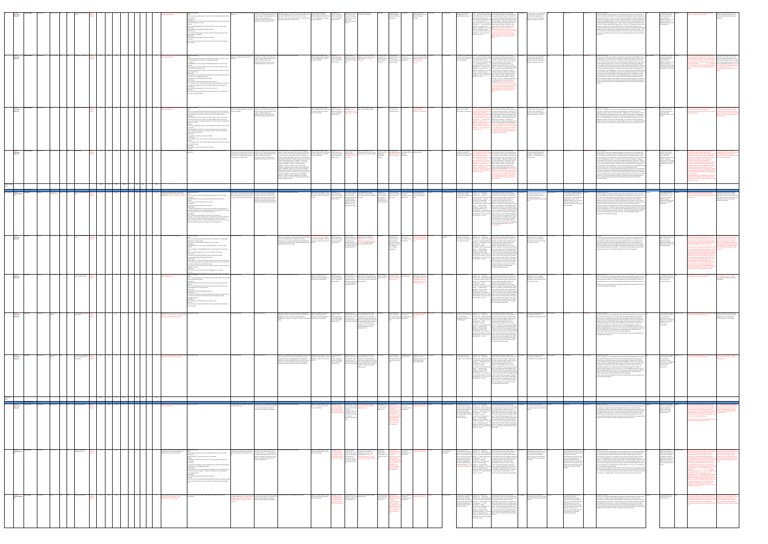|                           |                                                                                                                                                                                                                                                                                                                                                                                                                 | Highway Observation:                                                                                                                                                                                                                                                                                                                                                                             |                                                                                                                                                                                                                                                                                                                                                                                                                                                                                                                                                                                                                                                                                                                                                                                                                                                                                                                                                                                                  | May be site contamination linked to previous  Drainage and sewage systems are limited and  W/99/0960 - Granted - Erection of a stable and a haybarn/field  Edge of Hampton Magna and Green Belt. Policy Appropriate site acces                                                                                                                                                                                                                                                                                                                                                                                                                                                                                                                                                                                                                                                                                                                                                                                                                                                                                                                                                                                                                                                                                                                                                                                                                                                                                                                                                                                                                                                                                                                                                                                                                                                       |                                                                                                                                                                                                                                                                                                                                                                                                                                                                                                                                                                                                                                                                                                                                                                                                                                                                                                                       | Not achievable due to Not assessed.<br>Not suitable due to Not assessed                                                                                                                                                                                                                                                                                                                                                                                                                                                                                                |                                 | Potential lower impact site Economy ? / Sustainable Transport Potential allocation is likely to lead to major Not assessed Large Green Belt area which provides                                                                                                                                                                                                                                                                                                                                                                                                                                                                                                                                                                                                                                                                                                                                                                                                                                                                                                                                                                                                                                                                                                                                                                                                                                                                                                                                                                                                                                                                                                                                                                                                                                                                     |                                                                                                                                                                                                           |                                                                                                                                                                                                                                                                                                                                                                                                                                                     | ies within LCP HM_01.                                                                                                                                                                                                                                                                                                                                                                                                                                                                                                                                                                                                                                                                                                                                                                                                                                                                                                                                                                                                                                                                                                                                                                                                                                                                                                                                                                                                                                                                                                                                                                                                                                   | The majority of the fields in Mediu                                                                                                                                                                                                                                                  | bact of discounted sites has not been considered Small site with insufficient access for                                                                                                                                                                                                                                                                                                                                                                                                                                                                                                                                                                                                                                                                                                                                                                                                                                                                                                                                                                                                                                                                                                                                                                                                                                                                                                                                                                                                                                                                                   |
|---------------------------|-----------------------------------------------------------------------------------------------------------------------------------------------------------------------------------------------------------------------------------------------------------------------------------------------------------------------------------------------------------------------------------------------------------------|--------------------------------------------------------------------------------------------------------------------------------------------------------------------------------------------------------------------------------------------------------------------------------------------------------------------------------------------------------------------------------------------------|--------------------------------------------------------------------------------------------------------------------------------------------------------------------------------------------------------------------------------------------------------------------------------------------------------------------------------------------------------------------------------------------------------------------------------------------------------------------------------------------------------------------------------------------------------------------------------------------------------------------------------------------------------------------------------------------------------------------------------------------------------------------------------------------------------------------------------------------------------------------------------------------------------------------------------------------------------------------------------------------------|--------------------------------------------------------------------------------------------------------------------------------------------------------------------------------------------------------------------------------------------------------------------------------------------------------------------------------------------------------------------------------------------------------------------------------------------------------------------------------------------------------------------------------------------------------------------------------------------------------------------------------------------------------------------------------------------------------------------------------------------------------------------------------------------------------------------------------------------------------------------------------------------------------------------------------------------------------------------------------------------------------------------------------------------------------------------------------------------------------------------------------------------------------------------------------------------------------------------------------------------------------------------------------------------------------------------------------------------------------------------------------------------------------------------------------------------------------------------------------------------------------------------------------------------------------------------------------------------------------------------------------------------------------------------------------------------------------------------------------------------------------------------------------------------------------------------------------------------------------------------------------------|-----------------------------------------------------------------------------------------------------------------------------------------------------------------------------------------------------------------------------------------------------------------------------------------------------------------------------------------------------------------------------------------------------------------------------------------------------------------------------------------------------------------------------------------------------------------------------------------------------------------------------------------------------------------------------------------------------------------------------------------------------------------------------------------------------------------------------------------------------------------------------------------------------------------------|------------------------------------------------------------------------------------------------------------------------------------------------------------------------------------------------------------------------------------------------------------------------------------------------------------------------------------------------------------------------------------------------------------------------------------------------------------------------------------------------------------------------------------------------------------------------|---------------------------------|-------------------------------------------------------------------------------------------------------------------------------------------------------------------------------------------------------------------------------------------------------------------------------------------------------------------------------------------------------------------------------------------------------------------------------------------------------------------------------------------------------------------------------------------------------------------------------------------------------------------------------------------------------------------------------------------------------------------------------------------------------------------------------------------------------------------------------------------------------------------------------------------------------------------------------------------------------------------------------------------------------------------------------------------------------------------------------------------------------------------------------------------------------------------------------------------------------------------------------------------------------------------------------------------------------------------------------------------------------------------------------------------------------------------------------------------------------------------------------------------------------------------------------------------------------------------------------------------------------------------------------------------------------------------------------------------------------------------------------------------------------------------------------------------------------------------------------------|-----------------------------------------------------------------------------------------------------------------------------------------------------------------------------------------------------------|-----------------------------------------------------------------------------------------------------------------------------------------------------------------------------------------------------------------------------------------------------------------------------------------------------------------------------------------------------------------------------------------------------------------------------------------------------|---------------------------------------------------------------------------------------------------------------------------------------------------------------------------------------------------------------------------------------------------------------------------------------------------------------------------------------------------------------------------------------------------------------------------------------------------------------------------------------------------------------------------------------------------------------------------------------------------------------------------------------------------------------------------------------------------------------------------------------------------------------------------------------------------------------------------------------------------------------------------------------------------------------------------------------------------------------------------------------------------------------------------------------------------------------------------------------------------------------------------------------------------------------------------------------------------------------------------------------------------------------------------------------------------------------------------------------------------------------------------------------------------------------------------------------------------------------------------------------------------------------------------------------------------------------------------------------------------------------------------------------------------------|--------------------------------------------------------------------------------------------------------------------------------------------------------------------------------------------------------------------------------------------------------------------------------------|----------------------------------------------------------------------------------------------------------------------------------------------------------------------------------------------------------------------------------------------------------------------------------------------------------------------------------------------------------------------------------------------------------------------------------------------------------------------------------------------------------------------------------------------------------------------------------------------------------------------------------------------------------------------------------------------------------------------------------------------------------------------------------------------------------------------------------------------------------------------------------------------------------------------------------------------------------------------------------------------------------------------------------------------------------------------------------------------------------------------------------------------------------------------------------------------------------------------------------------------------------------------------------------------------------------------------------------------------------------------------------------------------------------------------------------------------------------------------------------------------------------------------------------------------------------------------|
|                           |                                                                                                                                                                                                                                                                                                                                                                                                                 | e development edge.<br>metres wide.<br>Carriageway:<br>only fit one vehicle on it at a time.<br>The speed limit along Old Budbrooke Road is 40mph.<br>/isibility Splays:<br>alignment of the carriageway.<br>There are two bus stops within 250 metres of the site.<br>Conclusion:<br>ther direction.                                                                                            | There is currently a small access point into the site on Old Budbrooke Road which is<br>Old Budbrooke Road is 7.2 metres wide. Montgomery Avenue is very narrow and can<br>There is no footway adjacent to the access point only a verge 1.7 metres wide.<br>The "Y" distance of 120 metres cannot be achieved in either direction due to the<br>Access into the site cannot be achieved as the "Y" distance cannot be achieved in                                                                                                                                                                                                                                                                                                                                                                                                                                                                                                                                                               | of their time. Any new scheme will have to shelter. W/00/0601 - Granted - Erection of 2 field shelters and 2 Hampton on the Hill villages. direction supporting can not be achieved. coalescence of settlements<br>manage its impact and avoid adding to local new stables. W/04/0910 - Granted - Erection of a horse Hampton Magna has been identified limited new housing in Drainage and sewage<br>problems. Effective surface water<br>box/tractor shelter and retention of stable nos. 4 and 5 (built to as a growth village with a range of the more sustainable infrastructure is limited<br>management essential to avoid knock on replace previously approved field shelter).<br>impacts further down the water courses.                                                                                                                                                                                                                                                                                                                                                                                                                                                                                                                                                                                                                                                                                                                                                                                                                                                                                                                                                                                                                                                                                                                                                    | services and facilities. The same village locations. The locally. Trees /<br>hedgerows are strong                                                                                                                                                                                                                                                                                                                                                                                                                                                                                                                                                                                                                                                                                                                                                                                                                     | insufficent highways<br>insufficient site access and<br>access and coalescence<br>potential impact on<br>of settlements<br>frontage.                                                                                                                                                                                                                                                                                                                                                                                                                                   |                                 | although aware of the $++$ & $-$ / Reduce the Need to Travel positive long-term effects on housing needs as all<br>potential coalescence issue. / Waste & Recycling - / Prudent use sites make provision for housing. Potential for a<br>of land and Natural Resources - - / major long-term negative effect on the prudent use<br>Natural Environment and Landscape of land through the loss of Green Belt Land on the<br>$-8 - 8$ - / Built Environment + / edge of the village. Landscape of medium to high<br>Historic Environment ? / Air, Water value and therefore there is potential for major<br>& Soil Quality - - / Climate Change negative long term effects. Potential for major<br>Mitigation - / Climate Change   negative effects on traffic is all sites are taken<br>Adaptation (Flood Risk) = / Housing   forward. All sites have the potential for<br>Needs ++ / Local Services and contaminants to be present as a result of previous<br>Community Facilities ?/ Health and military use (possible major negative effects) and<br>Well Being + +/ Poverty and Social a result it would be recommended that a land<br>suggest mitigation for any potential negative                                                                                                                                                                                                                                                                                                                                                                                                                                                                                                                                                                                                                                             | a valuable role in maintaining the<br>openness of the landscape and<br>protects the character of Hampton<br>Magna and Hampton on the Hill.                                                                |                                                                                                                                                                                                                                                                                                                                                                                                                                                     | This zone comprises a sub-regular pattern of small/medium scale pastoral farmland that lies to<br>he back of residential development off the Hampton Road, Montgomery Avenue, Old Budbrooke<br>Road and Chichester Lane. The zone is rural in character although there is a general decline in the<br>structure of the hedgerows with the rise of fenced garden boundaries. The internal field pattern<br>has become quite fragmented but its remnant wind swept sections and individual field trees are<br>oossibly indicative of older hedgerow lines. There is a series of non-uniform mounds across the<br>[op of the zone which might indicate ridge and furrow. From this hill top position there are views<br>into adjacent residential development, adjoining zones, the A46 corridor and distant views<br>owards Leek Wootton and an extensive area to the south / south-east. PRoW 85 crosses straight<br>through the southern edge of the zone although its route has become unclear to walkers. This<br>cone is indicative of an older landscape, possibly Ancient Arden, owing to its small scale pastoral<br>character and any development within the zone or immediately adjacent to it would completely                                                                                                                                                                                                                                                                                                                                                                                                                                 | the area are arable and<br>improved grasslands. No<br>major local habitat<br>designations within or near<br>the site. Strong linear<br>habitat features (treescapes<br>and hedgerows).                                                                                               | equally. Limited site specific feedback.<br>vehicles. High landscape impact. Also<br>potentially significant loss of trees and                                                                                                                                                                                                                                                                                                                                                                                                                                                                                                                                                                                                                                                                                                                                                                                                                                                                                                                                                                                                                                                                                                                                                                                                                                                                                                                                                                                                                                             |
|                           | VHOSBC Hampton Magna Budbrooke PC HM4*O/R144 R94 HM1 Land west of Stanks Farm SHLAA 3.88 3.88 2.60 2.91 87 116 87 116 80 Requires sufficient site screening and                                                                                                                                                                                                                                                 | Highway Observation:<br>the development edge.<br>Carriageway:<br>erge on the other side of the wall.<br>verge fronting the site.<br>Speed Limits:<br>slower due to the carriageway alignment.<br>The speed limit on Old Budbrooke Road is 40mph.<br>visibility Splays:<br>At access point 1, required visibility splays can be achieved.<br>ıstainability:<br>" distance not being attained.     | There are two possible access points into the site. Access point 1 is on the north of addressed.<br>Arras Boulevard and access point 2 is on Old Budbrooke Road.<br>Arras Boulevard is 6.7 metres wide and Old Budbrooke Road is 5.7 metres wide.<br>The footway at access point 1 adjacent to the site is 2.1 metres wide with a large<br>ne footway at access point 2 adjacent to the site is 2.6 metres wide with a 2 metre<br>The speed limit on Arras Boulevard is 30mph however; vehicle speeds are likely to b<br>At access point 2, the "Y" distance of 120 metres can be achieved to the left but not<br>to the right due to vegetation and the carriageway alignment obstructing view.<br>There are two bus stops within 200 metres of access point 1.<br>Access into the site can be achieved at access point 1 but not at point 2 due to the                                                                                                                                         | Aay be site contamination linked to previous Drainage and sewage systems are limited and No recent planning applications detailed.<br>military use. Railway noise will need to be of their time. Any new scheme will have to<br>manage its impact and avoid adding to local<br>problems. Effective surface water<br>services and facilities.<br>management essential to avoid knock on<br>impacts further down the water courses.                                                                                                                                                                                                                                                                                                                                                                                                                                                                                                                                                                                                                                                                                                                                                                                                                                                                                                                                                                                                                                                                                                                                                                                                                                                                                                                                                                                                                                                    | Hampton Magna has been identified direction supporting railway line and station. Settlement. Major impact on open to suitable noise development but would an interest in noise issues and minimising<br>as a growth village with a range of limited new housing in Drainage and sewage field landscape on the edge of alleviation conected result in a major releasing the site for landscape impact. Not par<br>the more sustainable infrastructure is limited settlement.<br>village locations. Jocally.                                                                                                                                                                                                                                                                                                                                                                                                            | Edge of Hampton Magna village. Green Belt. Policy Close proximity to Major eastwards extension of the Satisfactory subject Some potential for Owner has expressed Achievable to overcoming 2014/2019<br>to the railway line eastwards extension of development. of the inset village<br>and station. Hampton Magna<br>envelope.                                                                                                                                                                                                                                        | Agricultural land.              | PC is opposed to an eastwards Economy ? / Sustainable Transport Potential allocation is likely to lead to major Not assessed<br>expansion of the village as this ++ & - -/ Reduce the Need to Travel - positive long-term effects on housing needs as all<br>was seen as disconnected to / Waste & Recycling - / Prudent use sites make provision for housing. Potential site<br>the main settlement. of land and Natural Resources -- / allocation has excellent access to public transport<br>Natural Environment and Landscape with a bus stop within 0-400 m and there are<br>- & - / Built Environment + / pavements which provide safe access for<br>Historic Environment ? / Air, Water pedestrians into the village centre or to public<br>& Soil Quality - - / Climate Change   transport. Potential for a major long-term negative<br>Mitigation - / Climate Change effect on the prudent use of land through the loss<br>Adaptation (Flood Risk) = $/$ Housing of Green Belt Land on the edge of the village.<br>Needs ++ / Local Services and Landscape of medium to high value and therefore<br>Community Facilities ?/ Health and there is potential for major negative long term<br>Well Being + +/ Poverty and Social effects. Potential for major negatove effects on<br>traffic is all sites are taken forward. Potential<br>Exclusion + / Crime ?<br>major effect - noise / air pollution - within 100m of<br>he railway line and less than 200m from the<br>sewage works. All sites have the potential for<br>contaminants to be present as a result of prev<br>nilitary use (possible major negative effects) a<br>a result it would be recommended that a land<br>juality assessment is carried out to identify ar<br>suggest mitigation for any potential negative                                           | Large Green Belt area which provides<br>a valuable role in maintaining the<br>openness of the landscape and<br>protects the character of Hampton<br>Magna and Hampton on the Hill.                        |                                                                                                                                                                                                                                                                                                                                                                                                                                                     | es within LCP HM 04.<br>igh / Medium<br>This zone covers a wide area and includes the edge of the settlements of both Budbrooke and<br>Hampton Magna. It comprises a gently undulating sub-regular pattern of open medium / large<br>scale mixed farmland with Church Farm, a working farm and Listed Building towards its centre.<br>The zone abuts the railway corridor to the north and the edge of settlement to the south and east<br>and the road Woodway to the west. The land is rural in character with good tree / hedgerow<br>cover alongside the stream courses and a small roadside wooded copse on Woodway. There is a<br>small area of recent tree planting (possibly planted as an orchard) to the edge of one of the fields<br>on Church Lane, otherwise tree cover is limited to scattered overmature oaks within generally<br>rimmed roadside / internal hedgerows. The zone also includes the site of the old Medieval village:<br>to the north-east of the junction between Church Lane and Old Budbrooke Road). The majority<br>of this zone is considered unsuitable for development, however there is potential for a small<br>amount between the existing settlement edge along Blandford Way / Arras Boulevard / Gould<br>Road and Stanks Farm. However, this would need to include a substantial landscape buffer in<br>order to strengthen the green corridor along the railway and prevent any physical or visual link to<br>Warwick. The railway and A46 give the feeling of separation and this should be heightened with<br>ree planting which would enhance the Wooded Estatelands character and maintain biodiversity | The majority of the fields in Medi<br>the area are arable and<br>improved grasslands. No<br>major local habitat<br>designations within or near<br>the site. Strong linear<br>habitat features (treescapes<br>and hedgerows), particularly<br>towards the rear of the site.           | lose to the main settlement and would have low Some sustainability benefits due to close<br>landscape impact with appropriate screening. Would proximity to the railway station. Site is<br>ces. however viewed as disconnected to the<br>ave low ecological impact due to previous dist<br>A natural permanent boundary exists. Close to railway.   main Hampton Magna settlement. Slightly<br>Traffic would not pass through the village. Residential   lower landscape impact scoring than many<br>impact would be low. The same would lead sites around Hampton Magna. Would lead<br>to a major eastern extension to the village and urbanise to an urbanisation of the northern gateway<br>the current open countryside landscape setting to the to the village and provides little<br>nerative benefits to the centre of the                                                                                                                                                                                                                                                                                                                                                                                                                                                                                                                                                                                                                                                                                                                                         |
|                           | VHOSBC Hampton Magna Budbrooke PC HMS*O R97 HM1 Land south of Lloyd Close SHLAA 5.32 5.32 3.56 3.99 160 160 160 Requires sufficient site screening and softening                                                                                                                                                                                                                                                | ng of Highway Observation<br>:velopment edge.<br>Avenue is 6.7 metres.<br>erge 1.6 metres to the south.<br>beed Limits:<br>The speed limit at all three access points is 30mph.<br>/isibility Splays:<br>metres to the right.<br>Sustainability:<br>There are two bus stops within 200 metres of the site.                                                                                       | There are three possible access points into the site which have no current existing further investigation.<br>access into the site. Access point 1 is at the end of Minster Close; access point 2 is at<br>the end of Mayne Close; and access point 3 is on the south of Daly Avenue.<br>The width of Minster Close varies from 4.7 metres to 12.1 metres at the site. The<br>width of Chichester Lane is 5.7 metres. The width of Mayne Close varies from 5<br>metres to 15.5 metres. The width of Chichester Lane is 5.8 metres. The width of Daly<br>The footway along Minster Close is 1.8 metres wide with a verge fronting the site 4.<br>The footway adjacent to the site is 1 metre wide with a verge 2.3 metres wide.<br>There is a footway on either side of Daly Avenue which is 1.8 metres wide with a<br>At access points 1 and 2, the "Y" distance of 43 metres can be achieved in both<br>At access point 3, the "Y" distance of 43 metres could be achieved to the left but only | May be site contamination linked to previous Drainage and sewage systems are limited and No recent planning applications detailed.<br>military use. Nearby watertower may need of their time. Any new scheme will have to<br>manage its impact and avoid adding to local<br>problems. Effective surface water<br>services and facilities.<br>management essential to avoid knock on<br>npacts further down the water courses.                                                                                                                                                                                                                                                                                                                                                                                                                                                                                                                                                                                                                                                                                                                                                                                                                                                                                                                                                                                                                                                                                                                                                                                                                                                                                                                                                                                                                                                        | Hampton Magna has been identified direction supporting problematic. Little impact on open field landscape.<br>as a growth village with a range of limited new housing in relationship with main<br>the more sustainable village services / facilities<br>village locations.                                                                                                                                                                                                                                                                                                                                                                                                                                                                                                                                                                                                                                           | major impact on<br>indicated that the<br>residential amenity.<br>velopment in achievabl                                                                                                                                                                                                                                                                                                                                                                                                                                                                                |                                 | Edge of Hampton Magna village. Green Belt. Policy Site levels could be High residential impact. Major Satisfactory Not suitable due to Not confirmed Landowner's agent has Not assessed. Agricultural land. Major impact on re<br>amenity. The site levels $++\&-$ / Reduce the Need to Travel - positive long-term effects on housing needs as all<br>require major re-engineering. / Waste & Recycling - / Prudent use sites make provision for housing. Potential for a<br>and and Natural Resources -- / major long-term negative effect on the prudent use<br>scape of land through the loss of Green Belt Land on the<br>tural Environment and Lands<br>$-8 -$ / Built Environment + / edge of the village. Landscape of medium to high<br>toric Environment ? / Air, Water value and therefore there is potential for major<br>Soil Quality - - / Climate Change   negative long term effects. Could have the<br>Mitigation - / Climate Change   potential for major negative transport effects given<br>daptation (Flood Risk) = / Housing that the site has capacity for over 100 dwellings. All<br>eeds ++ / Local Services and sites have the potential for contaminants to be<br>ommunity Facilities ?/ Health and present as a result of previous military use (possib<br>/ell Being + +/ Poverty and Social major negative effects) and as a result it would be<br>cclusion + / Crime ?<br>recommended that a land quality assessment is<br>rried out to identify and suggest mitigation f<br>any potential negative effects.                                                                                                                                                                                                                                                                                         | a valuable role in maintaining the<br>openness of the landscape and<br>protects the character of Hampton<br>Magna and Hampton on the Hill.                                                                | Not assessed                                                                                                                                                                                                                                                                                                                                                                                                                                        | Lies within LCP HM 07.<br>zone lies immediately to the south of Hampton Magna and is bordered by the Hampton Road<br>to the south. It comprises a sub-regular large scale field pattern of arable farmland. The<br>opography rises from east to west across the zone. Hedgerows are in mixed condition, with only<br>ccasional hedgerow oaks, giving rise to open views across the whole zone. These hedgerows<br>rame the views, although there are limited more distant views towards Warwick and Sherbourne<br>Church. The settlement edge is prominent. The zone could accommodate some small scale<br>development adjacent to the existing settlement edge. This should be set within a landscape<br>ramework of native tree planting to tie in with the adjacent rural zones. No development should<br>cake place adjacent to zones HM_01 and HM_02 in order to preserve their character and views.                                                                                                                                                                                                                                                                                                                                                                                                                                                                                                                                                                                                                                                                                                                                               | High / Medium<br>the area are arable and<br>improved grasslands. No<br>major local habitat<br>designations within or near                                                                                                                                                            | The majority of the fields in Low to Medium<br>The majority of the fields in Low to Medium<br>The majority of the fields in Low to Medium<br>cess and would round of the settlement.<br>access points but does not provide any<br>Concerns raised about the impact of the site on nearby physical regenerative impact, being quite<br>residential properties.<br>eparate from the main village services and<br>facilities. Potentially significant residential<br>menity impact.                                                                                                                                                                                                                                                                                                                                                                                                                                                                                                                                                                                                                                                                                                                                                                                                                                                                                                                                                                                                                                                                                           |
|                           | 27.81 27.74 18.59 20.94 628 837 565                                                                                                                                                                                                                                                                                                                                                                             |                                                                                                                                                                                                                                                                                                                                                                                                  |                                                                                                                                                                                                                                                                                                                                                                                                                                                                                                                                                                                                                                                                                                                                                                                                                                                                                                                                                                                                  | PHONORG Hampton Magna Budbrooke PC HMA Maple Lodge SHLAA 5.53 5.46 3.66 4.10 123 164 4.10 123 164 1.10 123 164 1.10 123 164 1.10 123 164 1.10 123 164 1.10 199/1465- Refused in Review SHLAA 1.10 123 164 1.10 169/199/1<br>military use. Due to particular activitites and of their time. Any new scheme will have to erection of stables, construction of dressage area. W/00/0946 Hampton Magna has been identified direction supporting away from Old<br>storage facilities previously found on the land manage its impact and avoid adding to local Granted - Erection of a stable block, location of mobile home on as a growth village with a range of limited new housing in Budbro<br>there may be some degree of lead pollution, problems. Effective surface water site and construction of a dressage area (after demolition of services and facilities.<br>which will require further analysis.<br>management essential to avoid knock on existing buildings). W/01/0893 - Granted - Erection of detached<br>impacts fuurther down the water courses. double garage. W/03/0332 - Refused - Erection of a stable block<br>and access onto Woodway Lane. W/03/0477 - Withdrawn -<br>Erection of a dwelling. W/03/1212 - Refused - Erection of a<br>dwelling. W/04/0099 - Granted - Erection of dwelling.<br>W/04/1511 - Refused - Erection of eight, six metre high<br>floodlights to existing all weather arena and low level walkwa<br>lighting. W/06/0025 - Refused - Erection of no. 6 floodlights,<br>each 4mtrs high. W/07/1967 - Refused Certificate of Lawfulness<br>Application for a certificate of lawfulness for the proposed us<br>temporary floodlights in existing riding area. W/12/0661 -<br>Granted - erection of a single storage garage. W/12/0626 -<br>Granted - Extension to the house to create separate dining roor<br>and separate downstairs WC. | the more sustainable quite seperate from the<br>village locations. main village.                                                                                                                                                                                                                                                                                                                                                                                                                                                                                                                                                                                                                                                                                                                                                                                                                                      | potential lead to the main village. immediately.                                                                                                                                                                                                                                                                                                                                                                                                                                                                                                                       | Agricultural land.              | Not supportive of any option Economy ? / Sustainable Trans<br>rt Potential allocation is likely to lead to major Not assessed<br>to expand the settlement $++\&-$ / Reduce the Need to Travel - positive long-term effects on housing needs as all<br>westwards. Site does not feel / Waste & Recycling - / Prudent use sites make provision for housing. Potential for a<br>part of the main settlement. of land and Natural Resources -- / major long-term negative effect on the prudent use<br>tural Environment and Landscape of land through the loss of Green Belt Land on the<br>$-8 -$ / Built Environment + / edge of the village. Landscape of medium to high<br>istoric Environment ? / Air, Water value and therefore there is potential for major<br>Soil Quality - - / Climate Change   negative long term effects. Potential for major<br>litigation - / Climate Change negative effects on traffic is all sites are taken<br>aptation (Flood Risk) = / Housing forward. Could have the potential for major<br>eeds ++ / Local Services and negative transport effects given that the site has<br>ommunity Facilities ?/ Health and capacity for over 100 dwellings. All sites have the<br>/ell Being + +/ Poverty and Social potential for contaminants to be present as a<br>cclusion + / Crime ?<br>of previous military use (possible major negative<br>fects) and as a result it would be recommend<br>at a land quality assessment is carried out to<br>identify and suggest mitigation for any potentia<br>egative effects.                                                                                                                                                                                                                                                                                  | Green Belt parcel plays an important   P<br>role in preserving the setting and<br>character of Hampton Magna in<br>particular. Less 'strategic' role than<br>eastern parcels.                             |                                                                                                                                                                                                                                                                                                                                                                                                                                                     | Part of LCP HM 04.<br>This zone covers a wide area and includes the edge of the settlements of both Budbrooke and<br>Hampton Magna. It comprises a gently undulating sub-regular pattern of open medium / large<br>scale mixed farmland with Church Farm, a working farm and Listed Building towards its centre.<br>The zone abuts the railway corridor to the north and the edge of settlement to the south and east<br>and the road Woodway to the west. The land is rural in character with good tree / hedgerow<br>cover alongside the stream courses and a small roadside wooded copse on Woodway. There is a<br>nall area of recent tree planting (possibly planted as an orchard) to the edge of one of the fields<br>on Church Lane, otherwise tree cover is limited to scattered overmature oaks within generally<br>rimmed roadside / internal hedgerows. The zone also includes the site of the old Medieval village:<br>to the north-east of the junction between Church Lane and Old Budbrooke Road).<br>The majority of this zone is considered unsuitable for development, however there is potential for<br>small amount between the existing settlement edge along Blandford Way / Arras Boulevard /<br>ould Road and Stanks Farm. However, this would need to include a substantial landscape buff<br>in order to strengthen the green corridor along the railway and prevent any physical or visual link<br>to Warwick. The railway and A46 give the feeling of separation and this should be heightened<br>with tree planting which would enhance the Wooded Estatelands character and maintain<br>piodiversity corridors.          | The majority of the fields in Mediun<br>the area are arable and<br>mproved grasslands. No<br>major local habitat<br>designations within or near<br>the site. Strong linear<br>habitat features (treescapes<br>and hedgerows), particularly<br>towards the south of the               | mprises of land which is partially developed. The<br>s site falls within an area of high<br>land could be removed without impacting the<br>landscape value and is quite separate from<br>undamental aim of Green Belt policy. It would protect the main village centre. The area is<br>pricultural land elsewhere and remove the highway generally very open in character and scores<br>depot which has a negative visual impact and creates high for Green Belt function.<br>numerous lorry movements. It has clear defined<br>boundaries. Traffic movements would not be<br>concentrated in one area. Hampton-on-the-Hill could<br>potentially be connected with the village of Hampto<br>Magna. Would have minimal residential impact. Natur<br>screening is present. Good and safe access can be<br>achieved. The site conforms to existing policies (LDF,<br>ural Area policies) Low landscape impact despite WI<br>primarily discounting the option for its location with<br>sensitive landscape.<br>Strong opposition from the PC opposed to the weste<br>expansion of the settlement. Site would deliver little<br>egenerative impact and is isolated from the main \<br>acilities and services.                                                                                                                                                                                                                                                                                                                                                                   |
|                           | Land north of Birmingham SHLAA                                                                                                                                                                                                                                                                                                                                                                                  | Requires substantial buffering from ancient Highway Observation:<br>woodland and sufficicent attention to habitat<br>eplacement, as well as strong eastern boun<br>The footway adjacent to the site is 2.5 metres wide.<br>The speed limit along Birmingham Road is 40mph<br>isibility Splays:<br>en a distance of 70 metres could possibly be achieved.                                         | There is an existing access point on Ugly Bridge Road which is 24 metres wide.<br>Ugly Bridge Road is 6.5 metres wide however, the width of the road varies.<br>"Y" distance of 120 metres can be achieved to the left but not to the right due to<br>overgrown vegetation and the carriageway alignment. If the vegetation was cut back<br>There is a bus stop approximately 10 metres from the access point<br>Conclusion: As the current visibility splay is not sufficient to the right a speed surve<br>would need to be submitted to support any request to consider a reduced "Y"<br>distance. Ideally due to the size of the development the site needs a primary acces<br>off the Birmingham Road and a secondary access off Ebrington Drive.                                                                                                                                                                                                                                           | oderate traffic levels but not on the scale of Potential for substantial flooding along the No recent planning applications detailed.<br>A46 for noise / volume. Desktop study will be Birmingham Road. Problems potentially<br>required relating to nearby previous hospital caused by the ineffective operation of the<br>use (mainly associated with chemical waste). exisiting flood storage area next to this site.<br>Development may necessitate the further<br>expansion of the existing flood storage area.<br>Detailed hydrology and site analysis required.                                                                                                                                                                                                                                                                                                                                                                                                                                                                                                                                                                                                                                                                                                                                                                                                                                                                                                                                                                                                                                                                                                                                                                                                                                                                                                               | dge of Hatton Park village. Hatton Green Belt. Policy Smiths Covert potential Loss of open field landscape. Satisfactory Potentially suitable Owner has expressed Achievable subject to 2014/19<br>Park has been identified as a growth direction supporting LWS to the north of the Potential loss of some high value moderate traffic subject to resolving site an interest in overcoming access and<br>village with a range of services and limited new housing in site. Surface water linear landscape features (hedgerows levels and desk top access and surface releasing the site for surface water flooding<br>the more sustainable flooding towards south primarily).<br>village locations. of the site boundary<br>associated with flood<br>storage issues locally.<br>Visibility splay is not<br>sufficient to the right.                                                                                  | study required water issues. More development. Issues.<br>regarding any site<br>contamination from<br>previous hospital use.                                                                                                                                                                                                                                                                                                                                                                                                                                           |                                 | Loss of agricultural land. Development of the whole site Economy = & ? / Sustainable Potential allocation is likely to lead to major Not assessed A mixed Green Belt parcel in keeping Medium to High<br>is not supported. Might $\blacksquare$ Transport ++ & - - / Reduce the positive long-term effects on housing needs as all<br>consider a small development Need to Travel - - / Waste & sites make provision for housing. Potential site<br>option (20-30 units). Recycling - / Prudent use of land and allocation has excellent access to public transport<br>Natural Resources - - / Natural with a bus stop within 0-400 m and there are<br>nvironment and Landscape - - / pavements which provide safe access for<br>Built Environment + / Historic pedestrians into the village centre or to public<br>Environment - &? / Air, Water & Soil transport. Potential for a major long-term negative<br>Quality - - / Climate Change effect on the prudent use of land through the loss<br>Mitigation - / Climate Change of Green Belt. Potential for major negative effects<br>Adaptation (Flood Risk) = $\&$ - / on traffic if all sites are taken forward. Also need to<br>Housing Needs ++ / Local Services be aware of cumulative effects on A46/A4177/A425<br>mmunity Facilities ? / Health junction if all the sites are developed in Hampton<br>and Well Being + & =/ Poverty and Magna, Hatton Park, Hatton Station and Shrewley<br>Social Exclusion + / Crime ? Common. All the sites are adjacent to the A4177<br>and therefore there is potential for major negative<br>effects with regard to noise, light and air quality.<br>Could potentially be a major negative effects on<br>traffic as the site has capacity for over 90 dwellings<br>Potentially high landscape impact. Potential<br>ontaminated site. | with similar parcels in the area -<br>strong environmental value to the<br>north with a role played in<br>maintaining the open character of the                                                           | The sub-parcel is largely contained Me<br>within the Birmingham Road (A4177)<br>and Ugly Bridge Road and could<br>accommodate a sensitively designed<br>village extension as part of the<br>proposed village inset, with a modest<br>impact on the fundamental aim,<br>essential characteristics and purposes<br>of the Green Belt.                                                                                                                 | vithin LCP HP 03.<br>is zone comprises a sub-regular medium to large scale mixed field pattern and is part of the<br>ider open landscape with its gently rolling topography allowing extensive views to the east. The<br>ne is within the Arden Wooded Estatelands landscape, formerly a deer park although tree cover<br>s now very limited. The decline in the hedgerow pattern has left thinly scattered mature<br>edgerow oaks and the remnants of a wooded copse adjacent to the former access to the old<br>ing Edward VII Memorial Sanatorium within the Hatton Park development. This former drive has<br>a number of diseased / dying chestnut trees along it. This site may be appropriate for<br>development, subject to the existing avenue of trees along this drive being retained and enhanced<br>y replanting if necessary. A buffer of public open space should be retained between this avenue<br>and any new development. It is also imperative that a landscape buffer of native trees, preferably<br>the extent of one field, should be created to maintain a visual link and wildlife corridor between<br>mith's Covert and the wider countryside to the east. The strong vegetation along the<br>Birmingham Road should also be retained.                                                                                                                                                                                                                                                                                                                                                                                        | hs Covert potential Medium<br>ocal Wildlife Site is to the<br>north of the site. Some<br>strong linear landscape<br>features along the<br>Birmingham Road frontage,<br>within the site and Ugly<br>Bridge Road.                                                                      | osition to development of the site due to light Large open field site which has good<br>pollution, water run-off, close proximity to Smith's connectivity to Hatton Park. Requires<br>Covert, increased traffic congestion, and insufficient<br>ocal substantial environmental buffering to the<br>north and east of the site and further work<br>infrastructure.<br>required on site access and localised<br>urface water flooding.                                                                                                                                                                                                                                                                                                                                                                                                                                                                                                                                                                                                                                                                                                                                                                                                                                                                                                                                                                                                                                                                                                                                       |
| <b>VHOSRC</b> Hatton Park | Hatton PC HP1*O/R117 R99 HP1 Land north of Grand Union SHLAA 4.72 4.72 3.16 3.54 106 142 100 Indicative block structures design on file.                                                                                                                                                                                                                                                                        | Highway Observation:<br>Road which is 13.4 metres wide.<br>The speed limit along Birmingham Road is 40mph.<br>ibility Splays:<br>eft, there is a bridge with a crest 20 metres away.<br>regetation is cut back.<br>Sustainability:                                                                                                                                                               | There are two existing access points into the site. Access point 1is on Ugly Bridge<br>Access point 2 is on Birmingham Road which is 17 metres wide.<br>Jgly Bridge Road is 4.7 metres wide and Birmingham Road is 7.4 metres wide.<br>There is no footway on Ugly Bridge Road only a verge fronting the site 3.9 metres<br>There is no footway adjacent to the site only a verge 2.2 metres wide.<br>The speed limit along Ugly Bridge Road is National Speed Limit 60mph.<br>At access point 1, "Y" distance of 215 metres cannot be achieved in either direction<br>as to the right, the junction on to Birmingham Road is only 5 metres away and to the<br>At access point 2, "Y" distance of 120 metres can be achieved in both directions if th<br>There is a bus stop on the opposite side of carriageway to access point 2.                                                                                                                                                              | lot assessed in detail.<br>Not assessed in detail.<br>and workshops to lettable units for pub/restaurant/workshops/ facilities.<br>associated office and retail usage.                                                                                                                                                                                                                                                                                                                                                                                                                                                                                                                                                                                                                                                                                                                                                                                                                                                                                                                                                                                                                                                                                                                                                                                                                                                                                                                                                                                                                                                                                                                                                                                                                                                                                                               | W/92/0365 - Withdrawn - Conversion and extension of existing Not directly connected to Hatton Park, Green Belt. Policy Hatton Hill Fields Substantial landscape impact.<br>offices to provide visitor centre, including refreshment facilities; on a south western edge. Hatton direction supporting potential LWS borders Potential impact on LWS areas.<br>relocation and upgrading of car parking and landscape. Park has been identified as a growth limited new housing in the eastern edge of the Development site is not directly<br>Restoration and conversion of existing laboratory/office/stores village with a range of services and the more sustainable site. Hatton Locks related to the main built up area o<br>village locations. Meadows LWS borders the village. Could be perceived as<br>the southern edge of the ribbon development in parts.<br>site. Wider Grand Union<br>Canal potential LWS. | Not suitable due to Owner has expressed Not considered achievable Not accessed.<br>landscape impact, an interest in due to landscape impact<br>potential impact on releasing the site for and<br>ionship to Hatto<br>LWS's and partial development.<br>seperation from main<br>built up form of Hatton<br>Park, leading to<br>potential ribbon<br>development.                                                                                                                                                                                                         | scrubland.                      | Woodland / pasture / Some benefits due to the Economy = & ? / Sustainable Potential allocation is likely to lead to major Mot assessed Typically mixed character Green Belt Medium to High<br>distance of the site to the Transport ++ $\& -$ / Reduce the positive long-term effects on housing needs as all<br>main Hatton park settlement. Need to Travel - / Waste & Recycling sites make provision for housing. Potential site<br>Proximity to canal noted. Prudent use of land and Natural allocation has excellent access to public transport<br>Resources - - / Natural Environment with a bus stop within 0-400 m and there are<br>and Landscape - - / Built pavements which provide safe access for<br>Environment + / Historic pedestrians into the village centre or to public<br>Environment - &? / Air, Water & Soil transport. Potential for a major long-term negative<br>Quality - - / Climate Change effect on the prudent use of land through the loss<br>Mitigation - / Climate Change of Green Belt. Potential for major negative effects<br>Adaptation (Flood Risk) = $\&$ - / on traffic is all sites are taken forward. Also need to<br>Housing Needs ++ / Local Services be aware of cumulative effects on A46/A4177/A425<br>and Community Facilities ? / Health junction if all the sites are developed in Hampton<br>and Well Being + & =/ Poverty and Magna, Hatton Park, Hatton Station and Shrewley<br>Social Exclusion + / Crime ? Common. All the sites are adjacent to the A4177<br>and therefore there is potential for major negative<br>effects with regard to noise, light and air quality.<br>Could potentially have a major effect on traffic as<br>the site has capacity for over 90 dwellings.<br>Potentially high landscape impact.                                                       | parcel for this area. Providing a<br>valuable role in restricting ribbon<br>development and potentially of high<br>environmental value.                                                                   |                                                                                                                                                                                                                                                                                                                                                                                                                                                     | [his zone comprises a single field lying between the A4177, Grand Union Canal and Canal Lane. It<br>arrently appears to be a grass field used for overflow car parking for the nearby Hatton Arms<br>oub, although in the past the land has been used for arable farming. There is good tree cover<br>around the majority of the perimeter, especially alongside the canal. This tree belt forms an<br>mportant setting for the canal and its flight of locks, which is a major tourist attraction within<br>Warwickshire, and the whole zone provides an important green link between the canal and the<br>wider countryside to the north of the A4177. This zone forms the setting to the canal and is an<br>mportant green corridor and is therefore considered unsuitable for development.                                                                                                                                                                                                                                                                                                                                                                                                                                                                                                                                                                                                                                                                                                                                                                                                                                                          | ose proximity of the site to Medium to High<br>Hatton Hill Fields potential<br>WS - semi-natural<br>grassland and marsh;<br>Hatton Locks Meadows LWS<br>and the wider Grand Union<br>Canal potential LWS.                                                                            | oort the discounting of Site 2 as it would create a<br>site is highly sensitive to development<br>separate community divide by Hatton Park and its and will have a significant impact on the<br>cilities by the A4177. Children would need to cross the character of this area and the nearby<br>ad to access the school buses. It has higher landscape canal. Also likely to have a potential<br>ensitivity and ecological value than Site 1 and would impact on Local Wildlife Sites. The site is<br>impinge on the highly-rated canal environment. also located away from the main built up<br>ea of Hatton Park, potentially leading to<br>Option 2 has more advantages than the preferred choice. an isolated ribbon development along<br>2 is naturally shield by the existing tree line. The site Hatton Hill.<br>s big enough to house the 90 homes needed. It will g<br>upport to the canal and locks providing safer access<br>dditional parking. The new road layout (new island b<br>Brownley Green Road) will ease traffic and reduce th<br>peed of the traffic on Birmingham Road. Bloor Hon<br>lo not consider the Preferred Option represents th<br>nost appropriate when considered against the<br>alternative, Option 2. Furthermore, Bloor Homes do<br>consider that there are any adverse impacts of the<br>Jevelopment of Option 2 which would significantly<br>lemonstrably outweigh the benefits when assesse<br>against the policies of the Framework as a whole.                                                                                  |
|                           | BC Hatton Park Hatton PC HP2*O/R124 R101 HP1 Land north-west of Severn SHLA<br>$\frac{1}{1.24}$ $\frac{1}{1.24}$ $\frac{1}{1.24}$ $\frac{1}{1.24}$ $\frac{1}{1.24}$ $\frac{1}{1.24}$ $\frac{1}{1.24}$ $\frac{1}{1.24}$ $\frac{1}{1.24}$ $\frac{1}{1.24}$ $\frac{1}{1.24}$ $\frac{1}{1.24}$ $\frac{1}{1.24}$ $\frac{1}{1.24}$ $\frac{1}{1.24}$ $\frac{1}{1.24}$ $\frac{1}{1.24}$<br><b>Trent Treatment Works</b> | Accors into the site can be ashi<br>equires sufficient site screening and se<br>the development edge.<br>and has a 49 metre bellmouth.<br>verge fronting the site is 6.4 metres wide.<br>The speed limit along Birmingham Road is 40mph<br>visibility Splays:<br>carriageway alignment.<br>ustainability:<br>There is a bus stop to the right of the current access point.<br>crease visibility. | There is an existing access point into both sites on Birmingham Road 5.3 metres wide<br>Birmingham Road is 9.9 metres wide with a pedestrian refuge and a ghost island.<br>There is a footway leading up to the access point but ends at the access point. The<br>" distance of 120 metres can be achieved to the right of the access point but o<br>50 metres can be reached to the left due to overgrown vegetation and the<br>Access into the sites can be achieved subject to the vegetation being cut down to                                                                                                                                                                                                                                                                                                                                                                                                                                                                               | assessed in detail.<br>lot assessed in detail.<br>No recent planning applications detailed.<br>range of services and facilities.                                                                                                                                                                                                                                                                                                                                                                                                                                                                                                                                                                                                                                                                                                                                                                                                                                                                                                                                                                                                                                                                                                                                                                                                                                                                                                                                                                                                                                                                                                                                                                                                                                                                                                                                                     | village. Hatton Park has been direction supporting potential LWS covers the other LWS areas. Adjacent to Hatton Severn Trent Water of a potential LWS. been confirmed. factor given its proximity to<br>identified as a growth village with a limited new housing in site. Hatton Locks House which is a listed building, part Treatment works. Also in an area of high<br>the more sustainable Meadows LWS borders of the site may also be a locally listed<br>village locations. The southern edge of the park and garden.<br>ite. Wider Grand Union<br>Canal potential LWS.                                                                                                                                                                                                                                                                                                                                        | pposite the edge of Hatton Park Green Belt. Policy Hatton Hill Fields Loss of potential LWS. Impact on Close proximity to Not suitable due to loss Availability has not Marketability may be a Not assessed.<br>the treatment works. Not<br>landscape value.<br>hievable due to loss of<br>and impact on an are<br>f high landscape value.                                                                                                                                                                                                                             |                                 | Loss of agricultural land. Not discussed in detail. Economy = & ? / Sustainable Potential allocation is likely to lead to major Not assessed<br>Transport $\leftrightarrow$ & $\leftarrow$ / Reduce the positive long-term effects on housing needs as all<br>Need to Travel - / Waste & Recycling sites make provision for housing. Potential site<br>Prudent use of land and Natural allocation has excellent access to public transport<br>Resources - - / Natural Environment with a bus stop within 0-400 m and there are<br>and Landscape - - / Built pavements which provide safe access for<br>Environment + / Historic pedestrians into the village centre or to public<br>Environment - &? / Air, Water & Soil transport. Potential for a major long-term negative<br>Quality - - / Climate Change effect on the prudent use of land through the loss<br>Mitigation - / Climate Change of Green Belt. Potential for major negative effects<br>Adaptation (Flood Risk) = $\&$ - / on traffic is all sites are taken forward. Also need to<br>Housing Needs ++ / Local Services be aware of cumulative effects on A46/A4177/A425<br>and Community Facilities ? / Health   junction if all the sites are developed in Hampton<br>and Well Being + & =/ Poverty and Magna, Hatton Park, Hatton Station and Shrewley<br>Social Exclusion + / Crime ? Common. All the sites are adjacent to the A4177<br>and therefore there is potential for major negative<br>effects with regard to noise, light and air quality.<br>Potentially high landscape impact.                                                                                                                                                                                                                                                                      | Typically mixed character Green Belt Medium to High<br>parcel for this area. Providing a<br>valuable role in restricting ribbon<br>development and potentially of high<br>environmental value.            | Not reassessed                                                                                                                                                                                                                                                                                                                                                                                                                                      | ies within LCP HP_05.<br>This zone is a small area to the west of Middle Lock Lane, between the A4177 and Grand Union<br>Canal. It comprises a Severn Trent Water Treatment Works, two individual dwellings, two small<br>ields and some small tree belts. The western boundary of the site is formed by a stream with<br>strong vegetation cover. It is a small scale landscape, enclosed by trees, with limited views in or<br>n order to retain the canal setting and to avoid ribbon development along the A4177 this zone is<br>considered unsuitable for development.                                                                                                                                                                                                                                                                                                                                                                                                                                                                                                                                                                                                                                                                                                                                                                                                                                                                                                                                                                                                                                                                             | evelopment would resu<br>in a significant reduction in<br>Hatton Hill Fields potential<br>LWS - semi-natural<br>trassland and marsh.                                                                                                                                                 | me support for the discounting of sites along the<br>corridor. Limited site specific comments.<br>ea of high landscape value. May<br>encourage further ribbon development.                                                                                                                                                                                                                                                                                                                                                                                                                                                                                                                                                                                                                                                                                                                                                                                                                                                                                                                                                                                                                                                                                                                                                                                                                                                                                                                                                                                                 |
|                           | VHOSBC Hatton Park Budbrooke PC HPO1/R75/ R75 HP2 407 Birmingham Road and SHLAA 1.15 1.15 0.77 0.98 99 39 39 39 35 Suggested use options for senior citizen housing. Not asset                                                                                                                                                                                                                                  | e is within very close proximity to canal corrid<br>which may require substantial screening.                                                                                                                                                                                                                                                                                                     |                                                                                                                                                                                                                                                                                                                                                                                                                                                                                                                                                                                                                                                                                                                                                                                                                                                                                                                                                                                                  | W/92/1296- Granted - Use of livery stable as a riding school. Opposite the edge of Hatton Park Green Belt and listed Appropriate access Potential impact on Grand Union Satisfactory Not assessed Mot considered achievable No<br>W/06/909/LB - Permission not Required - Erection of a detached range of services and facilities.                                                                                                                                                                                                                                                                                                                                                                                                                                                                                                                                                                                                                                                                                                                                                                                                                                                                                                                                                                                                                                                                                                                                                                                                                                                                                                                                                                                                                                                                                                                                                   | W/03/1603 - Refused - Erection of a two storey side extension. village. Hatton Park has been buildings . Policy would be required onto a Canal potential LWS. Listed lock<br>W/06/0875 - Granted - Erection of a detached garage.  identified as a growth village with a direction supporting busy main road. Listed house close to western boundary.<br>limited new housing in Lock House, close to Consultation required with Canal and<br>the more sustainable western boundary. Canal River Trust regarding potential impact<br>village locations. border along south edge. on adjacent Hatton Locks. Aspects of<br>the site are of high and medium<br>landscape value. Potential ribbon<br>development impact. Historic<br>earthworks noted.                                                                                                                                                                     | impact on potential an interest in due to high landscape<br>LWS, canal corridor and releasing the site for impact.<br>area of high landscape development.                                                                                                                                                                                                                                                                                                                                                                                                              |                                 | generally a preferred location Transport ++ & --/ Reduce the positive long-term effects on housing needs as all<br>for some development Need to Travel - / Waste & Recycling sites make provision for housing. Potential site<br>although this will need to be   - / Prudent use of land and Natural   allocation has excellent access to public transport<br>Resources - - / Natural Environment with a bus stop within 0-400 m and there are<br>arefully designed.<br>nd Landscape - - / Built pavements which provide safe access for<br>nvironment + / Historic pedestrians into the village centre or to public<br>Environment - &? / Air, Water & Soil transport. Potential for a major long-term negative<br>Quality - - / Climate Change effect on the prudent use of land through the loss<br>Mitigation - / Climate Change of Green Belt. Potential for major negative effects<br>Adaptation (Flood Risk) = $\&$ - / on traffic is all sites are taken forward. Also need to<br>Housing Needs ++ / Local Services be aware of cumulative effects on A46/A4177/A425<br>and Community Facilities ? / Health junction if all the sites are developed in Hampton<br>and Well Being + & =/ Poverty and Magna, Hatton Park, Hatton Station and Shrewley<br>Social Exclusion + / Crime ? Common. All the sites are adjacent to the A4177<br>and therefore there is potential for major negative<br>effects with regard to noise, light and air quality.<br>Potentially high landscape impact.                                                                                                                                                                                                                                                                                                                                    | which plays a limited role in<br>preserving the setting of Hatton Park.                                                                                                                                   |                                                                                                                                                                                                                                                                                                                                                                                                                                                     | Lies within LCP HP_04.<br>This zone comprises a thin strip sandwiched between the A4177 Birmingham Road and the Grand<br>Union Canal with its flight of locks. The zone stretches from Middle Lock Lane in the west to<br>Daklands Farm in the east and comprises some linear development along the A4177 (Hatton<br>Ferrace and other individual properties) and a few small paddocks. There is one Grade II listed<br>puilding, Lock House, a typical Canal Company cottage. At the extreme western end there is a<br>small copse and a larger area of scrub / trees lies between the A4177 and the canal by the<br>oundabout onto Hatton Park. Despite much of the zone being occupied by a number of<br>properties and their gardens it still has a rural feel to it. This is helped by the presence of the<br>baddocks and good vegetation / tree cover. This rural feel only starts to become lessened at the<br>eastern end of the zone, with the petrol station and development around Oaklands Farm,<br>ncluding mown verges, post and rail fencing and conifer hedgerows.<br>In order to retain the rural setting of the canal, for the benefit of both visitors and wildlife, this<br>one should not be developed                                                                                                                                                                                                                                                                                                                                                                                                                            | on adjoining local wildlife<br>site / local site of<br>importance for nature<br>conservation. The hedgerow<br>and trees would require<br>protection and<br>enhancement.                                                                                                              | Site has a potential impact Medium to High Some support for the discounting of sites along the<br>corridor. Limited site specific comments.<br>corridor and located in an area of high<br>landscape value. Potential ribbon<br>development impact. Not suitable.                                                                                                                                                                                                                                                                                                                                                                                                                                                                                                                                                                                                                                                                                                                                                                                                                                                                                                                                                                                                                                                                                                                                                                                                                                                                                                           |
|                           | and south of Charingworth SHLAA (1996) 0.86 (1996) 0.88 (1997) 0.73 (1998) 2.2 (1998)<br>Budbrooke PC HP02 / R125 / R100 HP2<br>Drive/Birmingham Road<br>Roundabout                                                                                                                                                                                                                                             | Site is within very close proximity to canal cor<br>idor Not assessed in detail.<br>which may require substantial screening.                                                                                                                                                                                                                                                                     |                                                                                                                                                                                                                                                                                                                                                                                                                                                                                                                                                                                                                                                                                                                                                                                                                                                                                                                                                                                                  | t assessed in detail.<br>lot assessed in detail.<br>Withdrawn - Demolition of Highfield House; demolition of parts facilities.<br>and conversion of central building, Leigh House and ancillary<br>buildings; demolition of walls at entrance (and rebuilding).                                                                                                                                                                                                                                                                                                                                                                                                                                                                                                                                                                                                                                                                                                                                                                                                                                                                                                                                                                                                                                                                                                                                                                                                                                                                                                                                                                                                                                                                                                                                                                                                                      | W/95/0142 - Withdrawn - Residential development, spine road, Edge of Hatton Park village. Hatton Green Belt and listed Appropriate access Potential impact on Grand Union Satisfactory<br>access and provision of public open space (84 acres in total) Park has been identified as a growth buildings . Policy would be required onto a Canal potential LWS. Listed lock<br>including conversion of retained buildings. W/95/0143/LB - village with a range of services and direction supporting busy main road. Listed house close to eastern boundary.<br>limited new housing in Lock House, close to Consultation required with Canal and<br>the more sustainable eastern boundary. Canal River Trust regarding potential impact<br>village locations. border along south edge. on adjacent Hatton Locks. Aspects of<br>the site are of high and medium<br>landscape value.                                       | Not suitable due to Availability has not Hedgerow and tree fronted Not assessed.<br>impact on potential been confirmed. site which may hold<br>LWS, canal corridor and<br>significant environmental<br>benefits which could<br>area of high landscape<br>reduce deliverability.                                                                                                                                                                                                                                                                                        |                                 | Woodland / scrubland. Initially highlighted by the PC Economy = & ? / Sustainable Potential allocation is likely to lead to major Not assessed Relatively small Green belt parcel Low to Medium<br>as having some potential, Transport ++ $\& -1$ Reduce the positive long-term effects on housing needs as all<br>although in very outline terms. Need to Travel - / Waste & Recycling sites make provision for housing. Potential site<br>Prudent use of land and Natural allocation has excellent access to public transport<br>Resources - - / Natural Environment with a bus stop within 0-400 m and there are<br>and Landscape - - / Built pavements which provide safe access for<br>nvironment + / Historic pedestrians into the village centre or to public<br>vironment - &? / Air, Water & Soil transport. Potential for a major long-term negative<br>Quality - - / Climate Change effect on the prudent use of land through the loss<br>Mitigation - / Climate Change of Green Belt. Potential for major negative effects<br>Adaptation (Flood Risk) = $\&$ -/ on traffic is all sites are taken forward. Also need to<br>Housing Needs ++ / Local Services be aware of cumulative effects on A46/A4177/A425<br>and Community Facilities ? / Health junction if all the sites are developed in Hampton<br>and Well Being + & =/ Poverty and Magna, Hatton Park, Hatton Station and Shrewley<br>Social Exclusion + / Crime ? Common. All the sites are adjacent to the A4177<br>and therefore there is potential for major negative<br>effects with regard to noise, light and air quality.<br>Potentially high landscape impact.                                                                                                                                                                                       | which plays a limited role in<br>preserving the setting of Hatton Park.                                                                                                                                   | Not reassessed<br>Not reassessed                                                                                                                                                                                                                                                                                                                                                                                                                    | Lies within LCP HP 04.<br>This zone comprises a thin strip sandwiched between the A4177 Birmingham Road and the Grand<br>Jnion Canal with its flight of locks. The zone stretches from Middle Lock Lane in the west to<br>Daklands Farm in the east and comprises some linear development along the A4177 (Hatton<br>Ferrace and other individual properties) and a few small paddocks. There is one Grade II listed<br>puilding, Lock House, a typical Canal Company cottage. At the extreme western end there is a<br>small copse and a larger area of scrub / trees lies between the A4177 and the canal by the<br>oundabout onto Hatton Park. Despite much of the zone being occupied by a number of<br>properties and their gardens it still has a rural feel to it. This is helped by the presence of the<br>baddocks and good vegetation / tree cover. This rural feel only starts to become lessened at the<br>eastern end of the zone, with the petrol station and development around Oaklands Farm,<br>ncluding mown verges, post and rail fencing and conifer hedgerows.<br>n order to retain the rural setting of the canal, for the benefit of both visitors and wildlife, this<br>cone should not be developed                                                                                                                                                                                                                                                                                                                                                                                                                            | Site has a potential impact Medium to High<br>on adjoining local wildlife<br>site / local site of<br>importance for nature<br>conservation. The hedgerow<br>and trees would require<br>protection and<br>enhancement.                                                                | Some support for the discounting of sites along the<br>anal Not suitable due to impact on potential<br>corridor. Limited site specific comments.<br>LWS, canal corridor and area of high                                                                                                                                                                                                                                                                                                                                                                                                                                                                                                                                                                                                                                                                                                                                                                                                                                                                                                                                                                                                                                                                                                                                                                                                                                                                                                                                                                                   |
| <b>HATTON STATION</b>     |                                                                                                                                                                                                                                                                                                                                                                                                                 | Highway Observation:<br>he development edge.                                                                                                                                                                                                                                                                                                                                                     |                                                                                                                                                                                                                                                                                                                                                                                                                                                                                                                                                                                                                                                                                                                                                                                                                                                                                                                                                                                                  | se proximity to road network. High levels It is recognised that the sewage and drainage No recent planning applications detailed.<br>f ambient traffic noise.<br>tems in Hatton Station are at capacity and<br>ny new scheme will have to manage its<br>ervices and facilities.<br>mpact and avoid adding to local problems.                                                                                                                                                                                                                                                                                                                                                                                                                                                                                                                                                                                                                                                                                                                                                                                                                                                                                                                                                                                                                                                                                                                                                                                                                                                                                                                                                                                                                                                                                                                                                         | Station has a very limited range of housing development<br>sed in the district's for two vehicles to pass landscape impact.<br>each other.                                                                                                                                                                                                                                                                                                                                                                                                                                                                                                                                                                                                                                                                                                                                                                            | dge of the village location. Hatton Green Belt. Village Carriageway on the side Site lies outside the main village Close proximity to Not suitable as a Owner has expressed Not a suitable location for 2014/19<br>road is not wide enough envelope. Potentially significant road network. High allocated housing site an interest in<br>allocated housing site.<br>levels of ambient as Hatton Station is not releasing the site for<br>traffic noise. considered a<br>development.                                                                                   |                                 | Woodland / scrubland. Site designs show very little Economy = & ? / Sustainable Potential allocation is likely to lead to major Not assessed. Well defined Green Belt parcel Mediu<br>ntegration with the village. Transport ++ & - - / Reduce the positive long-term effects on housing needs as all<br>Impact on nearby residential Need to Travel - / Waste & Recycling sites make provision for housing. Adjacent to M40<br>properties may be significant.  - / Prudent use of land and Natural   which means that there is likely to be major                                                                                                                                                                                                                                                                                                                                                                                                                                                                                                                                                                                                                                                                                                                                                                                                                                                                                                                                                                                                                                                                                                                                                                                                                                                                                  | showing some characteristics of lower<br>value, but with important biodiversity                                                                                                                           |                                                                                                                                                                                                                                                                                                                                                                                                                                                     | within LCP HS 06.<br>his zone lies either side of Station Road and is bordered by the M40 motorway along the south-<br>eastern edge. It is adjacent to the southern edge of the settlement. It has a contrasting<br>character, with a medium to large scale arable field to the east of Station Road and a small scale                                                                                                                                                                                                                                                                                                                                                                                                                                                                                                                                                                                                                                                                                                                                                                                                                                                                                                                                                                                                                                                                                                                                                                                                                                                                                                                                  | et grassland - potential Mediun<br>limitation. Originally high<br>bio-diversity potential<br>before site clearance.                                                                                                                                                                  | t the discounting of Site 3 as it lies out of the<br>age boundary and any development would radically housing site. Village allocated for limited<br>er the current village, quite apart from the already infill only, due to the lack of services /<br>noted access concerns. The PC agrees with WDCs and facilities. Site falls outside the village                                                                                                                                                                                                                                                                                                                                                                                                                                                                                                                                                                                                                                                                                                                                                                                                                                                                                                                                                                                                                                                                                                                                                                                                                      |
|                           |                                                                                                                                                                                                                                                                                                                                                                                                                 |                                                                                                                                                                                                                                                                                                                                                                                                  |                                                                                                                                                                                                                                                                                                                                                                                                                                                                                                                                                                                                                                                                                                                                                                                                                                                                                                                                                                                                  |                                                                                                                                                                                                                                                                                                                                                                                                                                                                                                                                                                                                                                                                                                                                                                                                                                                                                                                                                                                                                                                                                                                                                                                                                                                                                                                                                                                                                                                                                                                                                                                                                                                                                                                                                                                                                                                                                      | Configuration of the site<br>particularly at northern<br>end where the narrowest<br>irt of the site is<br>bounded on two sides b                                                                                                                                                                                                                                                                                                                                                                                                                                                                                                                                                                                                                                                                                                                                                                                      | rther large scale<br>ousing growth. Site is<br>velopment may<br>result in a significant<br>impact on the fairly<br>open landscape.                                                                                                                                                                                                                                                                                                                                                                                                                                     |                                 | Any scheme will need to Resources - / Natural Environment negative effects with regard to noise, light and air<br>effectively manage drainage and Landscape - - & - / Built quality. Major positive impact with regard to public<br>and sewage issues, and where Environment + / Historic transport, due to close proximity to Hatton Railway<br>possible improve Environment ? / Air, Water & Soil Station. Potential for major negative effects on<br>Quality - - / Climate Change traffic is all sites are taken forward. Also need to be<br>nfrastructure locally.<br>Mitigation - / Climate Change aware of cumulative effects on A46/A4177/A425<br>Adaptation (Flood Risk) = / Housing  junction if all the sites are developed in Hampton<br>Needs ++ / Local Services and Magna, Hatton Park, Hatton Station and Shrewley<br>Community Facilities ? / Health and Common. Potential for a major long-term negative<br>Well Being + $\&$ =/ Poverty and Social effect on the prudent use of land through the loss<br>Exclusion + / Crime ? of Green Belt.                                                                                                                                                                                                                                                                                                                                                                                                                                                                                                                                                                                                                                                                                                                                                                     |                                                                                                                                                                                                           |                                                                                                                                                                                                                                                                                                                                                                                                                                                     | nclosed field pattern to the west. The latter includes a field of marshy grassland and a wooded<br>opse adjacent to the M40 corridor. Views into the eastern part of the zone are more open,<br>whereas those into the western part are much more restricted due to vegetation / tree cover.<br>Any new development should be restricted to the west of Station Road and the existing roadside<br>vegetation / trees should be retained for screening and landscape structure                                                                                                                                                                                                                                                                                                                                                                                                                                                                                                                                                                                                                                                                                                                                                                                                                                                                                                                                                                                                                                                                                                                                                                           | otential links to wider<br>abitat corridors.                                                                                                                                                                                                                                         | ommendation that this site should not be considered envelope and is considered part of the<br>r development for both reasons given in WDCs site open countryside.<br>appraisal, on access and the impact on existing housir<br>nity. This is also a GREENFIELD site<br>elopment on this site can be obtained by c<br>ite access and landscape impact concerns.                                                                                                                                                                                                                                                                                                                                                                                                                                                                                                                                                                                                                                                                                                                                                                                                                                                                                                                                                                                                                                                                                                                                                                                                             |
|                           | VHOSBC Hatton Station Shrewley PC HS1*O/R77 R77 HS7 Former Storage Depot, SHLAA 1.16 1.16 0.78 0.99 1 30 39 1 15 Layout plans show higher density development (30-Highway Observation<br>Oakdene Crescent                                                                                                                                                                                                       | 35 dwellings). Environmental bufffering and Access:<br>habitat protection reduces site options.<br>Oakdene Crescent is a cul-de-sac which is 6.7 metres wide.<br>sneed Limits:<br>be slower due to the carriageway alignment.<br>isibility Splays:<br>cross third party land.<br>Sustainability:<br>There are two bus stops within 250 metres of the site.                                       | The footway to the left of the access point is 1.9 metres wide with a verge 1.35<br>The speed limit on Oakdene Crescent is 30mph however vehicle speeds are likely to<br>As the proposed site is at the end of Oakdene Crescent, there are no visibility issues<br>to the left however to the right, "Y" distance of 43 metres can only be achieved<br>Access into the site can be achieved by taking Oakdene Crescent carriageway straight<br>nto the site and possibly erecting a 'Give Way' sign on the junction with Antrobus                                                                                                                                                                                                                                                                                                                                                                                                                                                                | se issues associated with the railway line Appropriate green corridor required for the No recent planning applications detailed.<br>nd potential site contamination associated brook, which may reduce some of the site<br>The existing access point into the site on Oakdene Crescent is 5.4 metres wide. With nearby railway use and previous use on development capacity. It is recognised that<br>services and facilities.<br>the sewage and drainage systems in Hatton<br>Station are at capacity and any new scheme<br>will have to manage its impact and avoid<br>adding to local problems.                                                                                                                                                                                                                                                                                                                                                                                                                                                                                                                                                                                                                                                                                                                                                                                                                                                                                                                                                                                                                                                                                                                                                                                                                                                                                   | Station has a very limited range of housing development Close proximity to properties. Loss of informal contamination allocated housing site an interest in an allocated housing site.<br>ocused in the district's railway corridor. Brook recreational open space. High associated with as Hatton Station is not releasing the site for<br>top 10 growth villages - corridor around edge of landscape value. Potentially hearby railway use considered a development.<br>latton Station does not site. Potential site protected species on site. Site lies and previous use on sustainable location for<br>all within this grouping. contamination from outside the main village envelope. site.<br>previous use. Evidence<br>of protected species on                                                                                                                                                                | Edge of the village location. Hatton Green Belt. Village Narrow site access. Close proximity to existing residential Potential site Not suitable as a Owner has expressed Not a suitable location for 2014/19<br>further large scale<br>busing growth. Site is<br>Iso located outside th<br>village envelope and<br>levelopment may<br>result in a significant<br>impact on the fairly<br>open landscape.                                                                                                                                                              | the site and now<br>demolished. | Former employment use on Good connections with Economy = & ? / Sustainable Potential allocation is likely to lead to major Brownfield use Large parcel with strong role in<br>existing built form. Potential Transport ++ & - - / Reduce the positive long-term effects on housing needs as all<br>impact on residential amenity. Need to Travel - / Waste & Recycling sites make provision for housing. Adjacent to<br>Not sure there is sufficient site - / Prudent use of land and Natural railway corridor which means that there is likely to<br>access or ability to service the Resources - - / Natural Environment be major negative effects with regard to noise, light<br>properties. Any scheme will and Landscape - - & - / Built and air quality. Major positive impact with regard<br>eed to effectively manage Environment + / Historic to public transport, due to close proximity to<br>drainage and sewage issues, Environment ? / Air, Water & Soil Hatton Railway Station. Potential for major<br>and where possible improve Quality - - / Climate Change negative effects on traffic is all sites are taken<br>infrastructure locally. Scale of Mitigation - / Climate Change forward. Also need to be aware of cumulative<br>development not supported. Adaptation (Flood Risk) = / Housing effects on A46/A4177/A425 junction if all the sites<br>Needs ++ / Local Services and are developed in Hampton Magna, Hatton Park,<br>Community Facilities ? / Health and Hatton Station and Shrewley Common. Potential<br>Well Being $+$ & $=$ / Poverty and Social for a major long-term negative effect on the<br>Exclusion + / Crime ?<br>Prudent use of land through the loss of Green Belt.                                                                                                                  | preserving the open character of the<br>Green Belt and contributing to the<br>setting and character of Hatton<br>Station. Some erosion of character<br>towards the north western fringe of<br>the parcel. | The sub-parcel adjoins Hatton Park<br>Station and railway line and meets the<br>fundamental aim and purposes of the<br>Green Belt, which may be<br>compromised by removing the parcel<br>from the Green Belt. However, it is a<br>potentially sustainable location,<br>particularly with the site being in close<br>proximity to the railway station. Any<br>village inset boundary would need to<br>be consistent with the Green Belt<br>boundary. | es within LCP HS 05b.<br>This zone comprises a sub- regular pattern of small to medium scale pastoral farmland including<br>an area of regenerating scrub with garden escapes (buddleia, damson) and self seeded young<br>ees including oak, birch, hawthorn and willow, the northern edge forming part of Hatton<br>buntry World's 'Watery Stroll'. Generally tree cover to the stream course is good. The short<br>section of roadside hedgerow is smothered in bramble while field boundaries have become<br>butgrown. This small area lies to the east of recent infill residential development that has no clear<br>battern and an abrupt fenced boundary softened in parts by overgrown garden vegetation. The<br>cone has medium tranquillity due to proximity of the railway and constant background road noise<br>and is on the edge of the main developed part of the settlement. It forms a semi rural backdrop  <br>with links to wider farmland to the east.<br>[he area of scrub is an important reptile habitat and therefore should not be developed, however<br>che zone could accommodate small scale development in the three small fields to the south of the<br>cone. If these three fields were developed a landscape buffer should be created along the stream<br>to ensure there is a wildlife corridor connecting the area of scrub with the wider farmland.                                                                                                                                                                                                                                                                   | Evidence of protected Medium to High<br>species on site may require<br>substantial mitigation and<br>compensation and affect<br>the viability assessment<br>associated in taking this site<br>forward. River Alne Local<br>Wildlife Site is to be found<br>onm the eastern border of | a suitable location for an allocated<br>oposed development encroaches on the Green<br>Jelt and on areas that contain wildlife and recreational housing site. Village allocated for limited<br>land. The land is of high environmental value and infill only, due to the lack of services /<br>residents are concerned about what is considered facilities. Site falls outside the village<br>protected space. Sewage and drainage systems are envelope. This once brownfield site has<br>currently at capacity and there are concerns about the become naturalised and there is concerns<br>vel of provision for other utilities such as electricity and over the landscape and ecology value of<br>broadband. Community facilities and services such as the site.<br>schools, shops, roads and transport may not be able to<br>fely absorb additional residents. The circumstances<br>at have given rise to the development of the Gre<br>eed to be made clear. Scale of development not<br>supported. Suitable Suitable<br>brownfield development site. In terms of ecology, we<br>satisfied there would be no ecological issues in<br>developing the site. An assessment of foul drainage<br>been done to ensure a suitable solution can be foun<br>without increasing the pressure on existing systems.<br>eport has already been submitted and concludes th<br>is a workable drainage solution. This site affords the<br>Local Authority the opportunity to have defensible<br>boundaries around the site with the railway line on<br>side and the brook at the rear. |
|                           | <b>Handers of the Constant of the Constitution Constitution School of the Constitution Research Constitution Revised Constitution Constitution Constitution Property and Devised capacity to relect proximity to motorway. Small</b>                                                                                                                                                                            | Alleviating noise issues will be a major<br>consideration in any development.                                                                                                                                                                                                                                                                                                                    |                                                                                                                                                                                                                                                                                                                                                                                                                                                                                                                                                                                                                                                                                                                                                                                                                                                                                                                                                                                                  | Very close proximity to motorway. High levels It is recognised that the sewage and drainage Site has been subject to pre-application discussions.<br>of ambient traffic noise. Some evidence that systems in Hatton Station are at capacity and<br>this maybe beyond what would usually be any new scheme will have to manage its<br>services and facilities.<br>cceptable levels for approval as a planning impact and avoid adding to local problems.                                                                                                                                                                                                                                                                                                                                                                                                                                                                                                                                                                                                                                                                                                                                                                                                                                                                                                                                                                                                                                                                                                                                                                                                                                                                                                                                                                                                                              | Station has a very limited range of housing development motorway corridor. Only landscape value.<br>focused in the district's suitable for small scale<br>op 10 growth villages - linear development.<br>on Station does not<br>within this grouping.                                                                                                                                                                                                                                                                                                                                                                                                                                                                                                                                                                                                                                                                 | Edge of the village location. Hatton Green Belt. Village Very close proximity to Loss of agricultural land. Medium Very close proximity Not suitable as owner has expressed Not a suitable location for 2014/19<br>to motorway. High allocated housing site an interest in an allocated housing site.<br>levels of ambient as Hatton Station is not releasing the site for<br>traffic noise. Considered a development.<br>urther large scale<br>ousing growth. Site<br>Iso located outside th<br>village envelope. The<br>site is subject to high<br>evels of motorway |                                 | Agricultural land Initial scheme for 10 dwellings Economy = & ? / Sustainable Potential allocation is likely to lead to major Not assessed Well defined Green Belt parcel Medium<br>s probably over ambitious. Transport ++ & - - / Reduce the positive long-term effects on housing needs as all<br>High noise levels and quite Need to Travel - / Waste & Recycling sites make provision for housing. Adjacent to M40<br>small properties. Any scheme   - / Prudent use of land and Natural   which means that there is likely to be major<br>will need to effectively manage Resources --/ Natural Environment negative effects with regard to noise, light and air<br>drainage and sewage issues, $\qquad$ and Landscape - - & - / Built $\qquad$ quality. Major positive impact with regard to public<br>and where possible improve $\begin{bmatrix} \text{Environment} + / \text{Historic} \\ \text{t^rangent} \end{bmatrix}$ transport, due to close proximity to Hatton Railway<br>infrastructure locally. Environment ? / Air, Water & Soil Station. Potential for major negative effects on<br>Quality - - / Climate Change traffic is all sites are taken forward. Also need to be<br>Mitigation - / Climate Change aware of cumulative effects on A46/A4177/A425<br>Adaptation (Flood Risk) = / Housing junction if all the sites are developed in Hampton<br>Needs ++ / Local Services and Magna, Hatton Park, Hatton Station and Shrewley<br>Community Facilities ? / Health and Common.<br>Well Being $+ 8 = /$ Poverty and Social<br>Exclusion + / Crime ?                                                                                                                                                                                                                                                          | showing some characteristics of lower<br>value, but with important biodiversity                                                                                                                           | The triangular sub-parcel of land<br>adjoining the M40 could<br>accommodate a limited village<br>extension as part of the proposed<br>village inset, with a modest impact on<br>the fundamental aim, essential<br>characteristics and purposes of the<br>Green Belt. However, the Green Belt<br>boundary would need to be<br>consistent with the village inset and<br>there may be other sustainable<br>development constraints.                    | es within LCP HS 06.<br>nis zone lies either side of Station Road and is bordered by the M40 motorway along the south-<br>eastern edge. It is adjacent to the southern edge of the settlement. It has a contrasting<br>character, with a medium to large scale arable field to the east of Station Road and a small scale<br>nclosed field pattern to the west. The latter includes a field of marshy grassland and a wooded<br>opse adjacent to the M40 corridor. Views into the eastern part of the zone are more open,<br>whereas those into the western part are much more restricted due to vegetation / tree cover.<br>Any new development should be restricted to the west of Station Road and the existing roadside<br>vegetation / trees should be retained for screening and landscape structure.                                                                                                                                                                                                                                                                                                                                                                                                                                                                                                                                                                                                                                                                                                                                                                                                                                             | Any hedgerow and trees<br>would require protection<br>and enhancement.                                                                                                                                                                                                               | 2 should be kept as a pleasant and valuable part of Not a suitable location for an allocated<br>the Green Belt. Properties built at his option would housing site. Village allocated for limited<br>suffer badly from the Motorway noise. Mention is made infill only, due to the lack of services /<br>of alleviating motorway noise but if that is possible why facilities. Site falls outside the village<br>isn't it already been done to benefit the existing envelope and suffers from high levels of<br>households? Site suffers from very high levels of traffic noise due to its proximity to the motorway.                                                                                                                                                                                                                                                                                                                                                                                                                                                                                                                                                                                                                                                                                                                                                                                                                                                                                                                                                       |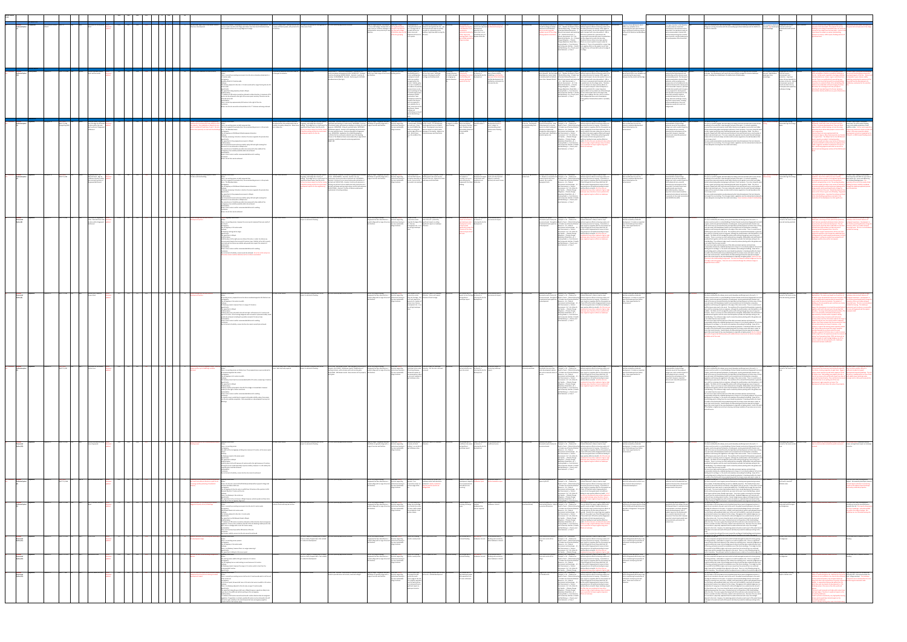| k Wootton & Guys HW1*O                                                                                                                                                                                                                                                                                                                                          | Land south of Hill Wootton SHLAA                                                                                 |                                                                                                       | Revised down figure due to land owner conce<br>about over development                                                                         | acccess could come off small village road rather than than the Hill Wootton Road, anumber of filled in ponds, with potential for surface water flows.<br>which would maintain the strong hedgerow frontage.                                                                                                                                                                                                                                                                                                                                                                                                                                                                                                                                                                                                                                                                                                                                                                                                                                                              | detailed feedback - development level less than formal access requirements. Site  Potential railway noise. Nearby area also has  Will require the appropriate management of  No recent planning applications detailed.<br>gas build-up.                                                                                                                                                                                                                                                                                                                                                                                                                                                                  |                                                                                                                                                                                                                                                                                                                                                                                                                                                                                                                                                                                                                                                                                                                                                                                                                                                                                                                                                                                                                                                                                                                                               | major services / facilities, although it is focused in the district's barn / storage units to development will need to carefully                                                                                                      | a very small village / hamlet with no housing development existing farmhouse and (Grade 2) and opposite the site - any<br>situated within close proximity to Leek top 10 growth villages - the south of the site. consider its relationship to this<br>Hill Wootton does not fall Mature trees and building. High Green Belt scoring this<br>vithin this grouping. hedgerow will limit site this area.                                                                                                                                                          |                                                                                                                                                                                                                                                           | dge of village location. Hill Wootton Green Belt. Village Close proximity to Hill Wootton Farmhouse is listed Satisfactory Not suitable as a Landowner recognises Not a suitable location for 2019+<br>ocated housing site that the site may have an allocated housing site.<br>as Hill Wootton is not development<br>considered a considered a potential in the<br>sustainable location for future, but is in no<br>further large scale immediate hurry to<br>housing growth. Site is dispose of the site.<br>Iso located outside the<br>village envelope. | Agricultural land                                                                                                         | Small field which could form Economy = / Sustainable Transport   The potential allocation is likely to lead to major   Not assessed   Important Green Belt parcel which<br>part of the village envelope / $+8$ - / Reduce the Need to Travel - positive long-term effects on housing needs as the<br>built form for Hill Wootton. / Waste & Recycling - / Prudent use site makes provision for housing. With regard to<br>Vorth considering public of land and Natural Resources -- / travel and transport, the site has excellent access to<br>feedback as part of the village Natural Environment and Landscape public transport with a bus stop within 0 - 400 m<br>ousing options consultation.   & ? / Built Environment + / and there is potential for a pavement to be<br>Social Exclusion + / Crime ? the village.                                                                                                                                                                                                                                                                                                                                                                         | Historic Environment - & ? / Air, incorporated to provide safe access for pedestrians<br>Water & Soil Quality - & -- / Climate into the village centre and to the bus stop.<br>Change Mitigation - / Climate Therefore there are likely to be major positive<br>Change Adaptation (Flood Risk) = $/$ effects on access to public transport under SA<br>Housing Needs ++ / Local Services   Objective 2. There is the potential for a major long-<br>and Community Facilities - / Health term negative effect on the prudent use of land<br>and Well Being + $\&$ =/ Poverty and through the loss of Green Belt Land on the edge of                                                                                                                                                                                                                                                                                                                                                                                                                      | fulfils a very valuable role in<br>maintaining the open space between<br>larger settlements and preserving the<br>setting of Hill Wootton and Blackdown                                                  | The 'open character' of Hill Wootton Higl<br>currently makes an important<br>contribution to the openness of the<br>Green Belt. The Sub-parcel could not<br>easily accommodate a limited infill,<br>without compromising this essential<br>open character, and the fundamental<br>aim and purposes of the Green Belt.                                                                                                                                                                                                                                                                                                                                                                                                    | n field landscape with well defined edges. Close proximity to existing farmhouse building. Not surveyed in detail but Hedgerows and mature Low to Medium<br>Village has a strong connection with the surrounding agricultural landscape and this field forms assessed High based upon trees will need to be<br>art of this character.<br>ea knowledege.                                                                                                                                                                                                                                                                                                                                                                                                                                                                                                                                                                                                                                                                                                                                                                                                                                                                                                                                                                                                                                                                                                                                                                                                                                                                                                                                                                                                                                                                                                                                                                                                                                                                                                                                                                                                                                                                                              | protected aorund the field                                                                                                                                                                                            | s an attractive small village, which helps create<br>nness of the Green Belt. The proposal for up to 5<br>green belt and openness of the village.<br>Ilings in the village (if achievable) does not justify t<br>oval of the village from the Green Belt. Concerns<br>sed about the impact on nearby listed building,<br>ressure on services, traffic impact, flooding and loss<br>cultural land.                                                                                                                                                                                                                                                                                                                                                                                                                                                                                                                                                                                                                                                                                                                                                                                                                                                                                                                                                                                                                                                                                                                                                                                                                                                                                                                              |
|-----------------------------------------------------------------------------------------------------------------------------------------------------------------------------------------------------------------------------------------------------------------------------------------------------------------------------------------------------------------|------------------------------------------------------------------------------------------------------------------|-------------------------------------------------------------------------------------------------------|-----------------------------------------------------------------------------------------------------------------------------------------------|--------------------------------------------------------------------------------------------------------------------------------------------------------------------------------------------------------------------------------------------------------------------------------------------------------------------------------------------------------------------------------------------------------------------------------------------------------------------------------------------------------------------------------------------------------------------------------------------------------------------------------------------------------------------------------------------------------------------------------------------------------------------------------------------------------------------------------------------------------------------------------------------------------------------------------------------------------------------------------------------------------------------------------------------------------------------------|----------------------------------------------------------------------------------------------------------------------------------------------------------------------------------------------------------------------------------------------------------------------------------------------------------------------------------------------------------------------------------------------------------------------------------------------------------------------------------------------------------------------------------------------------------------------------------------------------------------------------------------------------------------------------------------------------------|-----------------------------------------------------------------------------------------------------------------------------------------------------------------------------------------------------------------------------------------------------------------------------------------------------------------------------------------------------------------------------------------------------------------------------------------------------------------------------------------------------------------------------------------------------------------------------------------------------------------------------------------------------------------------------------------------------------------------------------------------------------------------------------------------------------------------------------------------------------------------------------------------------------------------------------------------------------------------------------------------------------------------------------------------------------------------------------------------------------------------------------------------|---------------------------------------------------------------------------------------------------------------------------------------------------------------------------------------------------------------------------------------|-----------------------------------------------------------------------------------------------------------------------------------------------------------------------------------------------------------------------------------------------------------------------------------------------------------------------------------------------------------------------------------------------------------------------------------------------------------------------------------------------------------------------------------------------------------------|-----------------------------------------------------------------------------------------------------------------------------------------------------------------------------------------------------------------------------------------------------------|-------------------------------------------------------------------------------------------------------------------------------------------------------------------------------------------------------------------------------------------------------------------------------------------------------------------------------------------------------------------------------------------------------------------------------------------------------------------------------------------------------------------------------------------------------------|---------------------------------------------------------------------------------------------------------------------------|----------------------------------------------------------------------------------------------------------------------------------------------------------------------------------------------------------------------------------------------------------------------------------------------------------------------------------------------------------------------------------------------------------------------------------------------------------------------------------------------------------------------------------------------------------------------------------------------------------------------------------------------------------------------------------------------------------------------------------------------------------------------------------------------------------------------------------------------------------------------------------------------------------------------------------------------------------------------------------------------------------------------------------------------------------------------------------------------------------------------------------------------------------------------------------------------------|---------------------------------------------------------------------------------------------------------------------------------------------------------------------------------------------------------------------------------------------------------------------------------------------------------------------------------------------------------------------------------------------------------------------------------------------------------------------------------------------------------------------------------------------------------------------------------------------------------------------------------------------------------------------------------------------------------------------------------------------------------------------------------------------------------------------------------------------------------------------------------------------------------------------------------------------------------------------------------------------------------------------------------------------------------|----------------------------------------------------------------------------------------------------------------------------------------------------------------------------------------------------------|--------------------------------------------------------------------------------------------------------------------------------------------------------------------------------------------------------------------------------------------------------------------------------------------------------------------------------------------------------------------------------------------------------------------------------------------------------------------------------------------------------------------------------------------------------------------------------------------------------------------------------------------------------------------------------------------------------------------------|------------------------------------------------------------------------------------------------------------------------------------------------------------------------------------------------------------------------------------------------------------------------------------------------------------------------------------------------------------------------------------------------------------------------------------------------------------------------------------------------------------------------------------------------------------------------------------------------------------------------------------------------------------------------------------------------------------------------------------------------------------------------------------------------------------------------------------------------------------------------------------------------------------------------------------------------------------------------------------------------------------------------------------------------------------------------------------------------------------------------------------------------------------------------------------------------------------------------------------------------------------------------------------------------------------------------------------------------------------------------------------------------------------------------------------------------------------------------------------------------------------------------------------------------------------------------------------------------------------------------------------------------------------------------------------------------------------------------------------------------------------------------------------------------------------------------------------------------------------------------------------------------------------------------------------------------------------------------------------------------------------------------------------------------------------------------------------------------------------------------------------------------------------------------------------------------------------------------------------------------------|-----------------------------------------------------------------------------------------------------------------------------------------------------------------------------------------------------------------------|--------------------------------------------------------------------------------------------------------------------------------------------------------------------------------------------------------------------------------------------------------------------------------------------------------------------------------------------------------------------------------------------------------------------------------------------------------------------------------------------------------------------------------------------------------------------------------------------------------------------------------------------------------------------------------------------------------------------------------------------------------------------------------------------------------------------------------------------------------------------------------------------------------------------------------------------------------------------------------------------------------------------------------------------------------------------------------------------------------------------------------------------------------------------------------------------------------------------------------------------------------------------------------------------------------------------------------------------------------------------------------------------------------------------------------------------------------------------------------------------------------------------------------------------------------------------------------------------------------------------------------------------------------------------------------------------------------------------------------|
| <b>HOCKLEY HEATH The Set of A</b><br>VHOSBC Hockley Heath Lapworth PC HOC1*O / R154 R104                                                                                                                                                                                                                                                                        | HOCK1 Former Aylesbury House<br><b>Hotel and Surrounds</b>                                                       |                                                                                                       | 20 16 on site plus subdivision of hotel (4 units) Highway Observation:                                                                        | There is currently an existing access point into the site on Aylesbury Road which is<br>3.4 metres wide.<br>Carriageway:<br>Aylesbury Road is 5.9 metres wide.<br>The footway adjacent to the site is 1.2 metres wide with a verge fronting the site 18<br>metres wide.<br>Sneed Limits:<br>The speed limit along Aylesbury Road is 40mph.<br>isibility Splays:<br>" distance of 120 metres cannot be achieved in either direction. A maximum of 93<br>metres can be achieved to the right of the access point and only 78 metres can be<br>achieved to the left.<br>ustainability:<br>There is a bus stop approximately 250 metres to the right of the site.<br>Access into the site cannot be achieved due to the "Y" distance not being achieved                                                                                                                                                                                                                                                                                                                      | Any potential demolition works will need to No major observations.<br>be managed for asbestos.                                                                                                                                                                                                                                                                                                                                                                                                                                                                                                                                                                                                           | W/00/1623/TC - Permitted Development - Erection of a 15 Edge of village location. Hockley Green Belt and listed Aylesbury House is Impact on listed building. Parts of the Satisfactory - Suitable in part, Owner has expresse<br>metre monopole and equipment cabin W/92/1324 - Granted - Heath has a wide range of local service building policies.<br>Insertion of windows W/92/1325/LB - Granted - Insertion of and facilities.<br>windows W/95/0888/LB - Granted - Positioning of a UHF 6dB<br>broadband aerial (3m high).                                                                                                                                                                                                                                                                                                                                                                                                                                                                                                                                                                                                               |                                                                                                                                                                                                                                       | need to be carefully<br>managed within this<br>context. Visibility splay<br>r access is insufficent,<br>ut evidence of previous<br>commercial use on site.<br>Layout and design of the<br>site would require close<br>nvolvement of WDC<br>Conservation Team.<br>evelopment within the<br>grounds of the former<br>hotel are required to<br>ross-subsidise the re-<br>build / conversion of the<br>listed house. Newer<br>buildings and<br>ardstanding on site will<br>equire demolishing /                                                                     | Development would curtilage and Hockley Heath. to managing any listed building and development.                                                                                                                                                           | listed building with a site are fairly open. Small gap although attention connected to an interest in upon scheme viability<br>historic walled garden. between the property and its will need to be paid developing the current releasing the site for modelling, protecting the<br>asbestos found on previosly developed<br>aspects of the site.                                                                                                                                                                                                           | Former hotel<br>enness of the Green Belt<br>and the development of a<br>satisfactory masterplan for<br>is sensitive site. | A preferred option for a small Economy = / Sustainable Transport   The potential allocation is likely to lead to major Not assessed Strategically important Green Belt   Hip<br>level of growth. But the linked $++$ & - / Reduce the Need to Travel - positive long-term effects on housing needs as the<br>advantages are clearly linked / Waste & Recycling - / Prudent use site makes provision for housing. With regard to<br>to Hockely Heath (in Solihull), of land and Natural Resources -- / travel and transport, the site has excellent access to<br>rather than Warwick District. Natural Environment and Landscape public transport with a bus stop within 0 - 400 m                                                                                                                                                                                                                                                                                                                                                                                                                                                                                                                  | - - & - / Built Environment + / and there is a pavement which provides safe access<br>Historic Environment - - & ? / Air, for pedestrians into the village centre. Therefore<br>Water & Soil Quality - / Climate there are likely to be major positive effects on<br>Change Mitigation - / Climate access to public transport under SA Objective 2<br>Change Adaptation (Flood Risk) = $/$ There is the potential for a major long-term<br>Housing Needs ++ / Local Services negative effect on the prudent use of land through<br>and Community Facilities ? / Health the loss of Green Belt Land on the edge of the<br>and Well Being $+ 8 =$ /Poverty and village and in addition the site is also in a Surface<br>Social Exclusion + / Crime ? Water Safeguarded Zone and a Groundwater<br>Drinking Water Protected Area which is 'probably                                                                                                                                                                                                         | parcel which fulfils a very valuable role<br>in maintaining the open space<br>between Hockley Heath and Dorridge.                                                                                        | e former hotel site includes some Medium<br>tantial built development and<br>hardstanding, within extensive open<br>and wooded grounds. The Sub-parcel<br>could accommodate a limited village<br>extension, while accepting some<br>compromise on the fundamental aim,<br>essential characteristics and purposes<br>of the Green Belt. However, particular<br>consideration would need to be given<br>o any proposals for development,<br>that would be conspicuous from the<br>Green Belt and which might be<br>visually detrimental by reason of<br>siting, materials and design. Clearly,<br>important natural assets, including<br>mature wooded areas, trees and<br>hedgerows would also need to be<br>safeguarded. | Sensitive landscape both in terms of the listed building and its curtilage but also the wider Not surveyed in detail but Hedgerows and mature Medium<br>landscape. Any development will need to be very carefully managed to minimise landscape assessed High/Medium trees will require<br>impact, including the establishment of suitable levels of landscaping.<br>based upon area<br>knowledege.                                                                                                                                                                                                                                                                                                                                                                                                                                                                                                                                                                                                                                                                                                                                                                                                                                                                                                                                                                                                                                                                                                                                                                                                                                                                                                                                                                                                                                                                                                                                                                                                                                                                                                                                                                                                                                                  | enhancement and<br>protection. Important<br>cluster of trees towards the<br>entrance to the site. Habitat<br>enhancement works will<br>need to be built into any<br>masterplan with supporting<br>landscape strategy. | ort for sensitive restoration of Aylesbury House ________________________________<br>and addition of further sympathetic buildings on<br>current listed building and previosly<br>site. Further works required on heritage protection developed aspects of the site. Delivery will<br>associated issues. Access / egress restrictions from be dependent upon scheme viability<br>e site. There is no justification for permitting new modelling, protecting the openness of the<br>using in the Green Belt around the existing building. Green Belt and the development of a<br>version to residential (flats) of the old building (the<br>factory masterplan for this sensitive<br>tel) can be undertaken without changing the Gree<br>elt status. Do not disagree with the principle of<br>ocating 20 new dwellings at the former Aylesbury<br>use Hotel. Hockley Heath has very poor infrastru                                                                                                                                                                                                                                                                                                                                                                                                                                                                                                                                                                                                                                                                                                                                                                                                                              |
|                                                                                                                                                                                                                                                                                                                                                                 | near the edge of settlement do<br>location within the main<br>built-up form of Kingswood<br>settlement           |                                                                                                       | her detailed work required on eng<br>tions for the brook which may allow for m<br>vithin close proximity to canal and listed buil             | Highway Observation:<br>ite capacity. Site modelled on reduced site area, There is an existing access on both proposed sites.<br>which is outside of Flood Zones 2 and 3. Site also The first is opposite the private drive, the second existing access is in the private from railway line.<br>dings. drive - The Meadow House.<br>e carriageway on Old Warwick Road measures 6.6metres.<br>A footway measuring 1.3 metres is sited on the access opposite the private drive.<br>The speed limit at the proposed access point is 30mph.<br>isibility Splays:<br>The first potential access achieves visibility splays left and right meaning that<br>70 metres is to be achieved in a 30 mph zone.<br>The second access if visibility was able to be measured to the middle of the<br>carriageway, then visibility would be able to be achieved.<br>ustainability:<br>Access to bus routes is within recommended distance for walking.<br>Access into all sites can be achieved.                                                                                        | ossible contamination linked to land uses. The Old Warwick Road and the area around W/90/0863 - Granted conversion of shop to office, erection of a Edge of village. Kingswood has been Green Belt. Policy SFRA - Areas Suscep<br>Also potential for site contamination due to the garage and bridge has a history of glasshouse and awning as a retail centre. W/90/0005 - Erection identified as a growth village with a direction supporting to surface water<br>proximity to nearby railway line. Noise issues flooding. The bridge acts as a 'pinch-point' for of sectional timber and aluminium building as a display for retail range of services and facilities.<br>opment options for the site. | a significant flow of water from the north. purposes. W/99/0390 - Siting of a portable cabin. W/02/1601<br>e area has been subject to a further review (withdrawn appeal) - Erection of 11 dwellings and construction<br>of a new vehicular access. Erection of garage for Kingswood<br>Farm. W/09/0226 - Application for a lawful development<br>certificate for the continued residential use of the dwelling<br>known as The Meadow House unencumbered by an agricultur<br>occupancy condition imposed on planning application                                                                                                                                                                                                                                                                                                                                                                                                                                                                                                                                                                                                             |                                                                                                                                                                                                                                       | the more sustainable Alne Local Wildlife Site listed. Development may have an<br>village locations. (LWS) runs along the adverse impact on surface water<br>down the middle of the                                                                                                                                                                                                                                                                                                                                                                              | limited new housing in less and more. / River Road opposite the site is Grade 2 water flooding. accessment of surface vears.<br>western edge of the site. drainage in the locality. Adjacent to<br>SFRA - Minor Rivers listed waterways and listed locks. | units), subject to<br>water flooding issues<br>and suitable protection<br>corridor.                                                                                                                                                                                                                                                                                                                                                                                                                                                                         | accommodating local<br>this location.<br>surface water flooding                                                           | vious retail use for part Site has been subject to Economy = & ? / Sustainable Potential allocation is likely to lead to major Not applicable Small Green Belt Parcel which has Low - Medium<br>of the site. The business several PC discussions. Scale Transport ++ & - - / Reduce the positive long-term effects on housing needs as all<br>has ceased trading from of development is very low Need to Travel - / Waste & Recycling sites make provision for housing. Potential for a<br>density to reflect landowner's  - / Prudent use of land and Natural   major long-term negative effect on the prudent use<br>aspiration to build small Resources - - & - / Natural of land through the loss of Green Belt land. Site is<br>complex for older peoples to Environment and Landscape - - & - / directly adjacent the main railway line so there are<br>meet local need. Identified as Built Environment + / Historic also likely to be major negative effects with regard<br>potential option site. <b>Environment - &amp; ?</b> / Air, Water & to noise and light. GP facilities within Kingswood<br>and Well Being ++ / Poverty and effects on landscape.<br>Social Exclusion + / Crime ? | Soil Quality - - / Climate Change which means all sites have good access to<br>Mitigation - / Climate Change healthcare leading to major positive effects on<br>Adaptation (Flood Risk) = & - / $\qquad$ health. All of the sites are considered to have e<br>Housing Needs ++ / Local Services medium to high or high landscape value; there<br>and Community Facilities ?/ Health    Ithere is potential for major negative long-term                                                                                                                                                                                                                                                                                                                                                                                                                                                                                                                                                                                                                 | been eroded over the years by<br>primarily residential development.<br>Some limited options for<br>enhancement.                                                                                          | Small Green Belt parcel that could Low to Medium<br>accommodate a limited village<br>extension as part of the proposed<br>village inset, with a modest impact on<br>the fundamental aim, essential<br>acteristics and purposes of th<br>Green Belt. However, important<br>natural assets should be protected<br>and enhanced                                                                                                                                                                                                                                                                                                                                                                                             | Lies within LCP KW 31.<br>his zone is a small triangular plot that abuts the railway and canal corridors with an area of wet scoring<br>voodland to the south that is sunk beneath the level of the canal. It is almost completely<br>screened from view and comprises small fields of pasture and a garden nursery that are hidden<br>behind mature back gardens and garages and Severn Trent's property. Tree cover along the canal<br>orridor is good, permitting only occasional glimpsed views into gardens / fields. The zone is<br>generally tranquil with little road noise and occasional trains and attracts only a small number of<br>walkers and canal boat users. The zone is physically separate from the wider farmed landscape<br>because of the canal and railway corridors and the mature vegetation / fenced boundaries that<br>estrict views into it.<br>The zone could accommodate new development which should complement the local character<br>nd respect the canal setting. The strong perimeter vegetation must be retained and enhanced<br>ensure adequate screening from the canals and railway.                                                                                                                                                                                                                                                                                                                                                                                                                                                                                                                                                                                                                                                                                                                                                                                                                                                                                                                                                                                                                                                                                                                         | Canal corridor scoring<br>reasonable high for ecology                                                                                                                                                                 | in Suitable in part subject to detailed<br>swood. Small area, close to transport and local accessment of surface water flooding<br>vices. Previously developed land. Does not flood. issues and suitable protection of local<br>gent need for smaller housing, not only for young wildlife corridor. Further work required on<br>eople but also to allow older people to remain within engineering solution for brook corridor and<br>ential flood risk areas registered with the<br>vironment Agency. Many local properties are flooded 100 and 1 in 1000 forecast flooding ev<br>a regular basis. The 30mph limit on the Old Warwick<br>oad is regularly exceeded. Existing boundary<br>onstraints would not allow a new section of footwa<br>accommodated for without extensive highway w<br>raffic congestion would be caused by the accesses<br>e 1 and 6 being opposite each other on one of the<br>usiest and most dangerous sections of the Old V                                                                                                                                                                                                                                                                                                                                                                                                                                                                                                                                                                                                                                                                                                                                                                      |
| NET LA REGISLAT HOWING THE MONUME OF THE REGISLAT OF THE REGISLARY ON THE REGISLARY ON THE REGISLARY ON THE REGISLARY ON THE REGISLARY ON THE REGISLARY ON THE PREQUIRES SUBStantial screening due to canal Highway Observatio<br>VHOSBC Kingswood Lapworth PC KW3*O/R84 R110 KW1 Land south of Kingswood SHLAA 10.06 0.64 0.43 0.54 16 22 16 13 Linear frontag | Warwick Road - edge of c<br>settlement location, within upo<br>the main built-up form of<br>Kingswood Settlement |                                                                                                       | corridor and listed building.                                                                                                                 | There is an existing access on both proposed sites.<br>The first is opposite the private drive, the second existing access is in the private<br>drive - The Meadow House.<br>Carriageway: the control of the control of the control of the control of the control of the control of the control of the control of the control of the control of the control of the control of the control of the control of<br>he carriageway on Old Warwick Road measures 6.6metres.<br>A footway measuring 1.3 metres is sited on the access opposite the private drive.<br>The speed limit at the proposed access point is 30mph.<br>ibility Splays:<br>The first potential access achieves visibility splays left and right meaning that<br>70 metres is to be achieved in a 30 mph zone.<br>he second access if visibility was able to be measured to the middle of the<br>carriageway, then visibility would be able to be achieved.<br>ustainability:<br>Access to bus routes is within recommended distance for walking.<br>onclusion:<br>Access into all sites can be achieved. | No major issues detailed.<br>e area has been subject to a further re<br>flood forecasting and this has consti                                                                                                                                                                                                                                                                                                                                                                                                                                                                                                                                                                                            | The Old Warwick Road and the area around W/92/1342/LB - Granted - Erection of a gabled dormer window Edge of village. Kingswood has been Green Belt. Policy Grand Union Canal Kingswood Farm is a grade 2 listed Satis<br>the garage and bridge has a history of at rear. W/04/0030LB - Granted - Erection of a rear  identified as a growth village with a  direction supporting  Potential SINC towards  building within the north westen<br>flooding. The bridge acts as a 'pinch-point' for conservatory and construction of pitched roof. W/04/0029 - range of services and facilities.   limited new housing in the eastern boundary of section of the site. Adjacent t<br>a significant flow of water from the north. Granted - Erection of a rear conservatory and construction of<br>view pitched roof. W/12/1100 - Granted - Erection of extension to<br>ed existing rear dormer to form a bathroom and construction of a<br>velopment options for the neighbouring pitched roof above existing single storey rear flat roof extension<br>W/12/0752LB - Granted - Erection of dormer window and<br>replacement of existing windows. |                                                                                                                                                                                                                                       | the more sustainable the site. Access to the waterways and listed locks.<br>village locations. site needs to be resolved.                                                                                                                                                                                                                                                                                                                                                                                                                                       | in the village envelope.<br>Within the village envelope. The Green Belt. Policy Number of tree Listed building towards the south Satisfactory                                                                                                             | Potentially suitable in Available for Potentially achievable for 2014/19<br>part subject to development subject small scale development -<br>resolving site access to discussion with subject to resolving<br>and protecting the neighbour over primarily site access issues.<br>Kingswood Farm listed timescales.<br>building.                                                                                                                                                                                                                             | garden land.                                                                                                              | Small loss of agricultural / No major issues raised by the Economy = & ? / Sustainable Potential allocation is likely to lead to major<br>PC. Need for a comprehensive Transport $+ +$ & $-$ / Reduce the positive long-term effects on housing needs as all<br>scheme if both sites come Need to Travel - / Waste & Recycling sites make provision for housing. Potential for a<br>forward. Site is within - - / Prudent use of land and Natural najor long-term negative effect on the prudent use<br>Rowington Parish.<br>Housing Needs ++ / Local Services<br>and Community Facilities ?/ Health<br>and Well Being ++ / Poverty and<br>Social Exclusion + / Crime ?                                                                                                                                                                                                                                                                                                                                                                                                                                                                                                                            | Resources - - & - / Natural of land through the loss of Green Belt land. GP<br>Environment and Landscape - - & - / facilities within Kingswood which means all sites<br>Built Environment + / Historic have good access to healthcare leading to major<br>Environment - & ? / Air, Water & positive effects on health. All of the sites are<br>Soil Quality - - / Climate Change considered to have either medium to high or hig<br>Mitigation - / Climate Change   landscape value; therefore, there is potential fi<br>Adaptation (Flood Risk) = $&8 - /$ major negative long-term effects on landscape                                                                                                                                                                                                                                                                                                                                                                                                                                               | Not assessed Small Green Belt Parcel which has Low - Medium<br>been eroded over the years by<br>primarily residential development<br>Some limited options for<br>enhancement.                            | The Green Belt parcel could<br>accommodate a limited village<br>extension as part of the proposed<br>village inset, with a modest impact on<br>the fundamental aim, essential<br>characteristics and purposes of the<br>Green Belt. The Grand Union Canal<br>would provide a permanent<br>defensible boundary. However,<br>important natural assets should be<br>protected and enhanced, particularly<br>in proximity to the canal; a provisional<br>Local Wildlife Site (LWS).                                                                                                                                                                                                                                          | Lies within LCP KW_31.<br>This zone is a small triangular plot that abuts the railway and canal corridors with an area of wet value scoring.<br>woodland to the south that is sunk beneath the level of the canal. It is almost completely<br>screened from view and comprises small fields of pasture and a garden nursery that are hidden<br>behind mature back gardens and garages and Severn Trent's property. Tree cover along the canal<br>corridor is good, permitting only occasional glimpsed views into gardens / fields. The zone is<br>generally tranquil with little road noise and occasional trains and attracts only a small number of<br>walkers and canal boat users. The zone is physically separate from the wider farmed landscape<br>because of the canal and railway corridors and the mature vegetation / fenced boundaries that<br>estrict views into it.<br>The zone could accommodate new development which should complement the local character<br>nd respect the canal setting. The strong perimeter vegetation must be retained and enhanced to<br>ensure adequate screening from the canals and railway. Parcel contains a Grade 2 listed building                                                                                                                                                                                                                                                                                                                                                                                                                                                                                                                                                                                                                                                                                                                                                                                                                                                                                                                                                                                                                                                                   | Canal corridor scoring<br>reasonable high for ecology                                                                                                                                                                 | Suitable in part, subject to being taken<br>xceeded. Even if the visibility site lines could be forward jointly with KW1*O to provide an<br>hieved in order to meet current Highway Specifications   appropriate site access and addressing<br>e proposed access points to each site would put any localised flooding issues. The<br>orist and pedestrians at risk. The existing boundary proximity of the site to the nearby listed<br>nstraints would not allow a new section of footway to building has been carefully considered<br>accommodated for without extensive highway works through the landscape appraisal process<br>being needed, which would significantly change the and site selection.<br>historic character of the area. Should development ta<br>ice on Site 2 there is great risk of flooding. Kingswor<br>arm and listed status - how does the setting contrib<br>the listed buildings significance and what is the<br>implication of the development on that significance.                                                                                                                                                                                                                                                                                                                                                                                                                                                                                                                                                                                                                                                                                                                            |
|                                                                                                                                                                                                                                                                                                                                                                 | Land south of Kingswood SHLA/<br>Close - Potential linear infill document<br>location within Kingswood update    |                                                                                                       | 13 Linear frontage only site area restricts<br>development options.                                                                           | inal Highway Observation:<br>There is no existing access, however the access point measured from was south of<br>Carriageway:<br>The carriageway is 5.9 metres wide.<br>No footway existing and no verge.<br>oeed Limits:<br>The speed limit is 30mph.<br>isibility Splays:<br>Visibility splays to the right you can achieve 19 metres, in order to achieve any<br>increase would require the removal of 3 mature trees. Visibility to the left is severly<br>restricted and to achieve any suitable splay would also require the removal of<br>Access to bus routes is within recommended distance for walking.<br>Due to the lack of visibility, access cannot be achieved. Since this initial analysis a<br>ernative access could be obtained, but has not been ewvaluated.                                                                                                                                                                                                                                                                                          | No major issues raised.<br>subject to substantial flooding.                                                                                                                                                                                                                                                                                                                                                                                                                                                                                                                                                                                                                                              | and to the east of Station Lane, can be No recent planning applications detailed.                                                                                                                                                                                                                                                                                                                                                                                                                                                                                                                                                                                                                                                                                                                                                                                                                                                                                                                                                                                                                                                             | Kingswood has been identified as a direction supporting preservation orders east of the site - potentially<br>growth village with a range of services limited new housing in along the frontage of the significant impact on setting. | the more sustainable site. Narrow Significant impact on landscape<br>village locations. development site. In an character.<br>area of high landscape                                                                                                                                                                                                                                                                                                                                                                                                            |                                                                                                                                                                                                                                                           | of suitable due to the Owner has expressed Not achievable due to Not assessed.<br>impact on an area of an interest in environmental impact.<br>high landscape value. releasing the site for<br>Development in this development.<br>location would<br>significantly change the<br>character of this very<br>visible and open Green<br>Belt area.                                                                                                                                                                                                             | Agricultural land.                                                                                                        | Reduced scale option   Economy = & ? / Sustainable Major negative long-term effect on landscape. Not assessed<br>discussed as part of early site Transport ++ $\& -/$ Reduce the Potential allocation is likely to lead to major<br>assessment work. Recognition Need to Travel - / Waste & Recycling positive long-term effects on housing needs as all<br>of substantial local opposition -/ Prudent use of land and Natural sites make provision for housing. Potential for a<br>to development.<br>and Community Facilities ?/ Health<br>and Well Being ++ / Poverty and<br>Social Exclusion + / Crime ?                                                                                                                                                                                                                                                                                                                                                                                                                                                                                                                                                                                       | Resources - - & - / Natural major long-term negative effect on the prudent use<br>Environment and Landscape - - & - / of land through the loss of Green Belt land. GP<br>Built Environment + / Historic facilities within Kingswood which means all sites<br>Environment - & ? / Air, Water & have good access to healthcare leading to major<br>Soil Quality - - / Climate Change positive effects on health. All of the sites are<br>Mitigation - / Climate Change considered to have either medium to high or high<br>Adaptation (Flood Risk) = & - / $\vert$ andscape value; therefore, there is potential f<br>Housing Needs ++ / Local Services major negative long-term effects on landscape                                                                                                                                                                                                                                                                                                                                                     | Complex Green Belt parcel area which Mediun<br>has been eroded by residential<br>development. Provides an important<br>open field landscape from Station<br>Lane. Some opportunities for<br>enhancement. |                                                                                                                                                                                                                                                                                                                                                                                                                                                                                                                                                                                                                                                                                                                          | Lies within LCP KW 17.<br>This zone is defined by the railway, canal, parish boundary and Rising Lane to the north. It<br>contains one farm which is a Listed Building of timber framed construction (Kingswood Farm) with<br>a regular small scale pastoral field pattern including wet, marshy grassland with a feeder river.<br>Views of the zone are heavily filtered by the high density of development on Station Lane / Rising<br>Lane and recent infill development which has encroached onto the field pattern, boundary<br>vegetation and fencing and vegetation to the edge of the canal corridor. There is a small area of<br>unofficial open space next to the canal. The condition of the internal field boundaries is generally<br>poor with the remaining structure outgrown, although the small/medium scale field pattern is still<br>readable. The fields are still managed for pasture with cattle grazing giving a very strong rural<br>character. There is a narrow river with scattered trees alongside, field pond(s) and small blocks of<br>woodland that together with the small scale field pattern provide the landscape setting to the<br>Listed Building. The settlement edge is well screened by mature planting within the gardens and<br>is not visible from the canal corridor.<br>This zone has a high sensitivity because of the older permanent pasture and could only<br>ccommodate low density roadside development as long as it is not directly adjacent to the Listed<br>Building and its curtilage, i.e. the small scale meadows surrounding the building. Views of the<br>listed building and its setting from the canal should be protected. A landscape buffer of at least<br>the width of one field needs to be provided along both the stream course and canal in order to<br>retain their rural character. Smaller blocks of native planting will also be required to mitigate<br>against the visual impact of any new development, especially on higher ground. Site 8 is in o<br>roximity to the listed building and grounds. The zone has frequent roadside hedgerow tree<br>he hedge is becoming gappy. Views are more contained although the settlement edge on<br>Kingswood Close is visible. | scores for the canal corridor<br>area and marshy grassland.                                                                                                                                                           | s site is located in a corridor of high<br>Reasonably high habitat Medium to High In support of Site 8 as the preferred option. A<br>Masterplan, consisting of three potential proposals for landscape value and with features of<br>Site 8 has been provided and demonstrates indicative ecological importance. Development in<br>yout options for small scale development. The site this location would significantly change the<br>ssessment for Site 8 has been undertaken on the basis character of this very visible and open<br>Green Belt area. The site is not considered<br>SHLAA Site R110 and does not take account of<br>adjoining land at Kingswood Farm. Since the<br>table for housing.<br>espondent's original representation of this land, thei<br>proposed masterplan now incorporates additional lar<br>t Kingswood Farm which would provide access to<br>spondent is willing to consider how a proportion<br>dwellings could be reserved for local people.                                                                                                                                                                                                                                                                                                                                                                                                                                                                                                                                                                                                                                                                                                                                                |
| VHOSBC Kingswood Lapworth PC KW4*0/R85 R111 KW1 Station Lane, Opposite SHLAA 6.5 0.6 0.4 0.51 15 20 1 12 Line:                                                                                                                                                                                                                                                  | Gowen Bank                                                                                                       |                                                                                                       | development options.                                                                                                                          | <b>Highway Observation:</b><br>No existing access, proposed access has been considered opposite 155 Station Lane<br>The carriageway is 5.6 metres in width.<br>No footway present, however there is a verge of 1.5metres.<br>The speed limit is 30mph<br>Visibility splays are restricted to the left and right. Left measures 11.5 metres and<br>right 27.5 metres. If the fronting hedgerow was removed or replanted visibility could<br>possibly be achieved; including the possible removal of 3 mature trees.<br>Access to bus routes is within recommended distance for walking.<br>ue to the lack of visibility, access into the site cannot currently be achieved.                                                                                                                                                                                                                                                                                                                                                                                               | lo major issues raised.<br>bject to substantial flooding.                                                                                                                                                                                                                                                                                                                                                                                                                                                                                                                                                                                                                                                | Land to the east of Station Lane, can be No recent planning applications detailed.                                                                                                                                                                                                                                                                                                                                                                                                                                                                                                                                                                                                                                                                                                                                                                                                                                                                                                                                                                                                                                                            |                                                                                                                                                                                                                                       | within the village envelope.<br>Within the village envelope. The Green Belt. Policy Small number of tree Significant impact on landscape Satis<br>Kingswood has been identified as a direction supporting preservation orders character. Access will require<br>growth village with a range of services limited new housing in along site frontage. Site removal of tree frontage.<br>the more sustainable access will require the<br>village locations.<br>removal of a number of<br>mature trees. Narrow<br>development site. In an<br>area of high landscape |                                                                                                                                                                                                                                                           | impact on tree frontage an interest in environmental impact.<br>and significant releasing the site for<br>landscape impact. development.                                                                                                                                                                                                                                                                                                                                                                                                                    | Not suitable due to Owner has expressed Not achievable due to Not assessed. Agricultural land.                            | Reduced scale option Economy = & ? / Sustainable Major negative long-term effect on landscape.<br>discussed as part of early site Transport ++ & - - / Reduce the Potential allocation is likely to lead to major<br>assessment work. Recognition Need to Travel - / Waste & Recycling positive long-term effects on housing needs as al<br>of substantial local opposition - / Prudent use of land and Natural sites make provision for housing. Potential for a<br>o development.<br>Soil Quality - - / Climate Change  <br>Adaptation (Flood Risk) = & - /<br>Housing Needs ++ / Local Services<br>and Community Facilities ?/ Health<br>and Well Being ++ / Poverty and<br>Social Exclusion + / Crime ?                                                                                                                                                                                                                                                                                                                                                                                                                                                                                        | Resources - - & - / Natural major long-term negative effect on the prudent use<br>Environment and Landscape - - & - / of land. GP facilities within Kingswood which means<br>Built Environment + / Historic all sites have good access to healthcare leading to<br>Environment - & ? / Air, Water & major positive effects on health. All of the sites<br>considered to have either medium to high or h<br>Mitigation - / Climate Change   landscape value; therefore, there is potential fi<br>ajor negative long-term effects on landscape                                                                                                                                                                                                                                                                                                                                                                                                                                                                                                            | Complex Green Belt parcel area which Mediu<br>has been eroded by residential<br>development. Provides an important<br>open field landscape from Station<br>Lane. Some opportunities for<br>enhancement.  | $rac{1}{2}$ accord                                                                                                                                                                                                                                                                                                                                                                                                                                                                                                                                                                                                                                                                                                       | Lies within LCP KW 17.<br>his zone is defined by the railway, canal, parish boundary and Rising Lane to the north. It<br>ontains one farm which is a Listed Building of timber framed construction (Kingswood Farm) wit<br>a regular small scale pastoral field pattern including wet, marshy grassland with a feeder river.<br>Views of the zone are heavily filtered by the high density of development on Station Lane / Rising  <br>Lane and recent infill development which has encroached onto the field pattern, boundary<br>egetation and fencing and vegetation to the edge of the canal corridor. There is a small area of<br>inofficial open space next to the canal. The condition of the internal field boundaries is generally<br>poor with the remaining structure outgrown, although the small/medium scale field pattern is still<br>readable. The fields are still managed for pasture with cattle grazing giving a very strong rural<br>character. There is a narrow river with scattered trees alongside, field pond(s) and small blocks of<br>voodland that together with the small scale field pattern provide the landscape setting to the<br>Listed Building. The settlement edge is well screened by mature planting within the gardens and<br>s not visible from the canal corridor.<br>This zone has a high sensitivity because of the older permanent pasture and could only<br>accommodate low density roadside development as long as it is not directly adjacent to the Listed<br>Building and its curtilage, i.e. the small scale meadows surrounding the building. Views of the<br>sted building and its setting from the canal should be protected. A landscape buffer of at least<br>the width of one field needs to be provided along both the stream course and canal in order to<br>retain their rural character. Smaller blocks of native planting will also be required to mitigate<br>against the visual impact of any new development, especially on higher ground. Site 9 is rela<br>pen with a fragmented field boundary with middle distance views across to blocks of w<br>nd fields east of the canal.                                                                                                | Reasonably high habitat Medium to High<br>cores for the canal corridor<br>area and marshy grassland.                                                                                                                  | evelopment. The reason we bought our house was to landscape value and with features of<br>e able to enjoy the beautiful views across the fields. This ecological importance. Development in<br>rural village which needs pockets of unspoilt farm th<br>this location would significantly change the<br>In order to retain its character. The impact of character of this very visible and open<br>uilding on this site would be vast, and there are clearly Green Belt area. The site is not considered<br>itable for housing. The landscape<br>e suitable sites.<br>pport for development to include Discounted Option 9 assessment work has been re-assessed for<br>1   gether with land to the east up to the existing field this area of Kingswood and the original<br>boundary - forming a defensible physical boundary. The comments hold.<br>e is in an extremely sustainable location being<br>proximately 2 minutes walk to Lapworth railway<br>station and bus stops, 6 minutes walk to the local<br>rimary school, less than 10 minutes walk to the shop<br>apworth and just over ten minutes walk to Lapworth<br>surgery. Our Client contends that the assessment o<br>te was distorted by the Council's decision, in the<br>vidence, to ignore the existing access opposite nun<br>145, Station Lane and assume that access would be<br>provided towards the northern end of the road<br>boundary, opposite 155 Station Lane. In order to secu<br>isibility sight lines, this would necessitate the remo<br>exiting Tree Preservation Order (TPO) oak trees and a<br>xtensive length of road frontage hedging, one of t<br>rimary reasons for discounting the site. Landscape<br>sessment has been insufficient. |
| es-Allocated VHOSBC Kingswood Lapworth PC KW3(DS7) R113 KW1 Land south of the Stables, SHLAA 0.55 0.55 0.37 0.47 14 19 14 19 6 Substantially limited by highways access. Informal Highway Observation:                                                                                                                                                          | <b>Station Lane</b>                                                                                              |                                                                                                       | access only for up to 6 dwellings could be                                                                                                    | There is no existing access on Station Lane. The proposed access was considered to<br>asured opposite the station.<br>The carriageway is 6.1 metres in width<br>The footway is less than the recommended width of 2 metres, measuring 1.3 metre:<br>The speed limit is 30mph<br>Visibility Splays:<br>Visibility could be achievable to the left if the hedge is trimmed back. However<br>visibility to the right is further restricted.<br>Access to bus routes is within recommended distance for walking.<br>If a speed survey is undertaken to support achievable visibility splays, then access<br>into the site could be acceptable. Only acceptable on a development level up to 6                                                                                                                                                                                                                                                                                                                                                                                | Previous use may result in land contamination Land to the east of Station Lane, can be W/11/0545 - Withdrawn Invalid - Wall and gates to entrance of Within the village envelope. Green Belt. Policy Access very limited and P<br>issues - desk top study required.<br>subject to substantial flooding.                                                                                                                                                                                                                                                                                                                                                                                                  | property. W/11/1481 - Withdrawn Invalid - Modification of Kingswood has been identified as a direction supporting would have to be made character - but the site is also well<br>existing entrance, with entrance walls and security gates. Further and prowth village with a range of services limited new housing in off existing driveway. Screened.<br>W/11/0852 - Withdrawn Invalid - New entrance to the property and facilities. The more sustainable Substantial number of                                                                                                                                                                                                                                                                                                                                                                                                                                                                                                                                                                                                                                                            |                                                                                                                                                                                                                                       | preservation orde<br>village locations.<br>an area of medium to<br>high landscape value.                                                                                                                                                                                                                                                                                                                                                                                                                                                                        |                                                                                                                                                                                                                                                           | but restricted by very an interest in minimising landscape<br>poor site access. The releasing the site for impact.                                                                                                                                                                                                                                                                                                                                                                                                                                          |                                                                                                                           | Agricultural land / No major observations Economy = & ? / Sustainable Potential allocation is likely to lead to major Not assessed Complex Green Belt parcel area which Mediun<br>previously used land. perceived to be one of the Transport ++ & - / Reduce the positive long-term effects on housing needs as all<br>better development options Need to Travel - / Waste & Recycling sites make provision for housing. Potential for a<br>due to the screened nature of  - / Prudent use of land and Natural   major long-term negative effect on the prudent use<br>Resources - -& - / Natural<br>Soil Quality - - / Climate Change<br>Mitigation - / Climate Change<br>Adaptation (Flood Risk) = & - /<br>Housing Needs ++ / Local Services<br>and Community Facilities ?/ Health<br>and Well Being ++ / Poverty and<br>Social Exclusion + / Crime ?                                                                                                                                                                                                                                                                                                                                           | of land through the loss of Green Belt land. GP<br>invironment and Landscape - - & - / facilities within Kingswood which means all sites<br>Built Environment + / Historic have good access to healthcare leading to major<br>Invironment - & ? / Air, Water & positive effects on health. All of the sites are<br>nsidered to have either medium to high or hig<br>landscape value; therefore, there is potential fo<br>or negative long-term effects on landscape                                                                                                                                                                                                                                                                                                                                                                                                                                                                                                                                                                                     | has been eroded by residential<br>development. Provides an important<br>open field landscape from Station<br>Lane. Some opportunities for<br>enhancement.                                                | Green Belt parcel that could Low to Medium<br>accommodate a limited village<br>extension as part of the proposed<br>village inset, with a modest impact on<br>the fundamental aim, essential<br>characteristics and purposes of the<br>Green Belt. However, important<br>natural assets should be protected<br>and enhanced.                                                                                                                                                                                                                                                                                                                                                                                             | High / Medium<br>Lies within LCP KW 17.<br>This zone is defined by the railway, canal, parish boundary and Rising Lane to the north. It<br>contains one farm which is a Listed Building of timber framed construction (Kingswood Farm) with<br>a regular small scale pastoral field pattern including wet, marshy grassland with a feeder river.<br>liews of the zone are heavily filtered by the high density of development on Station Lane / Rising<br>ne and recent infill development which has encroached onto the field pattern, boundary<br>vegetation and fencing and vegetation to the edge of the canal corridor. There is a small area of<br>unofficial open space next to the canal. The condition of the internal field boundaries is generally<br>poor with the remaining structure outgrown, although the small/medium scale field pattern is still<br>readable. The fields are still managed for pasture with cattle grazing giving a very strong rural<br>character. There is a narrow river with scattered trees alongside, field pond(s) and small blocks c<br>woodland that together with the small scale field pattern provide the landscape setting to the<br>isted Building. The settlement edge is well screened by mature planting within the gardens and<br>s not visible from the canal corridor.<br>This zone has a high sensitivity because of the older permanent pasture and could only<br>ccommodate low density roadside development as long as it is not directly adjacent to the Listed<br>Building and its curtilage, i.e. the small scale meadows surrounding the building. Views of the<br>listed building and its setting from the canal should be protected. A landscape buffer of at least<br>the width of one field needs to be provided along both the stream course and canal in order to<br>retain their rural character. Smaller blocks of native planting will also be required to mitigate<br>against the visual impact of any new development, especially on higher ground. Land to the south<br>of The Stables is slightly less sensitive to housing, and shows evidence of a previous use on some<br>arts of the site.                                                                           | Reasonably high habitat Medium to High<br>scores for the canal corridor                                                                                                                                               | if the primary site access point will be directly opposite does not have visibility splays of a<br>ne station, creating congestion at peak times. Suggest sufficient standard to support<br>ary access point be moved south, opposite 79 and development beyond 6 dwellings. T<br>Itation Lane. Not building new property directly in allocation is located within an area of land<br>of my home as this will directly impact my views of with slightly lower landscape value<br>In belt land and treeline. There will also be increased scorings, and is a fairly well screened site.<br>e levels due to cars pulling out of this new<br>velopment, again opposite my home. This<br>elopment will also reduce the value of my proper                                                                                                                                                                                                                                                                                                                                                                                                                                                                                                                                                                                                                                                                                                                                                                                                                                                                                                                                                                                          |
| <b>NHOSRC Kingswood Lanworth PC KW6*0/R107 R114 KW1</b> Land to the South of Rising SHLAA 1.87 0.18 0.18 0.18 0.17 5 7 5 Depth and length of the South of Rising SHLAA<br>Option (10)                                                                                                                                                                           | Lane, Kingswood                                                                                                  |                                                                                                       | flooding issues.                                                                                                                              | Highway Observation:<br>There is no existing access<br>The width of the carriageway on Rising Lane measure 5.2 metres, at the access point<br>No footway present at the access point.<br>The speed limit is 60mph<br>isibility Splays:<br>Visibility splays to the left measures 9 metres and to the right measures 15 metres,<br>moving the access could potentially improve visibility, however it is still unlikely the<br>required splays could be achieved.<br>Sustainability:<br>Conclusion:<br>Due to the lack of visibility, access into the site cannot be achieved.                                                                                                                                                                                                                                                                                                                                                                                                                                                                                            | lo major issues raised.<br>bject to substantial flooding.                                                                                                                                                                                                                                                                                                                                                                                                                                                                                                                                                                                                                                                | Land to the east of Station Lane, can be No recent planning applications detailed.                                                                                                                                                                                                                                                                                                                                                                                                                                                                                                                                                                                                                                                                                                                                                                                                                                                                                                                                                                                                                                                            |                                                                                                                                                                                                                                       | identified as a growth village with a direction supporting Proximity to listed character.<br>imited new housing in building. In a corridor of<br>the more sustainable high landscape value.<br>illage locations.                                                                                                                                                                                                                                                                                                                                                |                                                                                                                                                                                                                                                           | insufficient site access an interest in insufficient access.<br>and significant releasing the site for<br>landscape impact. development.                                                                                                                                                                                                                                                                                                                                                                                                                    |                                                                                                                           | Edge of village. Kingswood has been Green Belt. Policy Insufficent site access. Significant impact on landscape Satisfactory Not suitable due to Owner has expressed Not achievable due to 2014/19 Agricultural land Reduced s<br>discussed as part of early site $\overline{ }$ Transport ++ & - - / Reduce the Potential allocation is likely to lead to major<br>assessment work.<br>Soil Quality - - / Climate Change<br>Adaptation (Flood Risk) = & - /<br>Housing Needs ++ / Local Services<br>and Community Facilities ?/ Health<br>and Well Being ++ / Poverty and<br>Social Exclusion + / Crime ?                                                                                                                                                                                                                                                                                                                                                                                                                                                                                                                                                                                         | Need to Travel - / Waste & Recycling positive long-term effects on housing needs as al<br>Prudent use of land and Natural sites make provision for housing. Potential for a<br>Resources - - & - / Natural major long-term negative effect on the prudent use<br>ivironment and Landscape - - & - / of land. GP facilities within Kingswood which means<br>Built Environment + / Historic all sites have good access to healthcare leading to<br>Invironment - & ? / Air, Water & major positive effects on health. All of the sites a<br>nsidered to have either medium to high or hig<br>Mitigation - / Climate Change   landscape value; therefore, there is potential fi<br>jor negative long-term effects on landscape                                                                                                                                                                                                                                                                                                                             | Complex Green Belt parcel area which Medium<br>has been eroded by residential<br>development. Provides an important<br>open field landscape from Station<br>Lane. Some opportunities for<br>enhancement. | $Mot$ accorded $Mod$                                                                                                                                                                                                                                                                                                                                                                                                                                                                                                                                                                                                                                                                                                     | Lies within LCP KW 17.<br>his zone is defined by the railway, canal, parish boundary and Rising Lane to the north. It<br>contains one farm which is a Listed Building of timber framed construction (Kingswood Farm) with<br>a regular small scale pastoral field pattern including wet, marshy grassland with a feeder river.<br>Views of the zone are heavily filtered by the high density of development on Station Lane / Rising  <br>Lane and recent infill development which has encroached onto the field pattern, boundary<br>vegetation and fencing and vegetation to the edge of the canal corridor. There is a small area of<br>unofficial open space next to the canal. The condition of the internal field boundaries is generally<br>poor with the remaining structure outgrown, although the small/medium scale field pattern is still<br>readable. The fields are still managed for pasture with cattle grazing giving a very strong rural<br>character. There is a narrow river with scattered trees alongside, field pond(s) and small blocks of<br>woodland that together with the small scale field pattern provide the landscape setting to the<br>Listed Building. The settlement edge is well screened by mature planting within the gardens and<br>s not visible from the canal corridor.<br>This zone has a high sensitivity because of the older permanent pasture and could only<br>ccommodate low density roadside development as long as it is not directly adjacent to the Listed<br>Building and its curtilage, i.e. the small scale meadows surrounding the building. Views of the<br>listed building and its setting from the canal should be protected. A landscape buffer of at least                                                                                                                                                                                                                                                                                                                                                                                                                                                                                                                             | Reasonably high habitat Medium to High Gen<br>cores for the canal corridor                                                                                                                                            | on Not suitable due to insufficent vehicle<br>neral support for discounting sites within the Statio<br>Lane to canal corridor. Limited site specific comments access and significant impact on landscape                                                                                                                                                                                                                                                                                                                                                                                                                                                                                                                                                                                                                                                                                                                                                                                                                                                                                                                                                                                                                                                                                                                                                                                                                                                                                                                                                                                                                                                                                                                       |
|                                                                                                                                                                                                                                                                                                                                                                 |                                                                                                                  |                                                                                                       | ximity of site to nearby residential prope<br>will mean that sufficent attention is paid to si<br>screening and the protecting of residential | Highway Observation:<br>Access:<br>Access into the site is to the left off Old Warwick Road after Lapworth Village Hall<br>entrance and before Mill Lane.<br>he carriageway to the site varies in width from 2.8 metres at the junction to Old<br>Warwick Road to 4.7 metres at the site.                                                                                                                                                                                                                                                                                                                                                                                                                                                                                                                                                                                                                                                                                                                                                                                | lo major issued raised.<br>No major observations.                                                                                                                                                                                                                                                                                                                                                                                                                                                                                                                                                                                                                                                        | No recent planning applications detailed.                                                                                                                                                                                                                                                                                                                                                                                                                                                                                                                                                                                                                                                                                                                                                                                                                                                                                                                                                                                                                                                                                                     | Within the village envelope.<br>Kingswood has been identified as a direction supporting required. Tree and landscape which will need to be                                                                                            | growth village with a range of services limited new housing in preservation orders on protected. Nearby residential<br>the more sustainable northern edge of the amenity will also need to be<br>village locations.                                                                                                                                                                                                                                                                                                                                             | Green Belt. Policy Improved site access Close relationship to open field Satisfactory                                                                                                                                                                     | Suitable for small scale Requires further Achievable subject to 2<br>development subject to landowner input. further landowner input.<br>access improvements<br>and sufficient site<br>screening.                                                                                                                                                                                                                                                                                                                                                           |                                                                                                                           | Site initially proposed as an Economy = $\& ?$ / Sustainable Major negative long-term effect on landscape.<br>option by the PC.                                                                                                                                                                                                                                                                                                                                                                                                                                                                                                                                                                                                                                                                                                                                                                                                                                                                                                                                                                                                                                                                    | Transport $++$ & $--/$ Reduce the Potential allocation is likely to lead to major<br>Need to Travel - / Waste & Recycling positive long-term effects on housing needs as all<br>/ Prudent use of land and Natural sites make provision for housing. Potential for a<br>Resources - -& - / Natural major long-term negative effect on the prudent use<br>Invironment and Landscape - - & - / of land. GP facilities within Kingswood which<br>Built Environment + / Historic means all sites have good access to healthcare<br>Invironment - & ? / Air, Water & leading to major positive effects on health. All                                                                                                                                                                                                                                                                                                                                                                                                                                         | Relatively small Green Belt parcel Low to Medium<br>which has witnessed an erosion in its<br>open character due primarily to<br>residential development.                                                 | Green Belt OVA (Low - Medium) is a Low to Medium<br>reflection that the fundamental aim,<br>ssential characteristics and purposes<br>of the Green Belt have been<br>compromised in this parcel.                                                                                                                                                                                                                                                                                                                                                                                                                                                                                                                          | the width of one field needs to be provided along both the stream course and canal in order to<br>ies within LCP KW 20.<br>This zone comprises a small regular pastoral field pattern including some grazed wet grassland,<br>d a number of individual dwellings as well as roadside properties. The Stratford-Upon-Avon<br>Canal lies to the north with the canal basin in the adjacent zone to the east. To the south is an old<br>arth bank (Green Lane) which is a potential wildlife site. The B4439 cuts through the zone from<br>ast to west. The zone contains low/medium density linear mixed development decreasing in<br>density and becoming purely residential as you move to the west, two Listed Buildings, several<br>small copses and two areas of public open space. Tree cover is good, screening the canal basin                                                                                                                                                                                                                                                                                                                                                                                                                                                                                                                                                                                                                                                                                                                                                                                                                                                                                                                                                                                                                                                                                                                                                                                                                                                                                                                                                                                                                 | Need to protect hedgerows Low to medium<br>and trees to maintain<br>habitate value.                                                                                                                                   | ited detailed comments about this site.<br>Potential small scale housing option<br>subject. Site owned by developer interests<br>d will require attention to minimising<br>pact on the adjacent open landscape<br>nearby residential properties.                                                                                                                                                                                                                                                                                                                                                                                                                                                                                                                                                                                                                                                                                                                                                                                                                                                                                                                                                                                                                                                                                                                                                                                                                                                                                                                                                                                                                                                                               |
|                                                                                                                                                                                                                                                                                                                                                                 |                                                                                                                  | Lapworth PC KW8 <sup>+</sup> 0/R109 R116 KW4 East of Lensana, Warwick SHLAA 0.15 0.15 0.15 0.14 4 6 1 | Latest feedback on site development option<br>suggested capacity of only 4 dwellings.                                                         | There is no footway in the cul-de-sac.<br>The speed limit in the cul-de-sac is 30mph however; vehicle speeds are likely to be<br>ower due to the carriageway alignment.<br>Highway Observation:<br>here is currently an existing access point into the site 3.3 metres wide.<br>Carriageway:<br>Old Warwick Road is 6.4 metres wide.<br>The footway adjacent to the site is 1 metre wide.<br>need Limits:<br>The speed limit on Old Warwick Road is 40mph.<br>Visibility Splays:<br>"Y" distance of 120 metres cannot be achieved in either direction due to overgrown<br>vegetation. There is also a viaduct to the left of the site blocking visibility and to the<br>right, there is a bridge with a crest 91.3 metres away.<br>Sustainability:<br>There are three bus stops within 200 metres of the site.<br>Conclusion:<br>Due to poor visibility, access into the site cannot be achieved.                                                                                                                                                                        | close proximity to the railway line - No major observations.<br>protecion from noise may be an issue.                                                                                                                                                                                                                                                                                                                                                                                                                                                                                                                                                                                                    | No recent planning applications detailed.                                                                                                                                                                                                                                                                                                                                                                                                                                                                                                                                                                                                                                                                                                                                                                                                                                                                                                                                                                                                                                                                                                     | Kingswood has been identified as a direction supporting railway line and bridge.<br>growth village with a range of services limited new housing in Very limited site access,<br>nd facilities.                                        | the more sustainable but lower traffic speeds.<br>village locations.<br>Only suitable for small<br>terrace scheme.                                                                                                                                                                                                                                                                                                                                                                                                                                              |                                                                                                                                                                                                                                                           | Within the village envelope. Green Belt. Policy Very close proximity to Loss of informal parking area. Satisfactory Suitable subject to Confirmation of Subject to confirmation of 201<br>resolving site design multiple and landowner interest.<br>landownership<br>interest required.                                                                                                                                                                                                                                                                     |                                                                                                                           | <u> Dusing Needs ++ / Local Services Lar</u><br>ous use as a Scout Hut Generally supportive of a small Economy = & ? / Sustainable Site is directly adjacent to the main railway line so Not applicable Large Green Belt parcel which plays an<br>(now demolished). scale housing scheme - subject Transport $**$ & - / Reduce the there are likely to be major negative effects with<br>o previous discussions. Need to Travel - / Waste & Recycling regard to noise and light. Potential allocation is<br>and Well Being ++ / Poverty and effects on landscape.<br>Social Exclusion + / Crime ?                                                                                                                                                                                                                                                                                                                                                                                                                                                                                                                                                                                                  | Soil Quality - - / Climate Change the sites are considered to have either medium<br>Mitigation - / Climate Change high or high landscape value; therefore, there is<br>Adaptation (Flood Risk) = $& 8 - /$ potential for major negative long-term effects<br>- / Prudent use of land and Natural likely to lead to major positive long-term effects on<br>Resources - - & - / Natural housing needs as all sites make provision for<br>Environment and Landscape - - & - / housing. Potential for a major long-term negative<br>Built Environment + / Historic effect on the prudent use of land through the loss<br>Environment - & ? / Air, Water & of Green Belt land. GP facilities within Kingswood<br>Soil Quality - - / Climate Change which means all sites have good access to<br>Mitigation - / Climate Change   healthcare leading to major positive effects on<br>Housing Needs ++ / Local Services medium to high or high landscape value; therefore<br>and Community Facilities ?/ Health there is potential for major negative long-term | importance role preserving the setting<br>to the Old Warwick Road and western<br>boundary of Kingswood. Strong open<br>field views.                                                                      | Green Belt parcel is partially<br>bounded by the main railway line and<br>Old Warwick Road. It could potentially<br>accommodate a sensitively designed<br>small scale development, with a<br>modest impact on the fundamental<br>aim, essential characteristics and<br>purposes of the Green Belt. However,<br>important natural assets would need<br>to be protected, particularly the<br>mature trees.                                                                                                                                                                                                                                                                                                                 | ar park from the road and along the old earth bank. Roadside hedgerows are trimmed, with<br>scattered trees including mature conifers. Recent hedge laying is apparent although breaks in the<br>hedgerows are being gapped up with varieties of conifers or replaced with close board timber<br>cing creating an urban environment. Internal field boundaries are outgrown and open, with<br>ies within LCP KW_31b.<br>This zone takes in the canal basin on the Stratford-Upon-Avon Canal at Kingswood Junction. It<br>abuts the rail corridor to the east, canal to the north, the wider farmed landscape to the south<br>and edge of settlement to the west. It comprises several listed buildings (former lock keepers<br>cottages) a mooring area, canal locks, a PRoW, small scale fields of pasture with glimpsed views of<br>the canal basin, wet woodland (alder) and, to the north of the B4439, a small area of enclosed<br>wasteland with mature trees adjacent to the railway. Management of roadside hedgerows is a<br>combination of overgrown / trimmed with scattered hedgerow trees, predominantly ash with<br>very few mature oak. Tree cover along the canal corridor is good, screening the car park and<br>eighbouring properties from view, in marked contrast to the gardens of the listed buildings<br>within the zone. The zone is generally tranquil with little road noise and occasional trains and<br>ttracts a number of visitors, fishermen, walkers and canal boat users. Because of its very nature<br>the canal basin is physically separated from the wider settlement with only a few cottages<br>adjacent to the locks. However, the adjoining pockets of pasture read as part of the wider farmed<br>landscape to the west and south of the parcel and help to provide the landscape setting to the<br>In order to retain the setting of the canal, respect the curtilage of listed buildings and structures                                                                                                                                                                                                                                                                                                 | Some limited habitat value Low to medium<br>associated with frontages<br>and hedgerows.                                                                                                                               | otential small scale housing option,<br>ted detailed comments about this site.<br>possibly mirroring the terraced houses<br>opposite the site. Site capacity dropping to<br>ess than 5 dwellings - potential windfall<br>site within the village envelope. Site<br>withdrawn as a an allocated housing site.                                                                                                                                                                                                                                                                                                                                                                                                                                                                                                                                                                                                                                                                                                                                                                                                                                                                                                                                                                                                                                                                                                                                                                                                                                                                                                                                                                                                                   |
| Lapworth PC                                                                                                                                                                                                                                                                                                                                                     | KW9*O/R110 R117 KW2 Priory Farm                                                                                  |                                                                                                       | Requires sufficient site screenin<br>the development edge.                                                                                    | Highway Observation:<br>There is no existing access present.<br>Carriageway:<br>The carriageway is 5.6 metres wide.<br>There is no footway, however there is a verge measuring 2.<br>Sneed Limits:                                                                                                                                                                                                                                                                                                                                                                                                                                                                                                                                                                                                                                                                                                                                                                                                                                                                       | prook on a fairly frequent basis. Not suitable<br>r residential development.                                                                                                                                                                                                                                                                                                                                                                                                                                                                                                                                                                                                                             | site is subject to flooding due to a small No recent planning applications detailed.                                                                                                                                                                                                                                                                                                                                                                                                                                                                                                                                                                                                                                                                                                                                                                                                                                                                                                                                                                                                                                                          | lithin the village envelope.<br>Kingswood has been identified as a direction supporting linked to nearby brook.<br>growth village with a range of services limited new housing in                                                     | Green Belt. Policy Regular site flooding Loss of agricultural land.<br>the more sustainable<br>village locations.                                                                                                                                                                                                                                                                                                                                                                                                                                               |                                                                                                                                                                                                                                                           | Localised flooding Not suitable due to Not clear on Not achievable due to Not assessed.<br>localised flooding.   landowner interest.   flooding and uncertainty                                                                                                                                                                                                                                                                                                                                                                                             | Agricultural land<br>out landowner interest.                                                                              | Sites located some distance Economy = & ? / Sustainable Potential allocation is likely to lead to major Not assessed<br>from main centre of the Transport ++ & - - / Reduce the positive long-term effects on housing needs as all                                                                                                                                                                                                                                                                                                                                                                                                                                                                                                                                                                                                                                                                                                                                                                                                                                                                                                                                                                 | Need to Travel - / Waste & Recycling sites make provision for housing. Potential for a<br>/ Prudent use of land and Natural   major long-term negative effect on the prudent use<br>Resources - - & - / Natural of land through the loss of Green Belt land. GP<br>Environment and Landscape - - & - / facilities within Kingswood which means all sites<br>Built Environment + / Historic have good access to healthcare leading to major<br>Environment - & ? / Air, Water & positive effects on health. All of the sites are                                                                                                                                                                                                                                                                                                                                                                                                                                                                                                                         | Important Green Belt parcel to the<br>north of Kingswood which plays a key<br>role in maintaining the separation of<br>settlements and open green belt                                                   | assessed                                                                                                                                                                                                                                                                                                                                                                                                                                                                                                                                                                                                                                                                                                                 | Lies within LCP KW_16.<br>gh / medium<br>This zone comprises an Equestrian Centre with the fields managed as pasture for horse grazing<br>and riding activities. Field pattern is regular on a small to medium scale. There is a significant<br>group of mature field trees adjacent to the railway line and Rising Lane. Generally hedgerows are<br>in good condition but some internal hedgerows are absent and have been replaced by post and<br>rail fencing, particularly around the immediate area of the Centre buildings. The hedge line that<br>runs parallel to the PROW is higher and screens views from the east and there are scattered<br>hedge trees and thin wooded strips adjacent to the canal. There is a risk of flooding along the                                                                                                                                                                                                                                                                                                                                                                                                                                                                                                                                                                                                                                                                                                                                                                                                                                                                                                                                                                                                                                                                                                                                                                                                                                                                                                                                                                                                                                                                                              | to hedgerows.                                                                                                                                                                                                         | Habitat value mainly related Low to medium Limited detailed comments about this site.<br>Not suitable due to frequent localised                                                                                                                                                                                                                                                                                                                                                                                                                                                                                                                                                                                                                                                                                                                                                                                                                                                                                                                                                                                                                                                                                                                                                                                                                                                                                                                                                                                                                                                                                                                                                                                                |
| $I$ apworth $B$ $C$                                                                                                                                                                                                                                                                                                                                             |                                                                                                                  | VW1050/0111 D105 VW2 Swallowfield Stud                                                                |                                                                                                                                               | he speed limit is 60mph at this access point.<br>Highway Observation:<br>The existing access width at the gate measures 5.1 metres.<br>Carriageway:<br>he Carriageway has no road markings on and measures 5.4 metres.<br>No footway present, however the verge is 1.5 metres, which is less than the<br>ecommended 2 metres.                                                                                                                                                                                                                                                                                                                                                                                                                                                                                                                                                                                                                                                                                                                                            | rook on a fairly frequent basis. Not suitable<br>r residential development.                                                                                                                                                                                                                                                                                                                                                                                                                                                                                                                                                                                                                              | nis site is subject to flooding due to a small No recent planning applications detailed.                                                                                                                                                                                                                                                                                                                                                                                                                                                                                                                                                                                                                                                                                                                                                                                                                                                                                                                                                                                                                                                      | ithin the village envelope.<br>Kingswood has been identified as a direction supporting linked to nearby brook.<br>growth village with a range of services limited new housing in                                                      | the more sustainable<br>village locations.                                                                                                                                                                                                                                                                                                                                                                                                                                                                                                                      |                                                                                                                                                                                                                                                           | Green Belt. Policy Regular site flooding Loss of equestrian land. Localised flooding Not suitable due to Not dear on Not achievable due to Not assessed.<br>localised flooding.   landowner interest.   flooding and uncertainty                                                                                                                                                                                                                                                                                                                            | bout landowner interest.                                                                                                  | Soil Quality - - / Climate Change<br>es located some dist<br>from main centre of the                                                                                                                                                                                                                                                                                                                                                                                                                                                                                                                                                                                                                                                                                                                                                                                                                                                                                                                                                                                                                                                                                                               | onsidered to have either medium to high or hig<br>Economy = & ? / Sustainable Potential allocation is likely to lead to major<br>Transport $\leftrightarrow$ 8 - - / Reduce the positive long-term effects on housing needs as all<br>Need to Travel - / Waste & Recycling sites make provision for housing. Potential for a<br>- / Prudent use of land and Natural   major long-term negative effect on the prudent use<br>Resources - -& - / Natural of land through the loss of Green Belt land. GP<br>Invironment and Landscape - - & - / facilities within Kingswood which means all sites<br>Built Environment + / Historic have good access to healthcare leading to major<br>Environment - & ? / Air, Water & positive effects on health. All of the sites are                                                                                                                                                                                                                                                                                  | ortant Green Belt parcel to the<br>h of Kingswood which plays a key<br>role in maintaining the separation of<br>settlements and open green belt                                                          |                                                                                                                                                                                                                                                                                                                                                                                                                                                                                                                                                                                                                                                                                                                          | eastern boundary. The settlement within the adjacent zone is visible on the southern edge of this<br>ies within LCP KW 16.<br>This zone comprises an Equestrian Centre with the fields managed as pasture for horse grazing<br>and riding activities. Field pattern is regular on a small to medium scale. There is a significant<br>group of mature field trees adjacent to the railway line and Rising Lane. Generally hedgerows are<br>in good condition but some internal hedgerows are absent and have been replaced by post and<br>rail fencing, particularly around the immediate area of the Centre buildings. The hedge line that<br>runs parallel to the PROW is higher and screens views from the east and there are scattered<br>hedge trees and thin wooded strips adjacent to the canal. There is a risk of flooding along the                                                                                                                                                                                                                                                                                                                                                                                                                                                                                                                                                                                                                                                                                                                                                                                                                                                                                                                                                                                                                                                                                                                                                                                                                                                                                                                                                                                                         | Habitat value mainly related Low to medium<br>to hedgerows.                                                                                                                                                           | ed detailed comments about this site.<br>t suitable due to frequent localised                                                                                                                                                                                                                                                                                                                                                                                                                                                                                                                                                                                                                                                                                                                                                                                                                                                                                                                                                                                                                                                                                                                                                                                                                                                                                                                                                                                                                                                                                                                                                                                                                                                  |
| VHOSBC Kingswood Lapworth PC KW11*/R86 R86 KW3 Land Off Brome Hall Lane SHLAA 0.55 0.55 0.37 0.47 14 19 19 10 S                                                                                                                                                                                                                                                 |                                                                                                                  |                                                                                                       | sensitive open location and<br>antial environmental screening<br>development impact.                                                          | ighway Observation<br>There is currently an existing access into the site 3.2 metres wide which is at the end<br>of the cul-de-sac.<br>At the access point, Browne Hall Lane is 3.9 metres but varies in width to 4.9 metres.<br>There is no footway adjacent to the site only a verge 2.5 metres wide.<br>The speed limit along Browne Hall Lane is 40mph however; speeds are likely to be<br>lower due to the width and vehicles parking on the carriageway.<br>isibility Splays:<br>"Y" distance of 90 metres cannot be achieved in either direction due to overgrown<br>vegetation. If vegetation is cut back, possibly 50 metres can be achieved to the left<br>and to the right, visibility to the main Browne Hall Lane carriageway might be<br>ssible which is 46.2 metres away.                                                                                                                                                                                                                                                                                 | discussed in detail.                                                                                                                                                                                                                                                                                                                                                                                                                                                                                                                                                                                                                                                                                     | N/95/0316 Granted Construction of vehicular and pedestrian Edge of village. Kingswood has been Green Belt. Policy Stratford Upon Avon Listed building located near the north Not assessed. Not assessed. Not assessed. Not ass<br>access to provide access to the lock, canal and cottages.                                                                                                                                                                                                                                                                                                                                                                                                                                                                                                                                                                                                                                                                                                                                                                                                                                                   | identified as a growth village with a direction supporting canal potential LWS of the site. Isolated development.<br>inge of services and facilities.                                                                                 | limited new housing in borders the south<br>the more sustainable eastern edge of the site.<br>illage locations.<br>Site is slightly separated<br>from the main built up<br>rm and would have a<br>significant impact on<br>landscape character.                                                                                                                                                                                                                                                                                                                 |                                                                                                                                                                                                                                                           | high landscape impact<br>and separation from<br>the main settlement.                                                                                                                                                                                                                                                                                                                                                                                                                                                                                        |                                                                                                                           | il Quality - - /Climate Change<br>iuggested as a possible option Economy = & ? / Sustainable Potential allocation is likely to lead to major<br>for consideration.<br>Adaptation (Flood Risk) = & -/<br>Housing Needs ++ / Local Services<br>and Community Facilities ?/ Health<br>and Well Being ++ / Poverty and<br>Social Exclusion + / Crime ?                                                                                                                                                                                                                                                                                                                                                                                                                                                                                                                                                                                                                                                                                                                                                                                                                                                 | nsidered to have either medium to high or<br>Transport $\leftrightarrow$ 8 - - / Reduce the positive long-term effects on housing needs as all<br>Need to Travel - / Waste & Recycling sites make provision for housing. Potential for a<br>- / Prudent use of land and Natural   major long-term negative effect on the prudent use<br>Resources - - & - / Natural of land through the loss of Green Belt land. GP<br>invironment and Landscape - - & - / facilities within Kingswood which means all sites<br>Built Environment + / Historic have good access to healthcare leading to major<br>Environment - & ? / Air, Water & positive effects on health. Major landscape impact.<br>Soil Quality - - / Climate Change   All of the sites are considered to have either<br>Mitigation - / Climate Change   medium to high or high landscape value; therefore<br>here is potential for major negative long-term<br>fects on landscape.                                                                                                              | ant Green Belt parcel to th<br>north of Kingswood which plays a key<br>role in maintaining the separation of<br>settlements and open green belt<br>views. Some minor erosion of<br>character.            |                                                                                                                                                                                                                                                                                                                                                                                                                                                                                                                                                                                                                                                                                                                          | astern boundary. The settlement within the adjacent zone is visible on the southern edge of thi<br>ies within LCP KW 31b.<br>his zone takes in the canal basin on the Stratford-Upon-Avon Canal at Kingswood Junction. It<br>abuts the rail corridor to the east, canal to the north, the wider farmed landscape to the south<br>and edge of settlement to the west. It comprises several listed buildings (former lock keepers<br>cottages) a mooring area, canal locks, a PRoW, small scale fields of pasture with glimpsed views of<br>the canal basin, wet woodland (alder) and, to the north of the B4439, a small area of enclosed<br>wasteland with mature trees adjacent to the railway. Management of roadside hedgerows is a<br>combination of overgrown / trimmed with scattered hedgerow trees, predominantly ash with<br>very few mature oak. Tree cover along the canal corridor is good, screening the car park and<br>neighbouring properties from view, in marked contrast to the gardens of the listed buildings<br>within the zone. The zone is generally tranquil with little road noise and occasional trains and<br>attracts a number of visitors, fishermen, walkers and canal boat users. Because of its very nature<br>the canal basin is physically separated from the wider settlement with only a few cottages<br>adjacent to the locks. However, the adjoining pockets of pasture read as part of the wider farmed<br>landscape to the west and south of the parcel and help to provide the landscape setting to the                                                                                                                                                                                                                                                                                                                                                                                                                                                                                                                                                                                                                                                                                                    | anal corridor is scoring<br>high for habitat value.                                                                                                                                                                   | High landscape value site situated near<br>e) as a preferred option site. Believes the reasons for potential LWS. Site located outside the<br>clusion are not justified as is as close to the settlement main 'village envelope'. The landscape<br>s other preferred options, has no higher landscape assessment was re-assessed for this area<br>lue than other sites, and will have no greater impact on and the original comments hold.<br>rildlife. In ownership of discounted option (Site 13),<br>ich they wish to promote for development as: The<br>indscape value is the same as the other preferred<br>ons. The contract of the contract of the contract of the contract of the contract of the contract of the contract of the contract of the contract of the contract of the contract of the contract of the contract of the contr<br>The land is well screened on all sides with mature tree<br>nd high hedges. Therefore it would not impact on the<br>ounding landscape.<br>aek to provide a low density, very high quality housir<br>cheme which would have limited impact on the<br>ounding landscape.                                                                                                                                                                                                                                                                                                                                                                                                                                                                                                                                                                                                       |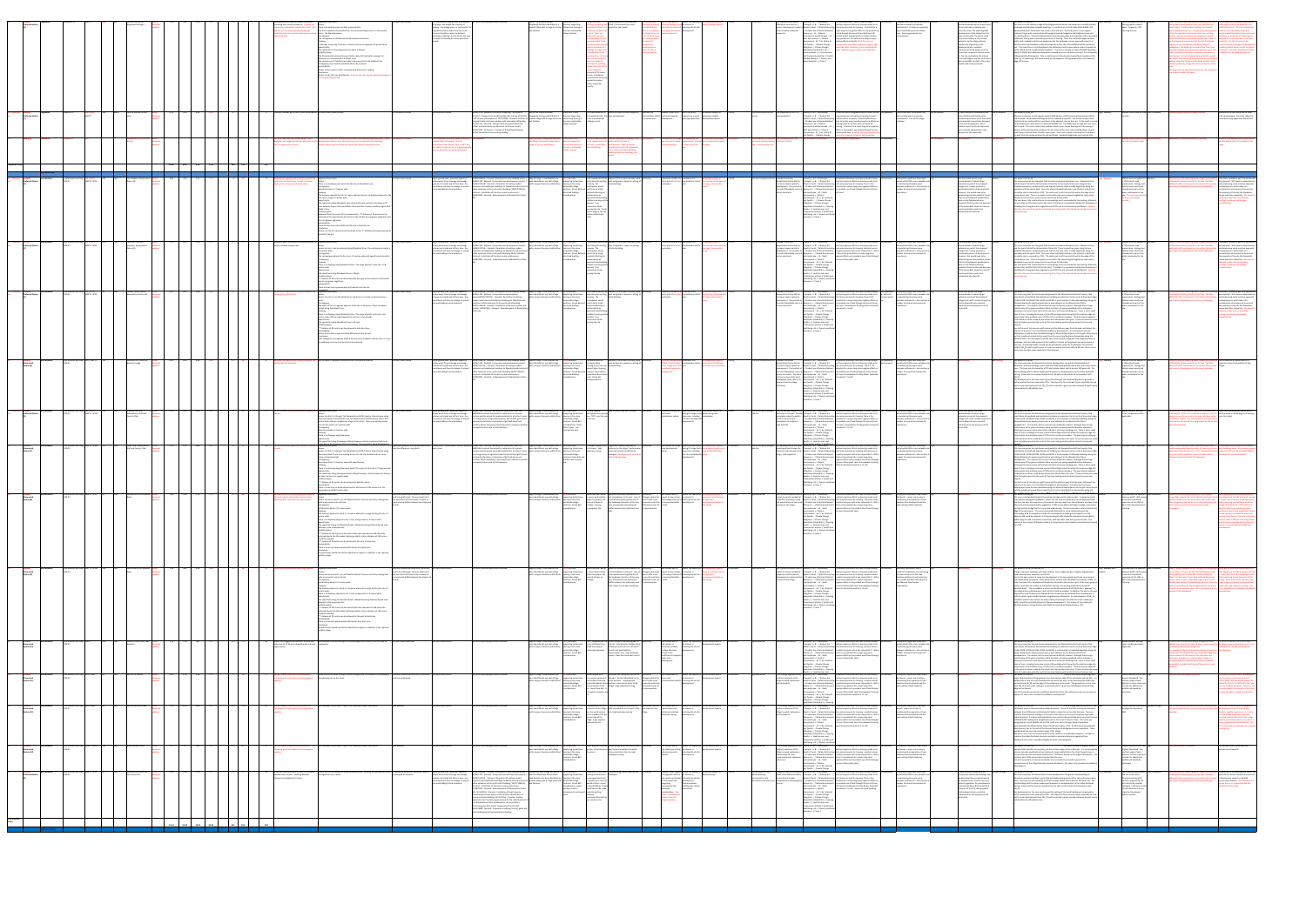|                                                                             |                                                                                  | Kingswood Cottages                    |                                                                                                                                                                                                                                                                                                                     | velopment will need to provide substantial Highway Observatio<br>screening from nearby properties. Original site Access:<br>ayout plans indicated a capacity for 5 units. Site There is an existing access on both proposed sites.<br>The first is opposite the private drive, the second existing access is in the private<br>options are currently limited by hydrology<br>modelling outcomes, which could reduce housing drive - The Meadow House.<br>capacity further.<br>Carriageway:<br>The carriageway on Old Warwick Road measures 6.6metres.<br>A footway measuring 1.3metres is sited on the access opposite the private drive.<br>e speed limit at the proposed access point is 30mph.<br>ibility Splays:<br>The first potential access achieves visibility splays left and right meaning that<br>Ometres is to be achieved in a 30mph zone.<br>he second access if visibility was able to be measured to the middle of the<br>carriageway, then visibility would be able to be achieved.<br>ccess to bus routes is within recommended distance for walking.<br>Access into all sites can be achieved. Access to this site may be subject to flooding<br>tain peak flow periods.                                                      | The Old Warwick Road and the area around No recent planning applications detaile<br>the garage and bridge has a history of<br>flooding. The bridge acts as a 'pinch-point' for<br>a significant flow of water from the north.<br>The area should be subject to detailed<br>hydrology modelling. Access to this site may<br>be subject to flooding at certain peak flow                                                                                                                                                                                                                                                                                                                                                                                                                                                                                                                                                                                                                                                                                                                                                                                                                                                                                                                                                           | Consider the shape of the state of the single state of the state of the state of the constants of the single state of the single state of the single state of the single state of the single state of the single state of the<br>growth village with a range of services limited new housing in indicated that there is a properties near brook.<br>the more sustainable possibility of a flood risk<br>to site 6. There are<br>village locations.<br>tantial concerns<br>the ability of site 6<br>commodate flood<br>iation works and:<br>er a minimum of 5<br>lings as required fo<br>te allocation in the<br>w Local Plan. On site<br>re are also concerns<br>out the impact of<br>lopment including<br>ice water run-off o<br>rby properties.<br>emporary TPO covers<br>the site. Substantial<br>vironmental screening<br>equired to protect<br>nearby residential                                                                                                                                                                                                                                                                  | frology modelling localised flooding issues an interest in<br>jor flooding concerns.<br>has indicated that and potential impact of releasing the site for<br>there is a possibility developing the site on development.<br>of a flood risk to site nearby properties.<br>On site 6 there are<br>o concerns about<br>the impact of<br>levelopment<br>including surface<br>water run-off on<br>nearby properties.            | e clearance had caused [Economy = & ? / Sustainable   Potential allocation is likely to lead to major Not assessed Complex Green Belt parcel area which Medi<br>substantial local interest / Transport ++ $\& -$ / Reduce the positive long-term effects on housing needs as all<br>unrest. Development needs to Need to Travel - / Waste & Recycling sites make provision for housing. Potential for a<br>protect nearby residential   / Prudent use of land and Natural   major long-term negative effect on the prudent use<br>Resources - -& - / Natural of land through the loss of Green Belt land. GP<br>properties.<br>Environment and Landscape - - & - / facilities within Kingswood which means all sites<br>Built Environment + / Historic have good access to healthcare leading to major<br>Environment - & ? / Air, Water & positive effects on health. All of the sites are<br>nsidered to have either medium to high or high<br>Soil Quality - - / Climate Change<br>Mitigation - / Climate Change<br>andscape value; therefore, there is potential f<br>ajor negative long-term effects on landscape<br>Adaptation (Flood Risk) = & - /<br>Housing Needs ++ / Local Services<br>and Community Facilities ?/ Health<br>and Well Being ++ / Poverty and<br>Social Exclusion + / Crime ? | has been eroded by residential<br>development. Provides an important<br>open field landscape from Station<br>Lane. Some opportunities for<br>enhancement.                                                                                                                       | A sensitive Green Belt parcel that is<br>artially bounded by the Grand Union<br>Canal, and helps to contain and<br>naturally screen the adjoining built<br>development of the village from the<br>open countryside. The parcel could<br>only accommodate a very limited<br>extension to the village without<br>significantly impacting on the<br>fundamental aim, essential<br>characteristics and purposes of the<br>Green Belt. Important natural assets<br>on the site, particularly the mature<br>trees and hedges, and the rural Green<br>Belt and wildlife corridor of the canal,<br>would need to be protected. | his zone is on the southern edge of the Kingswood settlement and comprises a mixed farmland<br>landscape and individual roadside dwellings. It stretches across both sides of the B4439, Old<br>Warwick Road with farmland to the north, south and east. The field pattern is sub-regular<br>medium / large, with a combination of managed roadside hedgerow and hedgerow trees and<br>fenced boundaries. Internal field boundaries have become gappy and outgrown and are generally<br>edundant, having been replaced by post and rail fencing. There are scattered hedgerow trees<br>within both roadside and internal hedgerows but the landscape is more open with views to a<br>reed horizon and individual residential properties either side of the B4439 and from within the<br>init. This zone forms a rural backdrop to the settlement and its open nature means it would not<br>easily absorb further residential development. There are a number of large individual dwellings<br>long the B4439 and additional development would only serve to further connect the settlements<br>of Kingswood and Rowington. Only a small amount of development would be acceptable in this<br>zone, e.g. 2-3 dwellings, and these should be sited adjacent to Kingswood at the north-western<br>edge of the zone.                                                                                                                                                                                                                                                                                                                                                                                                                                                                                                                                                                                                                                                                     | anal and brook corridor is<br>scoring high for habitat<br>value. Temporary TPO<br>covering the site.                                                                                                                                                                        | Warwick Road opposite Sites 1 & 2 just after the<br>anal bridge. Concerns about parking in an already flood risk to site 6. There are substantial<br>ercrowded area for cars. I object to the developmen<br>this this land due to being too close to an existing<br>imary route on to old Warwick Road which would<br>use a bottle neck in that area at peak times. There is required for a site allocation in the new<br>o development requirement for the site. Site floods Local Plan. On site 6 there are also<br>egularly (Culvert under the Old Warwick Road is<br>inadequate). The homes at the end of Yew Tree Close<br>rould be blighted by on-going development issues an<br>uffer a dramatic reduction in saleability and value of<br>their homes. The existing boundary constraints wou<br>ot allow a new section of footway to be accomn<br>vithout extensive highway works being needed, wh<br>would significantly change the historic character of tl<br>Flooding issues can be overcome for this site and de<br>minimum number of houses. | dicated that there is a possibility of a<br>concerns over the ability of site 6 to<br>ommodate flood alleviation works and<br>still deliver a minimum of 5 dwellings as<br>rns about the impact of development<br>cluding surface water run-off on nearby<br>properties. Site 6 has therefore not been<br>included as an allocated housing site.                                                                                                                                          |
|-----------------------------------------------------------------------------|----------------------------------------------------------------------------------|---------------------------------------|---------------------------------------------------------------------------------------------------------------------------------------------------------------------------------------------------------------------------------------------------------------------------------------------------------------------|--------------------------------------------------------------------------------------------------------------------------------------------------------------------------------------------------------------------------------------------------------------------------------------------------------------------------------------------------------------------------------------------------------------------------------------------------------------------------------------------------------------------------------------------------------------------------------------------------------------------------------------------------------------------------------------------------------------------------------------------------------------------------------------------------------------------------------------------------------------------------------------------------------------------------------------------------------------------------------------------------------------------------------------------------------------------------------------------------------------------------------------------------------------------------------------------------------------------------------------------------|----------------------------------------------------------------------------------------------------------------------------------------------------------------------------------------------------------------------------------------------------------------------------------------------------------------------------------------------------------------------------------------------------------------------------------------------------------------------------------------------------------------------------------------------------------------------------------------------------------------------------------------------------------------------------------------------------------------------------------------------------------------------------------------------------------------------------------------------------------------------------------------------------------------------------------------------------------------------------------------------------------------------------------------------------------------------------------------------------------------------------------------------------------------------------------------------------------------------------------------------------------------------------------------------------------------------------------|-----------------------------------------------------------------------------------------------------------------------------------------------------------------------------------------------------------------------------------------------------------------------------------------------------------------------------------------------------------------------------------------------------------------------------------------------------------------------------------------------------------------------------------------------------------------------------------------------------------------------------------------------------------------------------------------------------------------------------------------------------------------------------------------------------------------------------------------------------------------------------------------------------------------------------------------------------------------------------------------------------------------------------------------------------------------------------------------------------------------------------------------|----------------------------------------------------------------------------------------------------------------------------------------------------------------------------------------------------------------------------------------------------------------------------------------------------------------------------------------------------------------------------------------------------------------------------|---------------------------------------------------------------------------------------------------------------------------------------------------------------------------------------------------------------------------------------------------------------------------------------------------------------------------------------------------------------------------------------------------------------------------------------------------------------------------------------------------------------------------------------------------------------------------------------------------------------------------------------------------------------------------------------------------------------------------------------------------------------------------------------------------------------------------------------------------------------------------------------------------------------------------------------------------------------------------------------------------------------------------------------------------------------------------------------------------------------------------------------------------------------------------------------------------------------------------------------------------------------------------------------------------------|---------------------------------------------------------------------------------------------------------------------------------------------------------------------------------------------------------------------------------------------------------------------------------|------------------------------------------------------------------------------------------------------------------------------------------------------------------------------------------------------------------------------------------------------------------------------------------------------------------------------------------------------------------------------------------------------------------------------------------------------------------------------------------------------------------------------------------------------------------------------------------------------------------------|--------------------------------------------------------------------------------------------------------------------------------------------------------------------------------------------------------------------------------------------------------------------------------------------------------------------------------------------------------------------------------------------------------------------------------------------------------------------------------------------------------------------------------------------------------------------------------------------------------------------------------------------------------------------------------------------------------------------------------------------------------------------------------------------------------------------------------------------------------------------------------------------------------------------------------------------------------------------------------------------------------------------------------------------------------------------------------------------------------------------------------------------------------------------------------------------------------------------------------------------------------------------------------------------------------------------------------------------------------------------------------------------------------------------------------------------------------------------------------------------------------------------------------------------------------------------------------------------------------------------------------------------------------------------------------------------------------------------------------------------------------------------------------------------------------------------------------------------------------------------------------------------------------------------------------------------------------------------------------------|-----------------------------------------------------------------------------------------------------------------------------------------------------------------------------------------------------------------------------------------------------------------------------|-----------------------------------------------------------------------------------------------------------------------------------------------------------------------------------------------------------------------------------------------------------------------------------------------------------------------------------------------------------------------------------------------------------------------------------------------------------------------------------------------------------------------------------------------------------------------------------------------------------------------------------------------------------------------------------------------------------------------------------------------------------------------------------------------------------------------------------------------------------------------------------------------------------------------------------------------------------------------------------------------------------------------------------------------------------|-------------------------------------------------------------------------------------------------------------------------------------------------------------------------------------------------------------------------------------------------------------------------------------------------------------------------------------------------------------------------------------------------------------------------------------------------------------------------------------------|
|                                                                             | No New Site Kingswood Lapworth PC n/a natural Land at the rear of the O          |                                       |                                                                                                                                                                                                                                                                                                                     | on the material operation of the control of the set of the control of the set of the set of Mill SHLAA 0.19 0.19 0.19 0.18 5 7 5 Previous schemes were seen as over-development. No observation made to date.<br>ot discussed in detail.<br>Limited site access off the Old Warwick Road. Sub-standard highways width. Limits Not discussed in detail.<br>on its own has very limited access. WCC<br>Highways has suggested that this will constrain the development options to an informal access up to a maximum of 6 dwellings.<br>Visibility splays may be OK but will need to be subject to detailed review.<br>ite to a maximum of 6 units.                                                                                                                                                                                                                                                                                                                                                                                                                                                                                                                                                                                                | Not discussed in detail.<br>external timber staircase and door with side panels off landing. and facilities.<br>W/11/1111 - Granted - Change of use of ground floor from<br>offices to pilates studio (no alteration to internal layout).<br>W/12/1018 - On System - Erection of 8 dwellings following<br>partial demolition of one existing building.<br>concerns that a major part of this site Not reviewed.<br>ild be liable to flooding. The full<br>plications of developing sites 1 and 2 may<br>so impact on this site has it is geographica<br>ower in parts than the preferred options.                                                                                                                                                                                                                                                                                                                                                                                                                                                                                                                                                                                                                                                                                                                                | W/99/0778 - Refused - Erection of a dwelling. W/00/0401 Within the village envelope. Green Belt. Policy Very close proximity to Recent scheme has been subject to Potential site Suitable in part for a Site is currently Achi<br>Granted - Change of use to offices (Class B1) and use of land for Kingswood has been identified as a direction supporting canal potential LWS. Site over-development.<br>staff car park (retrospective). W/07/0268 - Granted - Erection of growth village with a range of services limited new housing in access is constrained.<br>the more sustainable Buildings on site.<br>village locations.<br>f village. Kingswood has been Green Belt. Policy The site is tightly bound<br>be impacted by flooding. Poor Not assessed.<br>ntified as a growth village with a direction supporting by the railway line to the access limits the scale of<br>nge of services and facilities. Ilimited new housing in west. Site is potentially development. Might be better<br>the more sustainable liable to flooding. Considered as part of an expanded<br>, if this is feasible following<br>lage locations. | contamination linked small scale housing subject to a revised agreeing a suitable<br>to previous uses. development. planning application. development layout.<br>due to concerns about expresssed an interest due to conconcerns about<br>potential flooding. in disposing of the flooding.                                                                                                                                | Economy = & ? / Sustainable GP facilities within Kingswood which means all sites Not applicable Small Green Belt Parcel which has Low to Medium<br>Current employment use Site proposed by the PC as<br>Transport $++$ & $--/$ Reduce the have good access to healthcare leading to major<br>having potential.<br>Need to Travel - / Waste & Recycling positive effects on health. Potential allocation is<br>Prudent use of land and Natural likely to lead to major positive long-term effects on<br>Resources - - & - / Natural housing needs as all sites make provision for<br>ivironment and Landscape - - & - / housing. Potential for a major long-term negative<br>Built Environment + $/$ Historic effect on the prudent use of land through the loss<br>Environment - & ? / Air, Water & of Green Belt land. All of the sites are considered<br>ioil Quality - - /Climate Change<br>ave either medium to high or high landscape<br>Not included in SA appraisal<br>Not included in SA appraisal<br>eviously used for training discussed in detail.<br>ogs. Current garden use.                                                                                                                                                                                                               | been eroded over the years by<br>development. Part of the village<br>envelope.                                                                                                                                                                                                  | A small sub-parcel bounded by Mill Low to Medium<br>Lane, Old Warwick Road and the<br>Stratford-upon-Avon Canal that could<br>accommodate a sensitively designed<br>canal-side development, with a<br>modest impact on the fundamental<br>aim, essential characteristics and<br>purposes of the Green Belt.                                                                                                                                                                                                                                                                                                            | Lies within LCP KW 20.<br>This zone comprises a small regular pastoral field pattern including some grazed wet grassland,<br>and a number of individual dwellings as well as roadside properties. The Stratford-Upon-Avon<br>Canal lies to the north with the canal basin in the adjacent zone to the east. To the south is an old<br>earth bank (Green Lane) which is a potential wildlife site. The B4439 cuts through the zone from<br>east to west. The zone contains low/medium density linear mixed development decreasing in<br>ensity and becoming purely residential as you move to the west, two Listed Buildings, several<br>small copses and two areas of public open space. Tree cover is good, screening the canal basin<br>ar park from the road and along the old earth bank. Roadside hedgerows are trimmed, with                                                                                                                                                                                                                                                                                                                                                                                                                                                                                                                                                                                                                                                                                                                                                                                                                                                                                                                                                                                                                                                                                                                                                   | High / Medium<br>Habitat value linked to canal Low to medium<br>Limited detailed comments about this site.<br>Habitat value linked to canal Low to medium<br>orridor at southern edge.                                                                                      | abmitted as a possible location for housing.                                                                                                                                                                                                                                                                                                                                                                                                                                                                                                                                                                                                                                                                                                                                                                                                                                                                                                                                                                                                              | Brownfield site with potential for small<br>scale development. Currently subject to<br>revised planning application discussions.<br>fully determined. Not suitable at this                                                                                                                                                                                                                                                                                                                |
|                                                                             |                                                                                  |                                       | $\frac{1}{25.09}$ 6.09 5.33 5.34 160 214 150 214                                                                                                                                                                                                                                                                    |                                                                                                                                                                                                                                                                                                                                                                                                                                                                                                                                                                                                                                                                                                                                                                                                                                                                                                                                                                                                                                                                                                                                                                                                                                                  |                                                                                                                                                                                                                                                                                                                                                                                                                                                                                                                                                                                                                                                                                                                                                                                                                                                                                                                                                                                                                                                                                                                                                                                                                                                                                                                                  | ional work on hydrology and                                                                                                                                                                                                                                                                                                                                                                                                                                                                                                                                                                                                                                                                                                                                                                                                                                                                                                                                                                                                                                                                                                             |                                                                                                                                                                                                                                                                                                                                                                                                                            |                                                                                                                                                                                                                                                                                                                                                                                                                                                                                                                                                                                                                                                                                                                                                                                                                                                                                                                                                                                                                                                                                                                                                                                                                                                                                                         |                                                                                                                                                                                                                                                                                 |                                                                                                                                                                                                                                                                                                                                                                                                                                                                                                                                                                                                                        |                                                                                                                                                                                                                                                                                                                                                                                                                                                                                                                                                                                                                                                                                                                                                                                                                                                                                                                                                                                                                                                                                                                                                                                                                                                                                                                                                                                                                                                                                                                                                                                                                                                                                                                                                                                                                                                                                                                                                                                      |                                                                                                                                                                                                                                                                             |                                                                                                                                                                                                                                                                                                                                                                                                                                                                                                                                                                                                                                                                                                                                                                                                                                                                                                                                                                                                                                                           |                                                                                                                                                                                                                                                                                                                                                                                                                                                                                           |
| <b>VHOSBC</b> Leek Wootton                                                  | Leek Wootton and Guys LW 1 (DS7) R120                                            | The Paddock, Warwickshire SHL         |                                                                                                                                                                                                                                                                                                                     | <b>Highway Observation:</b><br>o major issues raised<br>uced site capacity with a need to pr<br>ing of the listed house, as well as provide<br>There is no existing access point into the site on Woodcote Lane.<br>propriate screening to Broome Close.<br>odcote Lane is 4.7 metres wide.<br>The footway opposite the site is 1 metre wide but there is no footway adjacent to the<br>ite, only a verge 3.5 metres wide.<br>e speed limit along Woodcote Lane starts at 60 mph, and then decreases to 30<br>nph between Quarry Close and Waller Close and then increase to 60mph again after<br>sibility Splays:<br>Measured from the centre of the proposed site, "Y" distance of 70 metres can be<br>achieved to the right but only 50 metres to the left due to overgrown vegetation and<br>e carriageway alignment.<br>There are bus stops within 400 and 550 metres from the site.<br>Access into the site cannot be achieved due to the "Y" distance not being achieved to<br>the left of the site.                                                                                                                                                                                                                                      | systems are limited and of their time. Any W/06/1057/LB - Granted - Demolition of existing modern with a range of services and facilities. housing in the more driveway. The listed building.<br>cheme will have to manage its impact extension and stables/out buildings to Woodcote and erection of<br>office extension to the north end of building / W/07/1294/LB -<br>and avoid adding to local problems.<br>Granted - Installation of fire alarm system and sensors.<br>W/08/0935 - Granted - Redevelopment of Warwickshire Police                                                                                                                                                                                                                                                                                                                                                                                                                                                                                                                                                                                                                                                                                                                                                                                         | Higher ground area - potential impact on W/04/1806/LB - Granted - Alterations to form disabled access / Edge of village. Leek Wootton has Policy direction Access would need to be Adjacent / forms part of locally listed Sat<br>surface water flow. Drainage and sewage W/06/1104 - Refused - (comprehensive development project) / been identified as a growth village supporting limited new made along the existing park and garden. Impact on setting of<br>sustainable village development would<br>locations. Green Belt and need to be of a high<br>also listed building<br>standard reflecting its<br>considerations.<br>relationship to an<br>nportant listed building<br>Suitable screening will be<br>required. Tree<br>reservation Order<br>overing the site. North<br>eastern edge of the site<br>borders Cattle Brook                                                                                                                                                                                                                                                                                                   | Potentially suitable site Landowner has Achievable subject to 2014/19<br>but as part of sensitive marketed the site for overcoming landscape and<br>masterplan.<br>heritage / conservation                                                                                                                                                                                                                                 | Part of an employment site. Consider the former Feconomy = & ? / Sustainable All potential allocations are likely to lead to major Not assessed Strategically significant Green Belt H<br>Warwickshire Police HQ site Transport ++ & - - / Reduce the positive long-term effects on housing needs as all<br>the lower impact option for Need to Travel - / Waste & Recycling sites make provision for housing. There is the<br>development. The junction at -/ Prudent use of land and Natural potential for a major long-term negative effect on<br>the end of Woodcote Lane is a Resources --/ Natural Environment the prudent use of land through the loss of Green<br>and Landscape - - & - / Built Belt Land.<br>serious constraint.<br>:nvironment + / Historic<br>Invironment - - & ? / Air, Water &<br>Soil Quality - - / Climate Change<br>Mitigation - / Climate Change<br>Adaptation (Flood Risk) = / Housing<br>Needs ++ / Local Services and<br>Community Facilities ?/ Health an<br>Well Being + $& = /$ Poverty and So<br>Exclusion + / Crime ?                                                                                                                                                                                                                                          | <b>STATE OF STATE OF STATE OF STATE OF STATE OF STATE OF STATE OF STATE OF STATE OF STATE OF STATE OF STATE OF S</b><br>parcel which fulfils a very valuable role<br>in maintaining the open space<br>between settlements - also contains a<br>number of areas of environmental | The Green Belt parcel could Medium<br>accommodate a limited village<br>extension as part of the proposed<br>village inset, to help promote a<br>sustainable pattern of development.<br>However, this would need to be<br>balanced against the potential impact<br>that the development would clearly<br>have on the fundamental aim,<br>essential characteristics and purposes<br>of the Green Belt. Important natural<br>assets would also need to be<br>protected and enhanced.                                                                                                                                      | ies within LCP LW 05.<br>This zone comprises one triangular field of pasture between Woodcote Lane, Woodcote Drive<br>and the sports field of the Warwickshire Police HQ. There is good tree cover along the two<br>roadside boundaries, predominantly oak and ash, but only scant scrubby vegetation along the<br>boundary with the sports field. There are a few individual field trees, one of which is dead and<br>he whole zone is covered by a TPO. The south-east tip of the zone falls within the edge of the<br>conservation area. There is no public access within the zone and good vegetation cover along<br>Woodcote Lane restricts views into the zone from this direction.<br>The zone bears little relationship to its surroundings and is surrounded by the existing settlement<br>on two sides, and the Police HQ on the third. Therefore it is considered suitable for development<br>providing the strong boundary vegetation and TPO trees are retained and unaffected. Detailed<br>attention also need to be paid to protecting the setting of the listed building and adjacent histori<br>ark landscape.                                                                                                                                                                                                                                                                                                                                                                                                                                                                                                                                                                                                                                                                                                                                                                                                                                                      | Mature trees are subject to Medium<br>High / Medium<br>a TPO and will need<br>preservation. Ecology and<br>habitat issues need to be<br>considered as part of the<br>wider masterplan for the<br>site. Site has close proxin<br>to The Lunch habitat<br>corridor. The corr  | cerns over the scale of growth; impact on the<br>Voodcote House; pressure on services / facilities<br>addtional traffic and impact on the Anchor Pub junction masterplanning and a sensitive approach<br>and impact of development on the open landscape.                                                                                                                                                                                                                                                                                                                                                                                                                                                                                                                                                                                                                                                                                                                                                                                                 | Potentially suitable as part of a low-density<br>development. Will require comprehensive<br>to development, which takes into<br>consideration environmental issues and<br>the proximity of the site the Woodcote<br>House and other properties. Site capacity<br>reduced to take into consideration<br>heritage, landscape and ecology<br>onsiderations.                                                                                                                                  |
| <b>EXC.</b> Leek Wootton                                                    | LW2*O / R96                                                                      | entrance, Warwickshire<br>Police HQ   | LW4 Land north of main SHLAA 0.32 0.32 0.32 0.30 0.30 9 12                                                                                                                                                                                                                                                          | Attention nees to be paid to minimising impact on Highway Observation:<br>major issues raised<br>nearby residential properties.<br>ccess into site 2 can be achieved along Woodcote Drive. The existing access point is<br>e carriageway adjacent to the site is 4.5 metres wide with speed humps along the<br>There is no footway along Woodcote Drive. The verge adjacent to the site is 2.8<br>e speed limit along Woodcote Drive is 10mph.<br>ibility Splays:<br>'Y" distance of 43 metres can be achieved to the right of the site but not to the left<br>ue to overgrown vegetation.<br>ustainability:<br>There are bus stops approximately 350 metres from the site.                                                                                                                                                                                                                                                                                                                                                                                                                                                                                                                                                                      | systems are limited and of their time. Any W/06/1057/LB - Granted - Demolition of existing modern with a range of services and facilities. Nousing in the more driveway. The of listed building.<br>new scheme will have to manage its impact extension and stables/out buildings to Woodcote and erection of<br>office extension to the north end of building. W/07/1294/LB -<br>and avoid adding to local problems.<br>Granted - Installation of fire alarm system and sensors.<br>W/08/0905 - Granted - Redevelopment of Warwickshire Police                                                                                                                                                                                                                                                                                                                                                                                                                                                                                                                                                                                                                                                                                                                                                                                  | ilgher ground area - potential impact on W/04/1806/LB - Granted - Alterations to form disabled access Edge of village. Leek Wootton has Policy direction Access would need to be Adjacent / forms part of locally listed Satis<br>surface water flow. Drainage and sewage W/06/1104 - Refused - (comprehensive development project). been identified as a growth village supporting limited new made along the existing park and garden. Impact on setting<br>sustainable village development would<br>locations. Green Belt and need to be of a high<br>also listed building standard reflecting its<br>considerations.<br>relationship to an<br>mportant listed building.<br>Suitable screening will be<br>required. Tree<br>Preservation Order<br>covering the site.                                                                                                                                                                                                                                                                                                                                                                 | Potentially suitable site Landowner has Achievable subject to<br>2014/19<br>but as part of sensitive marketed the site for overcoming landscape and<br>masterplan.<br>eritage / conservation                                                                                                                                                                                                                               | art of an employment site. Consider the former Economy = & ? / Sustainable All potential allocations are likely to lead to major Not ass<br>Warwickshire Police HQ site Transport ++ & - - / Reduce the positive long-term effects on housing needs as all<br>the lower impact option for Need to Travel - / Waste & Recycling sites make provision for housing. Excellent access<br>development. The junction at -/ Prudent use of land and Natural to public transport with a bus stop within 0 - 400 m<br>the end of Woodcote Lane is a Resources - - / Natural Environment . There is the potential for a major long-term<br>serious constraint. and Landscape - - & - / Built energative effect on the prudent use of land through<br>Environment + / Historic<br>the loss of Green Belt Land<br>Environment - - & ? / Air, Water &<br>Soil Quality - - Climate Change<br>Mitigation - / Climate Change<br>Adaptation (Flood Risk) = / Housing<br>Needs ++ / Local Services and<br>Community Facilities ?/ Health an<br>Well Being + $& = /$ Poverty and Soci<br>Exclusion + / Crime ?                                                                                                                                                                                                             | trategically significant Green Belt<br>parcel which fulfils a very valuable role<br>in maintaining the open space<br>between settlements - also contains a<br>number of areas of environmental<br>importance.                                                                   | Green Belt parcel could<br>accommodate a limited village<br>extension as part of the proposed<br>village inset, to help promote a<br>sustainable pattern of development.<br>However, this would need to be<br>balanced against the potential impact<br>that the development would clearly<br>have on the fundamental aim,<br>essential characteristics and purposes<br>of the Green Belt. Important natural<br>assets would also need to be<br>protected and enhanced.                                                                                                                                                 | within LCP LW 05.<br>his zone comprises one triangular field of pasture between Woodcote Lane, Woodcote Drive<br>and the sports field of the Warwickshire Police HQ. There is good tree cover along the two<br>roadside boundaries, predominantly oak and ash, but only scant scrubby vegetation along the<br>boundary with the sports field. There are a few individual field trees, one of which is dead and<br>the whole zone is covered by a TPO. The south-east tip of the zone falls within the edge of the<br>conservation area. There is no public access within the zone and good vegetation cover along<br>Woodcote Lane restricts views into the zone from this direction.<br>he zone bears little relationship to its surroundings and is surrounded by the existing settlement<br>on two sides, and the Police HQ on the third. Therefore it is considered suitable for development<br>providing the strong boundary vegetation and TPO trees are retained and unaffected. Detailed<br>attention also need to be paid to protecting the setting of the listed building and adjacent histo<br>irk landscape.                                                                                                                                                                                                                                                                                                                                                                                                                                                                                                                                                                                                                                                                                                                                                                                                                                                             | Mature trees are subject to Mediu<br>a TPO and will need<br>preservation. Ecology and<br>habitat issues need to be<br>considered as part of the<br>wider masterplan for the                                                                                                 | erns over the scale of growth; impact on the<br>Woodcote House; pressure on services / facilities; development. Will require comprehensive<br>dtional traffic and impact on the Anchor Pub june<br>nd impact of development on the open landscape.                                                                                                                                                                                                                                                                                                                                                                                                                                                                                                                                                                                                                                                                                                                                                                                                        | Potentially suitable as part of a low-density<br>masterplanning and a sensitive approach<br>to development, which takes into<br>nsideration environmental issues and<br>the proximity of the site the Woodcote<br>House and other properties. Site capacity<br>educed to take into consideration<br>heritage, landscape and ecology<br>siderations.                                                                                                                                       |
| <b>DESENY SERVIS CONTROL</b><br>CONTROL TO Leek Wootton<br>Preferred Option | Leek Wootton and Guys LW 3 (DS7) R92<br>LW3*O / R98<br>Cliffe PC                 | Warwickshire Police HQ                | SHLAA 0.57 0.57 0.38 0.48 15 19 5 Reduced site c                                                                                                                                                                                                                                                                    | Conclusion:<br>Highway Observation:<br>No major issues raised<br>Reduced site capacity with a need to pr<br>setting of the listed house.<br>ccess into site 3 is on Woodcote Drive and there is currently no existing access<br>The width of the carriageway adjacent to the site is 4.6 metres. There are speed<br>nps along Woodcote Drive.<br>nere is no footway along Woodcote Drive. The verge adjacent to the site is 8.1<br>etres wide and the verge opposite the site is 6.5 metres wide.<br>e speed limit along Woodcote Drive is 10 mph.<br>ibility Splays:<br>'Y" distance of 43 metres can be achieved in both directions.<br>ccess to bus stops is approximately 600 metres from the site.<br>iven though the carriageway width is not the recommended 5 metres, there is room<br>r widening so access into the site can be achieved.                                                                                                                                                                                                                                                                                                                                                                                               | systems are limited and of their time. Any project). W/06/1057/LB - Granted - Demolition of existing with a range of services and facilities. housing in the more driveway. The listed building.<br>new scheme will have to manage its impact modern extension and stables/out buildings to Woodcote and<br>erection of office extension to the north end of building.<br>and avoid adding to local problems.<br>W/07/1294/LB - Granted - Installation of fire alarm system and<br>sensors. W/08/0905 - Granted - Redevelopment of Warwickshire                                                                                                                                                                                                                                                                                                                                                                                                                                                                                                                                                                                                                                                                                                                                                                                  | Higher ground area - potential impact on W/04/1806/LB - Granted - Alterations to form disabled access Edge of village. Leek Wootton has Policy direction Access would need to be Adjacent / forms part of locally listed Satis<br>surface water flow. Drainage and sewage W/06/1104 - Refused - (comprehensive development been identified as a growth village supporting limited new made along the existing park and garden. Impact on setting of<br>sustainable village development would<br>locations. Green Belt and need to be of a high<br>also listed building standard reflecting its<br>considerations.<br>relationship to an<br>important listed building.<br>Suitable screening will be<br>required. Tree<br>Preservation Order<br>overing the site.                                                                                                                                                                                                                                                                                                                                                                        | Potentially suitable site Landowner has Achievable subject to 2014/19<br>but as part of sensitive marketed the site for overcoming landscape and<br>eritage / conservation<br>masterplan.                                                                                                                                                                                                                                  | Part of an employment site. Consider the former Economy = & ? / Sustainable All potential allocations are likely to lead to major Not applicable Strategically significant Green Belt<br>Warwickshire Police HQ site Transport ++ & -- / Reduce the positive long-term effects on housing needs as all car park and parcel which fulfils a very valuable role<br>the lower impact option for Need to Travel - / Waste & Recycling sites make provision for housing. There is the previous sports in maintaining the open space<br>development. The junction at -/ Prudent use of land and Natural potential for a major long-term negative effect on use.<br>the end of Woodcote Lane is a Resources -- / Natural Environment the prudent use of land through the loss of Green<br>and Landscape - - & - / Built Belt Land. Groundwater Drinking Water Protected<br>serious constraint.<br>Invironment + / Historic<br>Area which is 'at risk'.<br>Environment - - & ? / Air, Water &<br>Soil Quality - - Climate Change<br>Mitigation - / Climate Change<br>Adaptation (Flood Risk) = / Housing<br>Needs ++ / Local Services and<br>Community Facilities ?/ Health an<br>Well Being + $&=$ / Poverty and So<br>Exclusion + / Crime ?                                                                   | between settlements - also contains a<br>number of areas of environmental<br>importance.                                                                                                                                                                                        | Green Belt parcel that could Low to Medium<br>accommodate a limited village<br>extension as part of the proposed<br>village inset, with a modest impact on<br>the fundamental aim, essential<br>characteristics and purposes of the<br>Green Belt.                                                                                                                                                                                                                                                                                                                                                                     | Lies within LCP LW 07.<br>This zone comprises the club house and grounds to the Warwickshire Golf and Country Club,<br>small blocks of woodland and plantations including an arboretum to the north of Gaveston Lodge,<br>ProWs W178, W179a/W179d, W223 and W226, a small number of individual dwellings along the<br>Warwick Road and a sports ground and car park adjacent to the Warwickshire Police<br>Headquarters . The majority of the zone has been artificially created. Although there is high<br>maintenance of the greens and lakes there are blocks of young woodland and an arboretum<br>which give the zone a more natural feel and link it to the surrounding area. There is also a small<br>block of trees, including Scots pine, south of Stone Edge which lies within the southern edge of a<br>Conservation Area and two areas of TPOs on the northern boundary. The area of grass adjacent<br>to the entrance drive is used by the school and club members for sport. There are extensive views<br>from the higher ground in the north of the zone, looking south and east across the zone and<br>Due to the use of this area as a golf course and the distance away from the main settlement the<br>majority of this zone is not considered suitable for development. A small amount of linear<br>development could be accommodated along the Warwick Road adjacent to the golf club entrance<br>but this should not extend further west than the current building line of properties along the<br>Warwick Road. Any development would have to be carefully designed to be integrated into the<br>landscape, and must take account of the landform / skyline as the ground rises quite steeply in<br>this area. A landscape buffer should also be provided to retain the link between the pastoral<br>fields of LW 01 and the golf course. A small area within the Police HQ site (former tennis courts<br>area), may also have some capacity for development. | Mature trees are subject to Medium<br>a TPO and will need<br>preservation. Ecology and<br>habitat issues need to be<br>considered as part of the<br>wider masterplan for the                                                                                                | erns over the scale of growth; impact on the s<br>Woodcote House; pressure on services / facilities;<br>addtional traffic and impact on the Anchor Pub jur<br>and impact of development on the open landscape.                                                                                                                                                                                                                                                                                                                                                                                                                                                                                                                                                                                                                                                                                                                                                                                                                                            | Potentially suitable as part of a low-density<br>development. Will require comprehensive<br>masterplanning and a sensitive approach<br>to development, which takes into<br>onsideration environmental issues and<br>the proximity of the site the Woodcote<br>House and other properties. Site capacity<br>reduced to take into consideration<br>ritage, landscape and ecology                                                                                                            |
|                                                                             |                                                                                  |                                       |                                                                                                                                                                                                                                                                                                                     | etting of the listed house.                                                                                                                                                                                                                                                                                                                                                                                                                                                                                                                                                                                                                                                                                                                                                                                                                                                                                                                                                                                                                                                                                                                                                                                                                      | systems are limited and of their time. Any W/06/1057/LB - Granted - Demolition of existing modern with a range of services and facilities. housing in the more Exisiting access may not listed building.<br>new scheme will have to manage its impact extension and stables/out buildings to Woodcote and erection of<br>and avoid adding to local problems. office extension to the north end of building. W/07/1294/LB -<br>Granted - Installation of fire alarm system and sensors.<br>W/08/0905 - Granted - Redevelopment of Warwickshire Police                                                                                                                                                                                                                                                                                                                                                                                                                                                                                                                                                                                                                                                                                                                                                                             | surface water flow. Drainage and sewage W/06/1104 - Refused - (comprehensive development project). been identified as a growth village supporting limited new existing building. park and garden. Impact on setting of<br>sustainable village support higher housing<br>locations. Green Belt and numbers. Gas Pipeline<br>also listed building Consultation Zone (outer<br>considerations.<br>Zone). Police HQ<br>Sportsground Use                                                                                                                                                                                                                                                                                                                                                                                                                                                                                                                                                                                                                                                                                                     | distance from the dge marketed the site for terms due to its distance<br>m the main settlement<br>of the village and is not sale.<br>nsidered suitable f<br>development.                                                                                                                                                                                                                                                   | Warwickshire Police HQ site Transport ++ & -- / Reduce the positive long-term effects on housing needs as all sports ground parcel which fulfils a very valuable role<br>the lower impact option for Need to Travel - / Waste & Recycling sites make provision for housing. There is the<br>development. The junction at  -/ Prudent use of land and Natural   potential for a major long-term negative effect on<br>the end of Woodcote Lane is a Resources -- / Natural Environment the prudent use of land through the loss of Green<br>serious constraint. This site is and Landscape - - & - / Built Belt Land. Groundwater Drinking Water Protected<br>not seen as part of the main Environment + / Historic Area which is 'at risk'.<br>development area, due to its Environment - - & ? / Air, Water &<br>distance from the village Soil Quality - - Climate Change<br>Mitigation - / Climate Change<br>settlement.<br>Adaptation (Flood Risk) = / Housin<br>Veeds ++ / Local Services and<br>Community Facilities ?/ Health an<br>Well Being + $& = /$ Poverty and So<br>Exclusion + / Crime ?                                                                                                                                                                                                 | maintaining the open space<br>between settlements - also contains a<br>number of areas of environmental<br>importance.                                                                                                                                                          |                                                                                                                                                                                                                                                                                                                                                                                                                                                                                                                                                                                                                        | his zone comprises the Warwickshire Police Headquarters: the grade II listed building of<br>Woodcote, ancillary buildings, sports field and landscaped grounds with a lake and many mature<br>rees. The trees are all covered by a TPO and include cedars said to be over 300 years old. The<br>listed building with its mature landscape framework is complementary to the Arden Parklands<br>setting. Views into the zone are limited to LW_05 and a small section of the boundary with<br>Any development in this zone must respect the setting of the listed building and its grounds as<br>well as protect the trees covered by TPOs. Planting in the form of small copses should be carried<br>out to screen development from LW_07 and to maintain a green corridor between the golf course<br>ind woodland on Woodcote Lane.                                                                                                                                                                                                                                                                                                                                                                                                                                                                                                                                                                                                                                                                                                                                                                                                                                                                                                                                                                                                                                                                                                                                                 | a TPO and will need<br>preservation. Ecology and<br>habitat issues need to be<br>considered as part of the<br>wider masterplan for the                                                                                                                                      | Mature trees are subject to Medium Concerns over the scale of growth; impact of<br>f Woodcote House; pressure on services / facilities; seperation from the built form of the<br>addtional traffic and impact on the Anchor Pub junction village.<br>nd impact of development on the open landscape.                                                                                                                                                                                                                                                                                                                                                                                                                                                                                                                                                                                                                                                                                                                                                      |                                                                                                                                                                                                                                                                                                                                                                                                                                                                                           |
|                                                                             | d VHOSBC Leek Wootton Leek Wootton and Guys LW 4 (DS7) R125 LW 4<br>LW4*O / R102 | Warwickshire Golf and<br>Country Club | SHLAA 0.32 0.32 0.32 0.30 9 12 5 Small site with limite                                                                                                                                                                                                                                                             | Highway Observation:<br>o major issues raised<br>Small site with limited development cont<br>Access into Site 4 is through The Warwickshire Golf & Country Club entrance along<br>eansway Road. The bellmouth into The Warwickshire Golf & Country Club is 24.6<br>metres wide and has a pedestrian refuge in the centre. There is an existing access<br>nto the site which is 6.5 metres wide.<br>Deansway Road is 5.4 metres wide.<br>There is no footway along Deansway.<br>eed Limits:<br>The speed limit along Deansway is 30mph however vehicle speeds are likely to be                                                                                                                                                                                                                                                                                                                                                                                                                                                                                                                                                                                                                                                                    | surface water flow. Drainage and sewage W900436 to extend the period for submission of reserved been identified as a growth village supporting limited new investigation for previous<br>systems are limited and of their time. Any matters and the period for implementation for a further 2 years with a range of services and facilities. housing in the more uses. TPO's near the rear<br>new scheme will have to manage its impact for change of use of agricultural land to two 18 hole golf courses<br>and practice facilities; construction of golf club house and<br>and avoid adding to local problems.<br>ancillary offices; expansion of existing hotel, conference facilities<br>and sports/leisure club to 150 bedrooms.                                                                                                                                                                                                                                                                                                                                                                                                                                                                                                                                                                                           | Higher ground area - potential impact on W/96/1464 - Granted - Variations of conditions 2 and 3 of Edge of village. Leek Wootton has Policy direction Site may require Loss of a well used local car park. Satisfactory Potent<br>sustainable village of the site.<br>locations. Green Belt<br>considerations. Other<br>status issues - see<br>existing local plan.                                                                                                                                                                                                                                                                                                                                                                                                                                                                                                                                                                                                                                                                                                                                                                     | small scale during PO stage that a quality design and<br>development option. large area, including landscaping.<br>this site is available for                                                                                                                                                                                                                                                                              | Part of the sports and golf The site has been subject to PC Economy = & ? / Sustainable All potential allocations are likely to lead to major N/A - car park use Strategically significant Green Belt<br>discussion in the past. Broadly Transport ++ $\& -/$ Reduce the positive long-term effects on housing needs as all<br>acceptable subject to quality Need to Travel - / Waste & Recycling sites make provision for housing. There is the<br>scheme and no further   / Prudent use of land and Natural   potential for a major long-term negative effect on<br>development on adjacent Resources -- / Natural Environment the prudent use of land through the loss of Green<br>large field site.<br>and Landscape - - & - / Built Belt Land. Groundwater Drinking Water Protected<br>:nvironment + / Historic<br>Area which is 'at risk'.<br>nvironment - - & ? / Air, Water &<br>Soil Quality - - Climate Change<br>Mitigation - / Climate Change<br>Adaptation (Flood Risk) = / Housing<br>Needs ++ / Local Services and                                                                                                                                                                                                                                                                       | parcel which fulfils a very valuable role<br>in maintaining the open space<br>between settlements - also contains a<br>number of areas of environmental                                                                                                                         | Green Belt parcel that could Low to Medium<br>accommodate a limited village<br>extension as part of the proposed<br>village inset, with a modest impact on<br>the fundamental aim, essential<br>characteristics and purposes of the<br>Green Belt.                                                                                                                                                                                                                                                                                                                                                                     | Lies within LCP LW 07.<br>This zone comprises the club house and grounds to the Warwickshire Golf and Country Club,<br>mall blocks of woodland and plantations including an arboretum to the north of Gaveston Lodge,<br>ProWs W178, W179a/W179d, W223 and W226, a small number of individual dwellings along the<br>Warwick Road and a sports ground and car park adjacent to the Warwickshire Police<br>Headquarters. The majority of the zone has been artificially created. Although there is high<br>naintenance of the greens and lakes there are blocks of young woodland and an arboretum<br>which give the zone a more natural feel and link it to the surrounding area. There is also a small<br>block of trees, including Scots pine, south of Stone Edge which lies within the southern edge of a<br>Conservation Area and two areas of TPOs on the northern boundary. The area of grass adjacent<br>o the entrance drive is used by the school and club members for sport. There are extensive views<br>from the higher ground in the north of the zone, looking south and east across the zone and                                                                                                                                                                                                                                                                                                                                                                                                                                                                                                                                                                                                                                                                                                                                                                                                                                                                     | Need to protect existing<br>trees / hedgerows where                                                                                                                                                                                                                         | In parking is a big problem especially if proposed site 5 Small scale development option which<br>is developed. (There is an unofficial arrangement for<br>arents to use this car park to transport children 'safely' near the school.<br>o and from school). The extra vehicles coming from<br>nstruction site would have a big impact on the ji<br>th Warwick Road.                                                                                                                                                                                                                                                                                                                                                                                                                                                                                                                                                                                                                                                                                     | he could provide a limited degree of housing                                                                                                                                                                                                                                                                                                                                                                                                                                              |
| <b>Example 19 YHOSBC</b> Leek Wootton                                       | Leek Wootton and Guys LWS*O / R101 R127 LW 4 Open Field. Warwickshire            | Golf and Country Club                 | $\frac{1}{2}$ $\frac{1}{2}$ $\frac{1}{2}$ $\frac{1}{2}$ $\frac{1}{2}$ $\frac{1}{2}$ $\frac{1}{2}$ $\frac{1}{2}$ $\frac{1}{2}$ $\frac{1}{2}$ $\frac{1}{2}$ $\frac{1}{2}$ $\frac{1}{2}$ $\frac{1}{2}$ $\frac{1}{2}$ $\frac{1}{2}$ $\frac{1}{2}$ $\frac{1}{2}$ $\frac{1}{2}$ $\frac{1}{2}$ $\frac{1}{2}$ $\frac{1}{2}$ | ower due to the alignment of the carriagoway. The cr<br>Highway Observation:<br>iven the differences in gradient.<br>Access into Site 5 is through The Warwickshire Golf & Country Club entrance along<br>Deansway Road. There is no existing access into the site and the land has a very<br>teep vertical alignment.<br>Carriageway:<br>Deansway Road is 7.3 metres wide with speed humps.<br>There is no footway along Deansway Road. The verge into the site is 2.9 metres wide.<br>e speed limit along Deansway Road is 30mph however, vehicle speeds are likely to<br>be lower as there are speed humps.<br>ibility Splays:<br>" distance of 43 metres can be achieved in both directions.<br>There is a bus stop on Warwick Road within 500 metres of the entrance to The<br>Warwickshire Golf & Country Club.                                                                                                                                                                                                                                                                                                                                                                                                                            | major issue.<br>for change of use of agricultural land to two 18 hole golf courses<br>and practice facilities; construction of golf club house and<br>ancillary offices; expansion of existing hotel, conference facilities<br>and sports/leisure club to 150 bedrooms.                                                                                                                                                                                                                                                                                                                                                                                                                                                                                                                                                                                                                                                                                                                                                                                                                                                                                                                                                                                                                                                          | tioned whether the site was deliverable Elevated site - surface water flow-off may be a W/96/1464 - Granted - Variations of conditions 2 and 3 of Edge of village. Leek Wootton has Policy direction Site slopes steeply from<br>W900436 to extend the period for submission of reserved been identified as a growth village supporting limited new east to west. High entrance to the village. Surface water<br>matters and the period for implementation for a further 2 years with a range of services and facilities. housing in the more landscape scoring. issues will need to be effectively<br>sustainable village<br>managed. Development in an area<br>locations. Green Belt and<br>h landscape value.<br><b>Outdoor Sport Facility</b>                                                                                                                                                                                                                                                                                                                                                                                       | Not suitable as a large Representation made Not supported in policy Not assessed.<br>scale development during PO stage that a terms due to impact on an<br>option.<br>large area, including area of high landscape<br>this site is available for value.                                                                                                                                                                    | Part of the sports and golf<br>Part of the sports and golf Any development in this area Economy = & ? / Sustainable All potential allocations are likely to lead to major Golf club<br>would significant change the $\overline{1}$ Transport ++ & - - / Reduce the positive long-term effects on housing needs as all<br>club site.<br>character and entrance to the Need to Travel - / Waste & Recycling sites make provision for housing. Excellent access<br>village. Not supported. 400 m.<br>Resources - - / Natural Environment There is the potential for a major long-term<br>and Landscape - - & - / Built negative effect on the prudent use of land through<br>Environment + / Historic the loss of Green Belt Land. Groundwater Drinking<br>Invironment - - & ? / Air, Water & Water Protected Area which is 'at risk'.<br>Soil Quality - - Climate Change<br>Mitigation - / Climate Change<br>Adaptation (Flood Risk) = / Housing<br>Needs ++ / Local Services and<br>Community Facilities ?/ Health an<br>Well Being + $& 4$ = / Poverty and Soci<br>Exclusion + / Crime ?                                                                                                                                                                                                                | <b>Strategically significant Green Belt</b><br>parcel which fulfils a very valuable role<br>maintaining the open space<br>between settlements - also contains a<br>number of areas of environmental<br>nportance.                                                               |                                                                                                                                                                                                                                                                                                                                                                                                                                                                                                                                                                                                                        | ies within LCP LW-07.<br>This zone comprises the club house and grounds to the Warwickshire Golf and Country Club,<br>small blocks of woodland and plantations including an arboretum to the north of Gaveston Lodge,<br>ProWs W178, W179a/W179d, W223 and W226, a small number of individual dwellings along the<br>Warwick Road and a sports ground and car park adjacent to the Warwickshire Police<br>Headquarters. The majority of the zone has been artificially created. Although there is high<br>maintenance of the greens and lakes there are blocks of young woodland and an arboretum<br>which give the zone a more natural feel and link it to the surrounding area. There is also a small<br>block of trees, including Scots pine, south of Stone Edge which lies within the southern edge of a<br>Conservation Area and two areas of TPOs on the northern boundary. The area of grass adjacent<br>to the entrance drive is used by the school and club members for sport. There are extensive views<br>from the higher ground in the north of the zone, looking south and east across the zone and<br>Due to the use of this area as a golf course and the distance away from the main settlement the<br>majority of this zone is not considered suitable for development. A small amount of linear<br>development could be accommodated along the Warwick Road adjacent to the golf club entrance<br>but this should not extend further west than the current building line of properties along the                                                                                                                                                                                                                                                                                                                                                                                                                                                                  | No major issues identified. Lo                                                                                                                                                                                                                                              | Id accommodate approximately 12 houses and is on a<br>wer plain than the main hill. Site 7 - discounted options water run-off from the site depending on<br>the Local Plan would be more accessible and less<br>ntroversial and met with little objection.                                                                                                                                                                                                                                                                                                                                                                                                                                                                                                                                                                                                                                                                                                                                                                                                | a high landscape value. Also concerns about<br>the depth of the site developed.                                                                                                                                                                                                                                                                                                                                                                                                           |
| No <b>VHOSBC</b> Leek Wootton                                               |                                                                                  |                                       | Leek Wootton and Guys LW6*O/R54 R54 LW2 Land North of Hill Wootton SHLAA 1.85 1.85 1.24 1.57 47 63 20 Narrow site which limits development ca                                                                                                                                                                       | Highway Observation:<br>entially substantial road noise, which will No major observations.<br>Site also requires substantial environmentlal<br>eed to be addressed. The area looks like it<br>Access:<br>uffering due to proximity to road corridor.<br>Access into sites 6 and 7 is on Hill Wootton Road. There are currently existing field may have been left historically to create an<br>te access points into each site.<br>vironmental buffer between the village and<br>Hill Wootton Road is 4.7 metres wide.<br>The footway adjacent to site 6 is 1.2 metres wide with a verge fronting the site 1.7<br>nere is no footway adjacent to site 7 only a verge which is 3 metres wide.<br>ne speed limit along Hill Wootton Road is 30mph becoming National Speed Limit<br>Omph) at the proposed sites.<br>ibility Splays:<br>'Y" distance of 215 metres to the east of both sites towards the A46 cannot be<br>eved due to the A46 viaduct blocking visibility. Only a distance of 150 metres<br>uld be achieved.<br>distance of 70 metres can be achieved to the west of both sites.<br>There is a bus stop approximately 400 metres from both sites.<br>A speed survey would need to be submitted to support a reduction in the required | lo recent planning applications detailed.                                                                                                                                                                                                                                                                                                                                                                                                                                                                                                                                                                                                                                                                                                                                                                                                                                                                                                                                                                                                                                                                                                                                                                                                                                                                                        | ge of village. Leek Wootton has <b>Policy direction</b> Nosie from A46. Works Wootton Spinneys pLWS bounds the Satisfactory - Not suitable due to Owner has expressed Not supported in policy Not assessed.<br>been identified as a growth village supporting limited new on access and visibility site immediately to the east. Loss of although substantial impact on trees along an interest in terms as it would remove<br>ith a range of services and facilities. housing in the more splays may require the trees would impact significantly on road / traffic noise the frontage and loss of releasing the site for an important<br>sustainable village removal of trees on the landscape character of the area. issues will need to be environmental buffer development.<br>locations. Green Belt frontage. Narrow Loss of important environmental addressed as part of to A46.<br>considerations. development site. buffer between the settlement and any development.                                                                                                                                                         | nvironmental buffer to<br>e village.                                                                                                                                                                                                                                                                                                                                                                                       | Not a preferred option due to Economy = $\& ?$ / Sustainable All potential allocations are likely to lead to major Not asse<br>Agricultural use.<br>impact on nearby residential Transport ++ $\& -/$ Reduce the positive long-term effects on housing needs as all<br>properties, proximity to A46 Need to Travel - / Waste & Recycling sites make provision for housing. excellent access<br>and potential loss of tree lined - / Prudent use of land and Natural to public transport with a bus stop within 0 - 400 m.<br>gateway to the village. Resources - - / Natural Environment   There is the potential for a major long-term<br>and Landscape $-8$ - / Built negative effect on the prudent use of land through<br>Environment + / Historic<br>the loss of Green Belt Land.<br>Environment - - & ? / Air, Water &<br>Soil Quality - - Climate Change<br>Mitigation - / Climate Change<br>Adaptation (Flood Risk) = / Housing<br>Needs ++ / Local Services and<br>Community Facilities ?/ Health an<br>Well Being + $& 8 = /$ Poverty and Soci<br>Exclusion + / Crime ?                                                                                                                                                                                                                       | ssed. Strategically important linear Green<br>Belt parcel - major role to play in<br>maintaining the separation of Leek<br>Wootton from Kenilworth and the<br>open setting of both locations.                                                                                   |                                                                                                                                                                                                                                                                                                                                                                                                                                                                                                                                                                                                                        | Lies within LCP LW 03.<br>This zone is sandwiched between the settlement edge and the A46 corridor. It comprises small<br>scale pasture managed as paddocks. Views into the zone are obtained from Hill Wootton Road<br>and from the back of properties on The Hamlet, but any views from the settlement are likely to be<br>filtered by intervening boundary vegetation. Traffic on the A46 road bridge is visible, noise levels<br>are high and the bridge itself is a very hard urban design. The zone provides a rural context to the<br>edge of the settlement. The zone has minimal functional or visual relationship with the<br>surrounding area and would be suitable for development providing noise impact from the<br>adjacent A46 could be reduced. A strong landscape buffer should be retained and extended in<br>width along the A46 to maintain connectivity with the wider area and a green corridor. The<br>avenue of trees along Hill Wootton Road is a strong feature and should be retained and protect                                                                                                                                                                                                                                                                                                                                                                                                                                                                                                                                                                                                                                                                                                                                                                                                                                                                                                                                                        | Situated next to a Wootton Low to Medium<br>Spinneys pLWS. Will require<br>a retention and ideally<br>expansion of this LWS as<br>part of any development in                                                                                                                | se off A46 and dangerous access. Bloor Homes<br>bectfully request the Council identify land north o<br>ootton Road as an allocation within their Draft Local<br>an recognising that the land is of lesser environmer<br>value, and is consistent with the policies of the<br>amework.                                                                                                                                                                                                                                                                                                                                                                                                                                                                                                                                                                                                                                                                                                                                                                     | e village from the A46 transport corridor.<br>art of an attractive landscape break<br>ore entering the build up area of the<br>village. Development in this location is<br>y to suffer from substantial noise<br>llution and will have a significant impact<br>he amenity of residential properties<br>cking onto this site. The site is also fairly<br>rrow and it is difficult to envisage how a<br>ality scheme could be built in this area.<br>he site is not considered suitable for |
|                                                                             |                                                                                  |                                       | vo <b>UVHOSBC Leek Wootton Leek Wootton</b> and Guvs LIW7*0 / R140 R118 LIW1 Liand South of Hill Wootton SHLAA 7.56 0.81 0.54 0.69 21 28 1 28                                                                                                                                                                       | tentially substantial road noise, which will No major observations.<br>Highway Observation:<br>eed to be addressed. The area looks like it<br>Access into sites 6 and 7 is on Hill Wootton Road. There are currently existing field may have been left historically to create an<br>ate access points into each site.<br>nvironmental buffer between the village and<br>Hill Wootton Road is 4.7 metres wide.<br>The footway adjacent to site 6 is 1.2 metres wide with a verge fronting the site 1.7<br>There is no footway adjacent to site 7 only a verge which is 3 metres wide.<br>The speed limit along Hill Wootton Road is 30mph becoming National Speed Limit<br>0mph) at the proposed sites.<br>'Y" distance of 215 metres to the east of both sites towards the A46 cannot be<br>achieved due to the A46 viaduct blocking visibility. Only a distance of 150 metres<br>" distance of 70 metres can be achieved to the west of both sites.<br>ere is a bus stop approximately 400 metres from both sites.<br>A speed survey would need to be submitted to support a reduction in the required                                                                                                                                          | No recent planning applications detailed.                                                                                                                                                                                                                                                                                                                                                                                                                                                                                                                                                                                                                                                                                                                                                                                                                                                                                                                                                                                                                                                                                                                                                                                                                                                                                        | been identified as a growth village supporting limited new on access and visibility site immediately to the east. Loss of although substantial impact on trees along an interest in terms as it would remove<br>ith a range of services and facilities.   housing in the more   splays may require the   trees would impact significantly on   road / traffic noise   the frontage and loss of releasing the site for   an important<br>sustainable village removal of trees on the landscape character of the area. Issues will need to be environmental buffer development.<br>locations. Green Belt frontage.<br>Loss of important environmental addressed as part of to A46.<br>buffer between the settlement and any development.<br>onsiderations.<br>446. Major loss of open landscape.                                                                                                                                                                                                                                                                                                                                          | nvironmental buffer to                                                                                                                                                                                                                                                                                                                                                                                                     | ge of village. Leek Wootton has Policy direction Nosie from A46. Works Wootton Spinneys pLWS bounds the Satisfactory Not suitable due to Were has expressed Not supported in policy Not assessed. All poter deal only and part<br>impact on nearby residential Transport ++ & - - / Reduce the positive long-term effects on housing needs as all<br>properties and the scale of Need to Travel - / Waste & Recycling sites make provision for housing. excellent access<br>development is substantial for -/ Prudent use of land and Natural to public transport with a bus stop within 0 - 400 m.<br>this part of the village. Resources - - / Natural Environment There is the potential for a major long-term<br>and Landscape $-8$ - / Built negative effect on the prudent use of land through<br>Environment + / Historic the loss of Green Belt Land. Groundwater Drinking<br>Environment - - & ? / Air, Water & Water Protected Area which is 'at risk'.<br>Soil Quality - - Climate Change<br>Mitigation - / Climate Change<br>Adaptation (Flood Risk) = / Housing<br>Needs ++ / Local Services and<br>Community Facilities ?/ Health an<br>Well Being + $& = /$ Poverty and Soci<br>Exclusion + / Crime ?                                                                                    | significant importance to maintaining<br>the open entrance to the Leek<br>Wootton settlement and protecting<br>the corridor between Leek Wootton<br>and Warwick from further<br>urbanisation.                                                                                   |                                                                                                                                                                                                                                                                                                                                                                                                                                                                                                                                                                                                                        | Lies within LCPs LW 02 and LW 10.<br>A large scale open landscape with high visibility. Poor hedgerows give a slightly degraded feel. Medium<br>liews are extensive, especially to the east.<br>Due to this open nature of views any development in this zone would need to be very minimal<br>and should avoid 'joining up', either physically or visually, with Old Milverton and Guy's Cliffe. In<br>order to achieve this, development should be restricted to the northern part of the zone, going no<br>further south than the school and no further east than the existing building line along Hill<br>Wootton Road. The roundabout entrance to The Warwickshire Golf Club forms a 'gateway' to<br>the village and any development south of this should be avoided. In addition, the area to the east<br>beyond this zone, between the A46 and B4115, should also be protected from development in<br>order to retain a green buffer between neighbouring settlements. Any development of LW_10<br>should be used to help restore the Arden Parkland landscape characteristics and a landscape<br>buffer should be provided adjacent to the new development. The avenue of trees along Hill<br>Wootton Road is a strong feature and should be retained and protected by a TPO.                                                                                                                                                                                                                                                                                                                                                                                                                                                                                                                                                                                                                                                                                                | Situated next to a Wootton Low to medium<br>High / Medium and<br>Spinneys pLWS. Will require<br>a retention and ideally<br>expansion of this LWS as<br>part of any development in<br>this area.                                                                             | o the school, or from Hill Wootton Road which would the village from the A46 transport corridor.<br>ow building of a considerable number of houses<br>ject to 9 because of noise from A46 and dangerous<br>ccess. Bloor Homes respectfully request the Council village. Some parts of the site have long-<br>entify land south of Hill Wootton Road as an allocation range views and aspects of the land have<br>within their Draft Local Plan recognising that the land is reasonably high landscape scoring. This<br>lesser environmental value, and is consistent with the site is therefore not considered suitable for<br>olicies of the Framework.                                                                                                                                                                                                                                                                                                                                                                                                  | part of an attractive landscape break<br>ore entering the build up area of the<br>evelopment.                                                                                                                                                                                                                                                                                                                                                                                             |
|                                                                             |                                                                                  |                                       |                                                                                                                                                                                                                                                                                                                     | Note the sea of the sea of the sea of the sea of the sea of the sea of the sea of the sea of the sea of the sea of the sea of the sea of the sea of the sea of the sea of the sea of the sea of the sea of the sea of the sea<br>maximum of 30-35 units depending upon access inadequate.                                                                                                                                                                                                                                                                                                                                                                                                                                                                                                                                                                                                                                                                                                                                                                                                                                                                                                                                                        | No major observations.<br>No recent planning applications detailed.                                                                                                                                                                                                                                                                                                                                                                                                                                                                                                                                                                                                                                                                                                                                                                                                                                                                                                                                                                                                                                                                                                                                                                                                                                                              | Edge of village. Leek Wootton has Policy direction Poor / inappropriate site Holly Cottage listed building next to Satisfactory<br>een identified as a growth village supporting limited new access off Home Farm - the site. Also Wootton Paddox listed<br>ith a range of services and facilities. housing in the more vould only support building near the site as is All Saints<br>sustainable village modest development. Church and Leek Wootton<br>locations. Green Belt<br>Conservation area. High landscape<br>impact. Important Green Belt parcel.<br>onsiderations.                                                                                                                                                                                                                                                                                                                                                                                                                                                                                                                                                           | Not suitable due to Owner has expressed Not achievable due to Not assessed. Agricultural use. Not discussed formally.<br>high impact on an interest in development impacts.<br>landscape and built releasing the site for<br>heritage character. development.<br>Access is also<br>insufficient to support a<br>larger scale                                                                                               | Economy = $\&$ ? / Sustainable All potential allocations are likely to lead to major Not assessed Strategically significant Green Belt<br>Transport $++$ & $-/-$ Reduce the positive long-term effects on housing needs as all<br>Need to Travel - / Waste & Recycling sites make provision for housing. excellent access<br>Prudent use of land and Natural to public transport with a bus stop within 0 - 400 m.<br>Resources - - / Natural Environment There is the potential for a major long-term<br>and Landscape $-8$ - / Built negative effect on the prudent use of land through<br>nvironment + / Historic<br>the loss of Green Belt Land.<br>Environment - - & ? / Air, Water &<br>Soil Quality - - Climate Change<br>Mitigation - / Climate Change<br>Adaptation (Flood Risk) = / Housin<br>eeds ++ / Local Services and                                                                                                                                                                                                                                                                                                                                                                                                                                                                    | parcel which fulfils a very valuable role<br>in maintaining the open space<br>between settlements - also contains a<br>number of areas of environmental<br>importance.                                                                                                          |                                                                                                                                                                                                                                                                                                                                                                                                                                                                                                                                                                                                                        | Lies within LCP LW 07.<br>This zone comprises the club house and grounds to the Warwickshire Golf and Country Club,<br>small blocks of woodland and plantations including an arboretum to the north of Gaveston Lodge,<br>ProWs W178, W179a/W179d, W223 and W226, a small number of individual dwellings along the<br>Warwick Road and a sports ground and car park adjacent to the Warwickshire Police<br>Headquarters. The majority of the zone has been artificially created. Although there is high<br>maintenance of the greens and lakes there are blocks of young woodland and an arboretum<br>which give the zone a more natural feel and link it to the surrounding area. There is also a small<br>block of trees, including Scots pine, south of Stone Edge which lies within the southern edge of a<br>Conservation Area and two areas of TPOs on the northern boundary. The area of grass adjacent<br>to the entrance drive is used by the school and club members for sport. There are extensive views<br>om the higher ground in the north of the zone, looking south and east across the zone and                                                                                                                                                                                                                                                                                                                                                                                                                                                                                                                                                                                                                                                                                                                                                                                                                                                                     | Need to protect existing<br>trees / hedgerows where                                                                                                                                                                                                                         | 10 has to be built on, access through the small<br>adlock onto Home Farm (part of which I own) would be landscape value and has poor access. It is<br>idesirable and possibly dangerous.<br>s considered that Leek Wootton settlement bou<br>ould inset the village within the Green Belt. Obje<br>sed however to the extent of the indicative new<br>ttlement boundary for Leek Wootton village. It is<br>onsidered that the settlement boundary should b<br>nended to include Site 10 land off Home Farm, Lee<br>Wootton.                                                                                                                                                                                                                                                                                                                                                                                                                                                                                                                               | erefore not considered suitable for                                                                                                                                                                                                                                                                                                                                                                                                                                                       |
|                                                                             |                                                                                  |                                       |                                                                                                                                                                                                                                                                                                                     | screening which will reduce site development the adjoining site to the south.<br>ed to be addressed.                                                                                                                                                                                                                                                                                                                                                                                                                                                                                                                                                                                                                                                                                                                                                                                                                                                                                                                                                                                                                                                                                                                                             | No recent planning applications detailed.                                                                                                                                                                                                                                                                                                                                                                                                                                                                                                                                                                                                                                                                                                                                                                                                                                                                                                                                                                                                                                                                                                                                                                                                                                                                                        | -<br>Edge of village. Leek Wootton has Policy direction Would require third Potential SINC along A46 corridor to Satisfactory - Not suitable due to Owner has expressed Not achievable due to Not assessed.<br>een identified as a growth village supporting limited new party access agreement. the east. Ancient Woodland to the although substantial access and an interest in development impacts.<br>with a range of services and facilities. housing in the more Site borders protected north and east. Inappropriate road / traffic noise environmental impacts. releasing the site for<br>sustainable village Ancient Woodland to the northern extension to limits of the issues will need to be<br>locations. Green Belt north and west of the village. High landscape scoring. addressed as part of<br>considerations.<br>site. Noise from A46. A<br>s pipeline traverses t                                                                                                                                                                                                                                                   | development.<br>any development.                                                                                                                                                                                                                                                                                                                                                                                           | PC is strongly opposed to any Economy = $& ?$ / Sustainable<br>northern extension of the Transport ++ $\& -/$ Reduce the positive long-term effects on housing needs as all<br>village to avoid coalescence Need to Travel - / Waste & Recycling sites make provision for housing. excellent access<br>- / Prudent use of land and Natural to public transport with a bus stop within 0 - 400 m.<br>with Kenilworth.<br>Resources - - / Natural Environment There is the potential for a major long-term<br>and Landscape - - & - / Built negative effect on the prudent use of land through<br>the loss of Green Belt Land. Groundwater Drinking<br>:nvironment + / Historic<br>Environment - - & ? / Air, Water & Water Protected Area which is 'at risk'<br>Soil Quality - - Climate Change<br>Mitigation - / Climate Change                                                                                                                                                                                                                                                                                                                                                                                                                                                                         | tential allocations are likely to lead to major Not assessed Strategically important linear Green<br>Belt parcel - major role to play in<br>maintaining the separation of Leek<br>Wootton from Kenilworth and the<br>open setting of both locations.                            |                                                                                                                                                                                                                                                                                                                                                                                                                                                                                                                                                                                                                        | This is a small zone comprising just a<br>within LCP LW-09<br>single field of pasture sitting between the north-eastern edge of the settlement and the A46. It is<br>bordered by a strip of ancient woodland to the north and west, a tree belt along the A46 to the<br>east and zone LW_03 and the edge of the settlement to the south. The ground rises in this zone<br>from LW_03 to the south, making it more prominent in views from Hill Wootton Road and the<br>adiacent settlement.<br>ue to its proximity to ancient woodland, detachment from the settlement and more prominent<br>skyline this zone is not considered suitable for development.                                                                                                                                                                                                                                                                                                                                                                                                                                                                                                                                                                                                                                                                                                                                                                                                                                                                                                                                                                                                                                                                                                                                                                                                                                                                                                                           | lose proximity to SINC and High<br>Ancient Woodland. The<br>northern edge of Leek<br>Wooton is a very important<br>corridor for habitat and<br>wildlife and should be                                                                                                       | Noise off A46 and dangerous access.                                                                                                                                                                                                                                                                                                                                                                                                                                                                                                                                                                                                                                                                                                                                                                                                                                                                                                                                                                                                                       | site is no longer under consideration<br>d has similar constraints to Site 8.<br>Unless access was obtained through The<br>Hamlett or Site 8, it is difficult to see how<br>he site could be delivered. There are also<br>ncerns about the proximity of the site to<br>n area of habitat / wildlife importance.                                                                                                                                                                           |
| <b>Discounted</b>                                                           | Cliffe PC                                                                        |                                       | <b>Examples the COVID-SEC</b><br>1999 THOSBC Leek Wootton Leek Wootton and Guys R100 /' LW13* R124 LW2 Black Spinney Fields SHLAA 2.7 2.7 1.81 2.03 61 81 81 60 Site will require substantial environm                                                                                                              | No WHOSBC Leek Wootton Leek Wootton and Guys R62 / LW12* R62 LW3 Land off Warwick Road SHLAA 4.59 4.59 3.08 3.44 103 138 1 103 Site will require substantial environmental Not assessed in detail due to high initial landscap<br>eening which will reduce site development                                                                                                                                                                                                                                                                                                                                                                                                                                                                                                                                                                                                                                                                                                                                                                                                                                                                                                                                                                      | No major observations.<br>o recent planning applications detailed.                                                                                                                                                                                                                                                                                                                                                                                                                                                                                                                                                                                                                                                                                                                                                                                                                                                                                                                                                                                                                                                                                                                                                                                                                                                               | been identified as a growth village supporting limited new to the rest of the village - SINC immediately to the west of the well related to the relationship to the an interest in development impacts.<br>with a range of services and facilities. housing in the more only the south eastern site. High landscape scoring.<br>sustainable village corner is adjacent to the<br>locations. Green Belt built up area of the<br>considerations. village. A gas pipeline<br>traverses the site.                                                                                                                                                                                                                                                                                                                                                                                                                                                                                                                                                                                                                                           | settlement and high releasing the site for<br>landscape scoring. development.                                                                                                                                                                                                                                                                                                                                              | Company and a set of village. Leek Wootton has Policy direction Relationship of the site Protected woodland and potential Satisfactory, but not Mot suitable due to Owner has expressed Not achievable due to Agricultural use<br>northern extension of the Transport ++ & - - / Reduce the positive long-term effects on housing needs as all and parcel – major role to play in<br>village to avoid coalescence Need to Travel - / Waste & Recycling sites make provision for housing. excellent access<br>- / Prudent use of land and Natural to public transport with a bus stop within 0 - 400 m.<br>with Kenilworth.<br>Resources - - / Natural Environment   There is the potential for a major long-term<br>and Landscape $-8$ - / Built negative effect on the prudent use of land through<br>the loss of Green Belt Land. Groundwater Drinking<br>Invironment + / Historic<br>Environment - - & ? / Air, Water & Water Protected Area which is 'at risk'<br>Soil Quality - - Climate Change<br>Mitigation - / Climate Change<br>Adaptation (Flood Risk) = / Housing<br>Needs ++ / Local Services and<br>Community Facilities ?/ Health and<br>Well Being + $& = /$ Poverty and Soci                                                                                                           | maintaining the separation of Leek<br>Wootton from Kenilworth and the<br>pen setting of both locations.                                                                                                                                                                         |                                                                                                                                                                                                                                                                                                                                                                                                                                                                                                                                                                                                                        | Lies within LCP LW 08<br>This is a large zone to the north of the High<br>settlement which is characterised as Arden Parklands. The old 'Park Pale' marking the boundary<br>between the old Warwick and Kenilworth Castles' estates lies just outside the zone. The zone<br>stretches from Goodrest Cottages in the west to the A46 in the east and comprises large scale<br>arable farmland. It is dissected by Woodcote Lane and the Warwick Road and a very short section<br>of PRoW W222 leading from woodland known as The Lunch to Rouncil Lane. The Lunch was<br>designated as a Local Wildlife Site in 2012, and forms part of a larger block of woodland<br>associated with the Warwickshire Police HQ and covered by a TPO. Another block of woodland,<br>Black Spinney, lies to the east of the Warwick Road and is designated ancient woodland. These<br>voodland blocks mark the northern edge of the village.<br>The zone is very rural in character and currently contains no residential properties. In order to<br>maintain the Arden Parklands character and both a visual and physical separation from<br>Kenilworth, this zone is considered highly sensitive to development.                                                                                                                                                                                                                                                                                                                                                                                                                                                                                                                                                                                                                                                                                                                                                                                    |                                                                                                                                                                                                                                                                             | Close proximity to protected Medium to High Site 12 - discounted options on the Local Plan would be<br>woodland and potential and solution of the second more accessible and less controversial and met with little d                                                                                                                                                                                                                                                                                                                                                                                                                                                                                                                                                                                                                                                                                                                                                                                                                                     | habitat / wildlife importance. It is also in<br>area of high landscape value and<br>uated towards the north of the village<br>ich is particularly sensitive to cond<br>out coalescence with Kenilworth. This<br>e is not under consideration as a suitable<br>ousing site.                                                                                                                                                                                                                |
|                                                                             |                                                                                  |                                       |                                                                                                                                                                                                                                                                                                                     | t assessed in detail due to high initial landscape impact assessment.<br>screening which will reduce site development                                                                                                                                                                                                                                                                                                                                                                                                                                                                                                                                                                                                                                                                                                                                                                                                                                                                                                                                                                                                                                                                                                                            | No major observations<br>o recent planning applications detailed.                                                                                                                                                                                                                                                                                                                                                                                                                                                                                                                                                                                                                                                                                                                                                                                                                                                                                                                                                                                                                                                                                                                                                                                                                                                                | e of village. Leek Wootton has Policy direction Agas pipeline traverses Black Spinney pLWS and ancient and Satisfactory<br>en identified as a growth village supporting limited new the site. Potentially poor semi-natural woodland are within<br>ith a range of services and facilities. housing in the more site access.<br>close proximity to the site. High<br>sustainable village<br>landscape scoring.<br>locations. Green Belt<br>considerations.                                                                                                                                                                                                                                                                                                                                                                                                                                                                                                                                                                                                                                                                               | Not suitable due to Owner has expressed Not achievable due to Not assessed. Agricultural use.<br>high landscape scoring an interest in development impacts.<br>and environmental releasing the site for<br>impacts.<br>development.                                                                                                                                                                                        | $\frac{1}{2}$ Economy = & ? / Sustainable All potential allocations are likely to lead to major Not assessed Strategically important linear Green<br>is strongly opposed to<br>northern extension of the Transport ++ $\& -$ / Reduce the positive long-term effects on housing needs as all<br>village to avoid coalescence Need to Travel - / Waste & Recycling sites make provision for housing. excellent access<br>with Kenilworth. Also - / Prudent use of land and Natural to public transport with a bus stop within 0 - 400 m.<br>concerned about inadequate Resources - - / Natural Environment There is the potential for a major long-term<br>and Landscape - - & - / Built negative effect on the prudent use of land through<br>site access.<br>Environment + / Historic the loss of Green Belt Land.<br>Environment - - & ? / Air, Water &<br>ioil Quality - - Climate Change                                                                                                                                                                                                                                                                                                                                                                                                            | Belt parcel - major role to play in<br>maintaining the separation of Leek<br>Wootton from Kenilworth and the<br>open setting of both locations.                                                                                                                                 |                                                                                                                                                                                                                                                                                                                                                                                                                                                                                                                                                                                                                        | Lies within LCP LW 04.<br>This zone is a small triangular area of<br>pasture fields, used for horse grazing, on the northern edge of the settlement. It is surrounded by<br>spinnies (ancient woodland) on two sides and a large arable field on the third, though views in<br>this direction are also contained by Bullimore / Thickthorn Woods on the edge of Kenilworth. The<br>northern limit of the conservation area borders the zone.<br>Due to the proximity of ancient woodland, the conservation area and to prevent the<br>encroachment of the village boundary towards Kenilworth, this zone is not considered suitable for                                                                                                                                                                                                                                                                                                                                                                                                                                                                                                                                                                                                                                                                                                                                                                                                                                                                                                                                                                                                                                                                                                                                                                                                                                                                                                                                              | Close proximity to SINC and High<br>Ancient Woodland. The<br>northern edge of Leek<br>Wooton is a very important<br>corridor for habitat and<br>wildlife and should be<br>enhanced.                                                                                         | nited site specific comments.                                                                                                                                                                                                                                                                                                                                                                                                                                                                                                                                                                                                                                                                                                                                                                                                                                                                                                                                                                                                                             | Not suitable due to landscape and<br>vironmental impacts.                                                                                                                                                                                                                                                                                                                                                                                                                                 |
| <b>VHOSBC</b> Leek Wootton<br>Leek Wootton                                  | Leek Wootton and Guys LW8*O / R99 TBC LW4 Warwickshire Police HO-                | Care Home Site                        |                                                                                                                                                                                                                                                                                                                     | 2.63 2.63 1.76 1.97 59 79 10 8 units at main house plus 12 units in surrounds Access into the site would be along Woodcote Drive. Existing car parking and access Amy potential demolition works will need to Higher ground ar<br>possibly lower impact - awaiting detailed arrangements are in place.<br>be managed for asbestos.<br>conservation feedback (10 units)                                                                                                                                                                                                                                                                                                                                                                                                                                                                                                                                                                                                                                                                                                                                                                                                                                                                           | surface water flow. Drainage and sewage W/06/1104 - Refused - (comprehensive development project) / the main Woodcote House estate. supporting limited new building would need to landscape.<br>systems are limited and of their time. Any W/06/1057/LB - Granted - Demolition of existing modern Leek Wootton has been identified as a housing in the more be managed sensitively<br>new scheme will have to manage its impact extension and stables/out buildings to Woodcote and erection of growth village with a range of services sustainable village as would any re-use and<br>office extension to the north end of building / W/07/1294/LB - and facilities.<br>and avoid adding to local problems.<br>Granted - Installation of fire alarm system and sensors.<br>W/08/0935 - Granted - Redevelopment of Warwickshire Police<br>HQ. W/10/0550 - Granted - Installation of High Integrity<br>elecommunications System (HITS) (120cm satellite dish on<br>Communications Building). W/11/1166 - Granted - Outline<br>application for the planning permission for the redevelopment of<br>the Warwickshire Police Headquarters site to provide a<br>Continuing Care Retirement Community (Use Class C2).<br>W/12/0688 - Granted - Proposed car parking, fencing, gates and<br>hard landscaping to Communications Building | locations. Green Belt rebuild of other areas /<br>considerations. Listed existing buildings. Access<br>building. Outline would need to be made<br>permission for retirement along the existing<br>driveway.<br><b>Communications builing</b><br>may remain active.                                                                                                                                                                                                                                                                                                                                                                                                                                                                                                                                                                                                                                                                                                                                                                                                                                                                      | Suitable in part subject Owner has expressed Achievable subject to 2014/19<br>to integration within a an interest in detailed design.<br>high quality masterplan releasing the site fo<br>for the overall site development.<br>integrating<br>Communications<br>conservation and building may remain<br>landscape<br>operational.<br>considerations. The<br>house is located som<br>distance from the<br>village boundary. | Former police HQ site. $\overline{R}$ Recognise that the builing use Economy = & ? / Sustainable<br>potential allocations are likely to lead to major Not applicable<br>Outline planning needs to be addressed within Transport ++ & - - / Reduce the positive long-term effects on housing needs as all<br>permission for care the context of a wider Need to Travel - / Waste & Recycling sites make provision for housing. There is the<br>retirement community use. comprehensive masterplan for - / Prudent use of land and Natural potential for a major long-term negative effect on<br>Resources - - / Natural Environment the prudent use of land through the loss of Green<br>the site.<br>and Landscape - - & - / Built Belt Land. Groundwater Drinking Water Protected<br>Area which is 'at risk'. Impact on listed building.<br>Environment + / Historic<br>Environment - - & ? / Air, Water &<br>Soil Quality - - Climate Change<br>Mitigation - / Climate Change<br>Adaptation (Flood Risk) = / Housing<br>Needs ++ / Local Services and<br>Community Facilities ?/ Health and<br>Well Being + $& = /$ Poverty and Soci<br>Exclusion + / Crime ?                                                                                                                                         | Strategically significant Green Belt<br>parcel which fulfils a very valuable role<br>maintaining the open space<br>between settlements - also contains a<br>number of areas of environmental<br>importance.                                                                     | redominantly a brownfield site Medium to High<br>occupied by substantial buildings and<br>hardstanding that are well screened<br>by wooded areas, mature trees and<br>natural vegetation. Any development<br>that extends beyond the brownfield<br>footprint of the site, may prejudice<br>the fundamental aim, essential<br>characteristics and purposes of the<br>Green Belt.                                                                                                                                                                                                                                        | es within LCP LW-06.<br>This zone comprises the Warwickshire Police Headquarters: the grade II listed building of<br>Woodcote, ancillary buildings, sports field and landscaped grounds with a lake and many mature<br>trees. The trees are all covered by a TPO and include cedars said to be over 300 years old. The<br>listed building with its mature landscape framework is complementary to the Arden Parklands<br>setting. Views into the zone are limited to LW_05 and a small section of the boundary with<br>iy development in this zone must respect the setting of the listed building and its grounds as<br>vell as protect the trees covered by TPOs. Planting in the form of small copses should be carried<br>out to screen development from LW_07 and to maintain a green corridor between the golf course<br>ind woodland on Woodcote Lane.                                                                                                                                                                                                                                                                                                                                                                                                                                                                                                                                                                                                                                                                                                                                                                                                                                                                                                                                                                                                                                                                                                                        | Cattle Brook pLWS borders Low to Medium<br>h / Medium<br>the site to the north.<br>Development along the<br>northern edge of the site<br>will need to be carefully<br>managed. Land to the north<br>of Leek Wootton is a very<br>important landscape /<br>habitat corridor. | ns over the scale of growth; impact on the s<br>Voodcote House; pressure on services / facilities;<br>dtional traffic and impact on the Anchor Pub june<br>nd impact of development on the open landscape.                                                                                                                                                                                                                                                                                                                                                                                                                                                                                                                                                                                                                                                                                                                                                                                                                                                | Predominantly a brownfield site which has<br>potential for limited residential conversion<br>/ development subject to detailed<br>conservation matters. Not allocated as a<br>illage site as it is located outside the<br>oundary of the village.                                                                                                                                                                                                                                         |